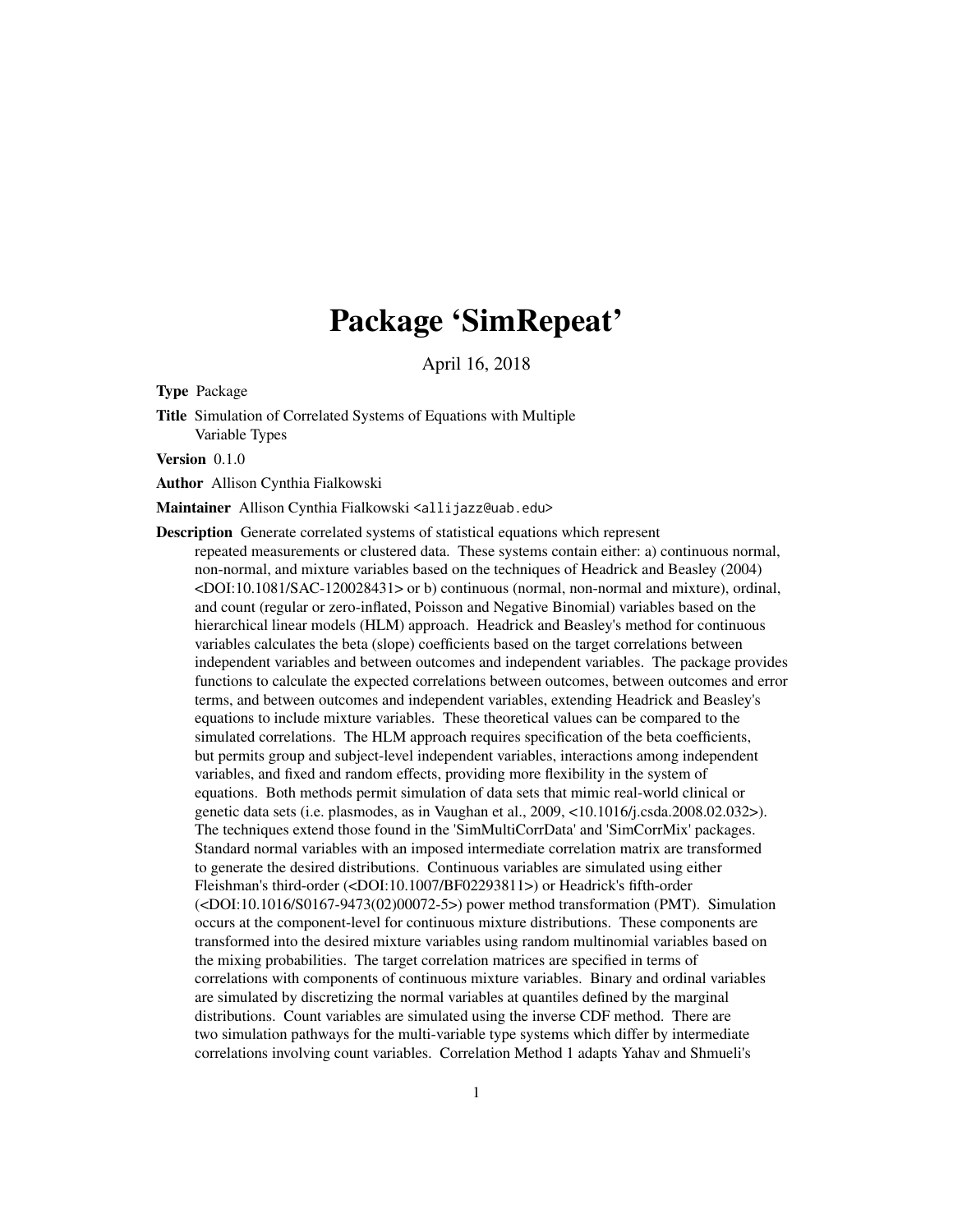# Package 'SimRepeat'

April 16, 2018

**Type** Package

**Title** Simulation of Correlated Systems of Equations with Multiple Variable Types

**Version** 0.1.0

**Author** Allison Cynthia Fialkowski

**Maintainer** Allison Cynthia Fialkowski <allijazz@uab.edu>

**Description** Generate correlated systems of statistical equations which represent repeated measurements or clustered data. These systems contain either: a) continuous normal, non-normal, and mixture variables based on the techniques of Headrick and Beasley (2004) <DOI:10.1081/SAC-120028431> or b) continuous (normal, non-normal and mixture), ordinal, and count (regular or zero-inflated, Poisson and Negative Binomial) variables based on the hierarchical linear models (HLM) approach. Headrick and Beasley's method for continuous variables calculates the beta (slope) coefficients based on the target correlations between independent variables and between outcomes and independent variables. The package provides functions to calculate the expected correlations between outcomes, between outcomes and error terms, and between outcomes and independent variables, extending Headrick and Beasley's equations to include mixture variables. These theoretical values can be compared to the simulated correlations. The HLM approach requires specification of the beta coefficients, but permits group and subject-level independent variables, interactions among independent variables, and fixed and random effects, providing more flexibility in the system of equations. Both methods permit simulation of data sets that mimic real-world clinical or genetic data sets (i.e. plasmodes, as in Vaughan et al., 2009, <10.1016/j.csda.2008.02.032>). The techniques extend those found in the 'SimMultiCorrData' and 'SimCorrMix' packages. Standard normal variables with an imposed intermediate correlation matrix are transformed to generate the desired distributions. Continuous variables are simulated using either Fleishman's third-order (<DOI:10.1007/BF02293811>) or Headrick's fifth-order (<DOI:10.1016/S0167-9473(02)00072-5>) power method transformation (PMT). Simulation occurs at the component-level for continuous mixture distributions. These components are transformed into the desired mixture variables using random multinomial variables based on the mixing probabilities. The target correlation matrices are specified in terms of correlations with components of continuous mixture variables. Binary and ordinal variables are simulated by discretizing the normal variables at quantiles defined by the marginal distributions. Count variables are simulated using the inverse CDF method. There are two simulation pathways for the multi-variable type systems which differ by intermediate correlations involving count variables. Correlation Method 1 adapts Yahav and Shmueli's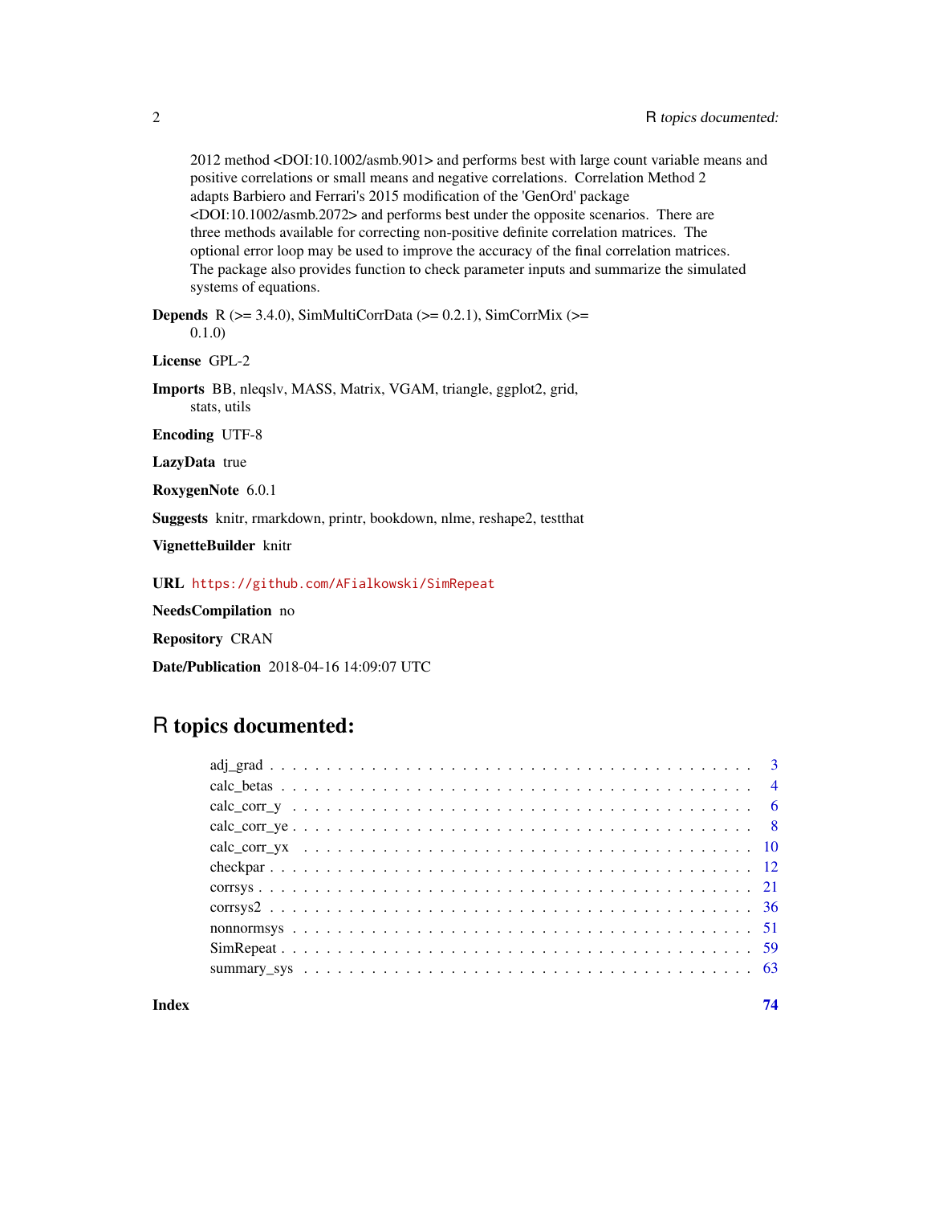2012 method <DOI:10.1002/asmb.901> and performs best with large count variable means and positive correlations or small means and negative correlations. Correlation Method 2 adapts Barbiero and Ferrari's 2015 modification of the 'GenOrd' package <DOI:10.1002/asmb.2072> and performs best under the opposite scenarios. There are three methods available for correcting non-positive definite correlation matrices. The optional error loop may be used to improve the accuracy of the final correlation matrices. The package also provides function to check parameter inputs and summarize the simulated systems of equations.

**Depends** R (>= 3.4.0), SimMultiCorrData (>= 0.2.1), SimCorrMix (>= 0.1.0)

**License** GPL-2

**Imports** BB, nleqslv, MASS, Matrix, VGAM, triangle, ggplot2, grid, stats, utils

**Encoding** UTF-8

**LazyData** true

**RoxygenNote** 6.0.1

**Suggests** knitr, rmarkdown, printr, bookdown, nlme, reshape2, testthat

**VignetteBuilder** knitr

**URL** https://github.com/AFialkowski/SimRepeat

**NeedsCompilation** no

**Repository** CRAN

**Date/Publication** 2018-04-16 14:09:07 UTC

# R topics documented:

- adj_grad . . . . . . . . . . . . . . . . . . . . . . . . . . . . . . . . . . . . . . . . 3
- calc_betas . . . . . . . . . . . . . . . . . . . . . . . . . . . . . . . . . . . . . . . 4
- calc_corr_y . . . . . . . . . . . . . . . . . . . . . . . . . . . . . . . . . . . . . . 6
- calc_corr_ye . . . . . . . . . . . . . . . . . . . . . . . . . . . . . . . . . . . . . . 8
- calc_corr_yx . . . . . . . . . . . . . . . . . . . . . . . . . . . . . . . . . . . . . . 10
- checkpar . . . . . . . . . . . . . . . . . . . . . . . . . . . . . . . . . . . . . . . . 12
- corrsys . . . . . . . . . . . . . . . . . . . . . . . . . . . . . . . . . . . . . . . . . 21
- corrsys2 . . . . . . . . . . . . . . . . . . . . . . . . . . . . . . . . . . . . . . . . 36
- nonnormsys . . . . . . . . . . . . . . . . . . . . . . . . . . . . . . . . . . . . . . 51
- SimRepeat . . . . . . . . . . . . . . . . . . . . . . . . . . . . . . . . . . . . . . . 59
- summary_sys . . . . . . . . . . . . . . . . . . . . . . . . . . . . . . . . . . . . . . 63

**Index** **74**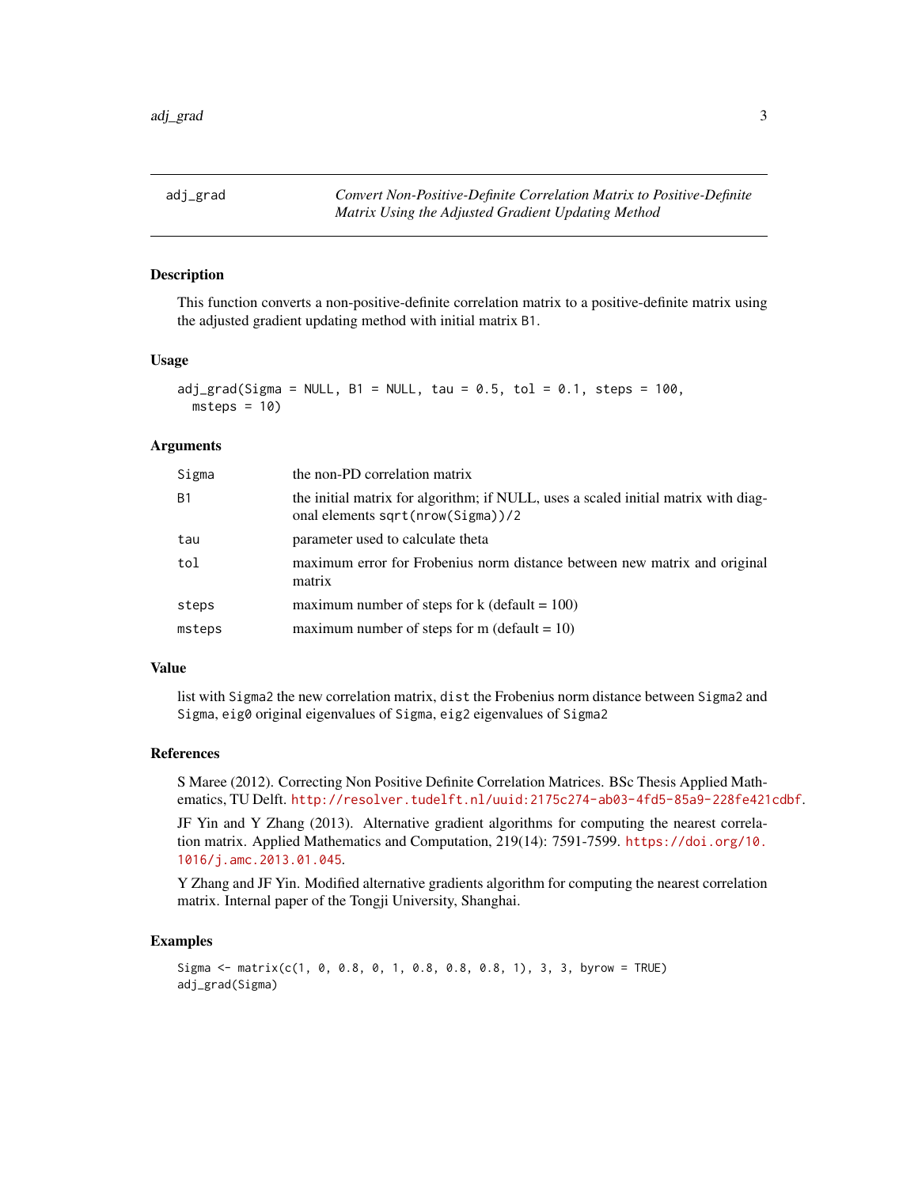## adj_grad — *Convert Non-Positive-Definite Correlation Matrix to Positive-Definite Matrix Using the Adjusted Gradient Updating Method*

### Description

This function converts a non-positive-definite correlation matrix to a positive-definite matrix using the adjusted gradient updating method with initial matrix `B1`.

### Usage

```
adj_grad(Sigma = NULL, B1 = NULL, tau = 0.5, tol = 0.1, steps = 100,
  msteps = 10)
```

### Arguments

| | |
|---|---|
| `Sigma` | the non-PD correlation matrix |
| `B1` | the initial matrix for algorithm; if NULL, uses a scaled initial matrix with diagonal elements `sqrt(nrow(Sigma))/2` |
| `tau` | parameter used to calculate theta |
| `tol` | maximum error for Frobenius norm distance between new matrix and original matrix |
| `steps` | maximum number of steps for k (default = 100) |
| `msteps` | maximum number of steps for m (default = 10) |

### Value

list with `Sigma2` the new correlation matrix, `dist` the Frobenius norm distance between `Sigma2` and `Sigma`, `eig0` original eigenvalues of `Sigma`, `eig2` eigenvalues of `Sigma2`

### References

S Maree (2012). Correcting Non Positive Definite Correlation Matrices. BSc Thesis Applied Mathematics, TU Delft. http://resolver.tudelft.nl/uuid:2175c274-ab03-4fd5-85a9-228fe421cdbf.

JF Yin and Y Zhang (2013). Alternative gradient algorithms for computing the nearest correlation matrix. Applied Mathematics and Computation, 219(14): 7591-7599. https://doi.org/10.1016/j.amc.2013.01.045.

Y Zhang and JF Yin. Modified alternative gradients algorithm for computing the nearest correlation matrix. Internal paper of the Tongji University, Shanghai.

### Examples

```
Sigma <- matrix(c(1, 0, 0.8, 0, 1, 0.8, 0.8, 0.8, 1), 3, 3, byrow = TRUE)
adj_grad(Sigma)
```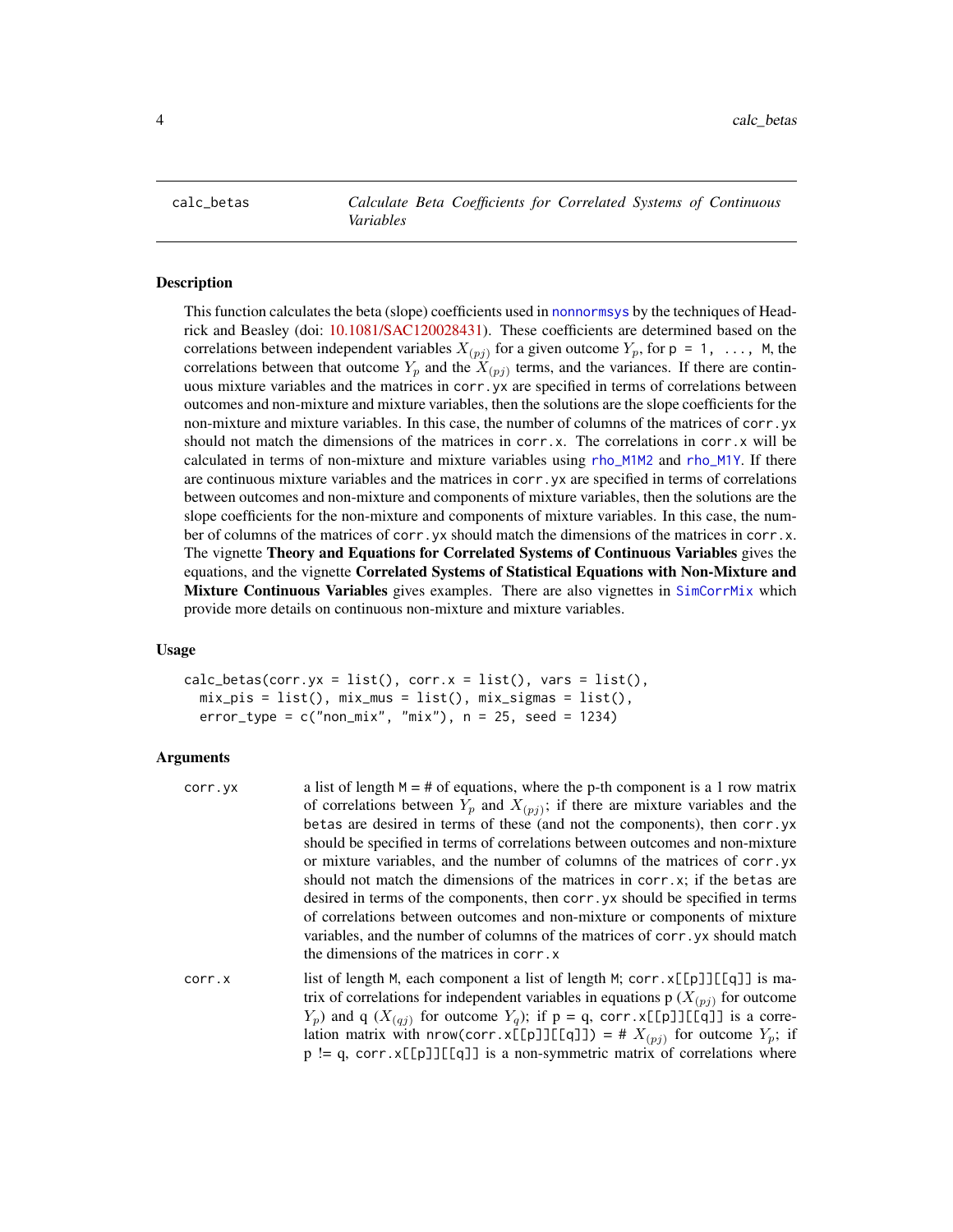calc_betas    *Calculate Beta Coefficients for Correlated Systems of Continuous Variables*

## Description

This function calculates the beta (slope) coefficients used in nonnormsys by the techniques of Headrick and Beasley (doi: 10.1081/SAC120028431). These coefficients are determined based on the correlations between independent variables $X_{(pj)}$ for a given outcome $Y_p$, for `p = 1, ..., M`, the correlations between that outcome $Y_p$ and the $X_{(pj)}$ terms, and the variances. If there are continuous mixture variables and the matrices in `corr.yx` are specified in terms of correlations between outcomes and non-mixture and mixture variables, then the solutions are the slope coefficients for the non-mixture and mixture variables. In this case, the number of columns of the matrices of `corr.yx` should not match the dimensions of the matrices in `corr.x`. The correlations in `corr.x` will be calculated in terms of non-mixture and mixture variables using rho_M1M2 and rho_M1Y. If there are continuous mixture variables and the matrices in `corr.yx` are specified in terms of correlations between outcomes and non-mixture and components of mixture variables, then the solutions are the slope coefficients for the non-mixture and components of mixture variables. In this case, the number of columns of the matrices of `corr.yx` should match the dimensions of the matrices in `corr.x`. The vignette **Theory and Equations for Correlated Systems of Continuous Variables** gives the equations, and the vignette **Correlated Systems of Statistical Equations with Non-Mixture and Mixture Continuous Variables** gives examples. There are also vignettes in SimCorrMix which provide more details on continuous non-mixture and mixture variables.

## Usage

```
calc_betas(corr.yx = list(), corr.x = list(), vars = list(),
  mix_pis = list(), mix_mus = list(), mix_sigmas = list(),
  error_type = c("non_mix", "mix"), n = 25, seed = 1234)
```

## Arguments

| | |
|---|---|
| corr.yx | a list of length `M` = # of equations, where the p-th component is a 1 row matrix of correlations between $Y_p$ and $X_{(pj)}$; if there are mixture variables and the `betas` are desired in terms of these (and not the components), then `corr.yx` should be specified in terms of correlations between outcomes and non-mixture or mixture variables, and the number of columns of the matrices of `corr.yx` should not match the dimensions of the matrices in `corr.x`; if the `betas` are desired in terms of the components, then `corr.yx` should be specified in terms of correlations between outcomes and non-mixture or components of mixture variables, and the number of columns of the matrices of `corr.yx` should match the dimensions of the matrices in `corr.x` |
| corr.x | list of length `M`, each component a list of length `M`; `corr.x[[p]][[q]]` is matrix of correlations for independent variables in equations p ($X_{(pj)}$ for outcome $Y_p$) and q ($X_{(qj)}$ for outcome $Y_q$); if p = q, `corr.x[[p]][[q]]` is a correlation matrix with `nrow(corr.x[[p]][[q]])` = # $X_{(pj)}$ for outcome $Y_p$; if p != q, `corr.x[[p]][[q]]` is a non-symmetric matrix of correlations where |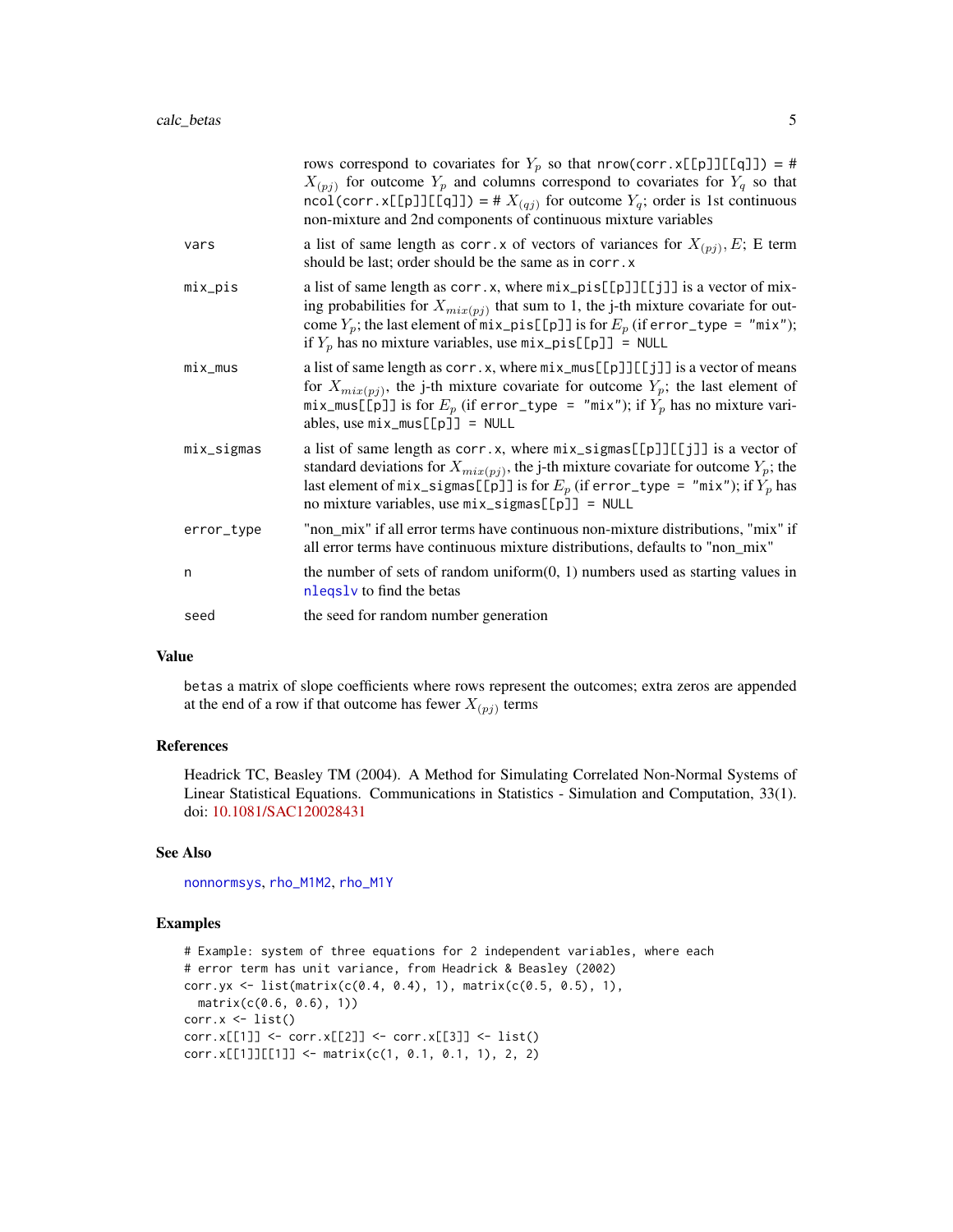rows correspond to covariates for $Y_p$ so that nrow(corr.x[[p]][[q]]) = # $X_{(pj)}$ for outcome $Y_p$ and columns correspond to covariates for $Y_q$ so that ncol(corr.x[[p]][[q]]) = # $X_{(qj)}$ for outcome $Y_q$; order is 1st continuous non-mixture and 2nd components of continuous mixture variables

| | |
|---|---|
| vars | a list of same length as corr.x of vectors of variances for $X_{(pj)}, E$; E term should be last; order should be the same as in corr.x |
| mix_pis | a list of same length as corr.x, where mix_pis[[p]][[j]] is a vector of mixing probabilities for $X_{mix(pj)}$ that sum to 1, the j-th mixture covariate for outcome $Y_p$; the last element of mix_pis[[p]] is for $E_p$ (if error_type = "mix"); if $Y_p$ has no mixture variables, use mix_pis[[p]] = NULL |
| mix_mus | a list of same length as corr.x, where mix_mus[[p]][[j]] is a vector of means for $X_{mix(pj)}$, the j-th mixture covariate for outcome $Y_p$; the last element of mix_mus[[p]] is for $E_p$ (if error_type = "mix"); if $Y_p$ has no mixture variables, use mix_mus[[p]] = NULL |
| mix_sigmas | a list of same length as corr.x, where mix_sigmas[[p]][[j]] is a vector of standard deviations for $X_{mix(pj)}$, the j-th mixture covariate for outcome $Y_p$; the last element of mix_sigmas[[p]] is for $E_p$ (if error_type = "mix"); if $Y_p$ has no mixture variables, use mix_sigmas[[p]] = NULL |
| error_type | "non_mix" if all error terms have continuous non-mixture distributions, "mix" if all error terms have continuous mixture distributions, defaults to "non_mix" |
| n | the number of sets of random uniform(0, 1) numbers used as starting values in nleqslv to find the betas |
| seed | the seed for random number generation |

## Value

betas a matrix of slope coefficients where rows represent the outcomes; extra zeros are appended at the end of a row if that outcome has fewer $X_{(pj)}$ terms

## References

Headrick TC, Beasley TM (2004). A Method for Simulating Correlated Non-Normal Systems of Linear Statistical Equations. Communications in Statistics - Simulation and Computation, 33(1). doi: 10.1081/SAC120028431

## See Also

nonnormsys, rho_M1M2, rho_M1Y

## Examples

```
# Example: system of three equations for 2 independent variables, where each
# error term has unit variance, from Headrick & Beasley (2002)
corr.yx <- list(matrix(c(0.4, 0.4), 1), matrix(c(0.5, 0.5), 1),
  matrix(c(0.6, 0.6), 1))
corr.x <- list()
corr.x[[1]] <- corr.x[[2]] <- corr.x[[3]] <- list()
corr.x[[1]][[1]] <- matrix(c(1, 0.1, 0.1, 1), 2, 2)
```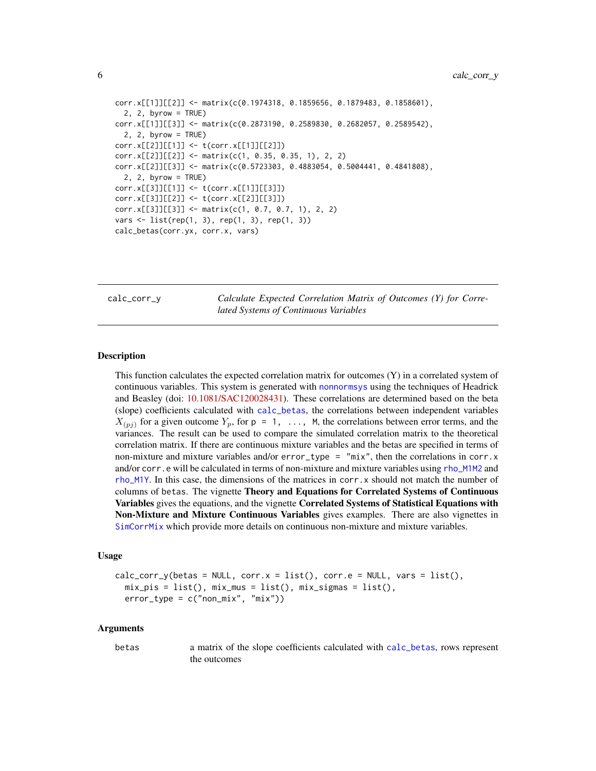```
corr.x[[1]][[2]] <- matrix(c(0.1974318, 0.1859656, 0.1879483, 0.1858601),
  2, 2, byrow = TRUE)
corr.x[[1]][[3]] <- matrix(c(0.2873190, 0.2589830, 0.2682057, 0.2589542),
  2, 2, byrow = TRUE)
corr.x[[2]][[1]] <- t(corr.x[[1]][[2]])
corr.x[[2]][[2]] <- matrix(c(1, 0.35, 0.35, 1), 2, 2)
corr.x[[2]][[3]] <- matrix(c(0.5723303, 0.4883054, 0.5004441, 0.4841808),
  2, 2, byrow = TRUE)
corr.x[[3]][[1]] <- t(corr.x[[1]][[3]])
corr.x[[3]][[2]] <- t(corr.x[[2]][[3]])
corr.x[[3]][[3]] <- matrix(c(1, 0.7, 0.7, 1), 2, 2)
vars <- list(rep(1, 3), rep(1, 3), rep(1, 3))
calc_betas(corr.yx, corr.x, vars)
```

---

## calc_corr_y

*Calculate Expected Correlation Matrix of Outcomes (Y) for Correlated Systems of Continuous Variables*

---

### Description

This function calculates the expected correlation matrix for outcomes (Y) in a correlated system of continuous variables. This system is generated with `nonnormsys` using the techniques of Headrick and Beasley (doi: 10.1081/SAC120028431). These correlations are determined based on the beta (slope) coefficients calculated with `calc_betas`, the correlations between independent variables $X_{(pj)}$ for a given outcome $Y_p$, for `p = 1, ..., M`, the correlations between error terms, and the variances. The result can be used to compare the simulated correlation matrix to the theoretical correlation matrix. If there are continuous mixture variables and the betas are specified in terms of non-mixture and mixture variables and/or `error_type = "mix"`, then the correlations in `corr.x` and/or `corr.e` will be calculated in terms of non-mixture and mixture variables using `rho_M1M2` and `rho_M1Y`. In this case, the dimensions of the matrices in `corr.x` should not match the number of columns of `betas`. The vignette **Theory and Equations for Correlated Systems of Continuous Variables** gives the equations, and the vignette **Correlated Systems of Statistical Equations with Non-Mixture and Mixture Continuous Variables** gives examples. There are also vignettes in `SimCorrMix` which provide more details on continuous non-mixture and mixture variables.

### Usage

```
calc_corr_y(betas = NULL, corr.x = list(), corr.e = NULL, vars = list(),
  mix_pis = list(), mix_mus = list(), mix_sigmas = list(),
  error_type = c("non_mix", "mix"))
```

### Arguments

| | |
|---|---|
| `betas` | a matrix of the slope coefficients calculated with `calc_betas`, rows represent the outcomes |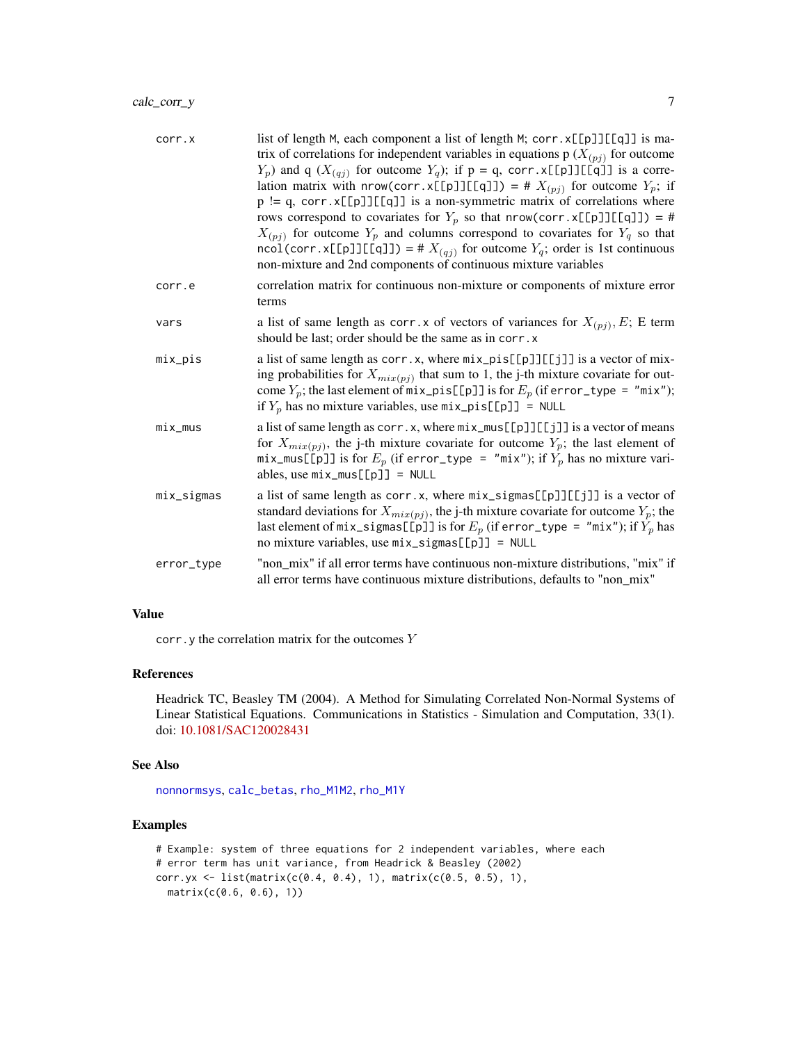| | |
|---|---|
| corr.x | list of length M, each component a list of length M; corr.x[[p]][[q]] is matrix of correlations for independent variables in equations p ($X_{(pj)}$ for outcome $Y_p$) and q ($X_{(qj)}$ for outcome $Y_q$); if p = q, corr.x[[p]][[q]] is a correlation matrix with nrow(corr.x[[p]][[q]]) = # $X_{(pj)}$ for outcome $Y_p$; if p != q, corr.x[[p]][[q]] is a non-symmetric matrix of correlations where rows correspond to covariates for $Y_p$ so that nrow(corr.x[[p]][[q]]) = # $X_{(pj)}$ for outcome $Y_p$ and columns correspond to covariates for $Y_q$ so that ncol(corr.x[[p]][[q]]) = # $X_{(qj)}$ for outcome $Y_q$; order is 1st continuous non-mixture and 2nd components of continuous mixture variables |
| corr.e | correlation matrix for continuous non-mixture or components of mixture error terms |
| vars | a list of same length as corr.x of vectors of variances for $X_{(pj)}, E$; E term should be last; order should be the same as in corr.x |
| mix_pis | a list of same length as corr.x, where mix_pis[[p]][[j]] is a vector of mixing probabilities for $X_{mix(pj)}$ that sum to 1, the j-th mixture covariate for outcome $Y_p$; the last element of mix_pis[[p]] is for $E_p$ (if error_type = "mix"); if $Y_p$ has no mixture variables, use mix_pis[[p]] = NULL |
| mix_mus | a list of same length as corr.x, where mix_mus[[p]][[j]] is a vector of means for $X_{mix(pj)}$, the j-th mixture covariate for outcome $Y_p$; the last element of mix_mus[[p]] is for $E_p$ (if error_type = "mix"); if $Y_p$ has no mixture variables, use mix_mus[[p]] = NULL |
| mix_sigmas | a list of same length as corr.x, where mix_sigmas[[p]][[j]] is a vector of standard deviations for $X_{mix(pj)}$, the j-th mixture covariate for outcome $Y_p$; the last element of mix_sigmas[[p]] is for $E_p$ (if error_type = "mix"); if $Y_p$ has no mixture variables, use mix_sigmas[[p]] = NULL |
| error_type | "non_mix" if all error terms have continuous non-mixture distributions, "mix" if all error terms have continuous mixture distributions, defaults to "non_mix" |

### Value

corr.y the correlation matrix for the outcomes $Y$

### References

Headrick TC, Beasley TM (2004). A Method for Simulating Correlated Non-Normal Systems of Linear Statistical Equations. Communications in Statistics - Simulation and Computation, 33(1). doi: 10.1081/SAC120028431

### See Also

nonnormsys, calc_betas, rho_M1M2, rho_M1Y

### Examples

```
# Example: system of three equations for 2 independent variables, where each
# error term has unit variance, from Headrick & Beasley (2002)
corr.yx <- list(matrix(c(0.4, 0.4), 1), matrix(c(0.5, 0.5), 1),
  matrix(c(0.6, 0.6), 1))
```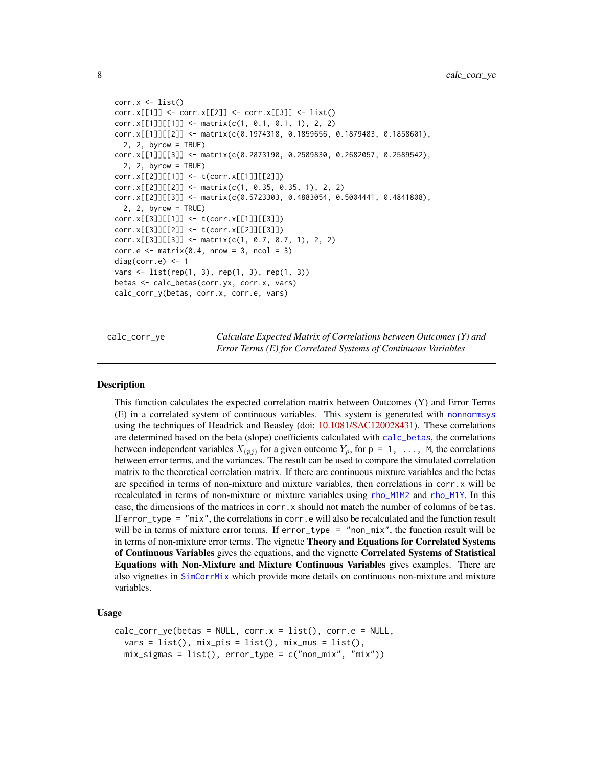```
corr.x <- list()
corr.x[[1]] <- corr.x[[2]] <- corr.x[[3]] <- list()
corr.x[[1]][[1]] <- matrix(c(1, 0.1, 0.1, 1), 2, 2)
corr.x[[1]][[2]] <- matrix(c(0.1974318, 0.1859656, 0.1879483, 0.1858601),
  2, 2, byrow = TRUE)
corr.x[[1]][[3]] <- matrix(c(0.2873190, 0.2589830, 0.2682057, 0.2589542),
  2, 2, byrow = TRUE)
corr.x[[2]][[1]] <- t(corr.x[[1]][[2]])
corr.x[[2]][[2]] <- matrix(c(1, 0.35, 0.35, 1), 2, 2)
corr.x[[2]][[3]] <- matrix(c(0.5723303, 0.4883054, 0.5004441, 0.4841808),
  2, 2, byrow = TRUE)
corr.x[[3]][[1]] <- t(corr.x[[1]][[3]])
corr.x[[3]][[2]] <- t(corr.x[[2]][[3]])
corr.x[[3]][[3]] <- matrix(c(1, 0.7, 0.7, 1), 2, 2)
corr.e <- matrix(0.4, nrow = 3, ncol = 3)
diag(corr.e) <- 1
vars <- list(rep(1, 3), rep(1, 3), rep(1, 3))
betas <- calc_betas(corr.yx, corr.x, vars)
calc_corr_y(betas, corr.x, corr.e, vars)
```

---

## calc_corr_ye — *Calculate Expected Matrix of Correlations between Outcomes (Y) and Error Terms (E) for Correlated Systems of Continuous Variables*

### Description

This function calculates the expected correlation matrix between Outcomes (Y) and Error Terms (E) in a correlated system of continuous variables. This system is generated with `nonnormsys` using the techniques of Headrick and Beasley (doi: 10.1081/SAC120028431). These correlations are determined based on the beta (slope) coefficients calculated with `calc_betas`, the correlations between independent variables $X_{(pj)}$ for a given outcome $Y_p$, for `p = 1, ..., M`, the correlations between error terms, and the variances. The result can be used to compare the simulated correlation matrix to the theoretical correlation matrix. If there are continuous mixture variables and the betas are specified in terms of non-mixture and mixture variables, then correlations in `corr.x` will be recalculated in terms of non-mixture or mixture variables using `rho_M1M2` and `rho_M1Y`. In this case, the dimensions of the matrices in `corr.x` should not match the number of columns of `betas`. If `error_type = "mix"`, the correlations in `corr.e` will also be recalculated and the function result will be in terms of mixture error terms. If `error_type = "non_mix"`, the function result will be in terms of non-mixture error terms. The vignette **Theory and Equations for Correlated Systems of Continuous Variables** gives the equations, and the vignette **Correlated Systems of Statistical Equations with Non-Mixture and Mixture Continuous Variables** gives examples. There are also vignettes in `SimCorrMix` which provide more details on continuous non-mixture and mixture variables.

### Usage

```
calc_corr_ye(betas = NULL, corr.x = list(), corr.e = NULL,
  vars = list(), mix_pis = list(), mix_mus = list(),
  mix_sigmas = list(), error_type = c("non_mix", "mix"))
```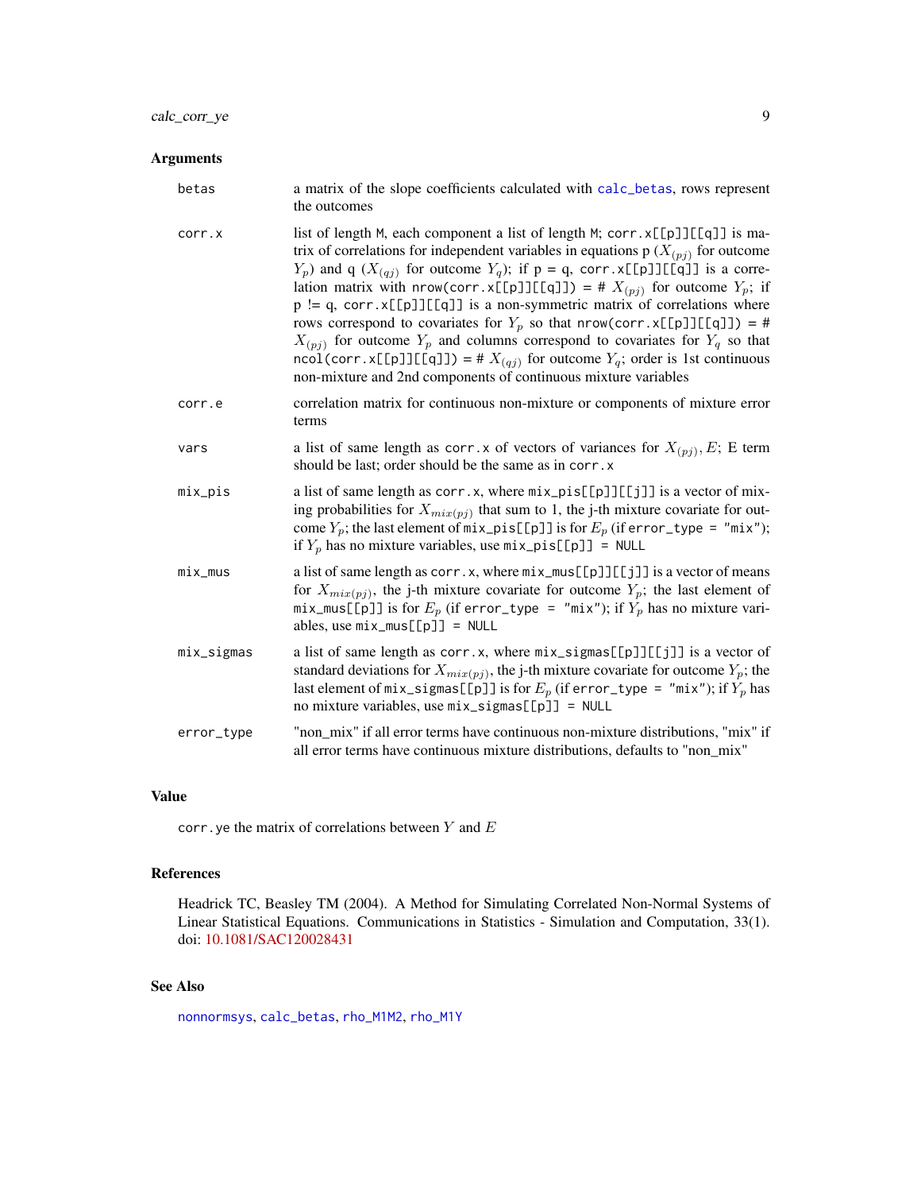## Arguments

| | |
|---|---|
| betas | a matrix of the slope coefficients calculated with calc_betas, rows represent the outcomes |
| corr.x | list of length M, each component a list of length M; corr.x[[p]][[q]] is matrix of correlations for independent variables in equations p ($X_{(pj)}$ for outcome $Y_p$) and q ($X_{(qj)}$ for outcome $Y_q$); if p = q, corr.x[[p]][[q]] is a correlation matrix with nrow(corr.x[[p]][[q]]) = # $X_{(pj)}$ for outcome $Y_p$; if p != q, corr.x[[p]][[q]] is a non-symmetric matrix of correlations where rows correspond to covariates for $Y_p$ so that nrow(corr.x[[p]][[q]]) = # $X_{(pj)}$ for outcome $Y_p$ and columns correspond to covariates for $Y_q$ so that ncol(corr.x[[p]][[q]]) = # $X_{(qj)}$ for outcome $Y_q$; order is 1st continuous non-mixture and 2nd components of continuous mixture variables |
| corr.e | correlation matrix for continuous non-mixture or components of mixture error terms |
| vars | a list of same length as corr.x of vectors of variances for $X_{(pj)}, E$; E term should be last; order should be the same as in corr.x |
| mix_pis | a list of same length as corr.x, where mix_pis[[p]][[j]] is a vector of mixing probabilities for $X_{mix(pj)}$ that sum to 1, the j-th mixture covariate for outcome $Y_p$; the last element of mix_pis[[p]] is for $E_p$ (if error_type = "mix"); if $Y_p$ has no mixture variables, use mix_pis[[p]] = NULL |
| mix_mus | a list of same length as corr.x, where mix_mus[[p]][[j]] is a vector of means for $X_{mix(pj)}$, the j-th mixture covariate for outcome $Y_p$; the last element of mix_mus[[p]] is for $E_p$ (if error_type = "mix"); if $Y_p$ has no mixture variables, use mix_mus[[p]] = NULL |
| mix_sigmas | a list of same length as corr.x, where mix_sigmas[[p]][[j]] is a vector of standard deviations for $X_{mix(pj)}$, the j-th mixture covariate for outcome $Y_p$; the last element of mix_sigmas[[p]] is for $E_p$ (if error_type = "mix"); if $Y_p$ has no mixture variables, use mix_sigmas[[p]] = NULL |
| error_type | "non_mix" if all error terms have continuous non-mixture distributions, "mix" if all error terms have continuous mixture distributions, defaults to "non_mix" |

## Value

corr.ye the matrix of correlations between $Y$ and $E$

## References

Headrick TC, Beasley TM (2004). A Method for Simulating Correlated Non-Normal Systems of Linear Statistical Equations. Communications in Statistics - Simulation and Computation, 33(1). doi: 10.1081/SAC120028431

## See Also

nonnormsys, calc_betas, rho_M1M2, rho_M1Y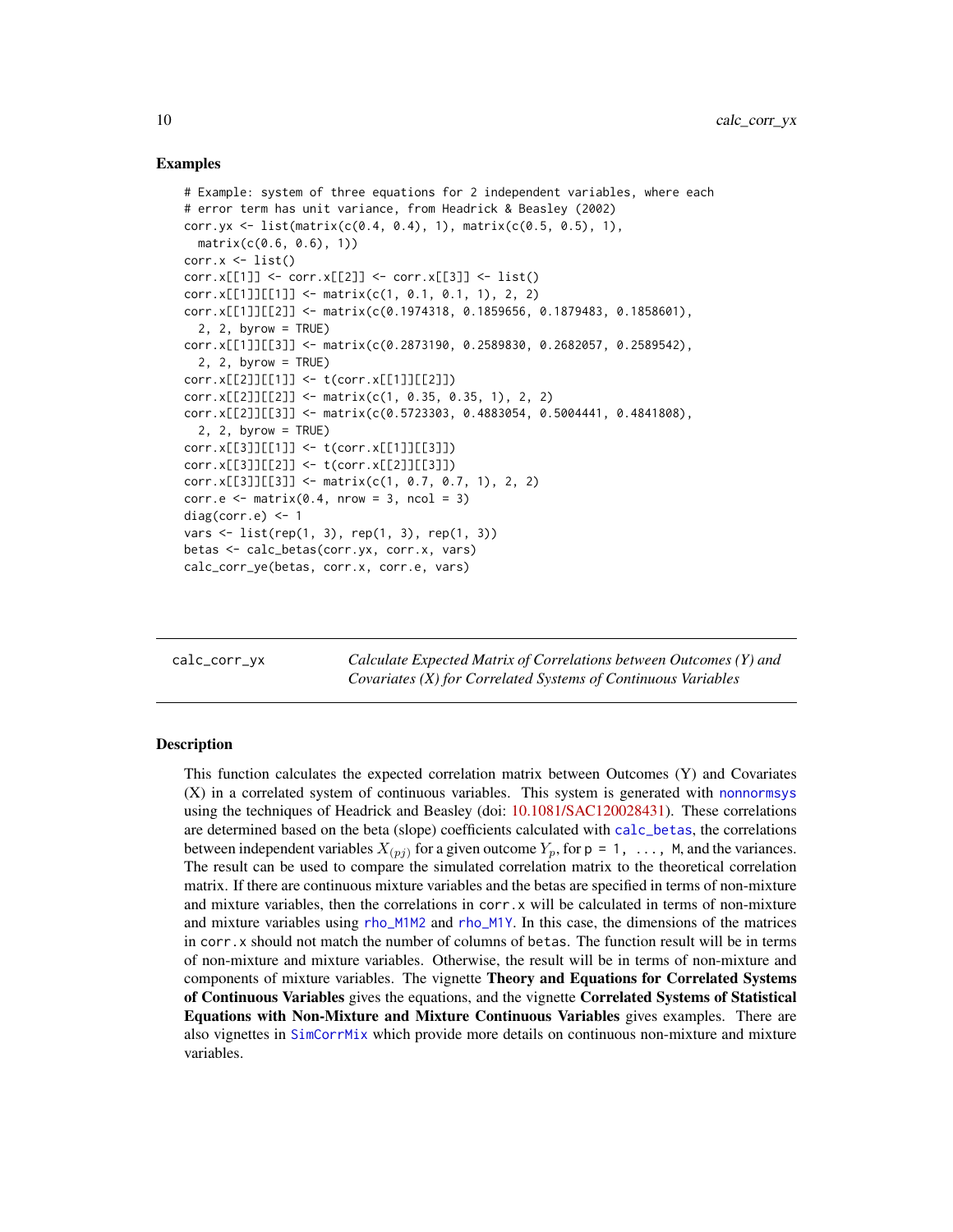### Examples

```
# Example: system of three equations for 2 independent variables, where each
# error term has unit variance, from Headrick & Beasley (2002)
corr.yx <- list(matrix(c(0.4, 0.4), 1), matrix(c(0.5, 0.5), 1),
  matrix(c(0.6, 0.6), 1))
corr.x <- list()
corr.x[[1]] <- corr.x[[2]] <- corr.x[[3]] <- list()
corr.x[[1]][[1]] <- matrix(c(1, 0.1, 0.1, 1), 2, 2)
corr.x[[1]][[2]] <- matrix(c(0.1974318, 0.1859656, 0.1879483, 0.1858601),
  2, 2, byrow = TRUE)
corr.x[[1]][[3]] <- matrix(c(0.2873190, 0.2589830, 0.2682057, 0.2589542),
  2, 2, byrow = TRUE)
corr.x[[2]][[1]] <- t(corr.x[[1]][[2]])
corr.x[[2]][[2]] <- matrix(c(1, 0.35, 0.35, 1), 2, 2)
corr.x[[2]][[3]] <- matrix(c(0.5723303, 0.4883054, 0.5004441, 0.4841808),
  2, 2, byrow = TRUE)
corr.x[[3]][[1]] <- t(corr.x[[1]][[3]])
corr.x[[3]][[2]] <- t(corr.x[[2]][[3]])
corr.x[[3]][[3]] <- matrix(c(1, 0.7, 0.7, 1), 2, 2)
corr.e <- matrix(0.4, nrow = 3, ncol = 3)
diag(corr.e) <- 1
vars <- list(rep(1, 3), rep(1, 3), rep(1, 3))
betas <- calc_betas(corr.yx, corr.x, vars)
calc_corr_ye(betas, corr.x, corr.e, vars)
```

---

## calc_corr_yx

*Calculate Expected Matrix of Correlations between Outcomes (Y) and Covariates (X) for Correlated Systems of Continuous Variables*

---

### Description

This function calculates the expected correlation matrix between Outcomes (Y) and Covariates (X) in a correlated system of continuous variables. This system is generated with `nonnormsys` using the techniques of Headrick and Beasley (doi: 10.1081/SAC120028431). These correlations are determined based on the beta (slope) coefficients calculated with `calc_betas`, the correlations between independent variables $X_{(pj)}$ for a given outcome $Y_p$, for `p = 1, ..., M`, and the variances. The result can be used to compare the simulated correlation matrix to the theoretical correlation matrix. If there are continuous mixture variables and the betas are specified in terms of non-mixture and mixture variables, then the correlations in `corr.x` will be calculated in terms of non-mixture and mixture variables using `rho_M1M2` and `rho_M1Y`. In this case, the dimensions of the matrices in `corr.x` should not match the number of columns of `betas`. The function result will be in terms of non-mixture and mixture variables. Otherwise, the result will be in terms of non-mixture and components of mixture variables. The vignette **Theory and Equations for Correlated Systems of Continuous Variables** gives the equations, and the vignette **Correlated Systems of Statistical Equations with Non-Mixture and Mixture Continuous Variables** gives examples. There are also vignettes in `SimCorrMix` which provide more details on continuous non-mixture and mixture variables.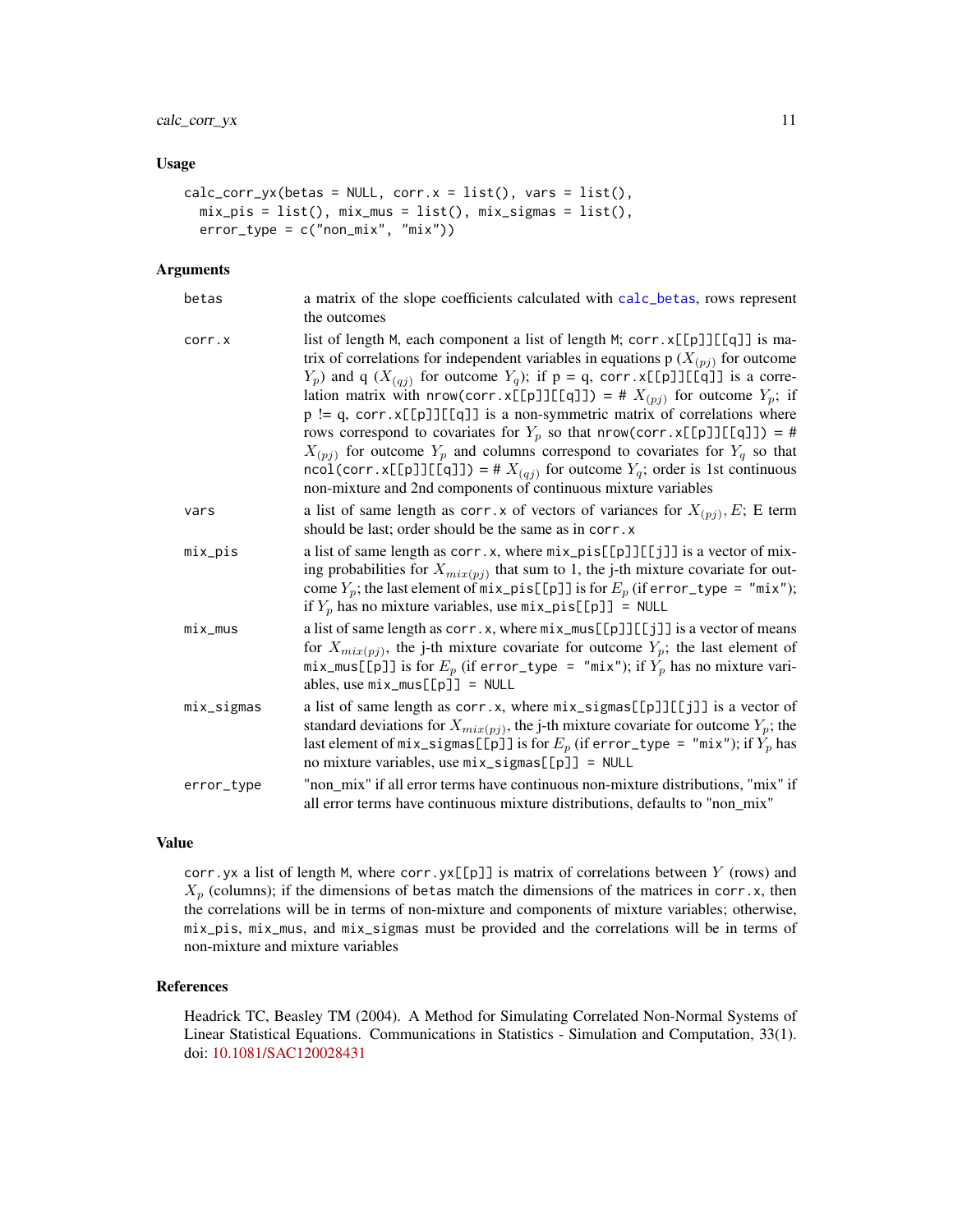## Usage

```
calc_corr_yx(betas = NULL, corr.x = list(), vars = list(),
  mix_pis = list(), mix_mus = list(), mix_sigmas = list(),
  error_type = c("non_mix", "mix"))
```

## Arguments

| | |
|---|---|
| betas | a matrix of the slope coefficients calculated with calc_betas, rows represent the outcomes |
| corr.x | list of length M, each component a list of length M; corr.x[[p]][[q]] is matrix of correlations for independent variables in equations p ($X_{(pj)}$ for outcome $Y_p$) and q ($X_{(qj)}$ for outcome $Y_q$); if p = q, corr.x[[p]][[q]] is a correlation matrix with nrow(corr.x[[p]][[q]]) = # $X_{(pj)}$ for outcome $Y_p$; if p != q, corr.x[[p]][[q]] is a non-symmetric matrix of correlations where rows correspond to covariates for $Y_p$ so that nrow(corr.x[[p]][[q]]) = # $X_{(pj)}$ for outcome $Y_p$ and columns correspond to covariates for $Y_q$ so that ncol(corr.x[[p]][[q]]) = # $X_{(qj)}$ for outcome $Y_q$; order is 1st continuous non-mixture and 2nd components of continuous mixture variables |
| vars | a list of same length as corr.x of vectors of variances for $X_{(pj)}, E$; E term should be last; order should be the same as in corr.x |
| mix_pis | a list of same length as corr.x, where mix_pis[[p]][[j]] is a vector of mixing probabilities for $X_{mix(pj)}$ that sum to 1, the j-th mixture covariate for outcome $Y_p$; the last element of mix_pis[[p]] is for $E_p$ (if error_type = "mix"); if $Y_p$ has no mixture variables, use mix_pis[[p]] = NULL |
| mix_mus | a list of same length as corr.x, where mix_mus[[p]][[j]] is a vector of means for $X_{mix(pj)}$, the j-th mixture covariate for outcome $Y_p$; the last element of mix_mus[[p]] is for $E_p$ (if error_type = "mix"); if $Y_p$ has no mixture variables, use mix_mus[[p]] = NULL |
| mix_sigmas | a list of same length as corr.x, where mix_sigmas[[p]][[j]] is a vector of standard deviations for $X_{mix(pj)}$, the j-th mixture covariate for outcome $Y_p$; the last element of mix_sigmas[[p]] is for $E_p$ (if error_type = "mix"); if $Y_p$ has no mixture variables, use mix_sigmas[[p]] = NULL |
| error_type | "non_mix" if all error terms have continuous non-mixture distributions, "mix" if all error terms have continuous mixture distributions, defaults to "non_mix" |

## Value

corr.yx a list of length M, where corr.yx[[p]] is matrix of correlations between $Y$ (rows) and $X_p$ (columns); if the dimensions of betas match the dimensions of the matrices in corr.x, then the correlations will be in terms of non-mixture and components of mixture variables; otherwise, mix_pis, mix_mus, and mix_sigmas must be provided and the correlations will be in terms of non-mixture and mixture variables

## References

Headrick TC, Beasley TM (2004). A Method for Simulating Correlated Non-Normal Systems of Linear Statistical Equations. Communications in Statistics - Simulation and Computation, 33(1). doi: 10.1081/SAC120028431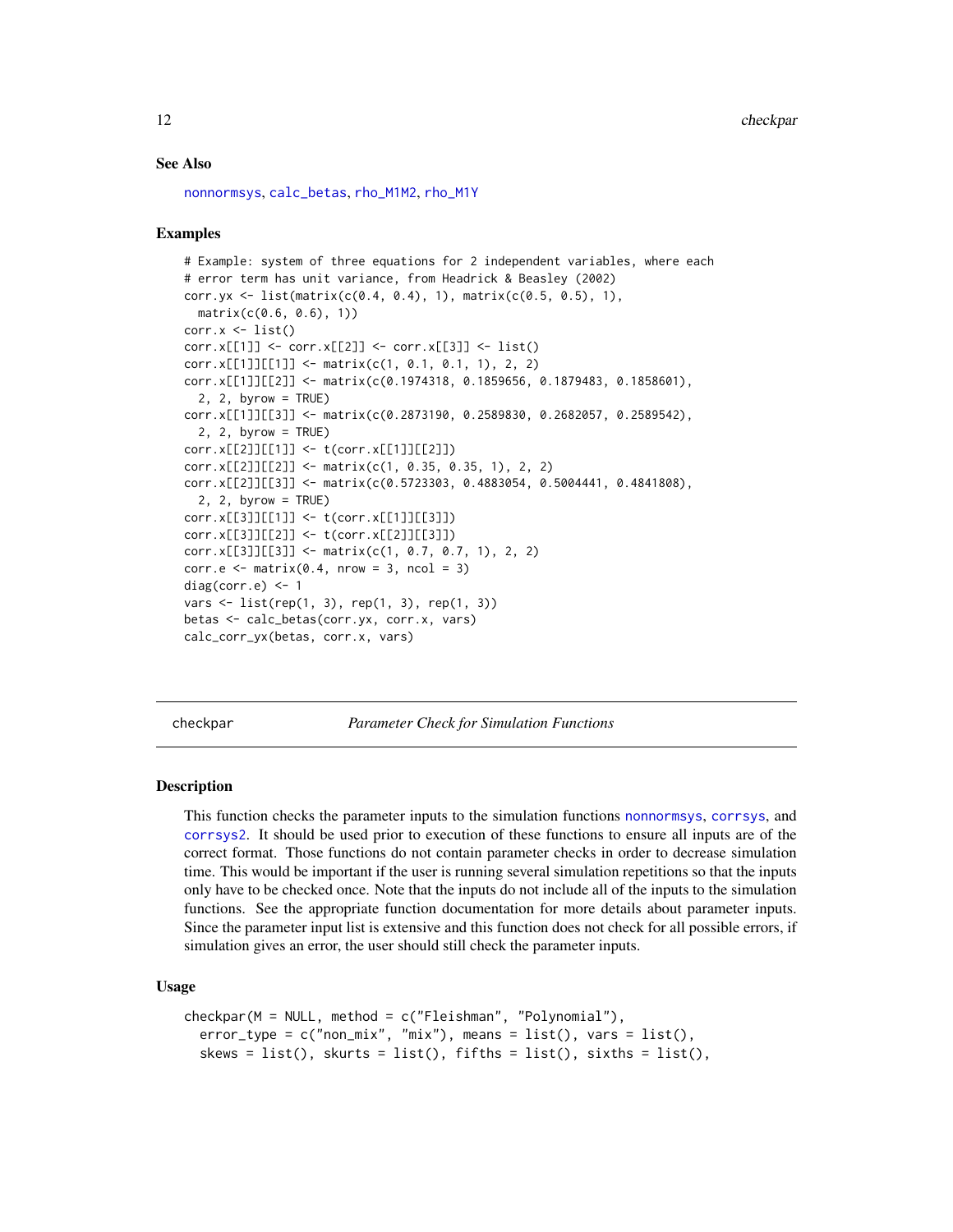### See Also

nonnormsys, calc_betas, rho_M1M2, rho_M1Y

### Examples

```
# Example: system of three equations for 2 independent variables, where each
# error term has unit variance, from Headrick & Beasley (2002)
corr.yx <- list(matrix(c(0.4, 0.4), 1), matrix(c(0.5, 0.5), 1),
  matrix(c(0.6, 0.6), 1))
corr.x <- list()
corr.x[[1]] <- corr.x[[2]] <- corr.x[[3]] <- list()
corr.x[[1]][[1]] <- matrix(c(1, 0.1, 0.1, 1), 2, 2)
corr.x[[1]][[2]] <- matrix(c(0.1974318, 0.1859656, 0.1879483, 0.1858601),
  2, 2, byrow = TRUE)
corr.x[[1]][[3]] <- matrix(c(0.2873190, 0.2589830, 0.2682057, 0.2589542),
  2, 2, byrow = TRUE)
corr.x[[2]][[1]] <- t(corr.x[[1]][[2]])
corr.x[[2]][[2]] <- matrix(c(1, 0.35, 0.35, 1), 2, 2)
corr.x[[2]][[3]] <- matrix(c(0.5723303, 0.4883054, 0.5004441, 0.4841808),
  2, 2, byrow = TRUE)
corr.x[[3]][[1]] <- t(corr.x[[1]][[3]])
corr.x[[3]][[2]] <- t(corr.x[[2]][[3]])
corr.x[[3]][[3]] <- matrix(c(1, 0.7, 0.7, 1), 2, 2)
corr.e <- matrix(0.4, nrow = 3, ncol = 3)
diag(corr.e) <- 1
vars <- list(rep(1, 3), rep(1, 3), rep(1, 3))
betas <- calc_betas(corr.yx, corr.x, vars)
calc_corr_yx(betas, corr.x, vars)
```

---

## checkpar *Parameter Check for Simulation Functions*

### Description

This function checks the parameter inputs to the simulation functions nonnormsys, corrsys, and corrsys2. It should be used prior to execution of these functions to ensure all inputs are of the correct format. Those functions do not contain parameter checks in order to decrease simulation time. This would be important if the user is running several simulation repetitions so that the inputs only have to be checked once. Note that the inputs do not include all of the inputs to the simulation functions. See the appropriate function documentation for more details about parameter inputs. Since the parameter input list is extensive and this function does not check for all possible errors, if simulation gives an error, the user should still check the parameter inputs.

### Usage

```
checkpar(M = NULL, method = c("Fleishman", "Polynomial"),
  error_type = c("non_mix", "mix"), means = list(), vars = list(),
  skews = list(), skurts = list(), fifths = list(), sixths = list(),
```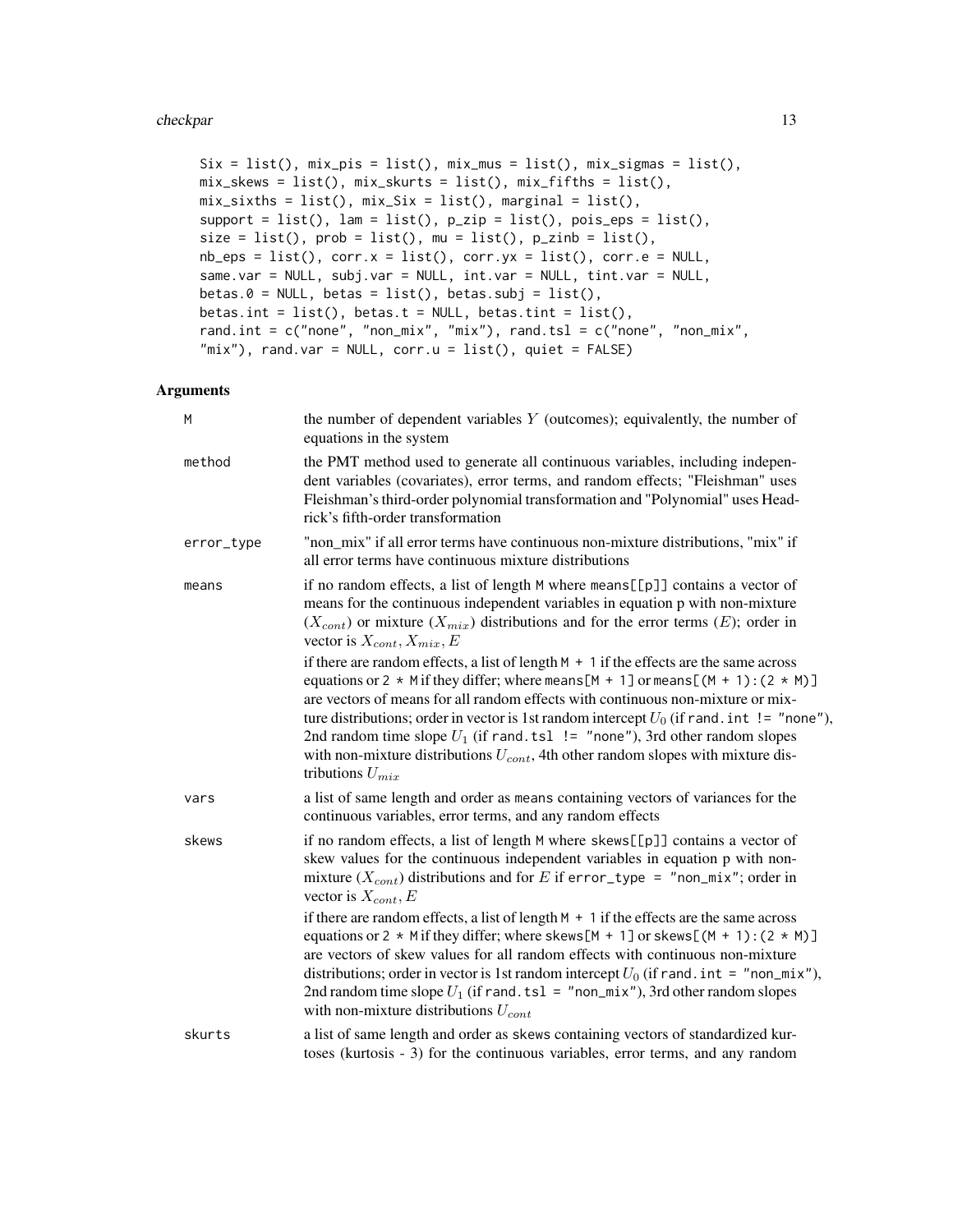```
Six = list(), mix_pis = list(), mix_mus = list(), mix_sigmas = list(),
mix_skews = list(), mix_skurts = list(), mix_fifths = list(),
mix_sixths = list(), mix_Six = list(), marginal = list(),
support = list(), lam = list(), p_zip = list(), pois_eps = list(),
size = list(), prob = list(), mu = list(), p_zinb = list(),
nb_eps = list(), corr.x = list(), corr.yx = list(), corr.e = NULL,
same.var = NULL, subj.var = NULL, int.var = NULL, tint.var = NULL,
betas.0 = NULL, betas = list(), betas.subj = list(),
betas.int = list(), betas.t = NULL, betas.tint = list(),
rand.int = c("none", "non_mix", "mix"), rand.tsl = c("none", "non_mix",
"mix"), rand.var = NULL, corr.u = list(), quiet = FALSE)
```

## Arguments

**M**
the number of dependent variables $Y$ (outcomes); equivalently, the number of equations in the system

**method**
the PMT method used to generate all continuous variables, including independent variables (covariates), error terms, and random effects; "Fleishman" uses Fleishman's third-order polynomial transformation and "Polynomial" uses Headrick's fifth-order transformation

**error_type**
"non_mix" if all error terms have continuous non-mixture distributions, "mix" if all error terms have continuous mixture distributions

**means**
if no random effects, a list of length M where means[[p]] contains a vector of means for the continuous independent variables in equation p with non-mixture ($X_{cont}$) or mixture ($X_{mix}$) distributions and for the error terms ($E$); order in vector is $X_{cont}, X_{mix}, E$

if there are random effects, a list of length M + 1 if the effects are the same across equations or 2 * M if they differ; where means[M + 1] or means[(M + 1):(2 * M)] are vectors of means for all random effects with continuous non-mixture or mixture distributions; order in vector is 1st random intercept $U_0$ (if rand.int != "none"), 2nd random time slope $U_1$ (if rand.tsl != "none"), 3rd other random slopes with non-mixture distributions $U_{cont}$, 4th other random slopes with mixture distributions $U_{mix}$

**vars**
a list of same length and order as means containing vectors of variances for the continuous variables, error terms, and any random effects

**skews**
if no random effects, a list of length M where skews[[p]] contains a vector of skew values for the continuous independent variables in equation p with non-mixture ($X_{cont}$) distributions and for $E$ if error_type = "non_mix"; order in vector is $X_{cont}, E$

if there are random effects, a list of length M + 1 if the effects are the same across equations or 2 * M if they differ; where skews[M + 1] or skews[(M + 1):(2 * M)] are vectors of skew values for all random effects with continuous non-mixture distributions; order in vector is 1st random intercept $U_0$ (if rand.int = "non_mix"), 2nd random time slope $U_1$ (if rand.tsl = "non_mix"), 3rd other random slopes with non-mixture distributions $U_{cont}$

**skurts**
a list of same length and order as skews containing vectors of standardized kurtoses (kurtosis - 3) for the continuous variables, error terms, and any random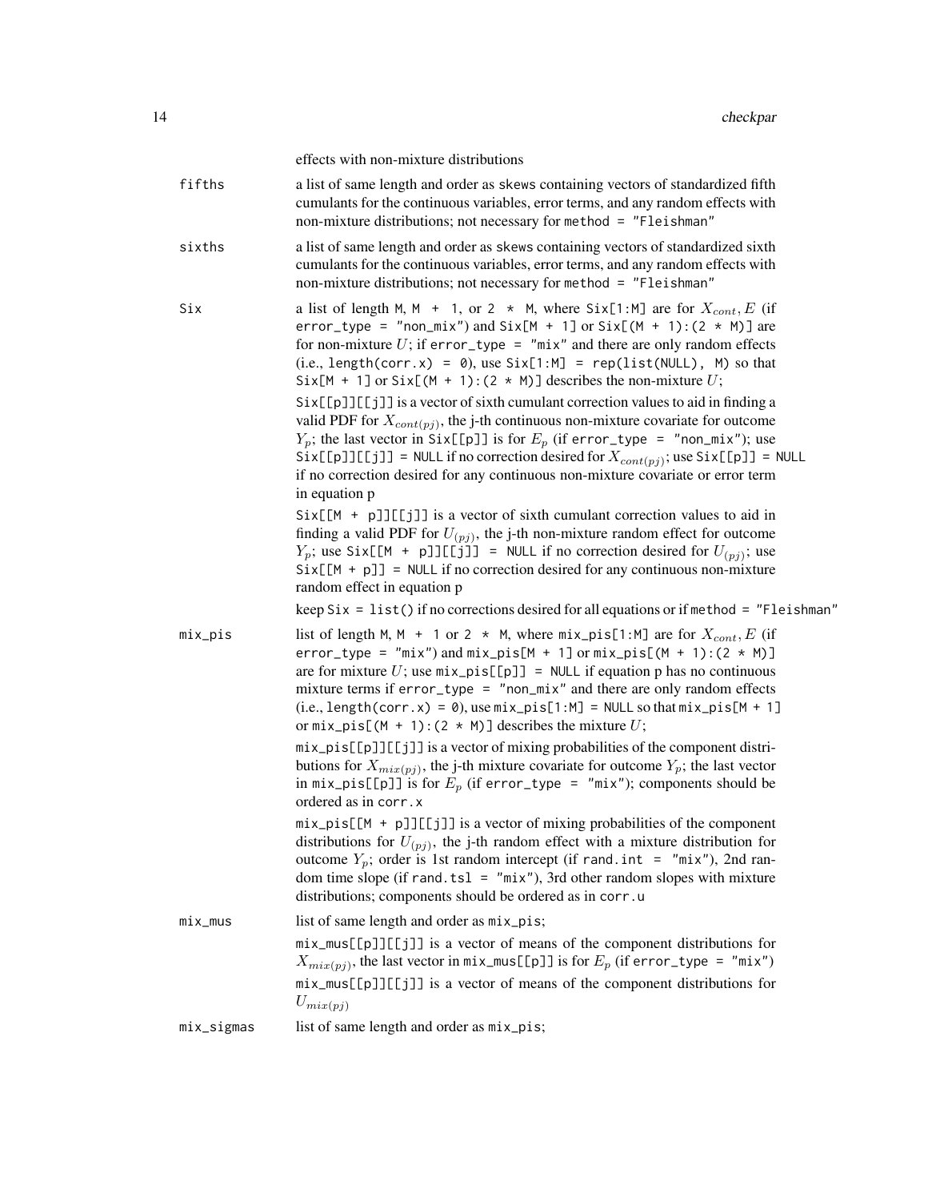effects with non-mixture distributions

fifths
: a list of same length and order as skews containing vectors of standardized fifth cumulants for the continuous variables, error terms, and any random effects with non-mixture distributions; not necessary for `method = "Fleishman"`

sixths
: a list of same length and order as skews containing vectors of standardized sixth cumulants for the continuous variables, error terms, and any random effects with non-mixture distributions; not necessary for `method = "Fleishman"`

Six
: a list of length `M`, `M + 1`, or `2 * M`, where `Six[1:M]` are for $X_{cont}, E$ (if `error_type = "non_mix"`) and `Six[M + 1]` or `Six[(M + 1):(2 * M)]` are for non-mixture $U$; if `error_type = "mix"` and there are only random effects (i.e., `length(corr.x) = 0`), use `Six[1:M] = rep(list(NULL), M)` so that `Six[M + 1]` or `Six[(M + 1):(2 * M)]` describes the non-mixture $U$;

  `Six[[p]][[j]]` is a vector of sixth cumulant correction values to aid in finding a valid PDF for $X_{cont(pj)}$, the j-th continuous non-mixture covariate for outcome $Y_p$; the last vector in `Six[[p]]` is for $E_p$ (if `error_type = "non_mix"`); use `Six[[p]][[j]] = NULL` if no correction desired for $X_{cont(pj)}$; use `Six[[p]] = NULL` if no correction desired for any continuous non-mixture covariate or error term in equation p

  `Six[[M + p]][[j]]` is a vector of sixth cumulant correction values to aid in finding a valid PDF for $U_{(pj)}$, the j-th non-mixture random effect for outcome $Y_p$; use `Six[[M + p]][[j]] = NULL` if no correction desired for $U_{(pj)}$; use `Six[[M + p]] = NULL` if no correction desired for any continuous non-mixture random effect in equation p

  keep `Six = list()` if no corrections desired for all equations or if `method = "Fleishman"`

mix_pis
: list of length `M`, `M + 1` or `2 * M`, where `mix_pis[1:M]` are for $X_{cont}, E$ (if `error_type = "mix"`) and `mix_pis[M + 1]` or `mix_pis[(M + 1):(2 * M)]` are for mixture $U$; use `mix_pis[[p]] = NULL` if equation p has no continuous mixture terms if `error_type = "non_mix"` and there are only random effects (i.e., `length(corr.x) = 0`), use `mix_pis[1:M] = NULL` so that `mix_pis[M + 1]` or `mix_pis[(M + 1):(2 * M)]` describes the mixture $U$;

  `mix_pis[[p]][[j]]` is a vector of mixing probabilities of the component distributions for $X_{mix(pj)}$, the j-th mixture covariate for outcome $Y_p$; the last vector in `mix_pis[[p]]` is for $E_p$ (if `error_type = "mix"`); components should be ordered as in `corr.x`

  `mix_pis[[M + p]][[j]]` is a vector of mixing probabilities of the component distributions for $U_{(pj)}$, the j-th random effect with a mixture distribution for outcome $Y_p$; order is 1st random intercept (if `rand.int = "mix"`), 2nd random time slope (if `rand.tsl = "mix"`), 3rd other random slopes with mixture distributions; components should be ordered as in `corr.u`

mix_mus
: list of same length and order as `mix_pis`;

  `mix_mus[[p]][[j]]` is a vector of means of the component distributions for $X_{mix(pj)}$, the last vector in `mix_mus[[p]]` is for $E_p$ (if `error_type = "mix"`)

  `mix_mus[[p]][[j]]` is a vector of means of the component distributions for $U_{mix(pj)}$

mix_sigmas
: list of same length and order as `mix_pis`;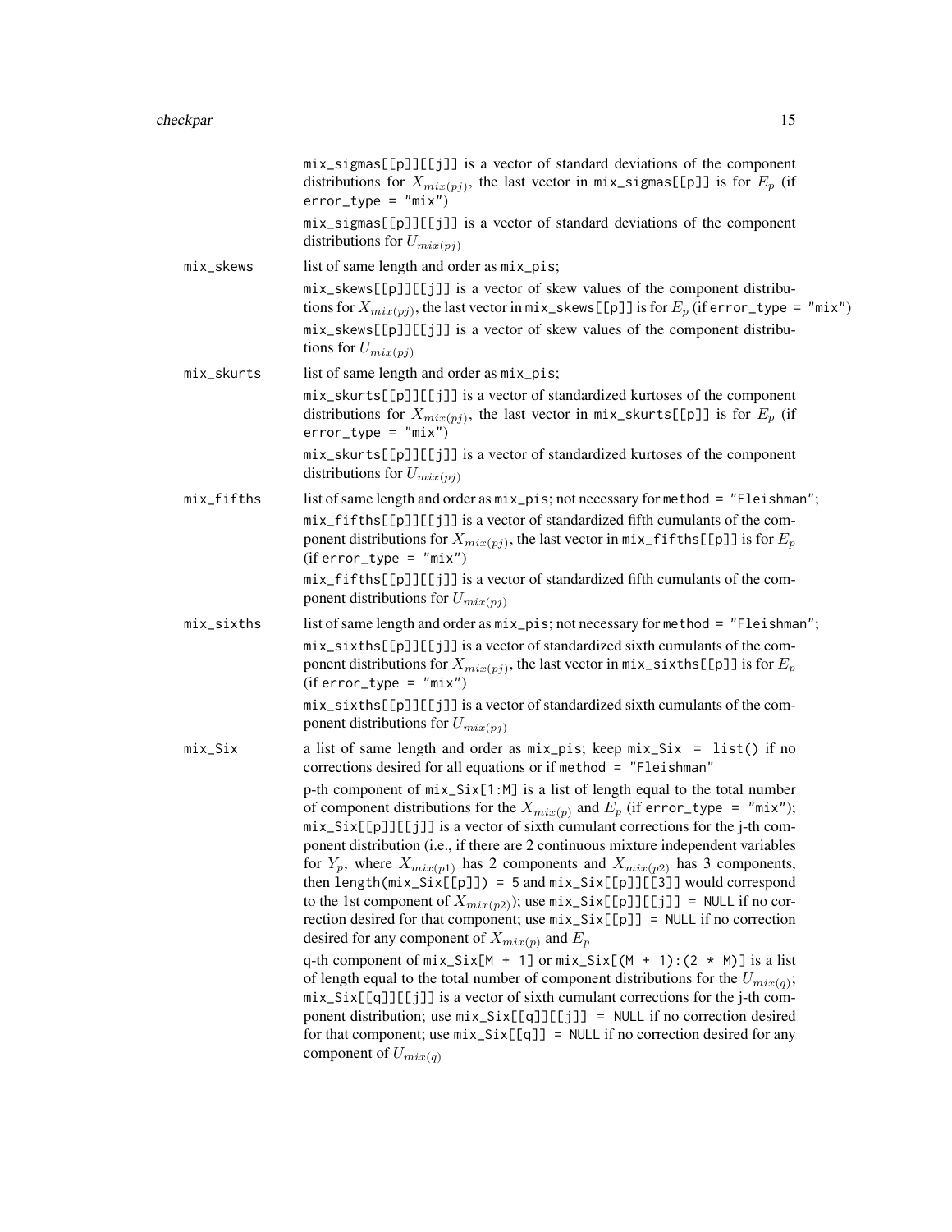mix_sigmas[[p]][[j]] is a vector of standard deviations of the component distributions for $X_{mix(pj)}$, the last vector in mix_sigmas[[p]] is for $E_p$ (if error_type = "mix")

mix_sigmas[[p]][[j]] is a vector of standard deviations of the component distributions for $U_{mix(pj)}$

**mix_skews** list of same length and order as mix_pis;

mix_skews[[p]][[j]] is a vector of skew values of the component distributions for $X_{mix(pj)}$, the last vector in mix_skews[[p]] is for $E_p$ (if error_type = "mix")

mix_skews[[p]][[j]] is a vector of skew values of the component distributions for $U_{mix(pj)}$

**mix_skurts** list of same length and order as mix_pis;

mix_skurts[[p]][[j]] is a vector of standardized kurtoses of the component distributions for $X_{mix(pj)}$, the last vector in mix_skurts[[p]] is for $E_p$ (if error_type = "mix")

mix_skurts[[p]][[j]] is a vector of standardized kurtoses of the component distributions for $U_{mix(pj)}$

**mix_fifths** list of same length and order as mix_pis; not necessary for method = "Fleishman";

mix_fifths[[p]][[j]] is a vector of standardized fifth cumulants of the component distributions for $X_{mix(pj)}$, the last vector in mix_fifths[[p]] is for $E_p$ (if error_type = "mix")

mix_fifths[[p]][[j]] is a vector of standardized fifth cumulants of the component distributions for $U_{mix(pj)}$

**mix_sixths** list of same length and order as mix_pis; not necessary for method = "Fleishman";

mix_sixths[[p]][[j]] is a vector of standardized sixth cumulants of the component distributions for $X_{mix(pj)}$, the last vector in mix_sixths[[p]] is for $E_p$ (if error_type = "mix")

mix_sixths[[p]][[j]] is a vector of standardized sixth cumulants of the component distributions for $U_{mix(pj)}$

**mix_Six** a list of same length and order as mix_pis; keep mix_Six = list() if no corrections desired for all equations or if method = "Fleishman"

p-th component of mix_Six[1:M] is a list of length equal to the total number of component distributions for the $X_{mix(p)}$ and $E_p$ (if error_type = "mix"); mix_Six[[p]][[j]] is a vector of sixth cumulant corrections for the j-th component distribution (i.e., if there are 2 continuous mixture independent variables for $Y_p$, where $X_{mix(p1)}$ has 2 components and $X_{mix(p2)}$ has 3 components, then length(mix_Six[[p]]) = 5 and mix_Six[[p]][[3]] would correspond to the 1st component of $X_{mix(p2)}$); use mix_Six[[p]][[j]] = NULL if no correction desired for that component; use mix_Six[[p]] = NULL if no correction desired for any component of $X_{mix(p)}$ and $E_p$

q-th component of mix_Six[M + 1] or mix_Six[(M + 1):(2 * M)] is a list of length equal to the total number of component distributions for the $U_{mix(q)}$; mix_Six[[q]][[j]] is a vector of sixth cumulant corrections for the j-th component distribution; use mix_Six[[q]][[j]] = NULL if no correction desired for that component; use mix_Six[[q]] = NULL if no correction desired for any component of $U_{mix(q)}$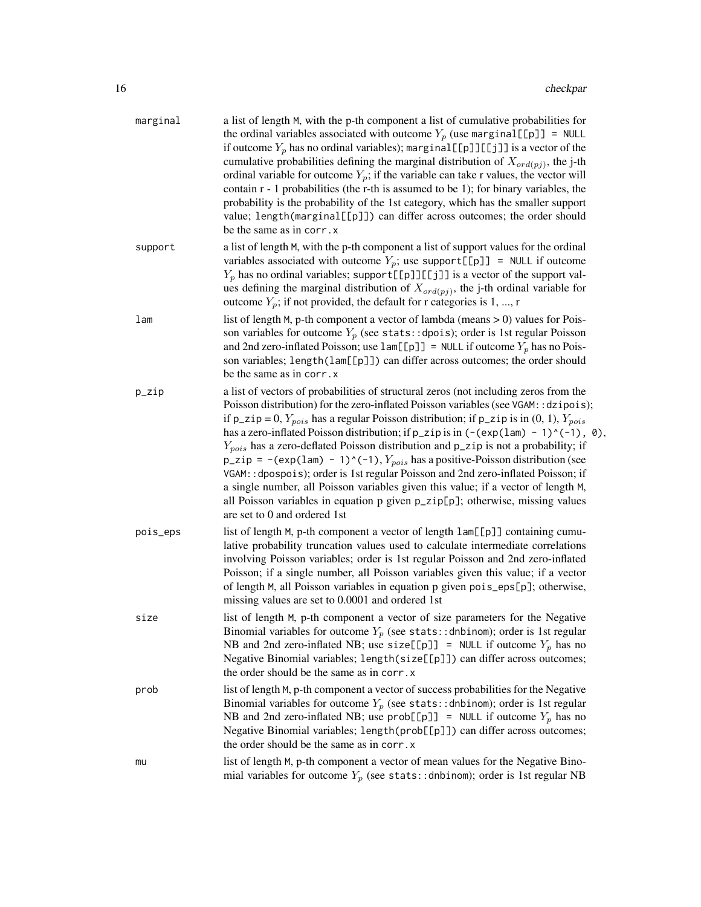**marginal** a list of length M, with the p-th component a list of cumulative probabilities for the ordinal variables associated with outcome $Y_p$ (use `marginal[[p]] = NULL` if outcome $Y_p$ has no ordinal variables); `marginal[[p]][[j]]` is a vector of the cumulative probabilities defining the marginal distribution of $X_{ord(pj)}$, the j-th ordinal variable for outcome $Y_p$; if the variable can take r values, the vector will contain r - 1 probabilities (the r-th is assumed to be 1); for binary variables, the probability is the probability of the 1st category, which has the smaller support value; `length(marginal[[p]])` can differ across outcomes; the order should be the same as in `corr.x`

**support** a list of length M, with the p-th component a list of support values for the ordinal variables associated with outcome $Y_p$; use `support[[p]] = NULL` if outcome $Y_p$ has no ordinal variables; `support[[p]][[j]]` is a vector of the support values defining the marginal distribution of $X_{ord(pj)}$, the j-th ordinal variable for outcome $Y_p$; if not provided, the default for r categories is 1, ..., r

**lam** list of length M, p-th component a vector of lambda (means > 0) values for Poisson variables for outcome $Y_p$ (see `stats::dpois`); order is 1st regular Poisson and 2nd zero-inflated Poisson; use `lam[[p]] = NULL` if outcome $Y_p$ has no Poisson variables; `length(lam[[p]])` can differ across outcomes; the order should be the same as in `corr.x`

**p_zip** a list of vectors of probabilities of structural zeros (not including zeros from the Poisson distribution) for the zero-inflated Poisson variables (see `VGAM::dzipois`); if p_zip = 0, $Y_{pois}$ has a regular Poisson distribution; if p_zip is in (0, 1), $Y_{pois}$ has a zero-inflated Poisson distribution; if p_zip is in `(-(exp(lam) - 1)^(-1), 0)`, $Y_{pois}$ has a zero-deflated Poisson distribution and p_zip is not a probability; if `p_zip = -(exp(lam) - 1)^(-1)`, $Y_{pois}$ has a positive-Poisson distribution (see `VGAM::dpospois`); order is 1st regular Poisson and 2nd zero-inflated Poisson; if a single number, all Poisson variables given this value; if a vector of length M, all Poisson variables in equation p given `p_zip[p]`; otherwise, missing values are set to 0 and ordered 1st

**pois_eps** list of length M, p-th component a vector of length `lam[[p]]` containing cumulative probability truncation values used to calculate intermediate correlations involving Poisson variables; order is 1st regular Poisson and 2nd zero-inflated Poisson; if a single number, all Poisson variables given this value; if a vector of length M, all Poisson variables in equation p given `pois_eps[p]`; otherwise, missing values are set to 0.0001 and ordered 1st

**size** list of length M, p-th component a vector of size parameters for the Negative Binomial variables for outcome $Y_p$ (see `stats::dnbinom`); order is 1st regular NB and 2nd zero-inflated NB; use `size[[p]] = NULL` if outcome $Y_p$ has no Negative Binomial variables; `length(size[[p]])` can differ across outcomes; the order should be the same as in `corr.x`

**prob** list of length M, p-th component a vector of success probabilities for the Negative Binomial variables for outcome $Y_p$ (see `stats::dnbinom`); order is 1st regular NB and 2nd zero-inflated NB; use `prob[[p]] = NULL` if outcome $Y_p$ has no Negative Binomial variables; `length(prob[[p]])` can differ across outcomes; the order should be the same as in `corr.x`

**mu** list of length M, p-th component a vector of mean values for the Negative Binomial variables for outcome $Y_p$ (see `stats::dnbinom`); order is 1st regular NB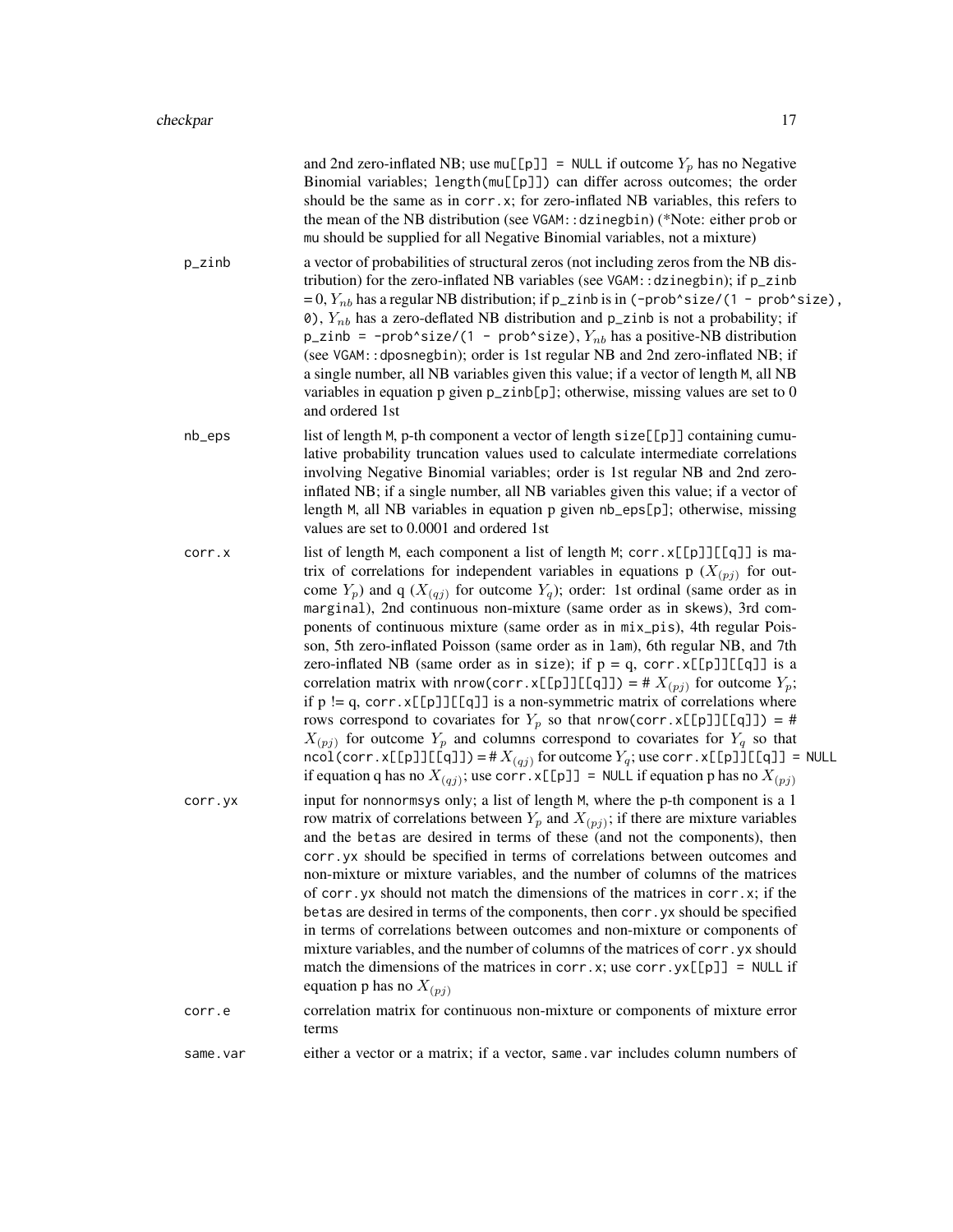and 2nd zero-inflated NB; use `mu[[p]] = NULL` if outcome $Y_p$ has no Negative Binomial variables; `length(mu[[p]])` can differ across outcomes; the order should be the same as in `corr.x`; for zero-inflated NB variables, this refers to the mean of the NB distribution (see `VGAM::dzinegbin`) (*Note: either `prob` or `mu` should be supplied for all Negative Binomial variables, not a mixture)

**p_zinb**
: a vector of probabilities of structural zeros (not including zeros from the NB distribution) for the zero-inflated NB variables (see `VGAM::dzinegbin`); if `p_zinb` = 0, $Y_{nb}$ has a regular NB distribution; if `p_zinb` is in `(-prob^size/(1 - prob^size), 0)`, $Y_{nb}$ has a zero-deflated NB distribution and `p_zinb` is not a probability; if `p_zinb = -prob^size/(1 - prob^size)`, $Y_{nb}$ has a positive-NB distribution (see `VGAM::dposnegbin`); order is 1st regular NB and 2nd zero-inflated NB; if a single number, all NB variables given this value; if a vector of length `M`, all NB variables in equation p given `p_zinb[p]`; otherwise, missing values are set to 0 and ordered 1st

**nb_eps**
: list of length `M`, p-th component a vector of length `size[[p]]` containing cumulative probability truncation values used to calculate intermediate correlations involving Negative Binomial variables; order is 1st regular NB and 2nd zero-inflated NB; if a single number, all NB variables given this value; if a vector of length `M`, all NB variables in equation p given `nb_eps[p]`; otherwise, missing values are set to 0.0001 and ordered 1st

**corr.x**
: list of length `M`, each component a list of length `M`; `corr.x[[p]][[q]]` is matrix of correlations for independent variables in equations p ($X_{(pj)}$ for outcome $Y_p$) and q ($X_{(qj)}$ for outcome $Y_q$); order: 1st ordinal (same order as in `marginal`), 2nd continuous non-mixture (same order as in `skews`), 3rd components of continuous mixture (same order as in `mix_pis`), 4th regular Poisson, 5th zero-inflated Poisson (same order as in `lam`), 6th regular NB, and 7th zero-inflated NB (same order as in `size`); if p = q, `corr.x[[p]][[q]]` is a correlation matrix with `nrow(corr.x[[p]][[q]])` = # $X_{(pj)}$ for outcome $Y_p$; if p != q, `corr.x[[p]][[q]]` is a non-symmetric matrix of correlations where rows correspond to covariates for $Y_p$ so that `nrow(corr.x[[p]][[q]])` = # $X_{(pj)}$ for outcome $Y_p$ and columns correspond to covariates for $Y_q$ so that `ncol(corr.x[[p]][[q]])` = # $X_{(qj)}$ for outcome $Y_q$; use `corr.x[[p]][[q]] = NULL` if equation q has no $X_{(qj)}$; use `corr.x[[p]] = NULL` if equation p has no $X_{(pj)}$

**corr.yx**
: input for `nonnormsys` only; a list of length `M`, where the p-th component is a 1 row matrix of correlations between $Y_p$ and $X_{(pj)}$; if there are mixture variables and the `betas` are desired in terms of these (and not the components), then `corr.yx` should be specified in terms of correlations between outcomes and non-mixture or mixture variables, and the number of columns of the matrices of `corr.yx` should not match the dimensions of the matrices in `corr.x`; if the `betas` are desired in terms of the components, then `corr.yx` should be specified in terms of correlations between outcomes and non-mixture or components of mixture variables, and the number of columns of the matrices of `corr.yx` should match the dimensions of the matrices in `corr.x`; use `corr.yx[[p]] = NULL` if equation p has no $X_{(pj)}$

**corr.e**
: correlation matrix for continuous non-mixture or components of mixture error terms

**same.var**
: either a vector or a matrix; if a vector, `same.var` includes column numbers of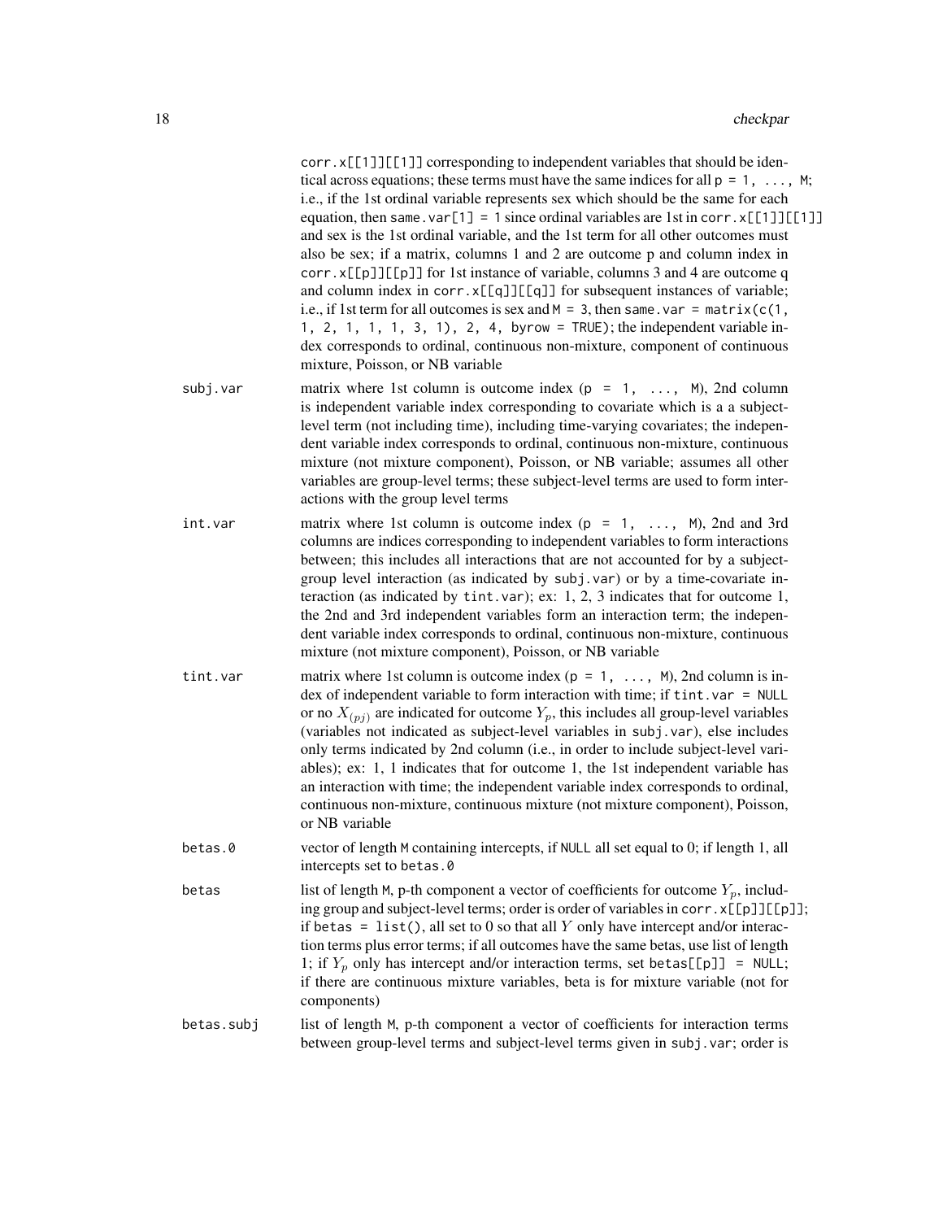corr.x[[1]][[1]] corresponding to independent variables that should be identical across equations; these terms must have the same indices for all p = 1, ..., M; i.e., if the 1st ordinal variable represents sex which should be the same for each equation, then same.var[1] = 1 since ordinal variables are 1st in corr.x[[1]][[1]] and sex is the 1st ordinal variable, and the 1st term for all other outcomes must also be sex; if a matrix, columns 1 and 2 are outcome p and column index in corr.x[[p]][[p]] for 1st instance of variable, columns 3 and 4 are outcome q and column index in corr.x[[q]][[q]] for subsequent instances of variable; i.e., if 1st term for all outcomes is sex and M = 3, then same.var = matrix(c(1, 1, 2, 1, 1, 1, 3, 1), 2, 4, byrow = TRUE); the independent variable index corresponds to ordinal, continuous non-mixture, component of continuous mixture, Poisson, or NB variable

subj.var
: matrix where 1st column is outcome index (p = 1, ..., M), 2nd column is independent variable index corresponding to covariate which is a a subject-level term (not including time), including time-varying covariates; the independent variable index corresponds to ordinal, continuous non-mixture, continuous mixture (not mixture component), Poisson, or NB variable; assumes all other variables are group-level terms; these subject-level terms are used to form interactions with the group level terms

int.var
: matrix where 1st column is outcome index (p = 1, ..., M), 2nd and 3rd columns are indices corresponding to independent variables to form interactions between; this includes all interactions that are not accounted for by a subject-group level interaction (as indicated by subj.var) or by a time-covariate interaction (as indicated by tint.var); ex: 1, 2, 3 indicates that for outcome 1, the 2nd and 3rd independent variables form an interaction term; the independent variable index corresponds to ordinal, continuous non-mixture, continuous mixture (not mixture component), Poisson, or NB variable

tint.var
: matrix where 1st column is outcome index (p = 1, ..., M), 2nd column is index of independent variable to form interaction with time; if tint.var = NULL or no $X_{(pj)}$ are indicated for outcome $Y_p$, this includes all group-level variables (variables not indicated as subject-level variables in subj.var), else includes only terms indicated by 2nd column (i.e., in order to include subject-level variables); ex: 1, 1 indicates that for outcome 1, the 1st independent variable has an interaction with time; the independent variable index corresponds to ordinal, continuous non-mixture, continuous mixture (not mixture component), Poisson, or NB variable

betas.0
: vector of length M containing intercepts, if NULL all set equal to 0; if length 1, all intercepts set to betas.0

betas
: list of length M, p-th component a vector of coefficients for outcome $Y_p$, including group and subject-level terms; order is order of variables in corr.x[[p]][[p]]; if betas = list(), all set to 0 so that all $Y$ only have intercept and/or interaction terms plus error terms; if all outcomes have the same betas, use list of length 1; if $Y_p$ only has intercept and/or interaction terms, set betas[[p]] = NULL; if there are continuous mixture variables, beta is for mixture variable (not for components)

betas.subj
: list of length M, p-th component a vector of coefficients for interaction terms between group-level terms and subject-level terms given in subj.var; order is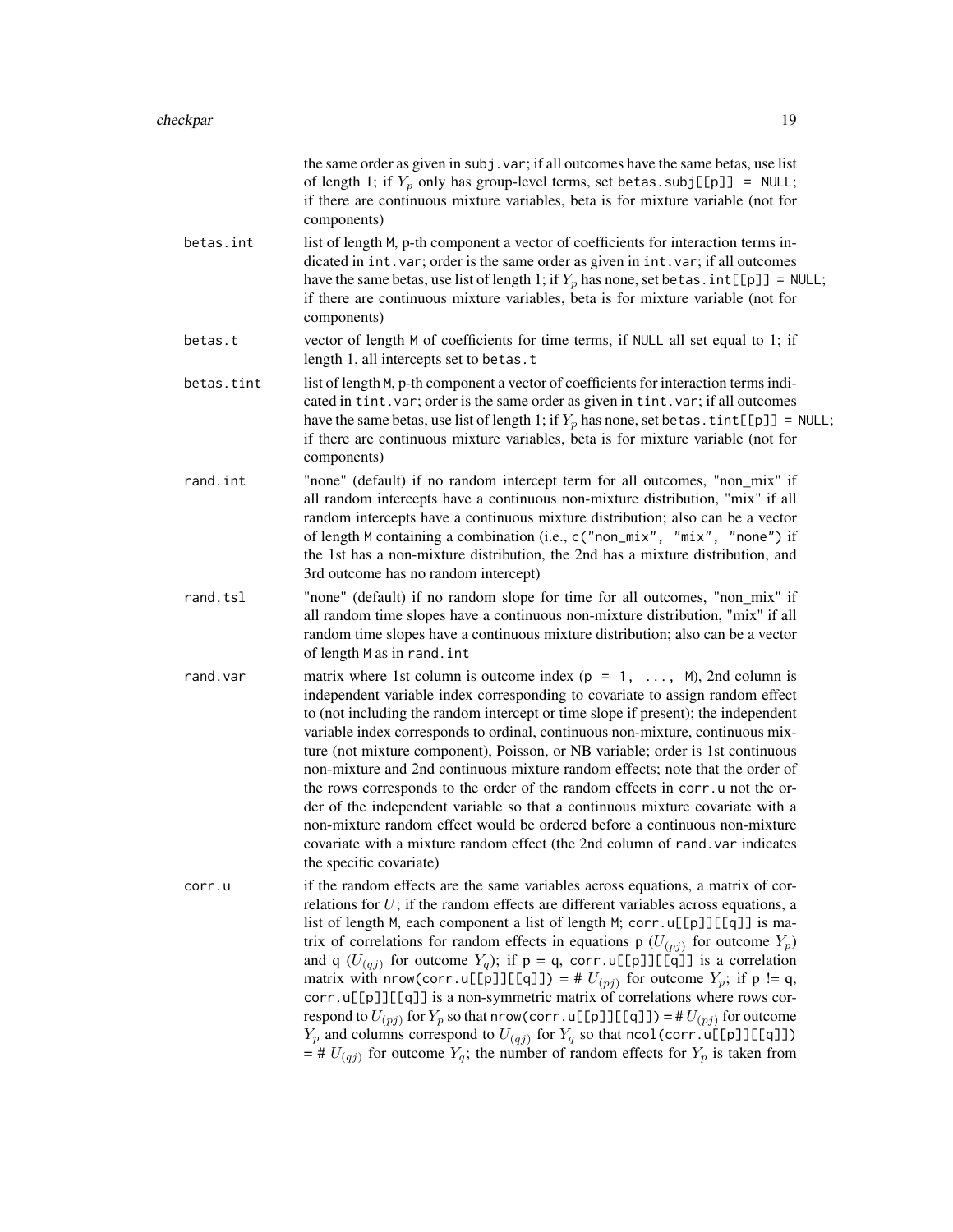the same order as given in `subj.var`; if all outcomes have the same betas, use list of length 1; if $Y_p$ only has group-level terms, set `betas.subj[[p]] = NULL`; if there are continuous mixture variables, beta is for mixture variable (not for components)

`betas.int`
: list of length `M`, p-th component a vector of coefficients for interaction terms indicated in `int.var`; order is the same order as given in `int.var`; if all outcomes have the same betas, use list of length 1; if $Y_p$ has none, set `betas.int[[p]] = NULL`; if there are continuous mixture variables, beta is for mixture variable (not for components)

`betas.t`
: vector of length `M` of coefficients for time terms, if `NULL` all set equal to 1; if length 1, all intercepts set to `betas.t`

`betas.tint`
: list of length `M`, p-th component a vector of coefficients for interaction terms indicated in `tint.var`; order is the same order as given in `tint.var`; if all outcomes have the same betas, use list of length 1; if $Y_p$ has none, set `betas.tint[[p]] = NULL`; if there are continuous mixture variables, beta is for mixture variable (not for components)

`rand.int`
: "none" (default) if no random intercept term for all outcomes, "non_mix" if all random intercepts have a continuous non-mixture distribution, "mix" if all random intercepts have a continuous mixture distribution; also can be a vector of length `M` containing a combination (i.e., `c("non_mix", "mix", "none")` if the 1st has a non-mixture distribution, the 2nd has a mixture distribution, and 3rd outcome has no random intercept)

`rand.tsl`
: "none" (default) if no random slope for time for all outcomes, "non_mix" if all random time slopes have a continuous non-mixture distribution, "mix" if all random time slopes have a continuous mixture distribution; also can be a vector of length `M` as in `rand.int`

`rand.var`
: matrix where 1st column is outcome index (`p = 1, ..., M`), 2nd column is independent variable index corresponding to covariate to assign random effect to (not including the random intercept or time slope if present); the independent variable index corresponds to ordinal, continuous non-mixture, continuous mixture (not mixture component), Poisson, or NB variable; order is 1st continuous non-mixture and 2nd continuous mixture random effects; note that the order of the rows corresponds to the order of the random effects in `corr.u` not the order of the independent variable so that a continuous mixture covariate with a non-mixture random effect would be ordered before a continuous non-mixture covariate with a mixture random effect (the 2nd column of `rand.var` indicates the specific covariate)

`corr.u`
: if the random effects are the same variables across equations, a matrix of correlations for $U$; if the random effects are different variables across equations, a list of length `M`, each component a list of length `M`; `corr.u[[p]][[q]]` is matrix of correlations for random effects in equations p ($U_{(pj)}$ for outcome $Y_p$) and q ($U_{(qj)}$ for outcome $Y_q$); if p = q, `corr.u[[p]][[q]]` is a correlation matrix with `nrow(corr.u[[p]][[q]])` = # $U_{(pj)}$ for outcome $Y_p$; if p != q, `corr.u[[p]][[q]]` is a non-symmetric matrix of correlations where rows correspond to $U_{(pj)}$ for $Y_p$ so that `nrow(corr.u[[p]][[q]])` = # $U_{(pj)}$ for outcome $Y_p$ and columns correspond to $U_{(qj)}$ for $Y_q$ so that `ncol(corr.u[[p]][[q]])` = # $U_{(qj)}$ for outcome $Y_q$; the number of random effects for $Y_p$ is taken from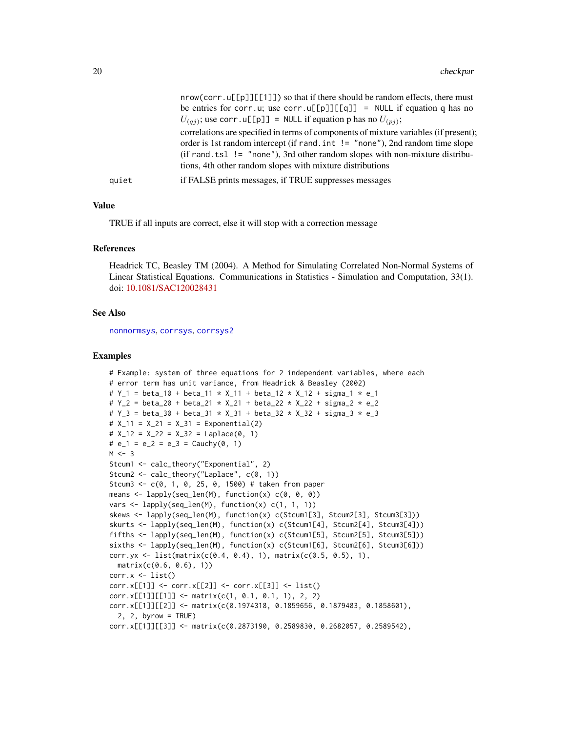nrow(corr.u[[p]][[1]]) so that if there should be random effects, there must be entries for corr.u; use corr.u[[p]][[q]] = NULL if equation q has no $U_{(qj)}$; use corr.u[[p]] = NULL if equation p has no $U_{(pj)}$;

correlations are specified in terms of components of mixture variables (if present); order is 1st random intercept (if rand.int != "none"), 2nd random time slope (if rand.tsl != "none"), 3rd other random slopes with non-mixture distributions, 4th other random slopes with mixture distributions

quiet — if FALSE prints messages, if TRUE suppresses messages

## Value

TRUE if all inputs are correct, else it will stop with a correction message

## References

Headrick TC, Beasley TM (2004). A Method for Simulating Correlated Non-Normal Systems of Linear Statistical Equations. Communications in Statistics - Simulation and Computation, 33(1). doi: 10.1081/SAC120028431

## See Also

nonnormsys, corrsys, corrsys2

## Examples

```
# Example: system of three equations for 2 independent variables, where each
# error term has unit variance, from Headrick & Beasley (2002)
# Y_1 = beta_10 + beta_11 * X_11 + beta_12 * X_12 + sigma_1 * e_1
# Y_2 = beta_20 + beta_21 * X_21 + beta_22 * X_22 + sigma_2 * e_2
# Y_3 = beta_30 + beta_31 * X_31 + beta_32 * X_32 + sigma_3 * e_3
# X_11 = X_21 = X_31 = Exponential(2)
# X_12 = X_22 = X_32 = Laplace(0, 1)
# e_1 = e_2 = e_3 = Cauchy(0, 1)
M <- 3
Stcum1 <- calc_theory("Exponential", 2)
Stcum2 <- calc_theory("Laplace", c(0, 1))
Stcum3 <- c(0, 1, 0, 25, 0, 1500) # taken from paper
means <- lapply(seq_len(M), function(x) c(0, 0, 0))
vars <- lapply(seq_len(M), function(x) c(1, 1, 1))
skews <- lapply(seq_len(M), function(x) c(Stcum1[3], Stcum2[3], Stcum3[3]))
skurts <- lapply(seq_len(M), function(x) c(Stcum1[4], Stcum2[4], Stcum3[4]))
fifths <- lapply(seq_len(M), function(x) c(Stcum1[5], Stcum2[5], Stcum3[5]))
sixths <- lapply(seq_len(M), function(x) c(Stcum1[6], Stcum2[6], Stcum3[6]))
corr.yx <- list(matrix(c(0.4, 0.4), 1), matrix(c(0.5, 0.5), 1),
  matrix(c(0.6, 0.6), 1))
corr.x <- list()
corr.x[[1]] <- corr.x[[2]] <- corr.x[[3]] <- list()
corr.x[[1]][[1]] <- matrix(c(1, 0.1, 0.1, 1), 2, 2)
corr.x[[1]][[2]] <- matrix(c(0.1974318, 0.1859656, 0.1879483, 0.1858601),
  2, 2, byrow = TRUE)
corr.x[[1]][[3]] <- matrix(c(0.2873190, 0.2589830, 0.2682057, 0.2589542),
```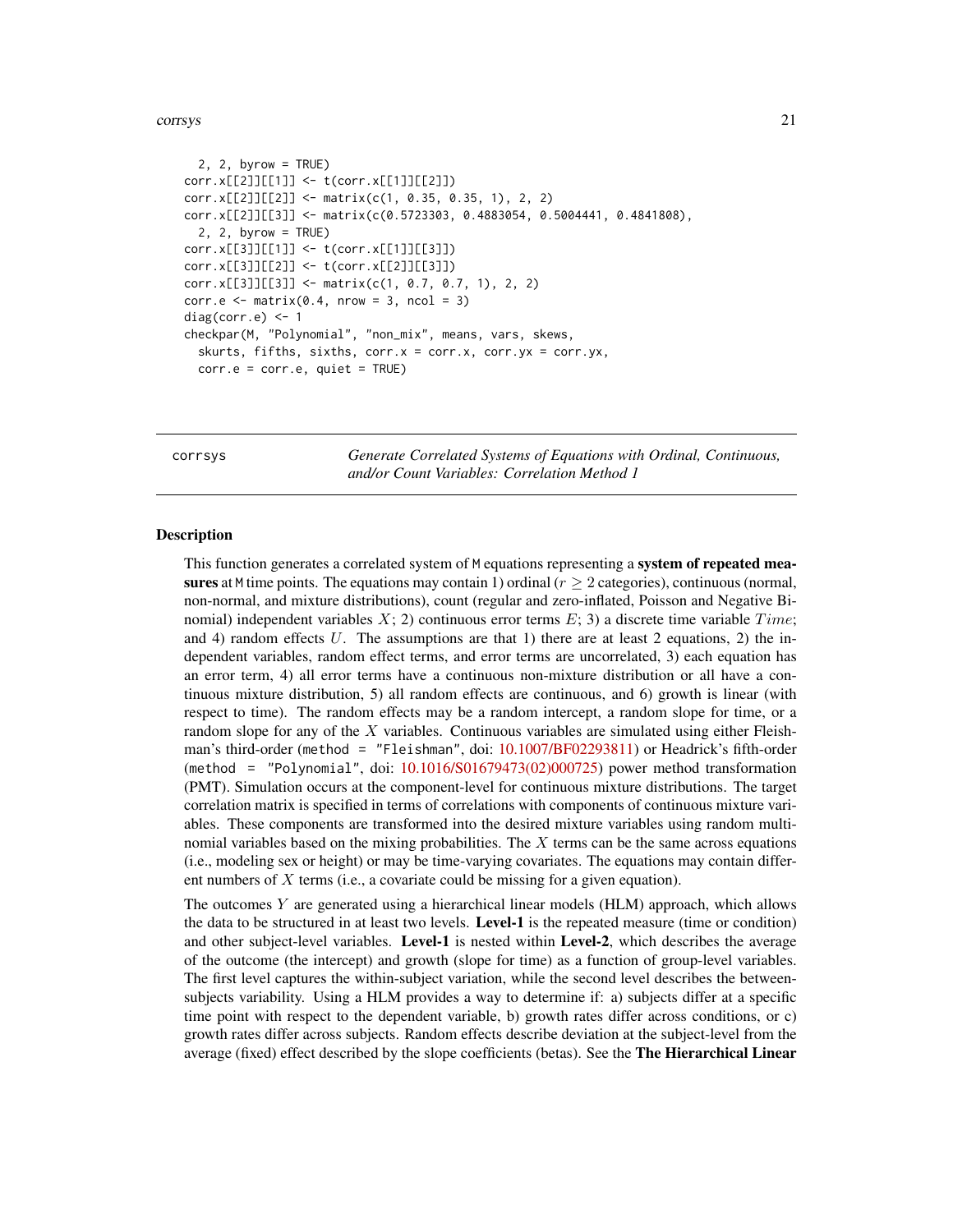```
  2, 2, byrow = TRUE)
corr.x[[2]][[1]] <- t(corr.x[[1]][[2]])
corr.x[[2]][[2]] <- matrix(c(1, 0.35, 0.35, 1), 2, 2)
corr.x[[2]][[3]] <- matrix(c(0.5723303, 0.4883054, 0.5004441, 0.4841808),
  2, 2, byrow = TRUE)
corr.x[[3]][[1]] <- t(corr.x[[1]][[3]])
corr.x[[3]][[2]] <- t(corr.x[[2]][[3]])
corr.x[[3]][[3]] <- matrix(c(1, 0.7, 0.7, 1), 2, 2)
corr.e <- matrix(0.4, nrow = 3, ncol = 3)
diag(corr.e) <- 1
checkpar(M, "Polynomial", "non_mix", means, vars, skews,
  skurts, fifths, sixths, corr.x = corr.x, corr.yx = corr.yx,
  corr.e = corr.e, quiet = TRUE)
```

---

## corrsys — *Generate Correlated Systems of Equations with Ordinal, Continuous, and/or Count Variables: Correlation Method 1*

---

### Description

This function generates a correlated system of `M` equations representing a **system of repeated measures** at `M` time points. The equations may contain 1) ordinal ($r \geq 2$ categories), continuous (normal, non-normal, and mixture distributions), count (regular and zero-inflated, Poisson and Negative Binomial) independent variables $X$; 2) continuous error terms $E$; 3) a discrete time variable $Time$; and 4) random effects $U$. The assumptions are that 1) there are at least 2 equations, 2) the independent variables, random effect terms, and error terms are uncorrelated, 3) each equation has an error term, 4) all error terms have a continuous non-mixture distribution or all have a continuous mixture distribution, 5) all random effects are continuous, and 6) growth is linear (with respect to time). The random effects may be a random intercept, a random slope for time, or a random slope for any of the $X$ variables. Continuous variables are simulated using either Fleishman's third-order (`method = "Fleishman"`, doi: 10.1007/BF02293811) or Headrick's fifth-order (`method = "Polynomial"`, doi: 10.1016/S01679473(02)000725) power method transformation (PMT). Simulation occurs at the component-level for continuous mixture distributions. The target correlation matrix is specified in terms of correlations with components of continuous mixture variables. These components are transformed into the desired mixture variables using random multinomial variables based on the mixing probabilities. The $X$ terms can be the same across equations (i.e., modeling sex or height) or may be time-varying covariates. The equations may contain different numbers of $X$ terms (i.e., a covariate could be missing for a given equation).

The outcomes $Y$ are generated using a hierarchical linear models (HLM) approach, which allows the data to be structured in at least two levels. **Level-1** is the repeated measure (time or condition) and other subject-level variables. **Level-1** is nested within **Level-2**, which describes the average of the outcome (the intercept) and growth (slope for time) as a function of group-level variables. The first level captures the within-subject variation, while the second level describes the between-subjects variability. Using a HLM provides a way to determine if: a) subjects differ at a specific time point with respect to the dependent variable, b) growth rates differ across conditions, or c) growth rates differ across subjects. Random effects describe deviation at the subject-level from the average (fixed) effect described by the slope coefficients (betas). See the **The Hierarchical Linear**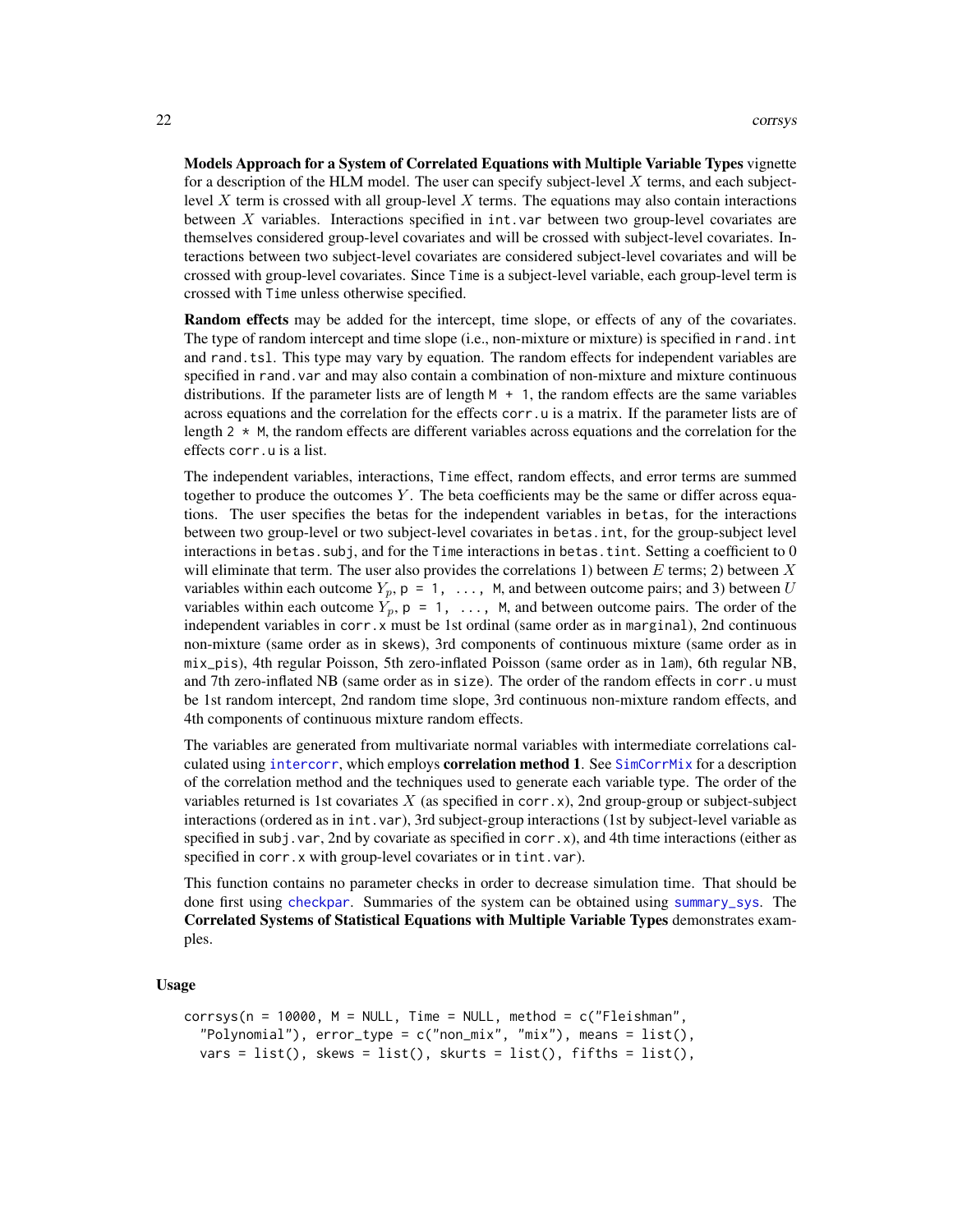**Models Approach for a System of Correlated Equations with Multiple Variable Types** vignette for a description of the HLM model. The user can specify subject-level $X$ terms, and each subject-level $X$ term is crossed with all group-level $X$ terms. The equations may also contain interactions between $X$ variables. Interactions specified in `int.var` between two group-level covariates are themselves considered group-level covariates and will be crossed with subject-level covariates. Interactions between two subject-level covariates are considered subject-level covariates and will be crossed with group-level covariates. Since `Time` is a subject-level variable, each group-level term is crossed with `Time` unless otherwise specified.

**Random effects** may be added for the intercept, time slope, or effects of any of the covariates. The type of random intercept and time slope (i.e., non-mixture or mixture) is specified in `rand.int` and `rand.tsl`. This type may vary by equation. The random effects for independent variables are specified in `rand.var` and may also contain a combination of non-mixture and mixture continuous distributions. If the parameter lists are of length `M + 1`, the random effects are the same variables across equations and the correlation for the effects `corr.u` is a matrix. If the parameter lists are of length `2 * M`, the random effects are different variables across equations and the correlation for the effects `corr.u` is a list.

The independent variables, interactions, `Time` effect, random effects, and error terms are summed together to produce the outcomes $Y$. The beta coefficients may be the same or differ across equations. The user specifies the betas for the independent variables in `betas`, for the interactions between two group-level or two subject-level covariates in `betas.int`, for the group-subject level interactions in `betas.subj`, and for the `Time` interactions in `betas.tint`. Setting a coefficient to 0 will eliminate that term. The user also provides the correlations 1) between $E$ terms; 2) between $X$ variables within each outcome $Y_p$, `p = 1, ..., M`, and between outcome pairs; and 3) between $U$ variables within each outcome $Y_p$, `p = 1, ..., M`, and between outcome pairs. The order of the independent variables in `corr.x` must be 1st ordinal (same order as in `marginal`), 2nd continuous non-mixture (same order as in `skews`), 3rd components of continuous mixture (same order as in `mix_pis`), 4th regular Poisson, 5th zero-inflated Poisson (same order as in `lam`), 6th regular NB, and 7th zero-inflated NB (same order as in `size`). The order of the random effects in `corr.u` must be 1st random intercept, 2nd random time slope, 3rd continuous non-mixture random effects, and 4th components of continuous mixture random effects.

The variables are generated from multivariate normal variables with intermediate correlations calculated using `intercorr`, which employs **correlation method 1**. See `SimCorrMix` for a description of the correlation method and the techniques used to generate each variable type. The order of the variables returned is 1st covariates $X$ (as specified in `corr.x`), 2nd group-group or subject-subject interactions (ordered as in `int.var`), 3rd subject-group interactions (1st by subject-level variable as specified in `subj.var`, 2nd by covariate as specified in `corr.x`), and 4th time interactions (either as specified in `corr.x` with group-level covariates or in `tint.var`).

This function contains no parameter checks in order to decrease simulation time. That should be done first using `checkpar`. Summaries of the system can be obtained using `summary_sys`. The **Correlated Systems of Statistical Equations with Multiple Variable Types** demonstrates examples.

### Usage

```
corrsys(n = 10000, M = NULL, Time = NULL, method = c("Fleishman",
  "Polynomial"), error_type = c("non_mix", "mix"), means = list(),
  vars = list(), skews = list(), skurts = list(), fifths = list(),
```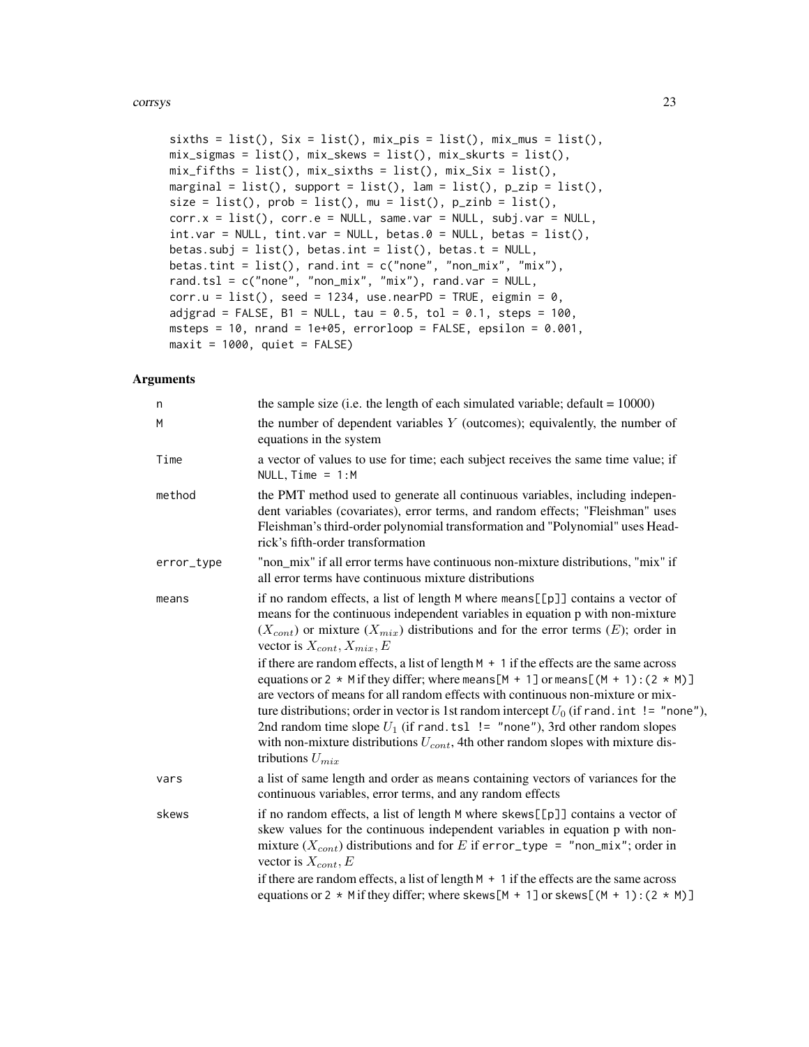```
  sixths = list(), Six = list(), mix_pis = list(), mix_mus = list(),
  mix_sigmas = list(), mix_skews = list(), mix_skurts = list(),
  mix_fifths = list(), mix_sixths = list(), mix_Six = list(),
  marginal = list(), support = list(), lam = list(), p_zip = list(),
  size = list(), prob = list(), mu = list(), p_zinb = list(),
  corr.x = list(), corr.e = NULL, same.var = NULL, subj.var = NULL,
  int.var = NULL, tint.var = NULL, betas.0 = NULL, betas = list(),
  betas.subj = list(), betas.int = list(), betas.t = NULL,
  betas.tint = list(), rand.int = c("none", "non_mix", "mix"),
  rand.tsl = c("none", "non_mix", "mix"), rand.var = NULL,
  corr.u = list(), seed = 1234, use.nearPD = TRUE, eigmin = 0,
  adjgrad = FALSE, B1 = NULL, tau = 0.5, tol = 0.1, steps = 100,
  msteps = 10, nrand = 1e+05, errorloop = FALSE, epsilon = 0.001,
  maxit = 1000, quiet = FALSE)
```

## Arguments

| | |
|---|---|
| n | the sample size (i.e. the length of each simulated variable; default = 10000) |
| M | the number of dependent variables $Y$ (outcomes); equivalently, the number of equations in the system |
| Time | a vector of values to use for time; each subject receives the same time value; if NULL, Time = 1:M |
| method | the PMT method used to generate all continuous variables, including independent variables (covariates), error terms, and random effects; "Fleishman" uses Fleishman's third-order polynomial transformation and "Polynomial" uses Headrick's fifth-order transformation |
| error_type | "non_mix" if all error terms have continuous non-mixture distributions, "mix" if all error terms have continuous mixture distributions |
| means | if no random effects, a list of length M where means[[p]] contains a vector of means for the continuous independent variables in equation p with non-mixture ($X_{cont}$) or mixture ($X_{mix}$) distributions and for the error terms ($E$); order in vector is $X_{cont}, X_{mix}, E$<br><br>if there are random effects, a list of length M + 1 if the effects are the same across equations or 2 * M if they differ; where means[M + 1] or means[(M + 1):(2 * M)] are vectors of means for all random effects with continuous non-mixture or mixture distributions; order in vector is 1st random intercept $U_0$ (if rand.int != "none"), 2nd random time slope $U_1$ (if rand.tsl != "none"), 3rd other random slopes with non-mixture distributions $U_{cont}$, 4th other random slopes with mixture distributions $U_{mix}$ |
| vars | a list of same length and order as means containing vectors of variances for the continuous variables, error terms, and any random effects |
| skews | if no random effects, a list of length M where skews[[p]] contains a vector of skew values for the continuous independent variables in equation p with non-mixture ($X_{cont}$) distributions and for $E$ if error_type = "non_mix"; order in vector is $X_{cont}, E$<br><br>if there are random effects, a list of length M + 1 if the effects are the same across equations or 2 * M if they differ; where skews[M + 1] or skews[(M + 1):(2 * M)] |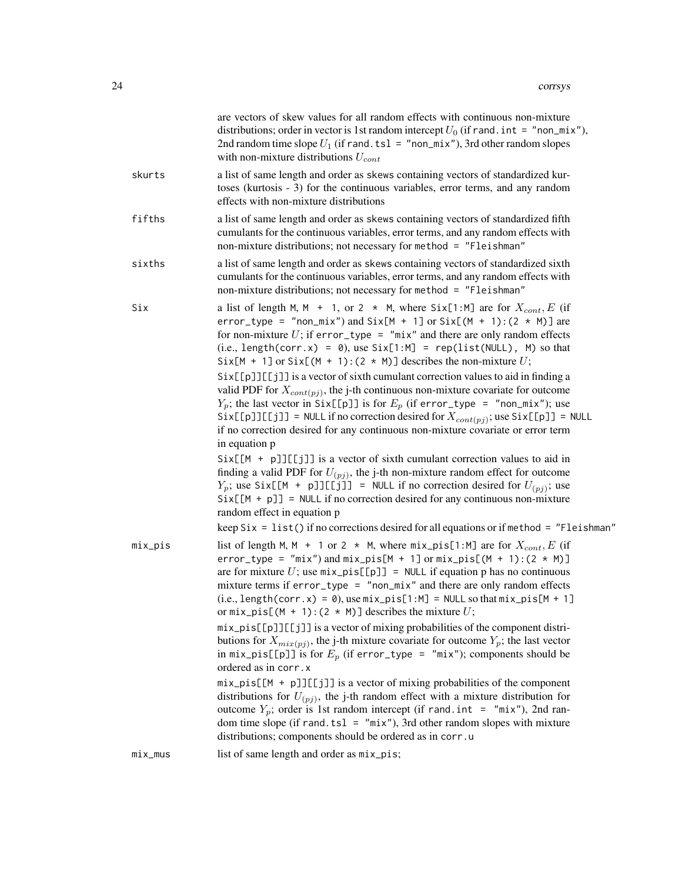are vectors of skew values for all random effects with continuous non-mixture distributions; order in vector is 1st random intercept $U_0$ (if `rand.int = "non_mix"`), 2nd random time slope $U_1$ (if `rand.tsl = "non_mix"`), 3rd other random slopes with non-mixture distributions $U_{cont}$

**skurts**
: a list of same length and order as skews containing vectors of standardized kurtoses (kurtosis - 3) for the continuous variables, error terms, and any random effects with non-mixture distributions

**fifths**
: a list of same length and order as skews containing vectors of standardized fifth cumulants for the continuous variables, error terms, and any random effects with non-mixture distributions; not necessary for `method = "Fleishman"`

**sixths**
: a list of same length and order as skews containing vectors of standardized sixth cumulants for the continuous variables, error terms, and any random effects with non-mixture distributions; not necessary for `method = "Fleishman"`

**Six**
: a list of length `M`, `M + 1`, or `2 * M`, where `Six[1:M]` are for $X_{cont}, E$ (if `error_type = "non_mix"`) and `Six[M + 1]` or `Six[(M + 1):(2 * M)]` are for non-mixture $U$; if `error_type = "mix"` and there are only random effects (i.e., `length(corr.x) = 0`), use `Six[1:M] = rep(list(NULL), M)` so that `Six[M + 1]` or `Six[(M + 1):(2 * M)]` describes the non-mixture $U$;

  `Six[[p]][[j]]` is a vector of sixth cumulant correction values to aid in finding a valid PDF for $X_{cont(pj)}$, the j-th continuous non-mixture covariate for outcome $Y_p$; the last vector in `Six[[p]]` is for $E_p$ (if `error_type = "non_mix"`); use `Six[[p]][[j]] = NULL` if no correction desired for $X_{cont(pj)}$; use `Six[[p]] = NULL` if no correction desired for any continuous non-mixture covariate or error term in equation p

  `Six[[M + p]][[j]]` is a vector of sixth cumulant correction values to aid in finding a valid PDF for $U_{(pj)}$, the j-th non-mixture random effect for outcome $Y_p$; use `Six[[M + p]][[j]] = NULL` if no correction desired for $U_{(pj)}$; use `Six[[M + p]] = NULL` if no correction desired for any continuous non-mixture random effect in equation p

  keep `Six = list()` if no corrections desired for all equations or if `method = "Fleishman"`

**mix_pis**
: list of length `M`, `M + 1` or `2 * M`, where `mix_pis[1:M]` are for $X_{cont}, E$ (if `error_type = "mix"`) and `mix_pis[M + 1]` or `mix_pis[(M + 1):(2 * M)]` are for mixture $U$; use `mix_pis[[p]] = NULL` if equation p has no continuous mixture terms if `error_type = "non_mix"` and there are only random effects (i.e., `length(corr.x) = 0`), use `mix_pis[1:M] = NULL` so that `mix_pis[M + 1]` or `mix_pis[(M + 1):(2 * M)]` describes the mixture $U$;

  `mix_pis[[p]][[j]]` is a vector of mixing probabilities of the component distributions for $X_{mix(pj)}$, the j-th mixture covariate for outcome $Y_p$; the last vector in `mix_pis[[p]]` is for $E_p$ (if `error_type = "mix"`); components should be ordered as in `corr.x`

  `mix_pis[[M + p]][[j]]` is a vector of mixing probabilities of the component distributions for $U_{(pj)}$, the j-th random effect with a mixture distribution for outcome $Y_p$; order is 1st random intercept (if `rand.int = "mix"`), 2nd random time slope (if `rand.tsl = "mix"`), 3rd other random slopes with mixture distributions; components should be ordered as in `corr.u`

**mix_mus**
: list of same length and order as `mix_pis`;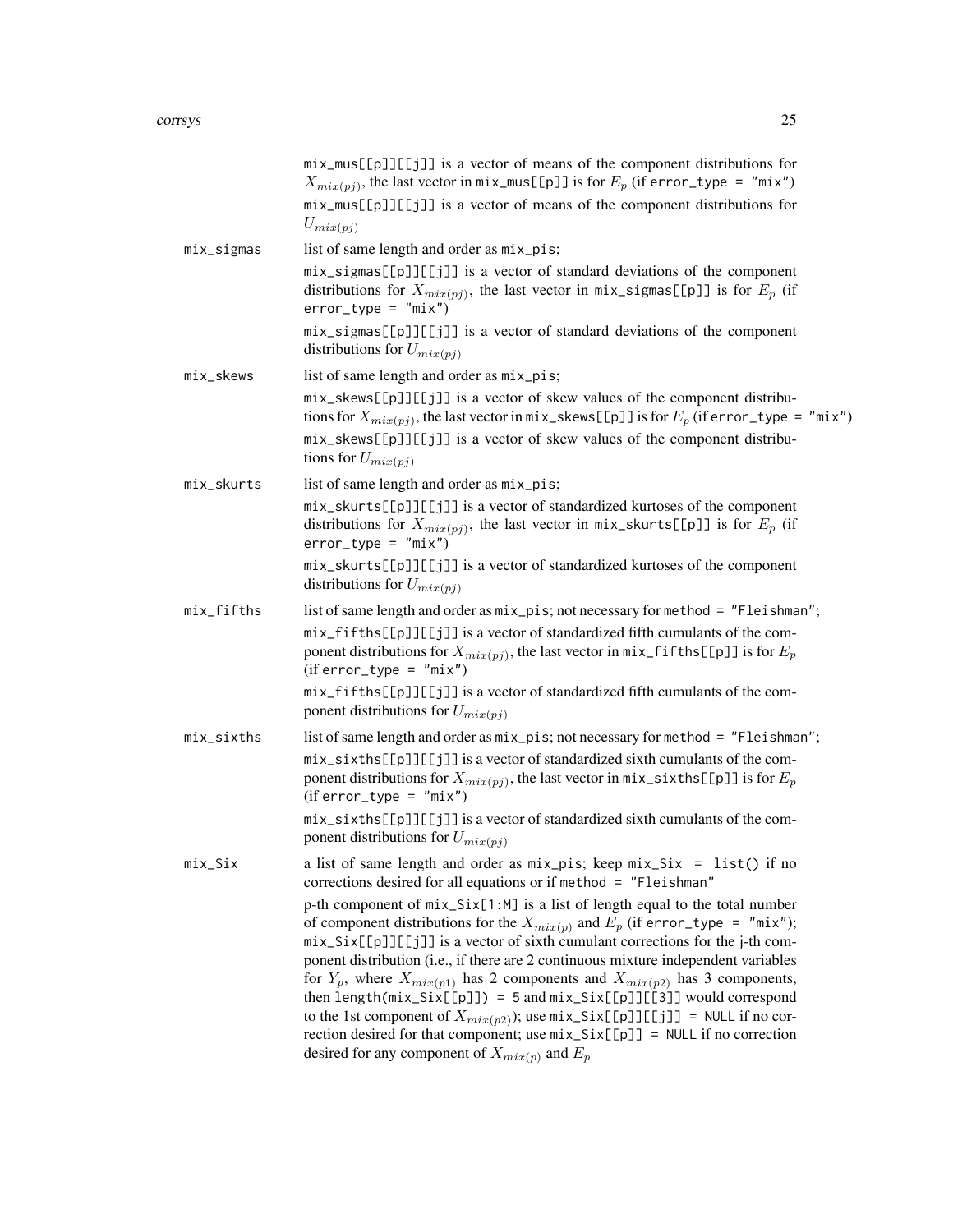`mix_mus[[p]][[j]]` is a vector of means of the component distributions for $X_{mix(pj)}$, the last vector in `mix_mus[[p]]` is for $E_p$ (if `error_type = "mix"`)

`mix_mus[[p]][[j]]` is a vector of means of the component distributions for $U_{mix(pj)}$

**mix_sigmas**
: list of same length and order as `mix_pis`;

  `mix_sigmas[[p]][[j]]` is a vector of standard deviations of the component distributions for $X_{mix(pj)}$, the last vector in `mix_sigmas[[p]]` is for $E_p$ (if `error_type = "mix"`)

  `mix_sigmas[[p]][[j]]` is a vector of standard deviations of the component distributions for $U_{mix(pj)}$

**mix_skews**
: list of same length and order as `mix_pis`;

  `mix_skews[[p]][[j]]` is a vector of skew values of the component distributions for $X_{mix(pj)}$, the last vector in `mix_skews[[p]]` is for $E_p$ (if `error_type = "mix"`)

  `mix_skews[[p]][[j]]` is a vector of skew values of the component distributions for $U_{mix(pj)}$

**mix_skurts**
: list of same length and order as `mix_pis`;

  `mix_skurts[[p]][[j]]` is a vector of standardized kurtoses of the component distributions for $X_{mix(pj)}$, the last vector in `mix_skurts[[p]]` is for $E_p$ (if `error_type = "mix"`)

  `mix_skurts[[p]][[j]]` is a vector of standardized kurtoses of the component distributions for $U_{mix(pj)}$

**mix_fifths**
: list of same length and order as `mix_pis`; not necessary for `method = "Fleishman"`;

  `mix_fifths[[p]][[j]]` is a vector of standardized fifth cumulants of the component distributions for $X_{mix(pj)}$, the last vector in `mix_fifths[[p]]` is for $E_p$ (if `error_type = "mix"`)

  `mix_fifths[[p]][[j]]` is a vector of standardized fifth cumulants of the component distributions for $U_{mix(pj)}$

**mix_sixths**
: list of same length and order as `mix_pis`; not necessary for `method = "Fleishman"`;

  `mix_sixths[[p]][[j]]` is a vector of standardized sixth cumulants of the component distributions for $X_{mix(pj)}$, the last vector in `mix_sixths[[p]]` is for $E_p$ (if `error_type = "mix"`)

  `mix_sixths[[p]][[j]]` is a vector of standardized sixth cumulants of the component distributions for $U_{mix(pj)}$

**mix_Six**
: a list of same length and order as `mix_pis`; keep `mix_Six = list()` if no corrections desired for all equations or if `method = "Fleishman"`

  p-th component of `mix_Six[1:M]` is a list of length equal to the total number of component distributions for the $X_{mix(p)}$ and $E_p$ (if `error_type = "mix"`); `mix_Six[[p]][[j]]` is a vector of sixth cumulant corrections for the j-th component distribution (i.e., if there are 2 continuous mixture independent variables for $Y_p$, where $X_{mix(p1)}$ has 2 components and $X_{mix(p2)}$ has 3 components, then `length(mix_Six[[p]]) = 5` and `mix_Six[[p]][[3]]` would correspond to the 1st component of $X_{mix(p2)}$); use `mix_Six[[p]][[j]] = NULL` if no correction desired for that component; use `mix_Six[[p]] = NULL` if no correction desired for any component of $X_{mix(p)}$ and $E_p$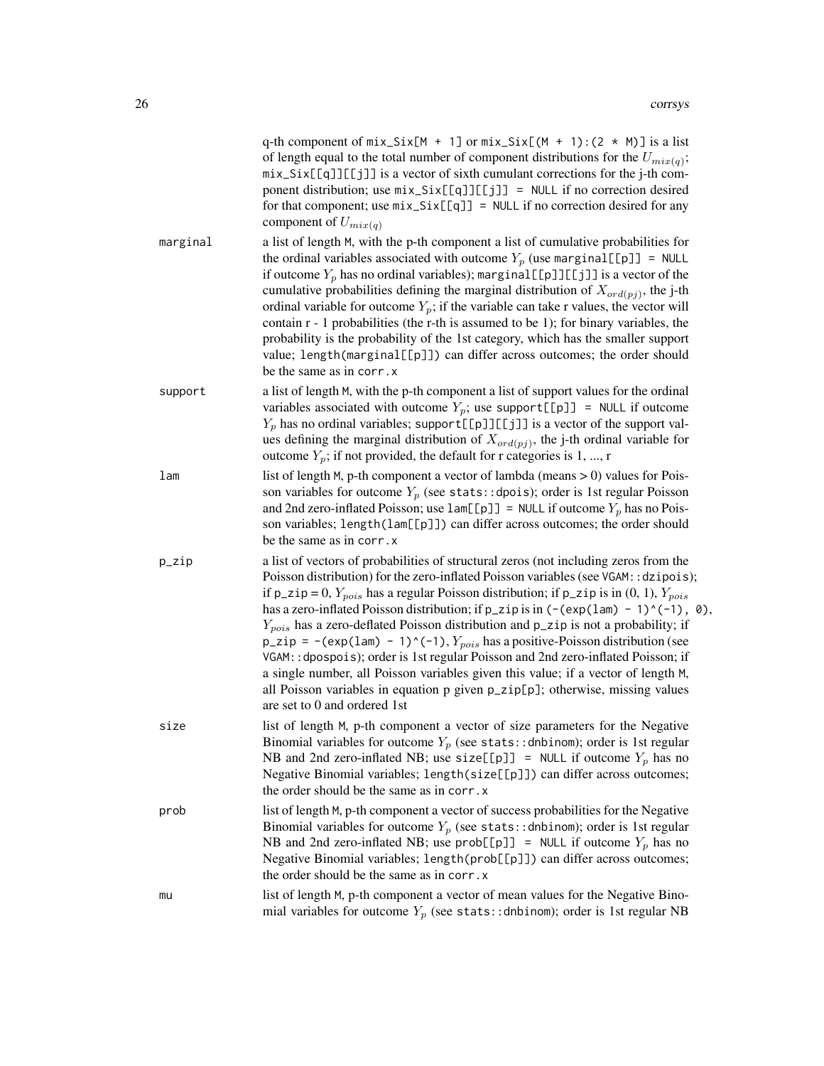q-th component of `mix_Six[M + 1]` or `mix_Six[(M + 1):(2 * M)]` is a list of length equal to the total number of component distributions for the $U_{mix(q)}$; `mix_Six[[q]][[j]]` is a vector of sixth cumulant corrections for the j-th component distribution; use `mix_Six[[q]][[j]] = NULL` if no correction desired for that component; use `mix_Six[[q]] = NULL` if no correction desired for any component of $U_{mix(q)}$

**marginal** a list of length `M`, with the p-th component a list of cumulative probabilities for the ordinal variables associated with outcome $Y_p$ (use `marginal[[p]] = NULL` if outcome $Y_p$ has no ordinal variables); `marginal[[p]][[j]]` is a vector of the cumulative probabilities defining the marginal distribution of $X_{ord(pj)}$, the j-th ordinal variable for outcome $Y_p$; if the variable can take r values, the vector will contain r - 1 probabilities (the r-th is assumed to be 1); for binary variables, the probability is the probability of the 1st category, which has the smaller support value; `length(marginal[[p]])` can differ across outcomes; the order should be the same as in `corr.x`

**support** a list of length `M`, with the p-th component a list of support values for the ordinal variables associated with outcome $Y_p$; use `support[[p]] = NULL` if outcome $Y_p$ has no ordinal variables; `support[[p]][[j]]` is a vector of the support values defining the marginal distribution of $X_{ord(pj)}$, the j-th ordinal variable for outcome $Y_p$; if not provided, the default for r categories is 1, ..., r

**lam** list of length `M`, p-th component a vector of lambda (means > 0) values for Poisson variables for outcome $Y_p$ (see `stats::dpois`); order is 1st regular Poisson and 2nd zero-inflated Poisson; use `lam[[p]] = NULL` if outcome $Y_p$ has no Poisson variables; `length(lam[[p]])` can differ across outcomes; the order should be the same as in `corr.x`

**p_zip** a list of vectors of probabilities of structural zeros (not including zeros from the Poisson distribution) for the zero-inflated Poisson variables (see `VGAM::dzipois`); if `p_zip` = 0, $Y_{pois}$ has a regular Poisson distribution; if `p_zip` is in (0, 1), $Y_{pois}$ has a zero-inflated Poisson distribution; if `p_zip` is in `(-(exp(lam) - 1)^(-1), 0)`, $Y_{pois}$ has a zero-deflated Poisson distribution and `p_zip` is not a probability; if `p_zip = -(exp(lam) - 1)^(-1)`, $Y_{pois}$ has a positive-Poisson distribution (see `VGAM::dpospois`); order is 1st regular Poisson and 2nd zero-inflated Poisson; if a single number, all Poisson variables given this value; if a vector of length `M`, all Poisson variables in equation p given `p_zip[p]`; otherwise, missing values are set to 0 and ordered 1st

**size** list of length `M`, p-th component a vector of size parameters for the Negative Binomial variables for outcome $Y_p$ (see `stats::dnbinom`); order is 1st regular NB and 2nd zero-inflated NB; use `size[[p]] = NULL` if outcome $Y_p$ has no Negative Binomial variables; `length(size[[p]])` can differ across outcomes; the order should be the same as in `corr.x`

**prob** list of length `M`, p-th component a vector of success probabilities for the Negative Binomial variables for outcome $Y_p$ (see `stats::dnbinom`); order is 1st regular NB and 2nd zero-inflated NB; use `prob[[p]] = NULL` if outcome $Y_p$ has no Negative Binomial variables; `length(prob[[p]])` can differ across outcomes; the order should be the same as in `corr.x`

**mu** list of length `M`, p-th component a vector of mean values for the Negative Binomial variables for outcome $Y_p$ (see `stats::dnbinom`); order is 1st regular NB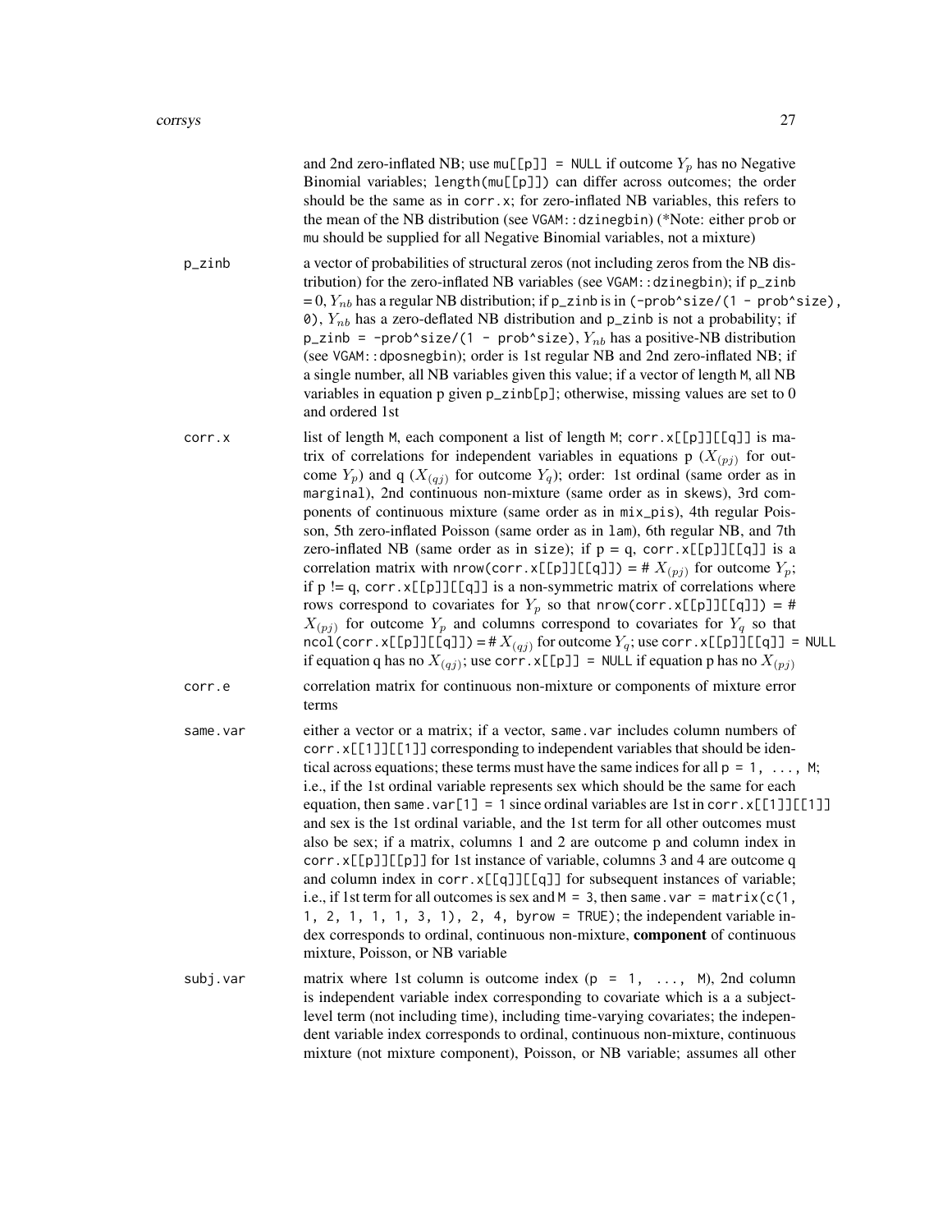and 2nd zero-inflated NB; use `mu[[p]] = NULL` if outcome $Y_p$ has no Negative Binomial variables; `length(mu[[p]])` can differ across outcomes; the order should be the same as in `corr.x`; for zero-inflated NB variables, this refers to the mean of the NB distribution (see `VGAM::dzinegbin`) (*Note: either `prob` or `mu` should be supplied for all Negative Binomial variables, not a mixture)

**p_zinb**
: a vector of probabilities of structural zeros (not including zeros from the NB distribution) for the zero-inflated NB variables (see `VGAM::dzinegbin`); if `p_zinb` = 0, $Y_{nb}$ has a regular NB distribution; if `p_zinb` is in `(-prob^size/(1 - prob^size), 0)`, $Y_{nb}$ has a zero-deflated NB distribution and `p_zinb` is not a probability; if `p_zinb = -prob^size/(1 - prob^size)`, $Y_{nb}$ has a positive-NB distribution (see `VGAM::dposnegbin`); order is 1st regular NB and 2nd zero-inflated NB; if a single number, all NB variables given this value; if a vector of length `M`, all NB variables in equation p given `p_zinb[p]`; otherwise, missing values are set to 0 and ordered 1st

**corr.x**
: list of length `M`, each component a list of length `M`; `corr.x[[p]][[q]]` is matrix of correlations for independent variables in equations p ($X_{(pj)}$ for outcome $Y_p$) and q ($X_{(qj)}$ for outcome $Y_q$); order: 1st ordinal (same order as in `marginal`), 2nd continuous non-mixture (same order as in `skews`), 3rd components of continuous mixture (same order as in `mix_pis`), 4th regular Poisson, 5th zero-inflated Poisson (same order as in `lam`), 6th regular NB, and 7th zero-inflated NB (same order as in `size`); if p = q, `corr.x[[p]][[q]]` is a correlation matrix with `nrow(corr.x[[p]][[q]])` = # $X_{(pj)}$ for outcome $Y_p$; if p != q, `corr.x[[p]][[q]]` is a non-symmetric matrix of correlations where rows correspond to covariates for $Y_p$ so that `nrow(corr.x[[p]][[q]])` = # $X_{(pj)}$ for outcome $Y_p$ and columns correspond to covariates for $Y_q$ so that `ncol(corr.x[[p]][[q]])` = # $X_{(qj)}$ for outcome $Y_q$; use `corr.x[[p]][[q]] = NULL` if equation q has no $X_{(qj)}$; use `corr.x[[p]] = NULL` if equation p has no $X_{(pj)}$

**corr.e**
: correlation matrix for continuous non-mixture or components of mixture error terms

**same.var**
: either a vector or a matrix; if a vector, `same.var` includes column numbers of `corr.x[[1]][[1]]` corresponding to independent variables that should be identical across equations; these terms must have the same indices for all `p = 1, ..., M`; i.e., if the 1st ordinal variable represents sex which should be the same for each equation, then `same.var[1] = 1` since ordinal variables are 1st in `corr.x[[1]][[1]]` and sex is the 1st ordinal variable, and the 1st term for all other outcomes must also be sex; if a matrix, columns 1 and 2 are outcome p and column index in `corr.x[[p]][[p]]` for 1st instance of variable, columns 3 and 4 are outcome q and column index in `corr.x[[q]][[q]]` for subsequent instances of variable; i.e., if 1st term for all outcomes is sex and `M = 3`, then `same.var = matrix(c(1, 1, 2, 1, 1, 1, 3, 1), 2, 4, byrow = TRUE)`; the independent variable index corresponds to ordinal, continuous non-mixture, **component** of continuous mixture, Poisson, or NB variable

**subj.var**
: matrix where 1st column is outcome index (`p = 1, ..., M`), 2nd column is independent variable index corresponding to covariate which is a a subject-level term (not including time), including time-varying covariates; the independent variable index corresponds to ordinal, continuous non-mixture, continuous mixture (not mixture component), Poisson, or NB variable; assumes all other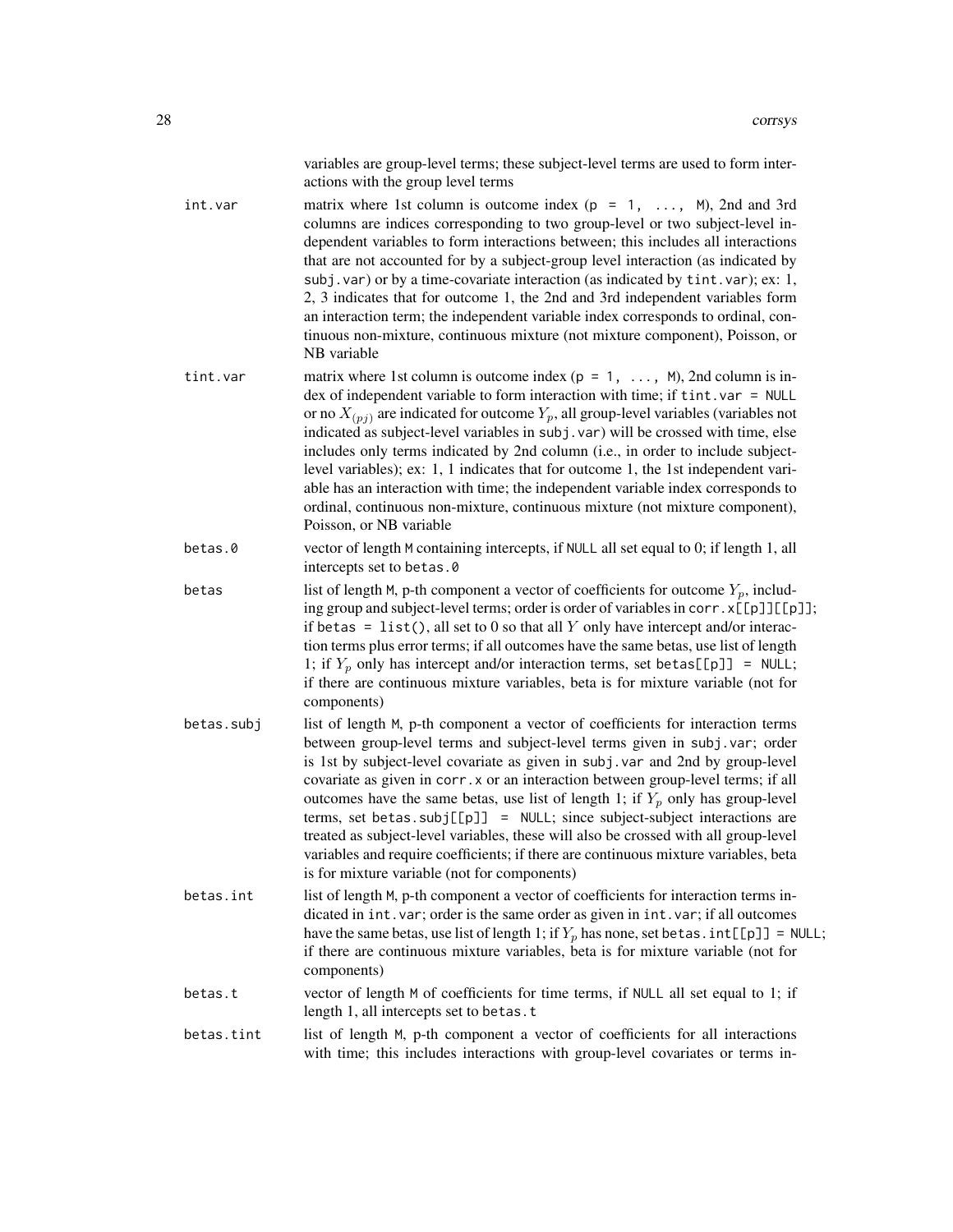variables are group-level terms; these subject-level terms are used to form interactions with the group level terms

`int.var`
: matrix where 1st column is outcome index (`p = 1, ..., M`), 2nd and 3rd columns are indices corresponding to two group-level or two subject-level independent variables to form interactions between; this includes all interactions that are not accounted for by a subject-group level interaction (as indicated by `subj.var`) or by a time-covariate interaction (as indicated by `tint.var`); ex: 1, 2, 3 indicates that for outcome 1, the 2nd and 3rd independent variables form an interaction term; the independent variable index corresponds to ordinal, continuous non-mixture, continuous mixture (not mixture component), Poisson, or NB variable

`tint.var`
: matrix where 1st column is outcome index (`p = 1, ..., M`), 2nd column is index of independent variable to form interaction with time; if `tint.var = NULL` or no $X_{(pj)}$ are indicated for outcome $Y_p$, all group-level variables (variables not indicated as subject-level variables in `subj.var`) will be crossed with time, else includes only terms indicated by 2nd column (i.e., in order to include subject-level variables); ex: 1, 1 indicates that for outcome 1, the 1st independent variable has an interaction with time; the independent variable index corresponds to ordinal, continuous non-mixture, continuous mixture (not mixture component), Poisson, or NB variable

`betas.0`
: vector of length `M` containing intercepts, if `NULL` all set equal to 0; if length 1, all intercepts set to `betas.0`

`betas`
: list of length `M`, p-th component a vector of coefficients for outcome $Y_p$, including group and subject-level terms; order is order of variables in `corr.x[[p]][[p]]`; if `betas = list()`, all set to 0 so that all $Y$ only have intercept and/or interaction terms plus error terms; if all outcomes have the same betas, use list of length 1; if $Y_p$ only has intercept and/or interaction terms, set `betas[[p]] = NULL`; if there are continuous mixture variables, beta is for mixture variable (not for components)

`betas.subj`
: list of length `M`, p-th component a vector of coefficients for interaction terms between group-level terms and subject-level terms given in `subj.var`; order is 1st by subject-level covariate as given in `subj.var` and 2nd by group-level covariate as given in `corr.x` or an interaction between group-level terms; if all outcomes have the same betas, use list of length 1; if $Y_p$ only has group-level terms, set `betas.subj[[p]] = NULL`; since subject-subject interactions are treated as subject-level variables, these will also be crossed with all group-level variables and require coefficients; if there are continuous mixture variables, beta is for mixture variable (not for components)

`betas.int`
: list of length `M`, p-th component a vector of coefficients for interaction terms indicated in `int.var`; order is the same order as given in `int.var`; if all outcomes have the same betas, use list of length 1; if $Y_p$ has none, set `betas.int[[p]] = NULL`; if there are continuous mixture variables, beta is for mixture variable (not for components)

`betas.t`
: vector of length `M` of coefficients for time terms, if `NULL` all set equal to 1; if length 1, all intercepts set to `betas.t`

`betas.tint`
: list of length `M`, p-th component a vector of coefficients for all interactions with time; this includes interactions with group-level covariates or terms in-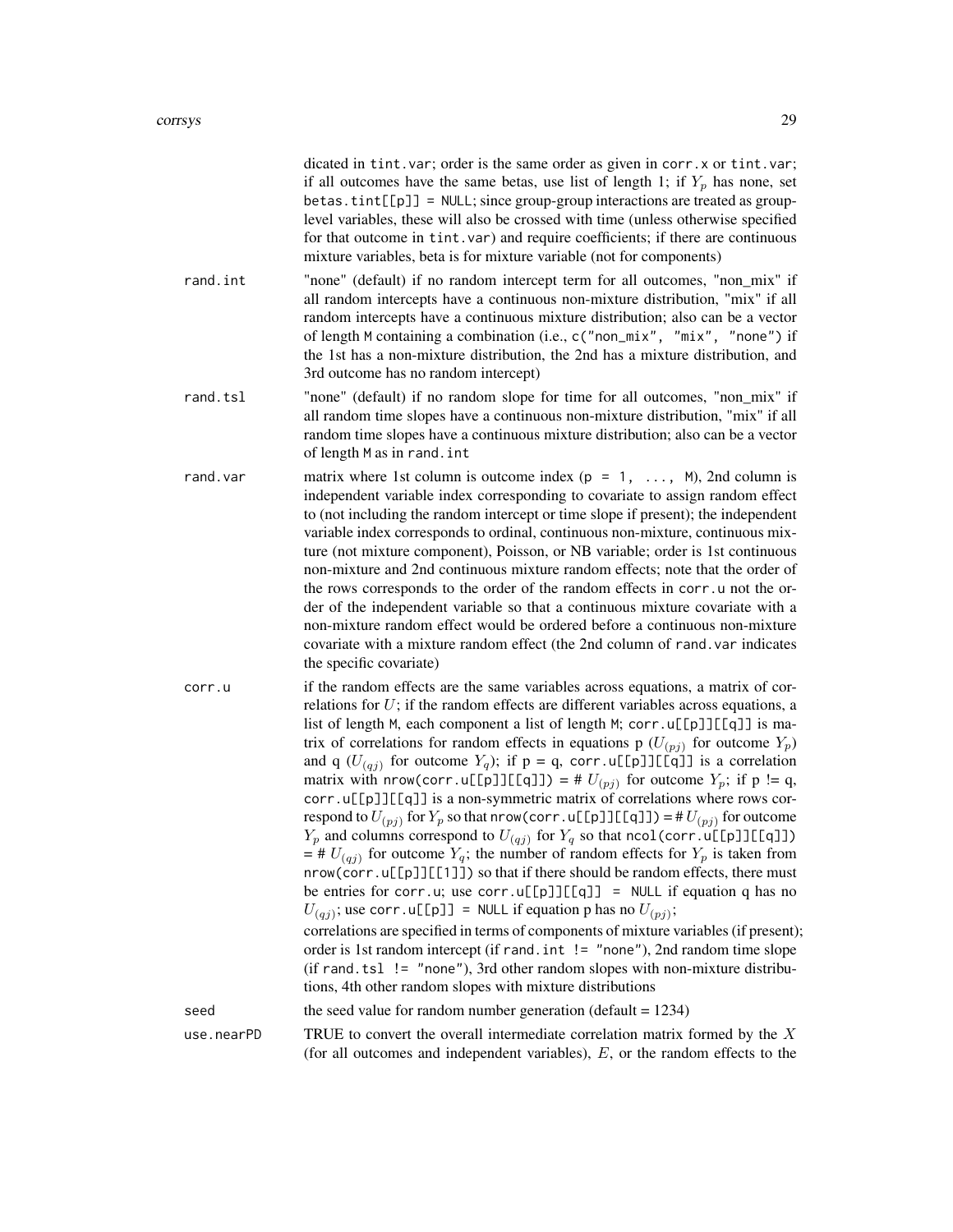dicated in `tint.var`; order is the same order as given in `corr.x` or `tint.var`; if all outcomes have the same betas, use list of length 1; if $Y_p$ has none, set `betas.tint[[p]] = NULL`; since group-group interactions are treated as group-level variables, these will also be crossed with time (unless otherwise specified for that outcome in `tint.var`) and require coefficients; if there are continuous mixture variables, beta is for mixture variable (not for components)

`rand.int`
: "none" (default) if no random intercept term for all outcomes, "non_mix" if all random intercepts have a continuous non-mixture distribution, "mix" if all random intercepts have a continuous mixture distribution; also can be a vector of length `M` containing a combination (i.e., `c("non_mix", "mix", "none")` if the 1st has a non-mixture distribution, the 2nd has a mixture distribution, and 3rd outcome has no random intercept)

`rand.tsl`
: "none" (default) if no random slope for time for all outcomes, "non_mix" if all random time slopes have a continuous non-mixture distribution, "mix" if all random time slopes have a continuous mixture distribution; also can be a vector of length `M` as in `rand.int`

`rand.var`
: matrix where 1st column is outcome index (`p = 1, ..., M`), 2nd column is independent variable index corresponding to covariate to assign random effect to (not including the random intercept or time slope if present); the independent variable index corresponds to ordinal, continuous non-mixture, continuous mixture (not mixture component), Poisson, or NB variable; order is 1st continuous non-mixture and 2nd continuous mixture random effects; note that the order of the rows corresponds to the order of the random effects in `corr.u` not the order of the independent variable so that a continuous mixture covariate with a non-mixture random effect would be ordered before a continuous non-mixture covariate with a mixture random effect (the 2nd column of `rand.var` indicates the specific covariate)

`corr.u`
: if the random effects are the same variables across equations, a matrix of correlations for $U$; if the random effects are different variables across equations, a list of length `M`, each component a list of length `M`; `corr.u[[p]][[q]]` is matrix of correlations for random effects in equations p ($U_{(pj)}$ for outcome $Y_p$) and q ($U_{(qj)}$ for outcome $Y_q$); if p = q, `corr.u[[p]][[q]]` is a correlation matrix with `nrow(corr.u[[p]][[q]])` = # $U_{(pj)}$ for outcome $Y_p$; if p != q, `corr.u[[p]][[q]]` is a non-symmetric matrix of correlations where rows correspond to $U_{(pj)}$ for $Y_p$ so that `nrow(corr.u[[p]][[q]])` = # $U_{(pj)}$ for outcome $Y_p$ and columns correspond to $U_{(qj)}$ for $Y_q$ so that `ncol(corr.u[[p]][[q]])` = # $U_{(qj)}$ for outcome $Y_q$; the number of random effects for $Y_p$ is taken from `nrow(corr.u[[p]][[1]])` so that if there should be random effects, there must be entries for `corr.u`; use `corr.u[[p]][[q]] = NULL` if equation q has no $U_{(qj)}$; use `corr.u[[p]] = NULL` if equation p has no $U_{(pj)}$;
correlations are specified in terms of components of mixture variables (if present); order is 1st random intercept (if `rand.int != "none"`), 2nd random time slope (if `rand.tsl != "none"`), 3rd other random slopes with non-mixture distributions, 4th other random slopes with mixture distributions

`seed`
: the seed value for random number generation (default = 1234)

`use.nearPD`
: TRUE to convert the overall intermediate correlation matrix formed by the $X$ (for all outcomes and independent variables), $E$, or the random effects to the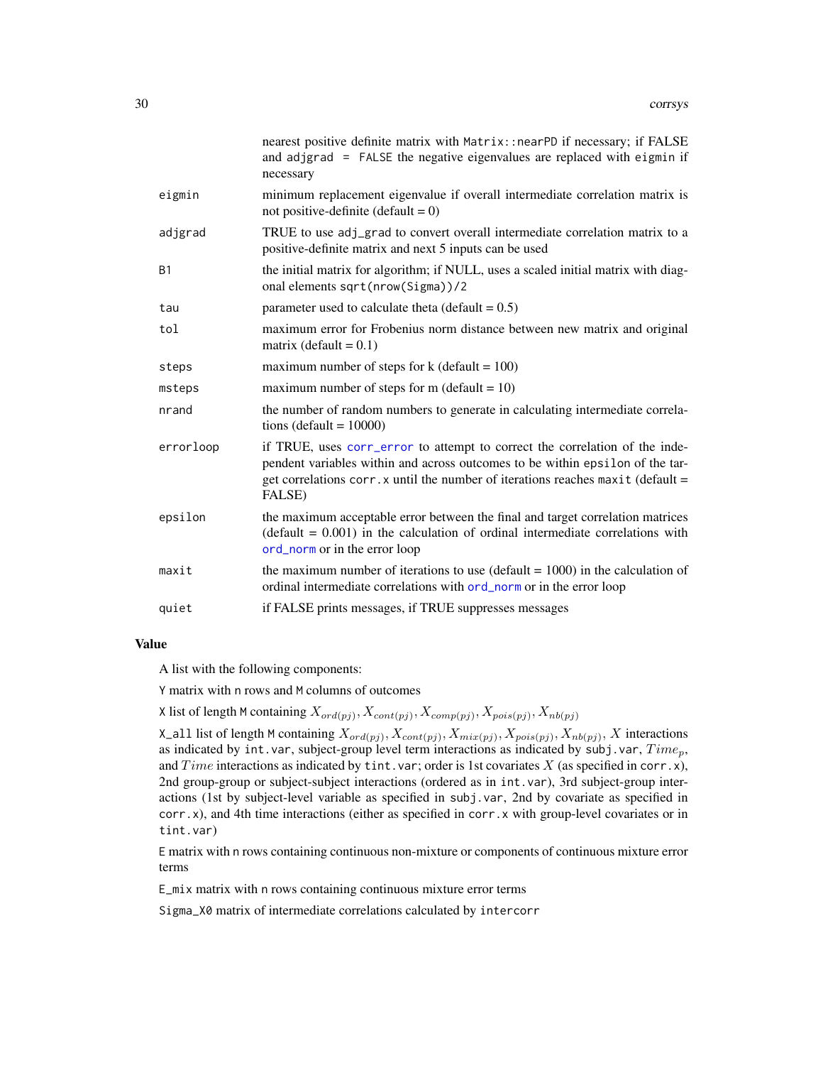| | |
|---|---|
| | nearest positive definite matrix with `Matrix::nearPD` if necessary; if FALSE and `adjgrad = FALSE` the negative eigenvalues are replaced with `eigmin` if necessary |
| eigmin | minimum replacement eigenvalue if overall intermediate correlation matrix is not positive-definite (default = 0) |
| adjgrad | TRUE to use `adj_grad` to convert overall intermediate correlation matrix to a positive-definite matrix and next 5 inputs can be used |
| B1 | the initial matrix for algorithm; if NULL, uses a scaled initial matrix with diagonal elements `sqrt(nrow(Sigma))/2` |
| tau | parameter used to calculate theta (default = 0.5) |
| tol | maximum error for Frobenius norm distance between new matrix and original matrix (default = 0.1) |
| steps | maximum number of steps for k (default = 100) |
| msteps | maximum number of steps for m (default = 10) |
| nrand | the number of random numbers to generate in calculating intermediate correlations (default = 10000) |
| errorloop | if TRUE, uses `corr_error` to attempt to correct the correlation of the independent variables within and across outcomes to be within `epsilon` of the target correlations `corr.x` until the number of iterations reaches `maxit` (default = FALSE) |
| epsilon | the maximum acceptable error between the final and target correlation matrices (default = 0.001) in the calculation of ordinal intermediate correlations with `ord_norm` or in the error loop |
| maxit | the maximum number of iterations to use (default = 1000) in the calculation of ordinal intermediate correlations with `ord_norm` or in the error loop |
| quiet | if FALSE prints messages, if TRUE suppresses messages |

## Value

A list with the following components:

`Y` matrix with `n` rows and `M` columns of outcomes

`X` list of length `M` containing $X_{ord(pj)}, X_{cont(pj)}, X_{comp(pj)}, X_{pois(pj)}, X_{nb(pj)}$

`X_all` list of length `M` containing $X_{ord(pj)}, X_{cont(pj)}, X_{mix(pj)}, X_{pois(pj)}, X_{nb(pj)}$, $X$ interactions as indicated by `int.var`, subject-group level term interactions as indicated by `subj.var`, $Time_p$, and $Time$ interactions as indicated by `tint.var`; order is 1st covariates $X$ (as specified in `corr.x`), 2nd group-group or subject-subject interactions (ordered as in `int.var`), 3rd subject-group interactions (1st by subject-level variable as specified in `subj.var`, 2nd by covariate as specified in `corr.x`), and 4th time interactions (either as specified in `corr.x` with group-level covariates or in `tint.var`)

`E` matrix with `n` rows containing continuous non-mixture or components of continuous mixture error terms

`E_mix` matrix with `n` rows containing continuous mixture error terms

`Sigma_X0` matrix of intermediate correlations calculated by `intercorr`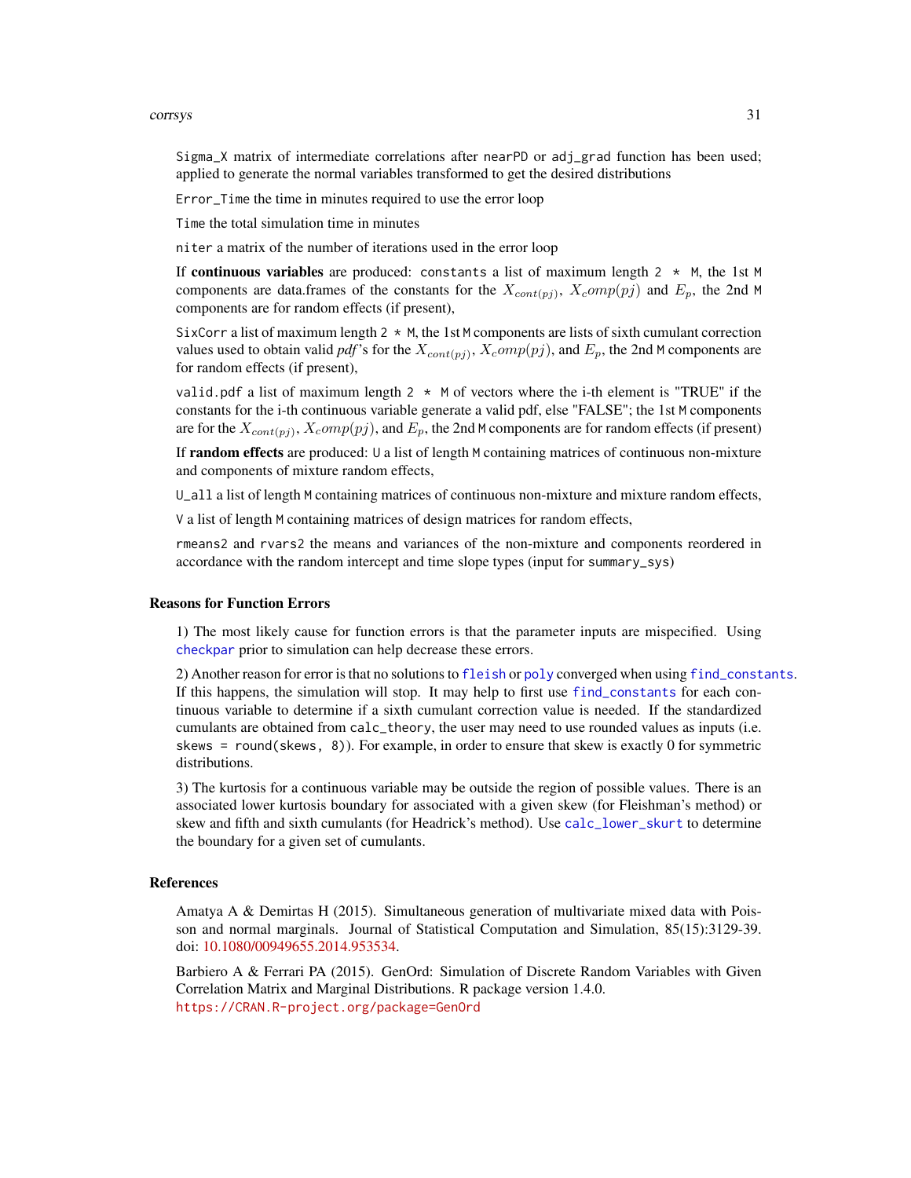`Sigma_X` matrix of intermediate correlations after `nearPD` or `adj_grad` function has been used; applied to generate the normal variables transformed to get the desired distributions

`Error_Time` the time in minutes required to use the error loop

`Time` the total simulation time in minutes

`niter` a matrix of the number of iterations used in the error loop

If **continuous variables** are produced: `constants` a list of maximum length `2 * M`, the 1st `M` components are data.frames of the constants for the $X_{cont(pj)}$, $X_comp(pj)$ and $E_p$, the 2nd `M` components are for random effects (if present),

`SixCorr` a list of maximum length `2 * M`, the 1st `M` components are lists of sixth cumulant correction values used to obtain valid *pdf*'s for the $X_{cont(pj)}$, $X_comp(pj)$, and $E_p$, the 2nd `M` components are for random effects (if present),

`valid.pdf` a list of maximum length `2 * M` of vectors where the i-th element is "TRUE" if the constants for the i-th continuous variable generate a valid pdf, else "FALSE"; the 1st `M` components are for the $X_{cont(pj)}$, $X_comp(pj)$, and $E_p$, the 2nd `M` components are for random effects (if present)

If **random effects** are produced: `U` a list of length `M` containing matrices of continuous non-mixture and components of mixture random effects,

`U_all` a list of length `M` containing matrices of continuous non-mixture and mixture random effects,

`V` a list of length `M` containing matrices of design matrices for random effects,

`rmeans2` and `rvars2` the means and variances of the non-mixture and components reordered in accordance with the random intercept and time slope types (input for `summary_sys`)

### Reasons for Function Errors

1) The most likely cause for function errors is that the parameter inputs are mispecified. Using `checkpar` prior to simulation can help decrease these errors.

2) Another reason for error is that no solutions to `fleish` or `poly` converged when using `find_constants`. If this happens, the simulation will stop. It may help to first use `find_constants` for each continuous variable to determine if a sixth cumulant correction value is needed. If the standardized cumulants are obtained from `calc_theory`, the user may need to use rounded values as inputs (i.e. `skews = round(skews, 8)`). For example, in order to ensure that skew is exactly 0 for symmetric distributions.

3) The kurtosis for a continuous variable may be outside the region of possible values. There is an associated lower kurtosis boundary for associated with a given skew (for Fleishman's method) or skew and fifth and sixth cumulants (for Headrick's method). Use `calc_lower_skurt` to determine the boundary for a given set of cumulants.

### References

Amatya A & Demirtas H (2015). Simultaneous generation of multivariate mixed data with Poisson and normal marginals. Journal of Statistical Computation and Simulation, 85(15):3129-39. doi: 10.1080/00949655.2014.953534.

Barbiero A & Ferrari PA (2015). GenOrd: Simulation of Discrete Random Variables with Given Correlation Matrix and Marginal Distributions. R package version 1.4.0.
https://CRAN.R-project.org/package=GenOrd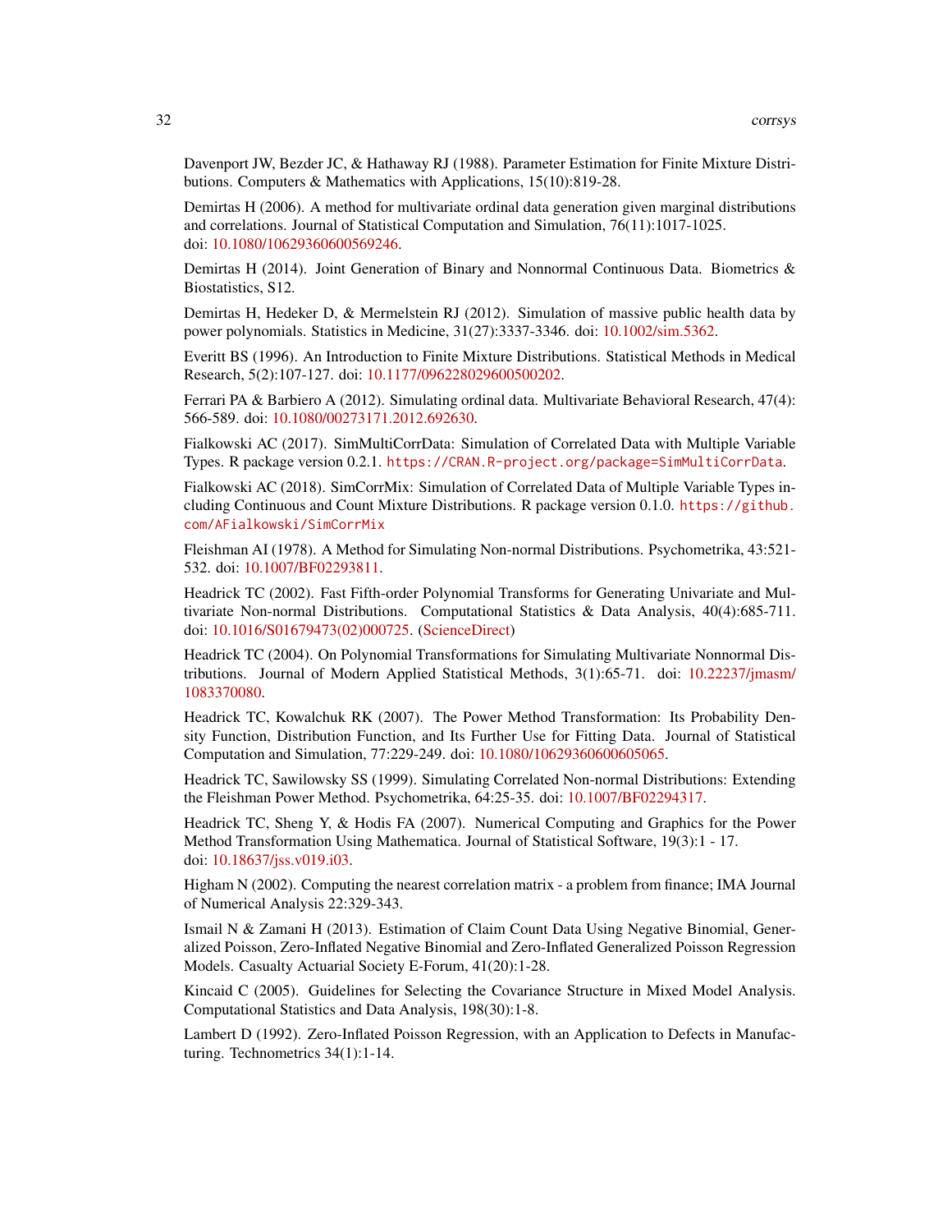Davenport JW, Bezder JC, & Hathaway RJ (1988). Parameter Estimation for Finite Mixture Distributions. Computers & Mathematics with Applications, 15(10):819-28.

Demirtas H (2006). A method for multivariate ordinal data generation given marginal distributions and correlations. Journal of Statistical Computation and Simulation, 76(11):1017-1025. doi: 10.1080/10629360600569246.

Demirtas H (2014). Joint Generation of Binary and Nonnormal Continuous Data. Biometrics & Biostatistics, S12.

Demirtas H, Hedeker D, & Mermelstein RJ (2012). Simulation of massive public health data by power polynomials. Statistics in Medicine, 31(27):3337-3346. doi: 10.1002/sim.5362.

Everitt BS (1996). An Introduction to Finite Mixture Distributions. Statistical Methods in Medical Research, 5(2):107-127. doi: 10.1177/096228029600500202.

Ferrari PA & Barbiero A (2012). Simulating ordinal data. Multivariate Behavioral Research, 47(4): 566-589. doi: 10.1080/00273171.2012.692630.

Fialkowski AC (2017). SimMultiCorrData: Simulation of Correlated Data with Multiple Variable Types. R package version 0.2.1. `https://CRAN.R-project.org/package=SimMultiCorrData`.

Fialkowski AC (2018). SimCorrMix: Simulation of Correlated Data of Multiple Variable Types including Continuous and Count Mixture Distributions. R package version 0.1.0. `https://github.com/AFialkowski/SimCorrMix`

Fleishman AI (1978). A Method for Simulating Non-normal Distributions. Psychometrika, 43:521-532. doi: 10.1007/BF02293811.

Headrick TC (2002). Fast Fifth-order Polynomial Transforms for Generating Univariate and Multivariate Non-normal Distributions. Computational Statistics & Data Analysis, 40(4):685-711. doi: 10.1016/S01679473(02)000725. (ScienceDirect)

Headrick TC (2004). On Polynomial Transformations for Simulating Multivariate Nonnormal Distributions. Journal of Modern Applied Statistical Methods, 3(1):65-71. doi: 10.22237/jmasm/1083370080.

Headrick TC, Kowalchuk RK (2007). The Power Method Transformation: Its Probability Density Function, Distribution Function, and Its Further Use for Fitting Data. Journal of Statistical Computation and Simulation, 77:229-249. doi: 10.1080/10629360600605065.

Headrick TC, Sawilowsky SS (1999). Simulating Correlated Non-normal Distributions: Extending the Fleishman Power Method. Psychometrika, 64:25-35. doi: 10.1007/BF02294317.

Headrick TC, Sheng Y, & Hodis FA (2007). Numerical Computing and Graphics for the Power Method Transformation Using Mathematica. Journal of Statistical Software, 19(3):1 - 17. doi: 10.18637/jss.v019.i03.

Higham N (2002). Computing the nearest correlation matrix - a problem from finance; IMA Journal of Numerical Analysis 22:329-343.

Ismail N & Zamani H (2013). Estimation of Claim Count Data Using Negative Binomial, Generalized Poisson, Zero-Inflated Negative Binomial and Zero-Inflated Generalized Poisson Regression Models. Casualty Actuarial Society E-Forum, 41(20):1-28.

Kincaid C (2005). Guidelines for Selecting the Covariance Structure in Mixed Model Analysis. Computational Statistics and Data Analysis, 198(30):1-8.

Lambert D (1992). Zero-Inflated Poisson Regression, with an Application to Defects in Manufacturing. Technometrics 34(1):1-14.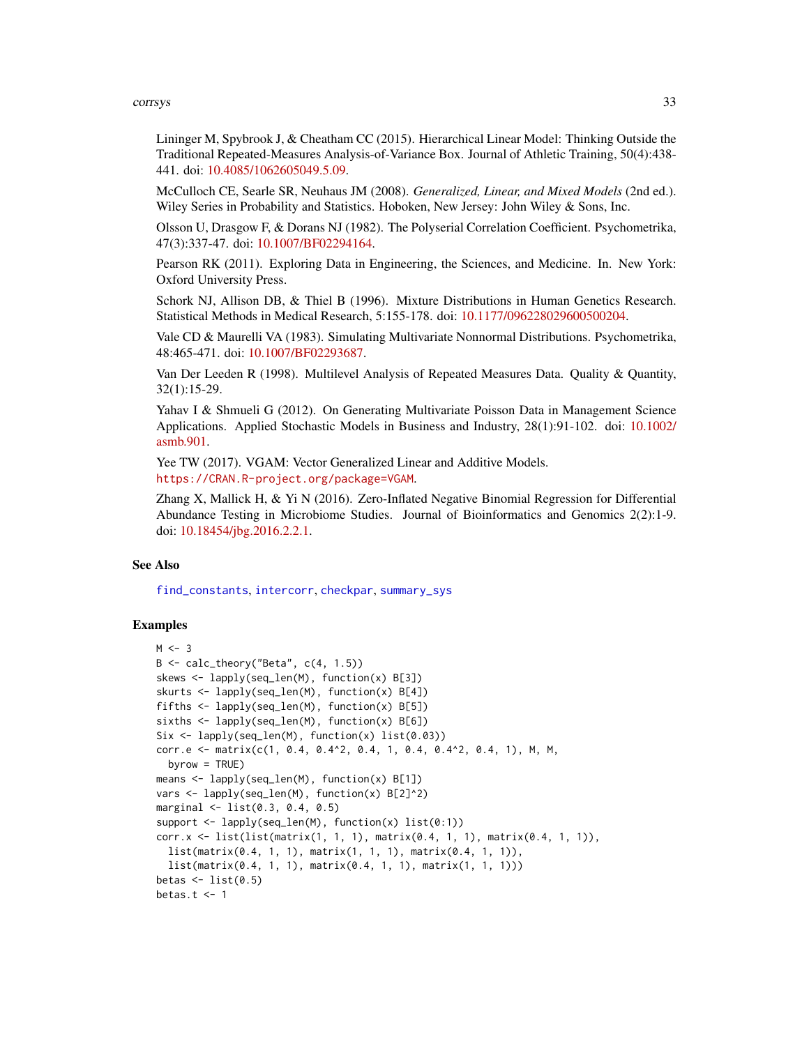Lininger M, Spybrook J, & Cheatham CC (2015). Hierarchical Linear Model: Thinking Outside the Traditional Repeated-Measures Analysis-of-Variance Box. Journal of Athletic Training, 50(4):438-441. doi: 10.4085/1062605049.5.09.

McCulloch CE, Searle SR, Neuhaus JM (2008). *Generalized, Linear, and Mixed Models* (2nd ed.). Wiley Series in Probability and Statistics. Hoboken, New Jersey: John Wiley & Sons, Inc.

Olsson U, Drasgow F, & Dorans NJ (1982). The Polyserial Correlation Coefficient. Psychometrika, 47(3):337-47. doi: 10.1007/BF02294164.

Pearson RK (2011). Exploring Data in Engineering, the Sciences, and Medicine. In. New York: Oxford University Press.

Schork NJ, Allison DB, & Thiel B (1996). Mixture Distributions in Human Genetics Research. Statistical Methods in Medical Research, 5:155-178. doi: 10.1177/096228029600500204.

Vale CD & Maurelli VA (1983). Simulating Multivariate Nonnormal Distributions. Psychometrika, 48:465-471. doi: 10.1007/BF02293687.

Van Der Leeden R (1998). Multilevel Analysis of Repeated Measures Data. Quality & Quantity, 32(1):15-29.

Yahav I & Shmueli G (2012). On Generating Multivariate Poisson Data in Management Science Applications. Applied Stochastic Models in Business and Industry, 28(1):91-102. doi: 10.1002/asmb.901.

Yee TW (2017). VGAM: Vector Generalized Linear and Additive Models. `https://CRAN.R-project.org/package=VGAM`.

Zhang X, Mallick H, & Yi N (2016). Zero-Inflated Negative Binomial Regression for Differential Abundance Testing in Microbiome Studies. Journal of Bioinformatics and Genomics 2(2):1-9. doi: 10.18454/jbg.2016.2.2.1.

## See Also

`find_constants`, `intercorr`, `checkpar`, `summary_sys`

## Examples

```
M <- 3
B <- calc_theory("Beta", c(4, 1.5))
skews <- lapply(seq_len(M), function(x) B[3])
skurts <- lapply(seq_len(M), function(x) B[4])
fifths <- lapply(seq_len(M), function(x) B[5])
sixths <- lapply(seq_len(M), function(x) B[6])
Six <- lapply(seq_len(M), function(x) list(0.03))
corr.e <- matrix(c(1, 0.4, 0.4^2, 0.4, 1, 0.4, 0.4^2, 0.4, 1), M, M,
  byrow = TRUE)
means <- lapply(seq_len(M), function(x) B[1])
vars <- lapply(seq_len(M), function(x) B[2]^2)
marginal <- list(0.3, 0.4, 0.5)
support <- lapply(seq_len(M), function(x) list(0:1))
corr.x <- list(list(matrix(1, 1, 1), matrix(0.4, 1, 1), matrix(0.4, 1, 1)),
  list(matrix(0.4, 1, 1), matrix(1, 1, 1), matrix(0.4, 1, 1)),
  list(matrix(0.4, 1, 1), matrix(0.4, 1, 1), matrix(1, 1, 1)))
betas <- list(0.5)
betas.t <- 1
```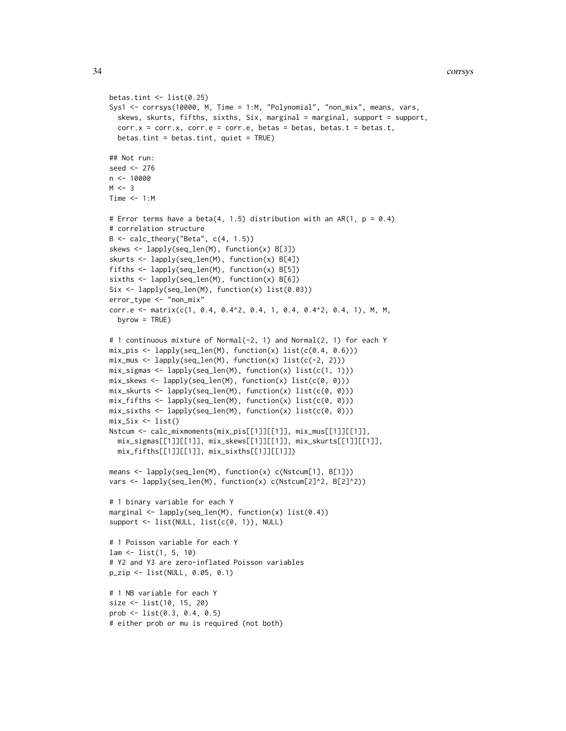```
betas.tint <- list(0.25)
Sys1 <- corrsys(10000, M, Time = 1:M, "Polynomial", "non_mix", means, vars,
  skews, skurts, fifths, sixths, Six, marginal = marginal, support = support,
  corr.x = corr.x, corr.e = corr.e, betas = betas, betas.t = betas.t,
  betas.tint = betas.tint, quiet = TRUE)

## Not run:
seed <- 276
n <- 10000
M <- 3
Time <- 1:M

# Error terms have a beta(4, 1.5) distribution with an AR(1, p = 0.4)
# correlation structure
B <- calc_theory("Beta", c(4, 1.5))
skews <- lapply(seq_len(M), function(x) B[3])
skurts <- lapply(seq_len(M), function(x) B[4])
fifths <- lapply(seq_len(M), function(x) B[5])
sixths <- lapply(seq_len(M), function(x) B[6])
Six <- lapply(seq_len(M), function(x) list(0.03))
error_type <- "non_mix"
corr.e <- matrix(c(1, 0.4, 0.4^2, 0.4, 1, 0.4, 0.4^2, 0.4, 1), M, M,
  byrow = TRUE)

# 1 continuous mixture of Normal(-2, 1) and Normal(2, 1) for each Y
mix_pis <- lapply(seq_len(M), function(x) list(c(0.4, 0.6)))
mix_mus <- lapply(seq_len(M), function(x) list(c(-2, 2)))
mix_sigmas <- lapply(seq_len(M), function(x) list(c(1, 1)))
mix_skews <- lapply(seq_len(M), function(x) list(c(0, 0)))
mix_skurts <- lapply(seq_len(M), function(x) list(c(0, 0)))
mix_fifths <- lapply(seq_len(M), function(x) list(c(0, 0)))
mix_sixths <- lapply(seq_len(M), function(x) list(c(0, 0)))
mix_Six <- list()
Nstcum <- calc_mixmoments(mix_pis[[1]][[1]], mix_mus[[1]][[1]],
  mix_sigmas[[1]][[1]], mix_skews[[1]][[1]], mix_skurts[[1]][[1]],
  mix_fifths[[1]][[1]], mix_sixths[[1]][[1]])

means <- lapply(seq_len(M), function(x) c(Nstcum[1], B[1]))
vars <- lapply(seq_len(M), function(x) c(Nstcum[2]^2, B[2]^2))

# 1 binary variable for each Y
marginal <- lapply(seq_len(M), function(x) list(0.4))
support <- list(NULL, list(c(0, 1)), NULL)

# 1 Poisson variable for each Y
lam <- list(1, 5, 10)
# Y2 and Y3 are zero-inflated Poisson variables
p_zip <- list(NULL, 0.05, 0.1)

# 1 NB variable for each Y
size <- list(10, 15, 20)
prob <- list(0.3, 0.4, 0.5)
# either prob or mu is required (not both)
```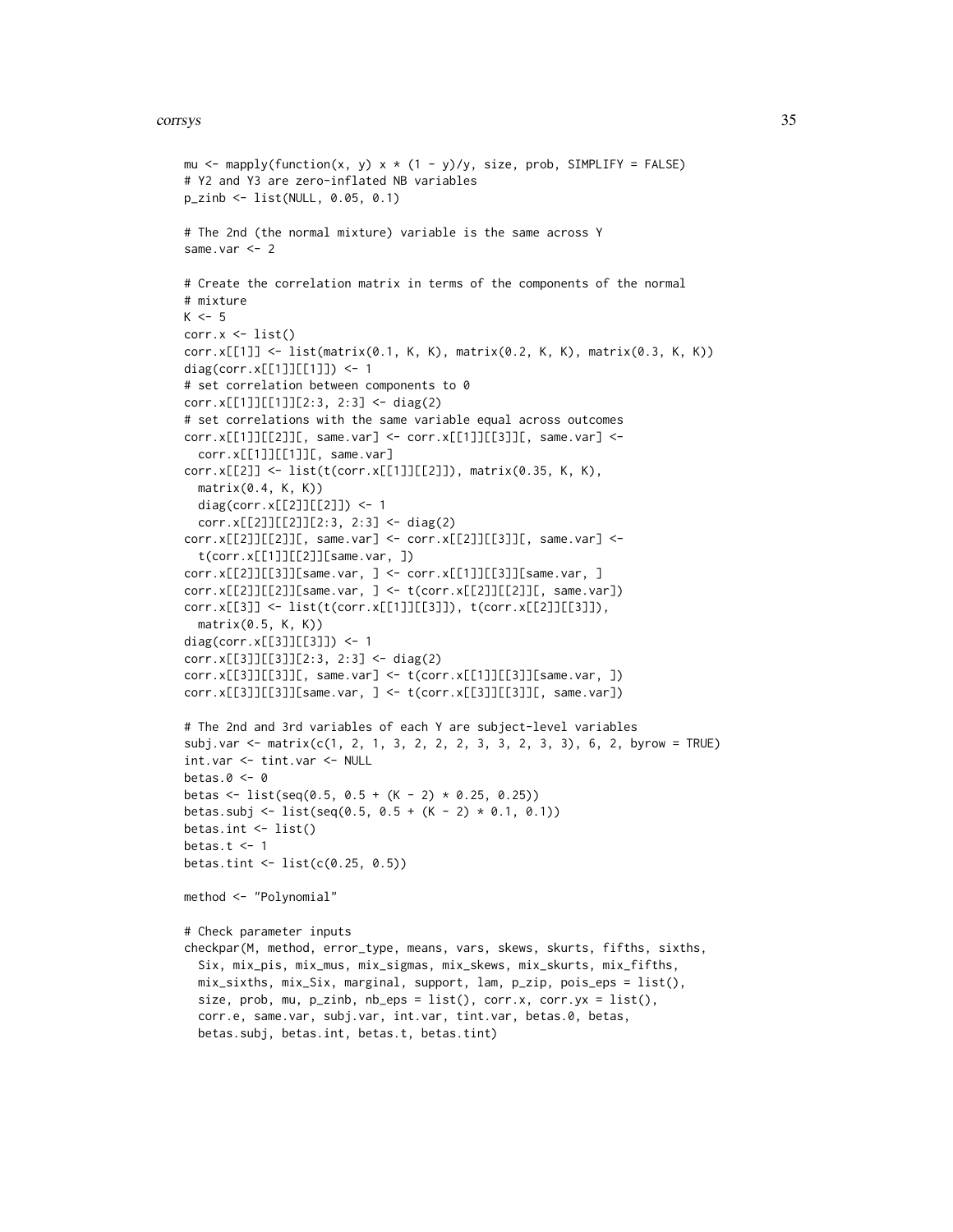```
mu <- mapply(function(x, y) x * (1 - y)/y, size, prob, SIMPLIFY = FALSE)
# Y2 and Y3 are zero-inflated NB variables
p_zinb <- list(NULL, 0.05, 0.1)

# The 2nd (the normal mixture) variable is the same across Y
same.var <- 2

# Create the correlation matrix in terms of the components of the normal
# mixture
K <- 5
corr.x <- list()
corr.x[[1]] <- list(matrix(0.1, K, K), matrix(0.2, K, K), matrix(0.3, K, K))
diag(corr.x[[1]][[1]]) <- 1
# set correlation between components to 0
corr.x[[1]][[1]][2:3, 2:3] <- diag(2)
# set correlations with the same variable equal across outcomes
corr.x[[1]][[2]][, same.var] <- corr.x[[1]][[3]][, same.var] <-
  corr.x[[1]][[1]][, same.var]
corr.x[[2]] <- list(t(corr.x[[1]][[2]]), matrix(0.35, K, K),
  matrix(0.4, K, K))
  diag(corr.x[[2]][[2]]) <- 1
  corr.x[[2]][[2]][2:3, 2:3] <- diag(2)
corr.x[[2]][[2]][, same.var] <- corr.x[[2]][[3]][, same.var] <-
  t(corr.x[[1]][[2]][same.var, ])
corr.x[[2]][[3]][same.var, ] <- corr.x[[1]][[3]][same.var, ]
corr.x[[2]][[2]][same.var, ] <- t(corr.x[[2]][[2]][, same.var])
corr.x[[3]] <- list(t(corr.x[[1]][[3]]), t(corr.x[[2]][[3]]),
  matrix(0.5, K, K))
diag(corr.x[[3]][[3]]) <- 1
corr.x[[3]][[3]][2:3, 2:3] <- diag(2)
corr.x[[3]][[3]][, same.var] <- t(corr.x[[1]][[3]][same.var, ])
corr.x[[3]][[3]][same.var, ] <- t(corr.x[[3]][[3]][, same.var])

# The 2nd and 3rd variables of each Y are subject-level variables
subj.var <- matrix(c(1, 2, 1, 3, 2, 2, 2, 3, 3, 2, 3, 3), 6, 2, byrow = TRUE)
int.var <- tint.var <- NULL
betas.0 <- 0
betas <- list(seq(0.5, 0.5 + (K - 2) * 0.25, 0.25))
betas.subj <- list(seq(0.5, 0.5 + (K - 2) * 0.1, 0.1))
betas.int <- list()
betas.t <- 1
betas.tint <- list(c(0.25, 0.5))

method <- "Polynomial"

# Check parameter inputs
checkpar(M, method, error_type, means, vars, skews, skurts, fifths, sixths,
  Six, mix_pis, mix_mus, mix_sigmas, mix_skews, mix_skurts, mix_fifths,
  mix_sixths, mix_Six, marginal, support, lam, p_zip, pois_eps = list(),
  size, prob, mu, p_zinb, nb_eps = list(), corr.x, corr.yx = list(),
  corr.e, same.var, subj.var, int.var, tint.var, betas.0, betas,
  betas.subj, betas.int, betas.t, betas.tint)
```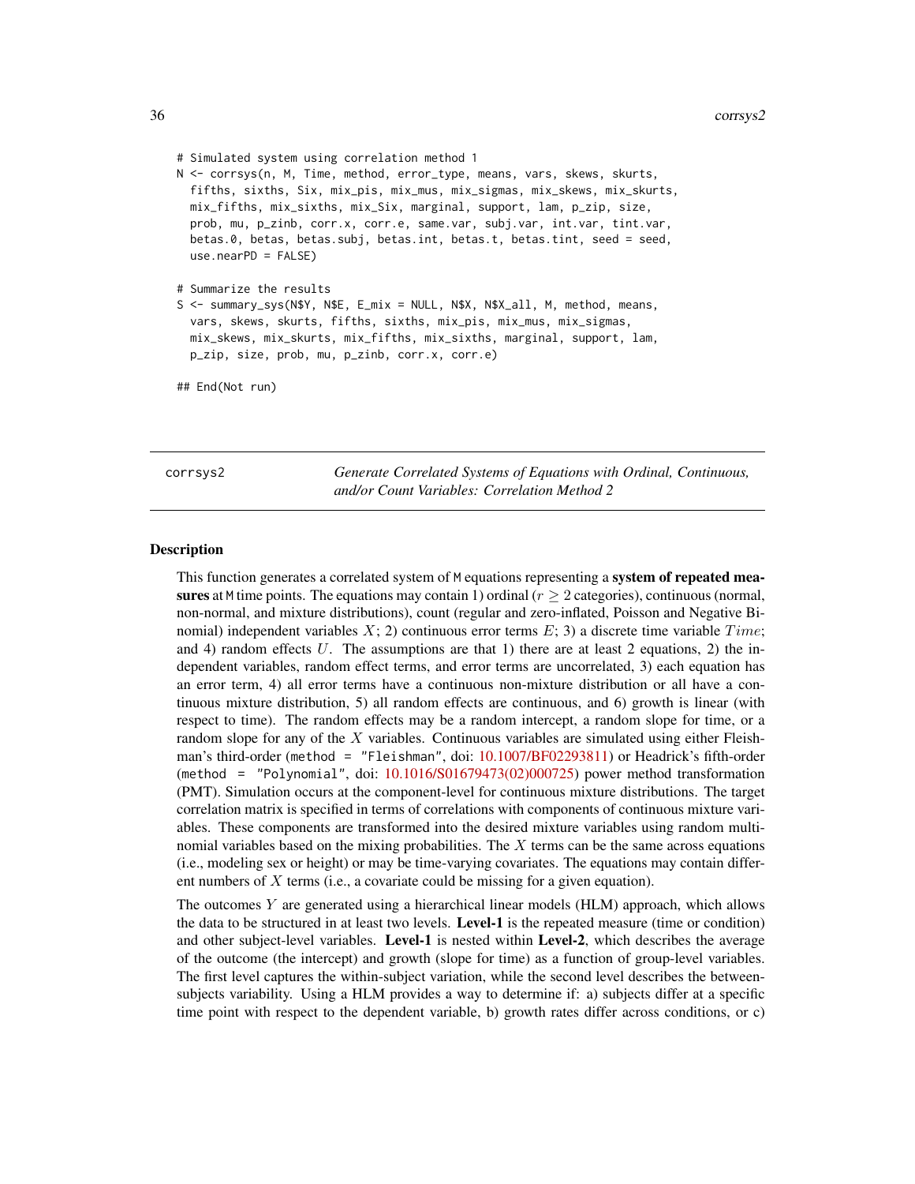```
# Simulated system using correlation method 1
N <- corrsys(n, M, Time, method, error_type, means, vars, skews, skurts,
  fifths, sixths, Six, mix_pis, mix_mus, mix_sigmas, mix_skews, mix_skurts,
  mix_fifths, mix_sixths, mix_Six, marginal, support, lam, p_zip, size,
  prob, mu, p_zinb, corr.x, corr.e, same.var, subj.var, int.var, tint.var,
  betas.0, betas, betas.subj, betas.int, betas.t, betas.tint, seed = seed,
  use.nearPD = FALSE)

# Summarize the results
S <- summary_sys(N$Y, N$E, E_mix = NULL, N$X, N$X_all, M, method, means,
  vars, skews, skurts, fifths, sixths, mix_pis, mix_mus, mix_sigmas,
  mix_skews, mix_skurts, mix_fifths, mix_sixths, marginal, support, lam,
  p_zip, size, prob, mu, p_zinb, corr.x, corr.e)

## End(Not run)
```

---

## corrsys2 — *Generate Correlated Systems of Equations with Ordinal, Continuous, and/or Count Variables: Correlation Method 2*

### Description

This function generates a correlated system of M equations representing a **system of repeated measures** at M time points. The equations may contain 1) ordinal ($r \geq 2$ categories), continuous (normal, non-normal, and mixture distributions), count (regular and zero-inflated, Poisson and Negative Binomial) independent variables $X$; 2) continuous error terms $E$; 3) a discrete time variable $Time$; and 4) random effects $U$. The assumptions are that 1) there are at least 2 equations, 2) the independent variables, random effect terms, and error terms are uncorrelated, 3) each equation has an error term, 4) all error terms have a continuous non-mixture distribution or all have a continuous mixture distribution, 5) all random effects are continuous, and 6) growth is linear (with respect to time). The random effects may be a random intercept, a random slope for time, or a random slope for any of the $X$ variables. Continuous variables are simulated using either Fleishman's third-order (`method = "Fleishman"`, doi: 10.1007/BF02293811) or Headrick's fifth-order (`method = "Polynomial"`, doi: 10.1016/S01679473(02)000725) power method transformation (PMT). Simulation occurs at the component-level for continuous mixture distributions. The target correlation matrix is specified in terms of correlations with components of continuous mixture variables. These components are transformed into the desired mixture variables using random multinomial variables based on the mixing probabilities. The $X$ terms can be the same across equations (i.e., modeling sex or height) or may be time-varying covariates. The equations may contain different numbers of $X$ terms (i.e., a covariate could be missing for a given equation).

The outcomes $Y$ are generated using a hierarchical linear models (HLM) approach, which allows the data to be structured in at least two levels. **Level-1** is the repeated measure (time or condition) and other subject-level variables. **Level-1** is nested within **Level-2**, which describes the average of the outcome (the intercept) and growth (slope for time) as a function of group-level variables. The first level captures the within-subject variation, while the second level describes the between-subjects variability. Using a HLM provides a way to determine if: a) subjects differ at a specific time point with respect to the dependent variable, b) growth rates differ across conditions, or c)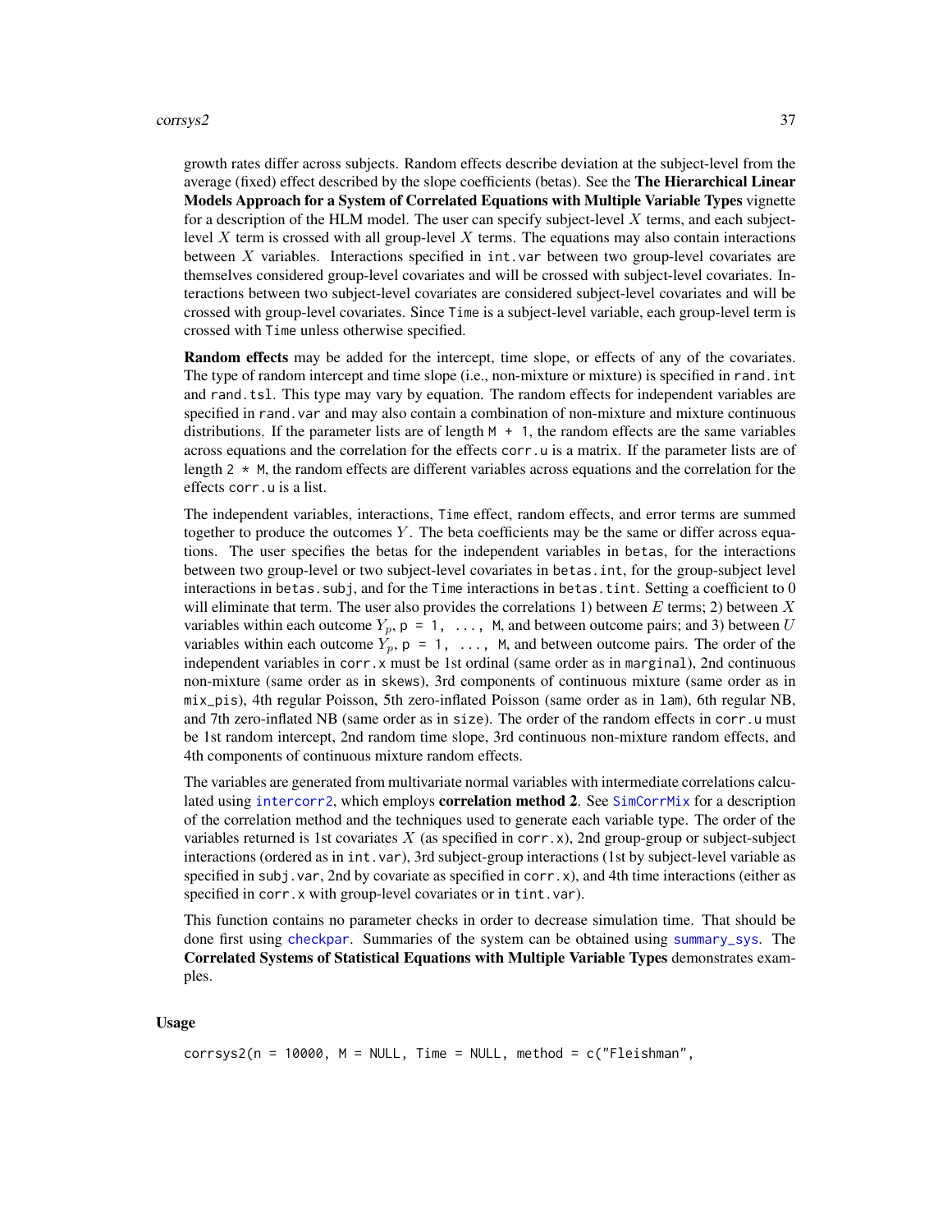growth rates differ across subjects. Random effects describe deviation at the subject-level from the average (fixed) effect described by the slope coefficients (betas). See the **The Hierarchical Linear Models Approach for a System of Correlated Equations with Multiple Variable Types** vignette for a description of the HLM model. The user can specify subject-level $X$ terms, and each subject-level $X$ term is crossed with all group-level $X$ terms. The equations may also contain interactions between $X$ variables. Interactions specified in `int.var` between two group-level covariates are themselves considered group-level covariates and will be crossed with subject-level covariates. Interactions between two subject-level covariates are considered subject-level covariates and will be crossed with group-level covariates. Since `Time` is a subject-level variable, each group-level term is crossed with `Time` unless otherwise specified.

**Random effects** may be added for the intercept, time slope, or effects of any of the covariates. The type of random intercept and time slope (i.e., non-mixture or mixture) is specified in `rand.int` and `rand.tsl`. This type may vary by equation. The random effects for independent variables are specified in `rand.var` and may also contain a combination of non-mixture and mixture continuous distributions. If the parameter lists are of length `M + 1`, the random effects are the same variables across equations and the correlation for the effects `corr.u` is a matrix. If the parameter lists are of length `2 * M`, the random effects are different variables across equations and the correlation for the effects `corr.u` is a list.

The independent variables, interactions, `Time` effect, random effects, and error terms are summed together to produce the outcomes $Y$. The beta coefficients may be the same or differ across equations. The user specifies the betas for the independent variables in `betas`, for the interactions between two group-level or two subject-level covariates in `betas.int`, for the group-subject level interactions in `betas.subj`, and for the `Time` interactions in `betas.tint`. Setting a coefficient to 0 will eliminate that term. The user also provides the correlations 1) between $E$ terms; 2) between $X$ variables within each outcome $Y_p$, `p = 1, ..., M`, and between outcome pairs; and 3) between $U$ variables within each outcome $Y_p$, `p = 1, ..., M`, and between outcome pairs. The order of the independent variables in `corr.x` must be 1st ordinal (same order as in `marginal`), 2nd continuous non-mixture (same order as in `skews`), 3rd components of continuous mixture (same order as in `mix_pis`), 4th regular Poisson, 5th zero-inflated Poisson (same order as in `lam`), 6th regular NB, and 7th zero-inflated NB (same order as in `size`). The order of the random effects in `corr.u` must be 1st random intercept, 2nd random time slope, 3rd continuous non-mixture random effects, and 4th components of continuous mixture random effects.

The variables are generated from multivariate normal variables with intermediate correlations calculated using `intercorr2`, which employs **correlation method 2**. See `SimCorrMix` for a description of the correlation method and the techniques used to generate each variable type. The order of the variables returned is 1st covariates $X$ (as specified in `corr.x`), 2nd group-group or subject-subject interactions (ordered as in `int.var`), 3rd subject-group interactions (1st by subject-level variable as specified in `subj.var`, 2nd by covariate as specified in `corr.x`), and 4th time interactions (either as specified in `corr.x` with group-level covariates or in `tint.var`).

This function contains no parameter checks in order to decrease simulation time. That should be done first using `checkpar`. Summaries of the system can be obtained using `summary_sys`. The **Correlated Systems of Statistical Equations with Multiple Variable Types** demonstrates examples.

## Usage

```
corrsys2(n = 10000, M = NULL, Time = NULL, method = c("Fleishman",
```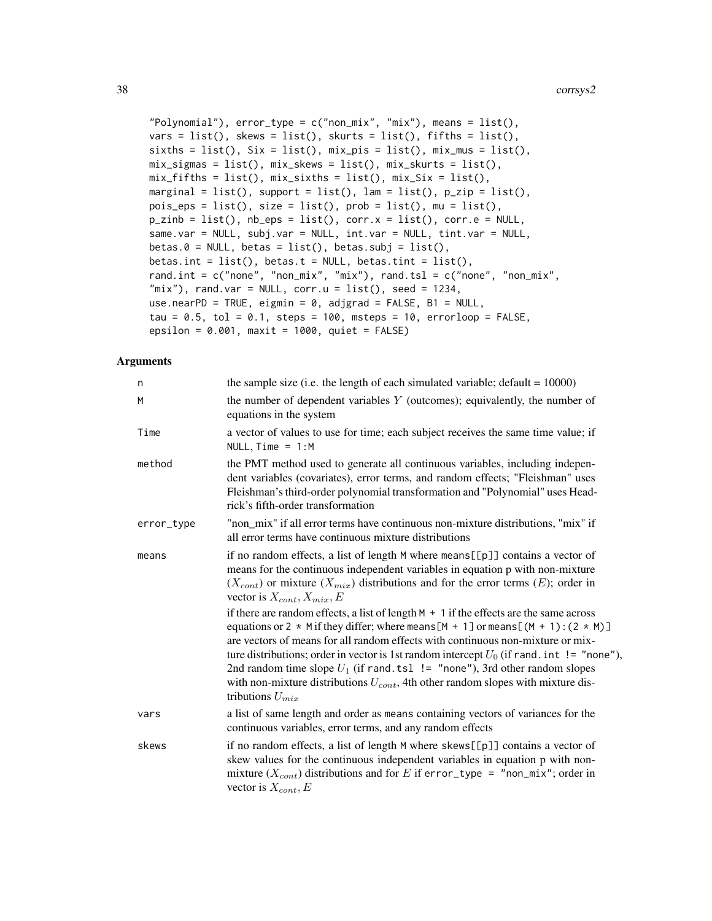```
"Polynomial"), error_type = c("non_mix", "mix"), means = list(),
vars = list(), skews = list(), skurts = list(), fifths = list(),
sixths = list(), Six = list(), mix_pis = list(), mix_mus = list(),
mix_sigmas = list(), mix_skews = list(), mix_skurts = list(),
mix_fifths = list(), mix_sixths = list(), mix_Six = list(),
marginal = list(), support = list(), lam = list(), p_zip = list(),
pois_eps = list(), size = list(), prob = list(), mu = list(),
p_zinb = list(), nb_eps = list(), corr.x = list(), corr.e = NULL,
same.var = NULL, subj.var = NULL, int.var = NULL, tint.var = NULL,
betas.0 = NULL, betas = list(), betas.subj = list(),
betas.int = list(), betas.t = NULL, betas.tint = list(),
rand.int = c("none", "non_mix", "mix"), rand.tsl = c("none", "non_mix",
"mix"), rand.var = NULL, corr.u = list(), seed = 1234,
use.nearPD = TRUE, eigmin = 0, adjgrad = FALSE, B1 = NULL,
tau = 0.5, tol = 0.1, steps = 100, msteps = 10, errorloop = FALSE,
epsilon = 0.001, maxit = 1000, quiet = FALSE)
```

## Arguments

| | |
|---|---|
| n | the sample size (i.e. the length of each simulated variable; default = 10000) |
| M | the number of dependent variables $Y$ (outcomes); equivalently, the number of equations in the system |
| Time | a vector of values to use for time; each subject receives the same time value; if NULL, Time = 1:M |
| method | the PMT method used to generate all continuous variables, including independent variables (covariates), error terms, and random effects; "Fleishman" uses Fleishman's third-order polynomial transformation and "Polynomial" uses Headrick's fifth-order transformation |
| error_type | "non_mix" if all error terms have continuous non-mixture distributions, "mix" if all error terms have continuous mixture distributions |
| means | if no random effects, a list of length M where means[[p]] contains a vector of means for the continuous independent variables in equation p with non-mixture ($X_{cont}$) or mixture ($X_{mix}$) distributions and for the error terms ($E$); order in vector is $X_{cont}, X_{mix}, E$<br><br>if there are random effects, a list of length M + 1 if the effects are the same across equations or 2 * M if they differ; where means[M + 1] or means[(M + 1):(2 * M)] are vectors of means for all random effects with continuous non-mixture or mixture distributions; order in vector is 1st random intercept $U_0$ (if rand.int != "none"), 2nd random time slope $U_1$ (if rand.tsl != "none"), 3rd other random slopes with non-mixture distributions $U_{cont}$, 4th other random slopes with mixture distributions $U_{mix}$ |
| vars | a list of same length and order as means containing vectors of variances for the continuous variables, error terms, and any random effects |
| skews | if no random effects, a list of length M where skews[[p]] contains a vector of skew values for the continuous independent variables in equation p with non-mixture ($X_{cont}$) distributions and for $E$ if error_type = "non_mix"; order in vector is $X_{cont}, E$ |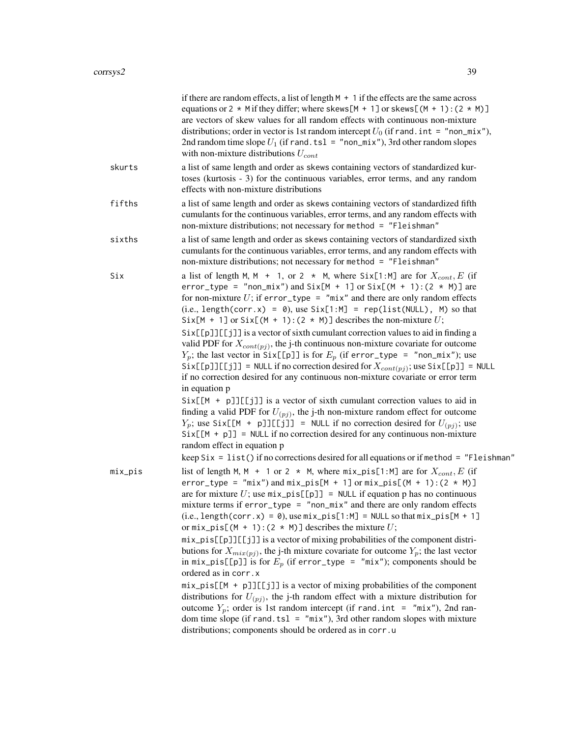if there are random effects, a list of length `M + 1` if the effects are the same across equations or `2 * M` if they differ; where `skews[M + 1]` or `skews[(M + 1):(2 * M)]` are vectors of skew values for all random effects with continuous non-mixture distributions; order in vector is 1st random intercept $U_0$ (if `rand.int = "non_mix"`), 2nd random time slope $U_1$ (if `rand.tsl = "non_mix"`), 3rd other random slopes with non-mixture distributions $U_{cont}$

**skurts** a list of same length and order as `skews` containing vectors of standardized kurtoses (kurtosis - 3) for the continuous variables, error terms, and any random effects with non-mixture distributions

**fifths** a list of same length and order as `skews` containing vectors of standardized fifth cumulants for the continuous variables, error terms, and any random effects with non-mixture distributions; not necessary for `method = "Fleishman"`

**sixths** a list of same length and order as `skews` containing vectors of standardized sixth cumulants for the continuous variables, error terms, and any random effects with non-mixture distributions; not necessary for `method = "Fleishman"`

**Six** a list of length `M`, `M + 1`, or `2 * M`, where `Six[1:M]` are for $X_{cont}, E$ (if `error_type = "non_mix"`) and `Six[M + 1]` or `Six[(M + 1):(2 * M)]` are for non-mixture $U$; if `error_type = "mix"` and there are only random effects (i.e., `length(corr.x) = 0`), use `Six[1:M] = rep(list(NULL), M)` so that `Six[M + 1]` or `Six[(M + 1):(2 * M)]` describes the non-mixture $U$;

`Six[[p]][[j]]` is a vector of sixth cumulant correction values to aid in finding a valid PDF for $X_{cont(pj)}$, the j-th continuous non-mixture covariate for outcome $Y_p$; the last vector in `Six[[p]]` is for $E_p$ (if `error_type = "non_mix"`); use `Six[[p]][[j]] = NULL` if no correction desired for $X_{cont(pj)}$; use `Six[[p]] = NULL` if no correction desired for any continuous non-mixture covariate or error term in equation p

`Six[[M + p]][[j]]` is a vector of sixth cumulant correction values to aid in finding a valid PDF for $U_{(pj)}$, the j-th non-mixture random effect for outcome $Y_p$; use `Six[[M + p]][[j]] = NULL` if no correction desired for $U_{(pj)}$; use `Six[[M + p]] = NULL` if no correction desired for any continuous non-mixture random effect in equation p

keep `Six = list()` if no corrections desired for all equations or if `method = "Fleishman"`

**mix_pis** list of length `M`, `M + 1` or `2 * M`, where `mix_pis[1:M]` are for $X_{cont}, E$ (if `error_type = "mix"`) and `mix_pis[M + 1]` or `mix_pis[(M + 1):(2 * M)]` are for mixture $U$; use `mix_pis[[p]] = NULL` if equation p has no continuous mixture terms if `error_type = "non_mix"` and there are only random effects (i.e., `length(corr.x) = 0`), use `mix_pis[1:M] = NULL` so that `mix_pis[M + 1]` or `mix_pis[(M + 1):(2 * M)]` describes the mixture $U$;

`mix_pis[[p]][[j]]` is a vector of mixing probabilities of the component distributions for $X_{mix(pj)}$, the j-th mixture covariate for outcome $Y_p$; the last vector in `mix_pis[[p]]` is for $E_p$ (if `error_type = "mix"`); components should be ordered as in `corr.x`

`mix_pis[[M + p]][[j]]` is a vector of mixing probabilities of the component distributions for $U_{(pj)}$, the j-th random effect with a mixture distribution for outcome $Y_p$; order is 1st random intercept (if `rand.int = "mix"`), 2nd random time slope (if `rand.tsl = "mix"`), 3rd other random slopes with mixture distributions; components should be ordered as in `corr.u`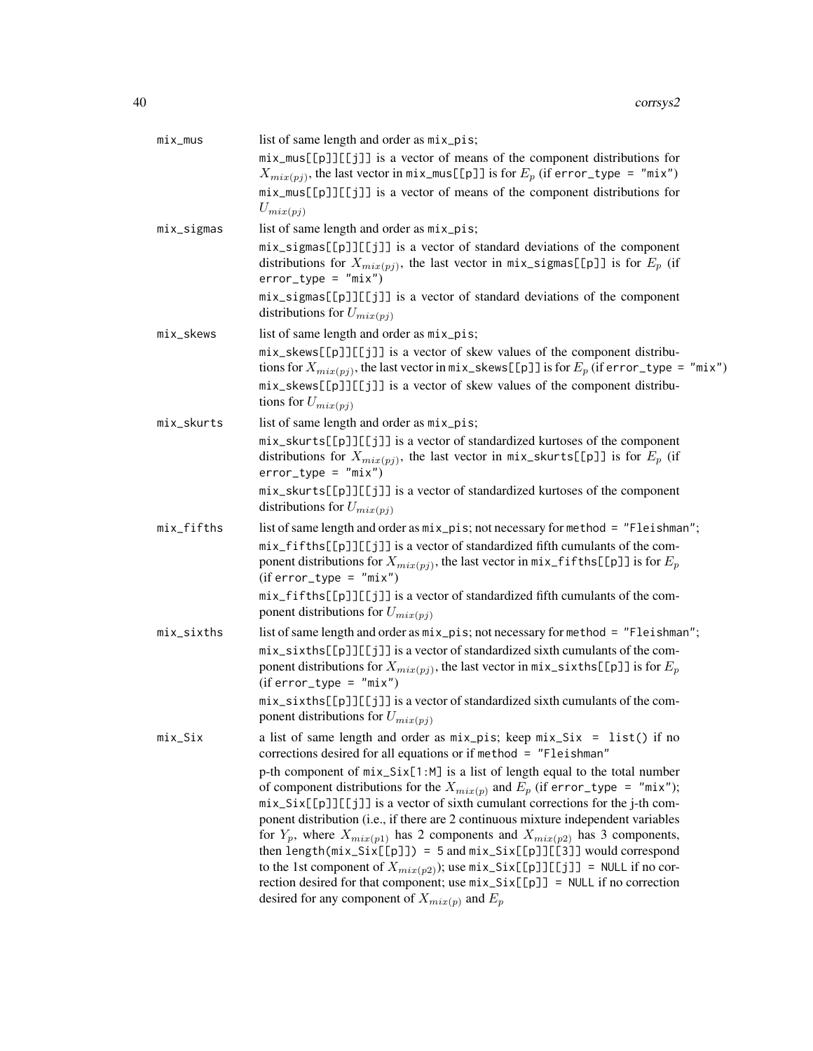`mix_mus`
: list of same length and order as `mix_pis`;

  `mix_mus[[p]][[j]]` is a vector of means of the component distributions for $X_{mix(pj)}$, the last vector in `mix_mus[[p]]` is for $E_p$ (if `error_type = "mix"`)

  `mix_mus[[p]][[j]]` is a vector of means of the component distributions for $U_{mix(pj)}$

`mix_sigmas`
: list of same length and order as `mix_pis`;

  `mix_sigmas[[p]][[j]]` is a vector of standard deviations of the component distributions for $X_{mix(pj)}$, the last vector in `mix_sigmas[[p]]` is for $E_p$ (if `error_type = "mix"`)

  `mix_sigmas[[p]][[j]]` is a vector of standard deviations of the component distributions for $U_{mix(pj)}$

`mix_skews`
: list of same length and order as `mix_pis`;

  `mix_skews[[p]][[j]]` is a vector of skew values of the component distributions for $X_{mix(pj)}$, the last vector in `mix_skews[[p]]` is for $E_p$ (if `error_type = "mix"`)

  `mix_skews[[p]][[j]]` is a vector of skew values of the component distributions for $U_{mix(pj)}$

`mix_skurts`
: list of same length and order as `mix_pis`;

  `mix_skurts[[p]][[j]]` is a vector of standardized kurtoses of the component distributions for $X_{mix(pj)}$, the last vector in `mix_skurts[[p]]` is for $E_p$ (if `error_type = "mix"`)

  `mix_skurts[[p]][[j]]` is a vector of standardized kurtoses of the component distributions for $U_{mix(pj)}$

`mix_fifths`
: list of same length and order as `mix_pis`; not necessary for `method = "Fleishman"`;

  `mix_fifths[[p]][[j]]` is a vector of standardized fifth cumulants of the component distributions for $X_{mix(pj)}$, the last vector in `mix_fifths[[p]]` is for $E_p$ (if `error_type = "mix"`)

  `mix_fifths[[p]][[j]]` is a vector of standardized fifth cumulants of the component distributions for $U_{mix(pj)}$

`mix_sixths`
: list of same length and order as `mix_pis`; not necessary for `method = "Fleishman"`;

  `mix_sixths[[p]][[j]]` is a vector of standardized sixth cumulants of the component distributions for $X_{mix(pj)}$, the last vector in `mix_sixths[[p]]` is for $E_p$ (if `error_type = "mix"`)

  `mix_sixths[[p]][[j]]` is a vector of standardized sixth cumulants of the component distributions for $U_{mix(pj)}$

`mix_Six`
: a list of same length and order as `mix_pis`; keep `mix_Six = list()` if no corrections desired for all equations or if `method = "Fleishman"`

  p-th component of `mix_Six[1:M]` is a list of length equal to the total number of component distributions for the $X_{mix(p)}$ and $E_p$ (if `error_type = "mix"`); `mix_Six[[p]][[j]]` is a vector of sixth cumulant corrections for the j-th component distribution (i.e., if there are 2 continuous mixture independent variables for $Y_p$, where $X_{mix(p1)}$ has 2 components and $X_{mix(p2)}$ has 3 components, then `length(mix_Six[[p]]) = 5` and `mix_Six[[p]][[3]]` would correspond to the 1st component of $X_{mix(p2)}$); use `mix_Six[[p]][[j]] = NULL` if no correction desired for that component; use `mix_Six[[p]] = NULL` if no correction desired for any component of $X_{mix(p)}$ and $E_p$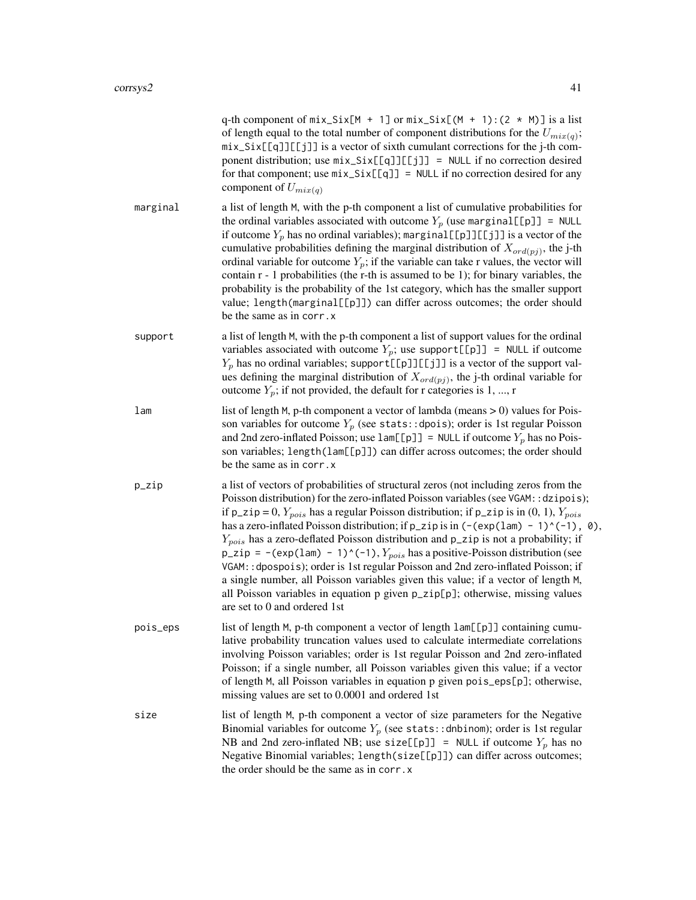q-th component of `mix_Six[M + 1]` or `mix_Six[(M + 1):(2 * M)]` is a list of length equal to the total number of component distributions for the $U_{mix(q)}$; `mix_Six[[q]][[j]]` is a vector of sixth cumulant corrections for the j-th component distribution; use `mix_Six[[q]][[j]] = NULL` if no correction desired for that component; use `mix_Six[[q]] = NULL` if no correction desired for any component of $U_{mix(q)}$

**marginal**
: a list of length `M`, with the p-th component a list of cumulative probabilities for the ordinal variables associated with outcome $Y_p$ (use `marginal[[p]] = NULL` if outcome $Y_p$ has no ordinal variables); `marginal[[p]][[j]]` is a vector of the cumulative probabilities defining the marginal distribution of $X_{ord(pj)}$, the j-th ordinal variable for outcome $Y_p$; if the variable can take r values, the vector will contain r - 1 probabilities (the r-th is assumed to be 1); for binary variables, the probability is the probability of the 1st category, which has the smaller support value; `length(marginal[[p]])` can differ across outcomes; the order should be the same as in `corr.x`

**support**
: a list of length `M`, with the p-th component a list of support values for the ordinal variables associated with outcome $Y_p$; use `support[[p]] = NULL` if outcome $Y_p$ has no ordinal variables; `support[[p]][[j]]` is a vector of the support values defining the marginal distribution of $X_{ord(pj)}$, the j-th ordinal variable for outcome $Y_p$; if not provided, the default for r categories is 1, ..., r

**lam**
: list of length `M`, p-th component a vector of lambda (means > 0) values for Poisson variables for outcome $Y_p$ (see `stats::dpois`); order is 1st regular Poisson and 2nd zero-inflated Poisson; use `lam[[p]] = NULL` if outcome $Y_p$ has no Poisson variables; `length(lam[[p]])` can differ across outcomes; the order should be the same as in `corr.x`

**p_zip**
: a list of vectors of probabilities of structural zeros (not including zeros from the Poisson distribution) for the zero-inflated Poisson variables (see `VGAM::dzipois`); if `p_zip` = 0, $Y_{pois}$ has a regular Poisson distribution; if `p_zip` is in (0, 1), $Y_{pois}$ has a zero-inflated Poisson distribution; if `p_zip` is in `(-(exp(lam) - 1)^(-1), 0)`, $Y_{pois}$ has a zero-deflated Poisson distribution and `p_zip` is not a probability; if `p_zip = -(exp(lam) - 1)^(-1)`, $Y_{pois}$ has a positive-Poisson distribution (see `VGAM::dpospois`); order is 1st regular Poisson and 2nd zero-inflated Poisson; if a single number, all Poisson variables given this value; if a vector of length `M`, all Poisson variables in equation p given `p_zip[p]`; otherwise, missing values are set to 0 and ordered 1st

**pois_eps**
: list of length `M`, p-th component a vector of length `lam[[p]]` containing cumulative probability truncation values used to calculate intermediate correlations involving Poisson variables; order is 1st regular Poisson and 2nd zero-inflated Poisson; if a single number, all Poisson variables given this value; if a vector of length `M`, all Poisson variables in equation p given `pois_eps[p]`; otherwise, missing values are set to 0.0001 and ordered 1st

**size**
: list of length `M`, p-th component a vector of size parameters for the Negative Binomial variables for outcome $Y_p$ (see `stats::dnbinom`); order is 1st regular NB and 2nd zero-inflated NB; use `size[[p]] = NULL` if outcome $Y_p$ has no Negative Binomial variables; `length(size[[p]])` can differ across outcomes; the order should be the same as in `corr.x`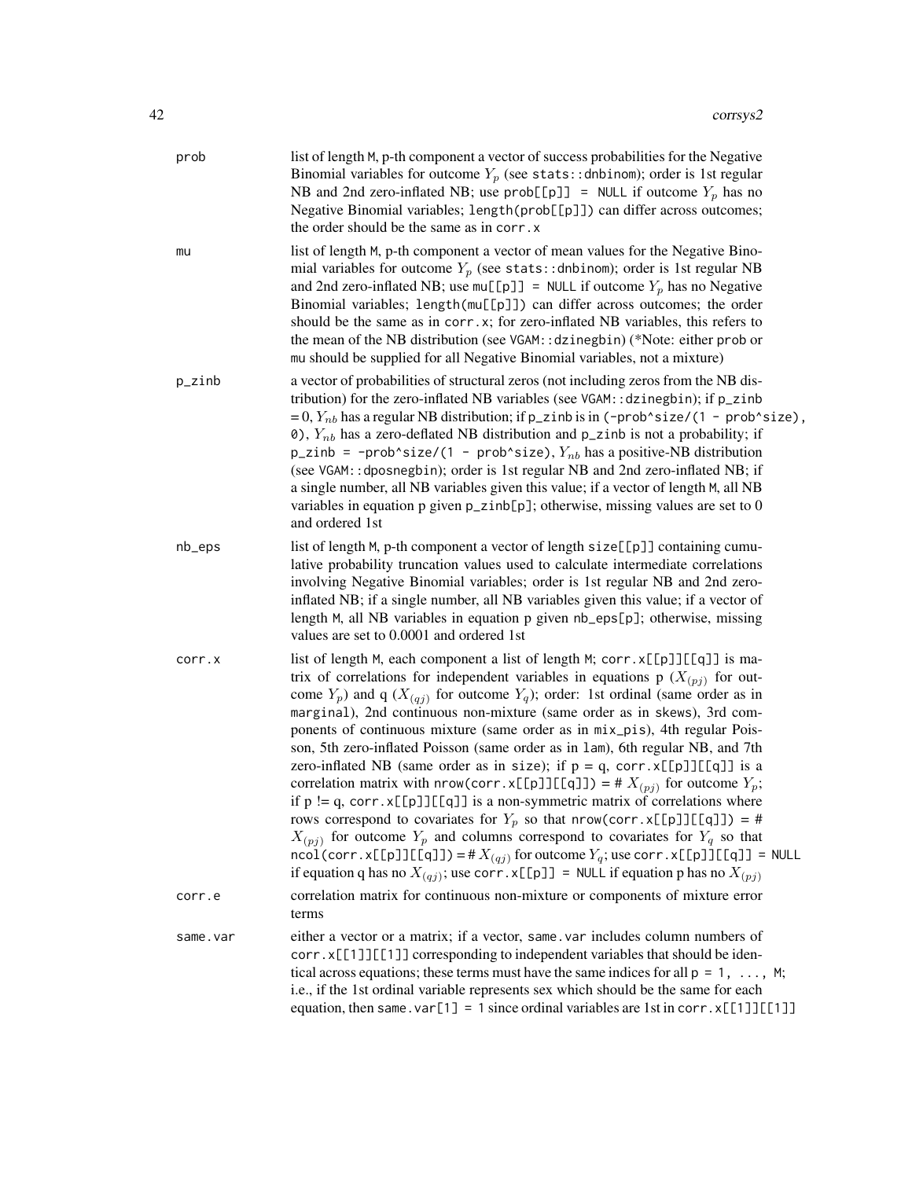prob
: list of length M, p-th component a vector of success probabilities for the Negative Binomial variables for outcome $Y_p$ (see `stats::dnbinom`); order is 1st regular NB and 2nd zero-inflated NB; use `prob[[p]] = NULL` if outcome $Y_p$ has no Negative Binomial variables; `length(prob[[p]])` can differ across outcomes; the order should be the same as in `corr.x`

mu
: list of length M, p-th component a vector of mean values for the Negative Binomial variables for outcome $Y_p$ (see `stats::dnbinom`); order is 1st regular NB and 2nd zero-inflated NB; use `mu[[p]] = NULL` if outcome $Y_p$ has no Negative Binomial variables; `length(mu[[p]])` can differ across outcomes; the order should be the same as in `corr.x`; for zero-inflated NB variables, this refers to the mean of the NB distribution (see `VGAM::dzinegbin`) (*Note: either `prob` or `mu` should be supplied for all Negative Binomial variables, not a mixture)

p_zinb
: a vector of probabilities of structural zeros (not including zeros from the NB distribution) for the zero-inflated NB variables (see `VGAM::dzinegbin`); if `p_zinb` = 0, $Y_{nb}$ has a regular NB distribution; if `p_zinb` is in `(-prob^size/(1 - prob^size), 0)`, $Y_{nb}$ has a zero-deflated NB distribution and `p_zinb` is not a probability; if `p_zinb = -prob^size/(1 - prob^size)`, $Y_{nb}$ has a positive-NB distribution (see `VGAM::dposnegbin`); order is 1st regular NB and 2nd zero-inflated NB; if a single number, all NB variables given this value; if a vector of length M, all NB variables in equation p given `p_zinb[p]`; otherwise, missing values are set to 0 and ordered 1st

nb_eps
: list of length M, p-th component a vector of length `size[[p]]` containing cumulative probability truncation values used to calculate intermediate correlations involving Negative Binomial variables; order is 1st regular NB and 2nd zero-inflated NB; if a single number, all NB variables given this value; if a vector of length M, all NB variables in equation p given `nb_eps[p]`; otherwise, missing values are set to 0.0001 and ordered 1st

corr.x
: list of length M, each component a list of length M; `corr.x[[p]][[q]]` is matrix of correlations for independent variables in equations p ($X_{(pj)}$ for outcome $Y_p$) and q ($X_{(qj)}$ for outcome $Y_q$); order: 1st ordinal (same order as in `marginal`), 2nd continuous non-mixture (same order as in `skews`), 3rd components of continuous mixture (same order as in `mix_pis`), 4th regular Poisson, 5th zero-inflated Poisson (same order as in `lam`), 6th regular NB, and 7th zero-inflated NB (same order as in `size`); if p = q, `corr.x[[p]][[q]]` is a correlation matrix with `nrow(corr.x[[p]][[q]])` = # $X_{(pj)}$ for outcome $Y_p$; if p != q, `corr.x[[p]][[q]]` is a non-symmetric matrix of correlations where rows correspond to covariates for $Y_p$ so that `nrow(corr.x[[p]][[q]])` = # $X_{(pj)}$ for outcome $Y_p$ and columns correspond to covariates for $Y_q$ so that `ncol(corr.x[[p]][[q]])` = # $X_{(qj)}$ for outcome $Y_q$; use `corr.x[[p]][[q]] = NULL` if equation q has no $X_{(qj)}$; use `corr.x[[p]] = NULL` if equation p has no $X_{(pj)}$

corr.e
: correlation matrix for continuous non-mixture or components of mixture error terms

same.var
: either a vector or a matrix; if a vector, `same.var` includes column numbers of `corr.x[[1]][[1]]` corresponding to independent variables that should be identical across equations; these terms must have the same indices for all `p = 1, ..., M`; i.e., if the 1st ordinal variable represents sex which should be the same for each equation, then `same.var[1] = 1` since ordinal variables are 1st in `corr.x[[1]][[1]]`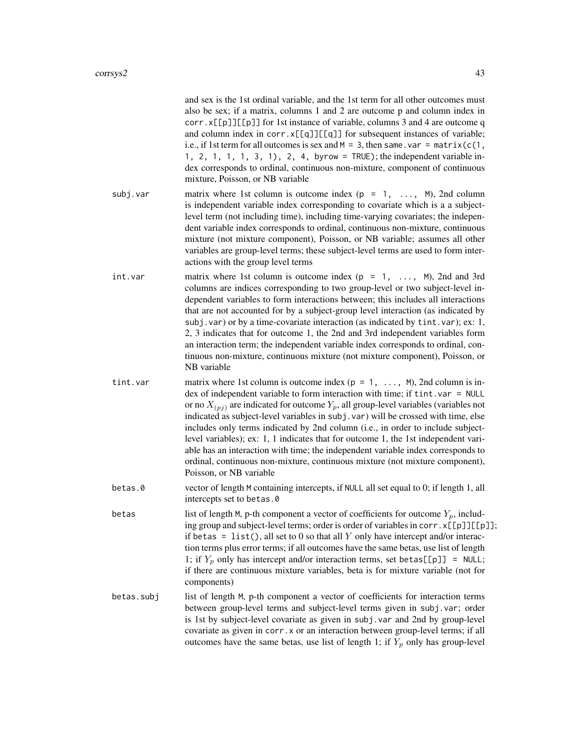and sex is the 1st ordinal variable, and the 1st term for all other outcomes must also be sex; if a matrix, columns 1 and 2 are outcome p and column index in `corr.x[[p]][[p]]` for 1st instance of variable, columns 3 and 4 are outcome q and column index in `corr.x[[q]][[q]]` for subsequent instances of variable; i.e., if 1st term for all outcomes is sex and `M = 3`, then `same.var = matrix(c(1, 1, 2, 1, 1, 1, 3, 1), 2, 4, byrow = TRUE)`; the independent variable index corresponds to ordinal, continuous non-mixture, component of continuous mixture, Poisson, or NB variable

`subj.var`
: matrix where 1st column is outcome index (`p = 1, ..., M`), 2nd column is independent variable index corresponding to covariate which is a a subject-level term (not including time), including time-varying covariates; the independent variable index corresponds to ordinal, continuous non-mixture, continuous mixture (not mixture component), Poisson, or NB variable; assumes all other variables are group-level terms; these subject-level terms are used to form interactions with the group level terms

`int.var`
: matrix where 1st column is outcome index (`p = 1, ..., M`), 2nd and 3rd columns are indices corresponding to two group-level or two subject-level independent variables to form interactions between; this includes all interactions that are not accounted for by a subject-group level interaction (as indicated by `subj.var`) or by a time-covariate interaction (as indicated by `tint.var`); ex: 1, 2, 3 indicates that for outcome 1, the 2nd and 3rd independent variables form an interaction term; the independent variable index corresponds to ordinal, continuous non-mixture, continuous mixture (not mixture component), Poisson, or NB variable

`tint.var`
: matrix where 1st column is outcome index (`p = 1, ..., M`), 2nd column is index of independent variable to form interaction with time; if `tint.var = NULL` or no $X_{(pj)}$ are indicated for outcome $Y_p$, all group-level variables (variables not indicated as subject-level variables in `subj.var`) will be crossed with time, else includes only terms indicated by 2nd column (i.e., in order to include subject-level variables); ex: 1, 1 indicates that for outcome 1, the 1st independent variable has an interaction with time; the independent variable index corresponds to ordinal, continuous non-mixture, continuous mixture (not mixture component), Poisson, or NB variable

`betas.0`
: vector of length `M` containing intercepts, if `NULL` all set equal to 0; if length 1, all intercepts set to `betas.0`

`betas`
: list of length `M`, p-th component a vector of coefficients for outcome $Y_p$, including group and subject-level terms; order is order of variables in `corr.x[[p]][[p]]`; if `betas = list()`, all set to 0 so that all $Y$ only have intercept and/or interaction terms plus error terms; if all outcomes have the same betas, use list of length 1; if $Y_p$ only has intercept and/or interaction terms, set `betas[[p]] = NULL`; if there are continuous mixture variables, beta is for mixture variable (not for components)

`betas.subj`
: list of length `M`, p-th component a vector of coefficients for interaction terms between group-level terms and subject-level terms given in `subj.var`; order is 1st by subject-level covariate as given in `subj.var` and 2nd by group-level covariate as given in `corr.x` or an interaction between group-level terms; if all outcomes have the same betas, use list of length 1; if $Y_p$ only has group-level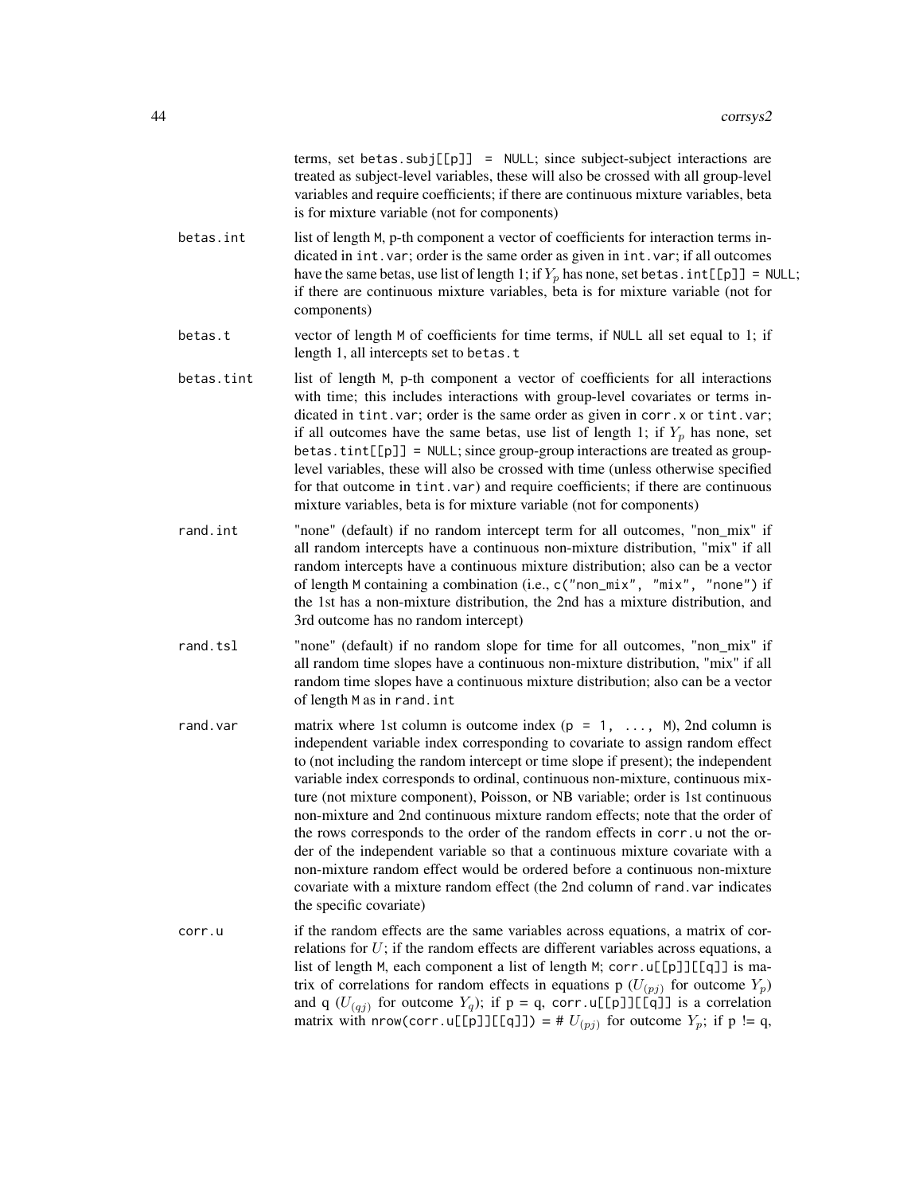terms, set `betas.subj[[p]] = NULL`; since subject-subject interactions are treated as subject-level variables, these will also be crossed with all group-level variables and require coefficients; if there are continuous mixture variables, beta is for mixture variable (not for components)

**betas.int**
: list of length `M`, p-th component a vector of coefficients for interaction terms indicated in `int.var`; order is the same order as given in `int.var`; if all outcomes have the same betas, use list of length 1; if $Y_p$ has none, set `betas.int[[p]] = NULL`; if there are continuous mixture variables, beta is for mixture variable (not for components)

**betas.t**
: vector of length `M` of coefficients for time terms, if `NULL` all set equal to 1; if length 1, all intercepts set to `betas.t`

**betas.tint**
: list of length `M`, p-th component a vector of coefficients for all interactions with time; this includes interactions with group-level covariates or terms indicated in `tint.var`; order is the same order as given in `corr.x` or `tint.var`; if all outcomes have the same betas, use list of length 1; if $Y_p$ has none, set `betas.tint[[p]] = NULL`; since group-group interactions are treated as group-level variables, these will also be crossed with time (unless otherwise specified for that outcome in `tint.var`) and require coefficients; if there are continuous mixture variables, beta is for mixture variable (not for components)

**rand.int**
: "none" (default) if no random intercept term for all outcomes, "non_mix" if all random intercepts have a continuous non-mixture distribution, "mix" if all random intercepts have a continuous mixture distribution; also can be a vector of length `M` containing a combination (i.e., `c("non_mix", "mix", "none")` if the 1st has a non-mixture distribution, the 2nd has a mixture distribution, and 3rd outcome has no random intercept)

**rand.tsl**
: "none" (default) if no random slope for time for all outcomes, "non_mix" if all random time slopes have a continuous non-mixture distribution, "mix" if all random time slopes have a continuous mixture distribution; also can be a vector of length `M` as in `rand.int`

**rand.var**
: matrix where 1st column is outcome index (`p = 1, ..., M`), 2nd column is independent variable index corresponding to covariate to assign random effect to (not including the random intercept or time slope if present); the independent variable index corresponds to ordinal, continuous non-mixture, continuous mixture (not mixture component), Poisson, or NB variable; order is 1st continuous non-mixture and 2nd continuous mixture random effects; note that the order of the rows corresponds to the order of the random effects in `corr.u` not the order of the independent variable so that a continuous mixture covariate with a non-mixture random effect would be ordered before a continuous non-mixture covariate with a mixture random effect (the 2nd column of `rand.var` indicates the specific covariate)

**corr.u**
: if the random effects are the same variables across equations, a matrix of correlations for $U$; if the random effects are different variables across equations, a list of length `M`, each component a list of length `M`; `corr.u[[p]][[q]]` is matrix of correlations for random effects in equations p ($U_{(pj)}$ for outcome $Y_p$) and q ($U_{(qj)}$ for outcome $Y_q$); if p = q, `corr.u[[p]][[q]]` is a correlation matrix with `nrow(corr.u[[p]][[q]])` = # $U_{(pj)}$ for outcome $Y_p$; if p != q,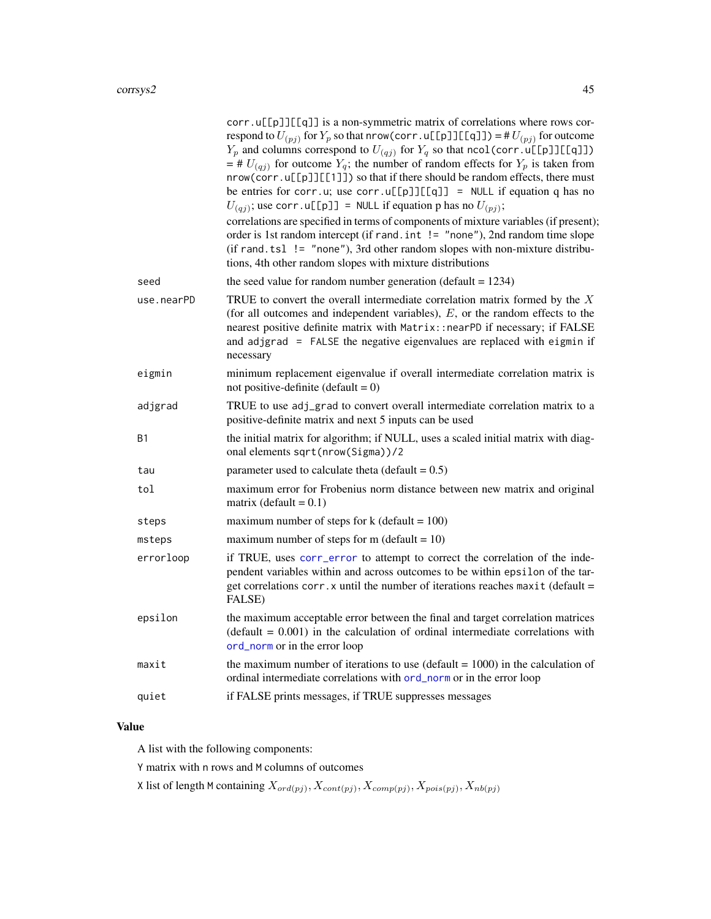| | |
|---|---|
| | `corr.u[[p]][[q]]` is a non-symmetric matrix of correlations where rows correspond to $U_{(pj)}$ for $Y_p$ so that `nrow(corr.u[[p]][[q]])` = # $U_{(pj)}$ for outcome $Y_p$ and columns correspond to $U_{(qj)}$ for $Y_q$ so that `ncol(corr.u[[p]][[q]])` = # $U_{(qj)}$ for outcome $Y_q$; the number of random effects for $Y_p$ is taken from `nrow(corr.u[[p]][[1]])` so that if there should be random effects, there must be entries for `corr.u`; use `corr.u[[p]][[q]] = NULL` if equation q has no $U_{(qj)}$; use `corr.u[[p]] = NULL` if equation p has no $U_{(pj)}$; correlations are specified in terms of components of mixture variables (if present); order is 1st random intercept (if `rand.int != "none"`), 2nd random time slope (if `rand.tsl != "none"`), 3rd other random slopes with non-mixture distributions, 4th other random slopes with mixture distributions |
| seed | the seed value for random number generation (default = 1234) |
| use.nearPD | TRUE to convert the overall intermediate correlation matrix formed by the $X$ (for all outcomes and independent variables), $E$, or the random effects to the nearest positive definite matrix with `Matrix::nearPD` if necessary; if FALSE and `adjgrad = FALSE` the negative eigenvalues are replaced with `eigmin` if necessary |
| eigmin | minimum replacement eigenvalue if overall intermediate correlation matrix is not positive-definite (default = 0) |
| adjgrad | TRUE to use `adj_grad` to convert overall intermediate correlation matrix to a positive-definite matrix and next 5 inputs can be used |
| B1 | the initial matrix for algorithm; if NULL, uses a scaled initial matrix with diagonal elements `sqrt(nrow(Sigma))/2` |
| tau | parameter used to calculate theta (default = 0.5) |
| tol | maximum error for Frobenius norm distance between new matrix and original matrix (default = 0.1) |
| steps | maximum number of steps for k (default = 100) |
| msteps | maximum number of steps for m (default = 10) |
| errorloop | if TRUE, uses `corr_error` to attempt to correct the correlation of the independent variables within and across outcomes to be within `epsilon` of the target correlations `corr.x` until the number of iterations reaches `maxit` (default = FALSE) |
| epsilon | the maximum acceptable error between the final and target correlation matrices (default = 0.001) in the calculation of ordinal intermediate correlations with `ord_norm` or in the error loop |
| maxit | the maximum number of iterations to use (default = 1000) in the calculation of ordinal intermediate correlations with `ord_norm` or in the error loop |
| quiet | if FALSE prints messages, if TRUE suppresses messages |

## Value

A list with the following components:

`Y` matrix with `n` rows and `M` columns of outcomes

`X` list of length `M` containing $X_{ord(pj)}, X_{cont(pj)}, X_{comp(pj)}, X_{pois(pj)}, X_{nb(pj)}$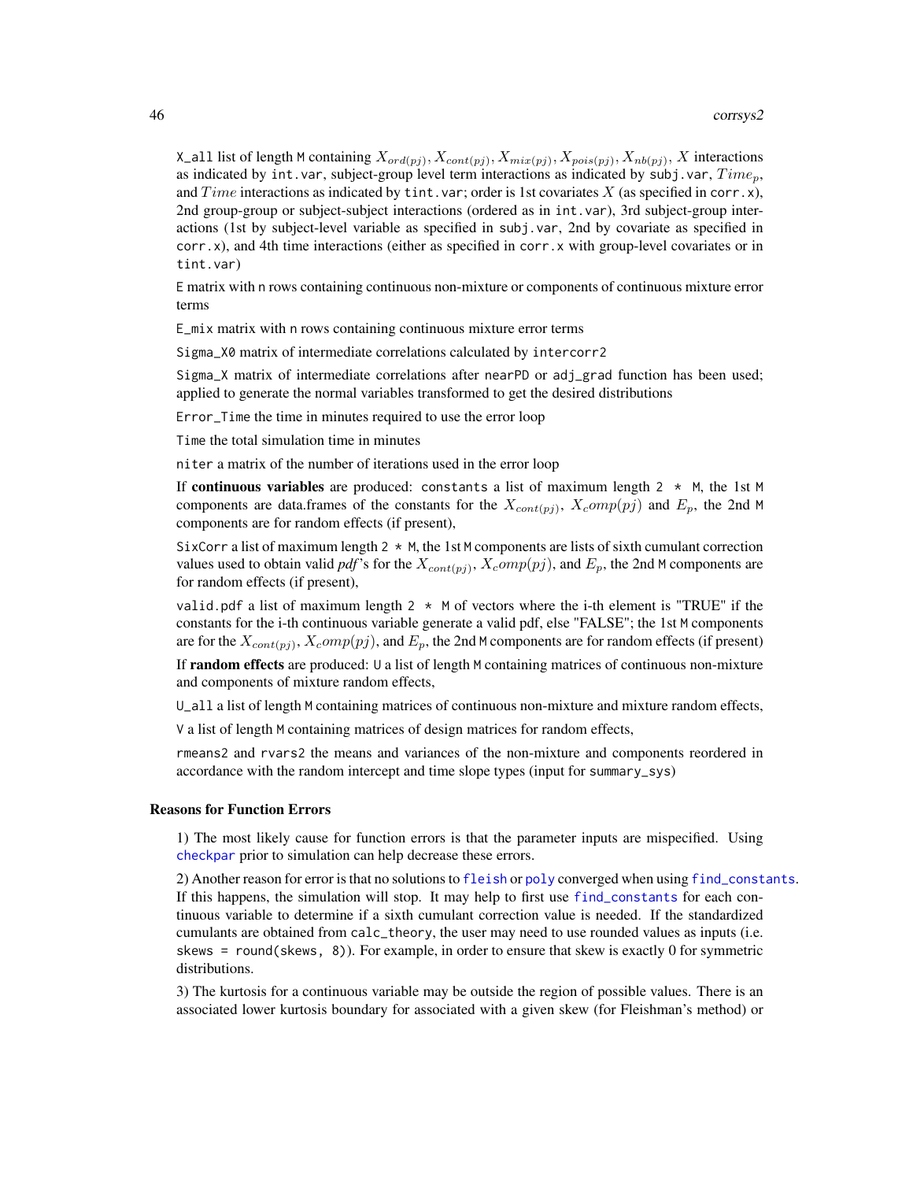X_all list of length M containing $X_{ord(pj)}, X_{cont(pj)}, X_{mix(pj)}, X_{pois(pj)}, X_{nb(pj)}$, $X$ interactions as indicated by int.var, subject-group level term interactions as indicated by subj.var, $Time_p$, and $Time$ interactions as indicated by tint.var; order is 1st covariates $X$ (as specified in corr.x), 2nd group-group or subject-subject interactions (ordered as in int.var), 3rd subject-group interactions (1st by subject-level variable as specified in subj.var, 2nd by covariate as specified in corr.x), and 4th time interactions (either as specified in corr.x with group-level covariates or in tint.var)

E matrix with n rows containing continuous non-mixture or components of continuous mixture error terms

E_mix matrix with n rows containing continuous mixture error terms

Sigma_X0 matrix of intermediate correlations calculated by intercorr2

Sigma_X matrix of intermediate correlations after nearPD or adj_grad function has been used; applied to generate the normal variables transformed to get the desired distributions

Error_Time the time in minutes required to use the error loop

Time the total simulation time in minutes

niter a matrix of the number of iterations used in the error loop

If **continuous variables** are produced: constants a list of maximum length 2 * M, the 1st M components are data.frames of the constants for the $X_{cont(pj)}$, $X_comp(pj)$ and $E_p$, the 2nd M components are for random effects (if present),

SixCorr a list of maximum length 2 * M, the 1st M components are lists of sixth cumulant correction values used to obtain valid *pdf*'s for the $X_{cont(pj)}$, $X_comp(pj)$, and $E_p$, the 2nd M components are for random effects (if present),

valid.pdf a list of maximum length 2 * M of vectors where the i-th element is "TRUE" if the constants for the i-th continuous variable generate a valid pdf, else "FALSE"; the 1st M components are for the $X_{cont(pj)}$, $X_comp(pj)$, and $E_p$, the 2nd M components are for random effects (if present)

If **random effects** are produced: U a list of length M containing matrices of continuous non-mixture and components of mixture random effects,

U_all a list of length M containing matrices of continuous non-mixture and mixture random effects,

V a list of length M containing matrices of design matrices for random effects,

rmeans2 and rvars2 the means and variances of the non-mixture and components reordered in accordance with the random intercept and time slope types (input for summary_sys)

### Reasons for Function Errors

1) The most likely cause for function errors is that the parameter inputs are mispecified. Using checkpar prior to simulation can help decrease these errors.

2) Another reason for error is that no solutions to fleish or poly converged when using find_constants. If this happens, the simulation will stop. It may help to first use find_constants for each continuous variable to determine if a sixth cumulant correction value is needed. If the standardized cumulants are obtained from calc_theory, the user may need to use rounded values as inputs (i.e. skews = round(skews, 8)). For example, in order to ensure that skew is exactly 0 for symmetric distributions.

3) The kurtosis for a continuous variable may be outside the region of possible values. There is an associated lower kurtosis boundary for associated with a given skew (for Fleishman's method) or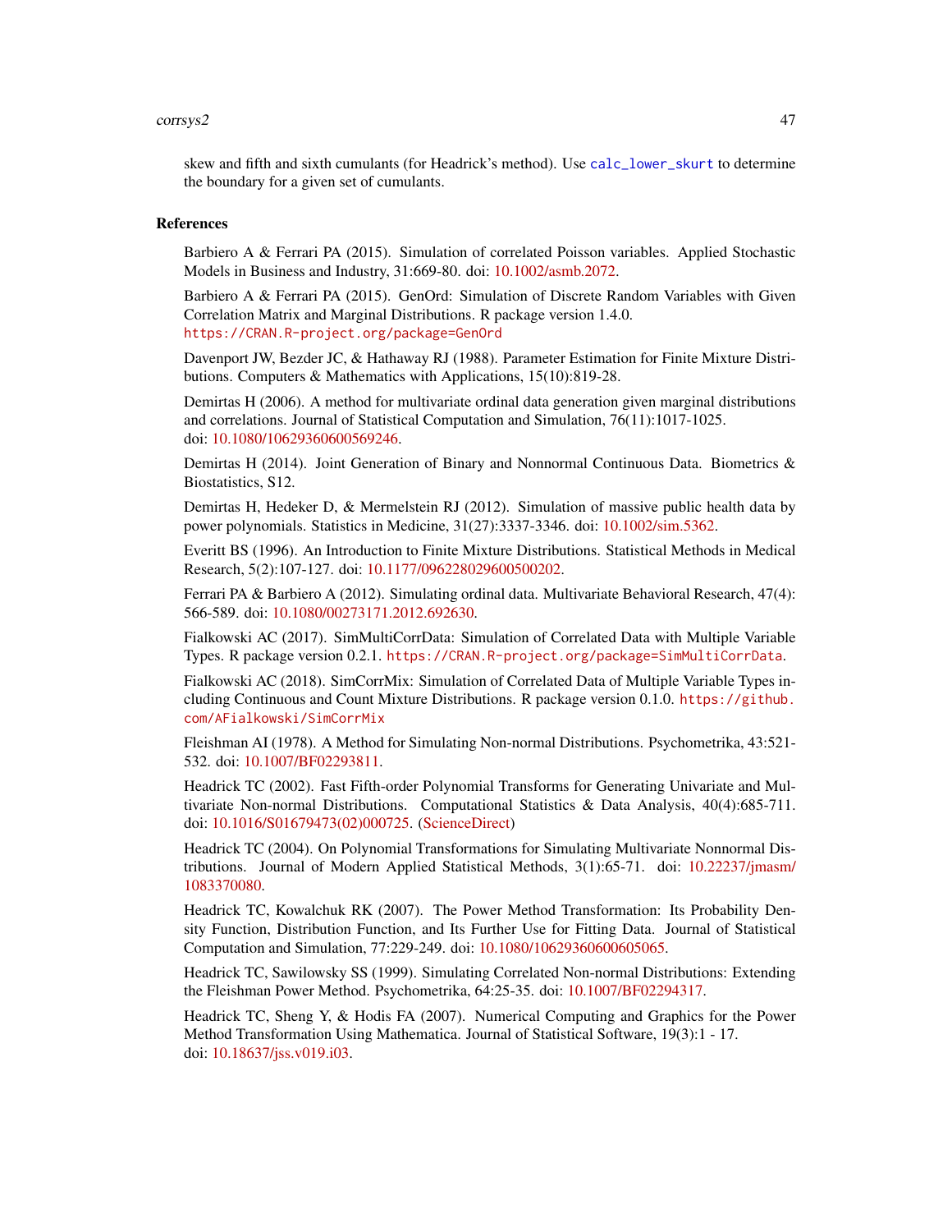skew and fifth and sixth cumulants (for Headrick's method). Use `calc_lower_skurt` to determine the boundary for a given set of cumulants.

## References

Barbiero A & Ferrari PA (2015). Simulation of correlated Poisson variables. Applied Stochastic Models in Business and Industry, 31:669-80. doi: 10.1002/asmb.2072.

Barbiero A & Ferrari PA (2015). GenOrd: Simulation of Discrete Random Variables with Given Correlation Matrix and Marginal Distributions. R package version 1.4.0. `https://CRAN.R-project.org/package=GenOrd`

Davenport JW, Bezder JC, & Hathaway RJ (1988). Parameter Estimation for Finite Mixture Distributions. Computers & Mathematics with Applications, 15(10):819-28.

Demirtas H (2006). A method for multivariate ordinal data generation given marginal distributions and correlations. Journal of Statistical Computation and Simulation, 76(11):1017-1025. doi: 10.1080/10629360600569246.

Demirtas H (2014). Joint Generation of Binary and Nonnormal Continuous Data. Biometrics & Biostatistics, S12.

Demirtas H, Hedeker D, & Mermelstein RJ (2012). Simulation of massive public health data by power polynomials. Statistics in Medicine, 31(27):3337-3346. doi: 10.1002/sim.5362.

Everitt BS (1996). An Introduction to Finite Mixture Distributions. Statistical Methods in Medical Research, 5(2):107-127. doi: 10.1177/096228029600500202.

Ferrari PA & Barbiero A (2012). Simulating ordinal data. Multivariate Behavioral Research, 47(4): 566-589. doi: 10.1080/00273171.2012.692630.

Fialkowski AC (2017). SimMultiCorrData: Simulation of Correlated Data with Multiple Variable Types. R package version 0.2.1. `https://CRAN.R-project.org/package=SimMultiCorrData`.

Fialkowski AC (2018). SimCorrMix: Simulation of Correlated Data of Multiple Variable Types including Continuous and Count Mixture Distributions. R package version 0.1.0. `https://github.com/AFialkowski/SimCorrMix`

Fleishman AI (1978). A Method for Simulating Non-normal Distributions. Psychometrika, 43:521-532. doi: 10.1007/BF02293811.

Headrick TC (2002). Fast Fifth-order Polynomial Transforms for Generating Univariate and Multivariate Non-normal Distributions. Computational Statistics & Data Analysis, 40(4):685-711. doi: 10.1016/S01679473(02)000725. (ScienceDirect)

Headrick TC (2004). On Polynomial Transformations for Simulating Multivariate Nonnormal Distributions. Journal of Modern Applied Statistical Methods, 3(1):65-71. doi: 10.22237/jmasm/1083370080.

Headrick TC, Kowalchuk RK (2007). The Power Method Transformation: Its Probability Density Function, Distribution Function, and Its Further Use for Fitting Data. Journal of Statistical Computation and Simulation, 77:229-249. doi: 10.1080/10629360600605065.

Headrick TC, Sawilowsky SS (1999). Simulating Correlated Non-normal Distributions: Extending the Fleishman Power Method. Psychometrika, 64:25-35. doi: 10.1007/BF02294317.

Headrick TC, Sheng Y, & Hodis FA (2007). Numerical Computing and Graphics for the Power Method Transformation Using Mathematica. Journal of Statistical Software, 19(3):1 - 17. doi: 10.18637/jss.v019.i03.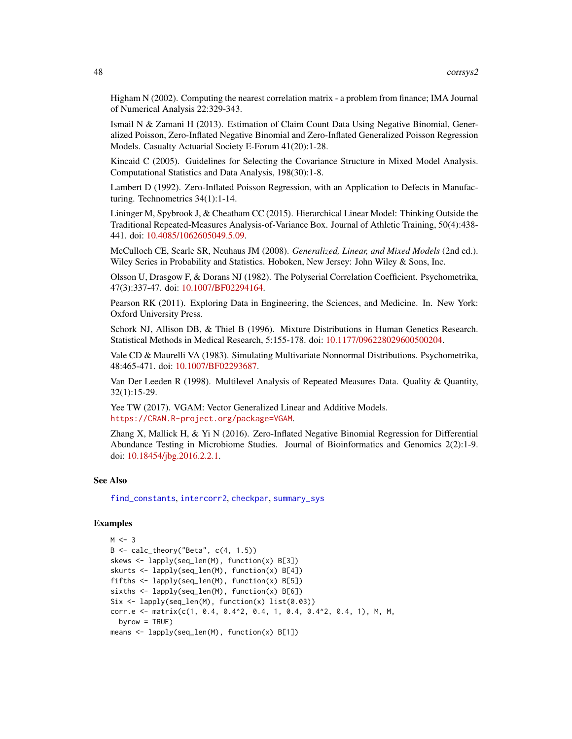Higham N (2002). Computing the nearest correlation matrix - a problem from finance; IMA Journal of Numerical Analysis 22:329-343.

Ismail N & Zamani H (2013). Estimation of Claim Count Data Using Negative Binomial, Generalized Poisson, Zero-Inflated Negative Binomial and Zero-Inflated Generalized Poisson Regression Models. Casualty Actuarial Society E-Forum 41(20):1-28.

Kincaid C (2005). Guidelines for Selecting the Covariance Structure in Mixed Model Analysis. Computational Statistics and Data Analysis, 198(30):1-8.

Lambert D (1992). Zero-Inflated Poisson Regression, with an Application to Defects in Manufacturing. Technometrics 34(1):1-14.

Lininger M, Spybrook J, & Cheatham CC (2015). Hierarchical Linear Model: Thinking Outside the Traditional Repeated-Measures Analysis-of-Variance Box. Journal of Athletic Training, 50(4):438-441. doi: 10.4085/1062605049.5.09.

McCulloch CE, Searle SR, Neuhaus JM (2008). *Generalized, Linear, and Mixed Models* (2nd ed.). Wiley Series in Probability and Statistics. Hoboken, New Jersey: John Wiley & Sons, Inc.

Olsson U, Drasgow F, & Dorans NJ (1982). The Polyserial Correlation Coefficient. Psychometrika, 47(3):337-47. doi: 10.1007/BF02294164.

Pearson RK (2011). Exploring Data in Engineering, the Sciences, and Medicine. In. New York: Oxford University Press.

Schork NJ, Allison DB, & Thiel B (1996). Mixture Distributions in Human Genetics Research. Statistical Methods in Medical Research, 5:155-178. doi: 10.1177/096228029600500204.

Vale CD & Maurelli VA (1983). Simulating Multivariate Nonnormal Distributions. Psychometrika, 48:465-471. doi: 10.1007/BF02293687.

Van Der Leeden R (1998). Multilevel Analysis of Repeated Measures Data. Quality & Quantity, 32(1):15-29.

Yee TW (2017). VGAM: Vector Generalized Linear and Additive Models. https://CRAN.R-project.org/package=VGAM.

Zhang X, Mallick H, & Yi N (2016). Zero-Inflated Negative Binomial Regression for Differential Abundance Testing in Microbiome Studies. Journal of Bioinformatics and Genomics 2(2):1-9. doi: 10.18454/jbg.2016.2.2.1.

## See Also

find_constants, intercorr2, checkpar, summary_sys

## Examples

```
M <- 3
B <- calc_theory("Beta", c(4, 1.5))
skews <- lapply(seq_len(M), function(x) B[3])
skurts <- lapply(seq_len(M), function(x) B[4])
fifths <- lapply(seq_len(M), function(x) B[5])
sixths <- lapply(seq_len(M), function(x) B[6])
Six <- lapply(seq_len(M), function(x) list(0.03))
corr.e <- matrix(c(1, 0.4, 0.4^2, 0.4, 1, 0.4, 0.4^2, 0.4, 1), M, M,
  byrow = TRUE)
means <- lapply(seq_len(M), function(x) B[1])
```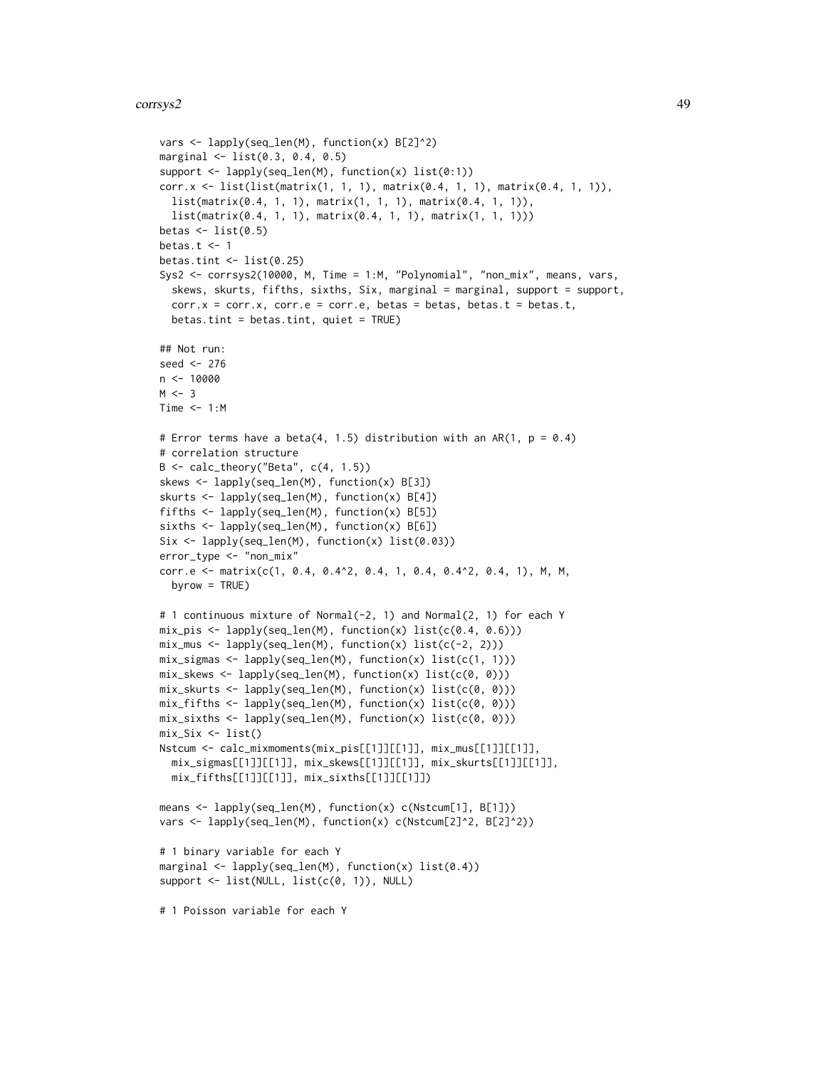```
vars <- lapply(seq_len(M), function(x) B[2]^2)
marginal <- list(0.3, 0.4, 0.5)
support <- lapply(seq_len(M), function(x) list(0:1))
corr.x <- list(list(matrix(1, 1, 1), matrix(0.4, 1, 1), matrix(0.4, 1, 1)),
  list(matrix(0.4, 1, 1), matrix(1, 1, 1), matrix(0.4, 1, 1)),
  list(matrix(0.4, 1, 1), matrix(0.4, 1, 1), matrix(1, 1, 1)))
betas <- list(0.5)
betas.t <- 1
betas.tint <- list(0.25)
Sys2 <- corrsys2(10000, M, Time = 1:M, "Polynomial", "non_mix", means, vars,
  skews, skurts, fifths, sixths, Six, marginal = marginal, support = support,
  corr.x = corr.x, corr.e = corr.e, betas = betas, betas.t = betas.t,
  betas.tint = betas.tint, quiet = TRUE)

## Not run:
seed <- 276
n <- 10000
M <- 3
Time <- 1:M

# Error terms have a beta(4, 1.5) distribution with an AR(1, p = 0.4)
# correlation structure
B <- calc_theory("Beta", c(4, 1.5))
skews <- lapply(seq_len(M), function(x) B[3])
skurts <- lapply(seq_len(M), function(x) B[4])
fifths <- lapply(seq_len(M), function(x) B[5])
sixths <- lapply(seq_len(M), function(x) B[6])
Six <- lapply(seq_len(M), function(x) list(0.03))
error_type <- "non_mix"
corr.e <- matrix(c(1, 0.4, 0.4^2, 0.4, 1, 0.4, 0.4^2, 0.4, 1), M, M,
  byrow = TRUE)

# 1 continuous mixture of Normal(-2, 1) and Normal(2, 1) for each Y
mix_pis <- lapply(seq_len(M), function(x) list(c(0.4, 0.6)))
mix_mus <- lapply(seq_len(M), function(x) list(c(-2, 2)))
mix_sigmas <- lapply(seq_len(M), function(x) list(c(1, 1)))
mix_skews <- lapply(seq_len(M), function(x) list(c(0, 0)))
mix_skurts <- lapply(seq_len(M), function(x) list(c(0, 0)))
mix_fifths <- lapply(seq_len(M), function(x) list(c(0, 0)))
mix_sixths <- lapply(seq_len(M), function(x) list(c(0, 0)))
mix_Six <- list()
Nstcum <- calc_mixmoments(mix_pis[[1]][[1]], mix_mus[[1]][[1]],
  mix_sigmas[[1]][[1]], mix_skews[[1]][[1]], mix_skurts[[1]][[1]],
  mix_fifths[[1]][[1]], mix_sixths[[1]][[1]])

means <- lapply(seq_len(M), function(x) c(Nstcum[1], B[1]))
vars <- lapply(seq_len(M), function(x) c(Nstcum[2]^2, B[2]^2))

# 1 binary variable for each Y
marginal <- lapply(seq_len(M), function(x) list(0.4))
support <- list(NULL, list(c(0, 1)), NULL)

# 1 Poisson variable for each Y
```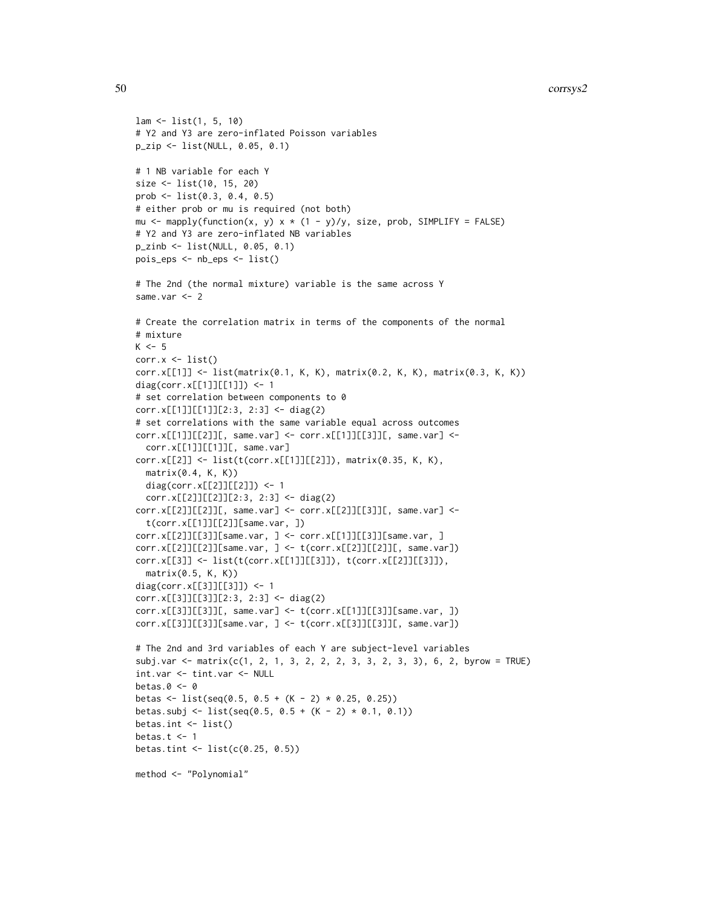```
lam <- list(1, 5, 10)
# Y2 and Y3 are zero-inflated Poisson variables
p_zip <- list(NULL, 0.05, 0.1)

# 1 NB variable for each Y
size <- list(10, 15, 20)
prob <- list(0.3, 0.4, 0.5)
# either prob or mu is required (not both)
mu <- mapply(function(x, y) x * (1 - y)/y, size, prob, SIMPLIFY = FALSE)
# Y2 and Y3 are zero-inflated NB variables
p_zinb <- list(NULL, 0.05, 0.1)
pois_eps <- nb_eps <- list()

# The 2nd (the normal mixture) variable is the same across Y
same.var <- 2

# Create the correlation matrix in terms of the components of the normal
# mixture
K <- 5
corr.x <- list()
corr.x[[1]] <- list(matrix(0.1, K, K), matrix(0.2, K, K), matrix(0.3, K, K))
diag(corr.x[[1]][[1]]) <- 1
# set correlation between components to 0
corr.x[[1]][[1]][2:3, 2:3] <- diag(2)
# set correlations with the same variable equal across outcomes
corr.x[[1]][[2]][, same.var] <- corr.x[[1]][[3]][, same.var] <-
  corr.x[[1]][[1]][, same.var]
corr.x[[2]] <- list(t(corr.x[[1]][[2]]), matrix(0.35, K, K),
  matrix(0.4, K, K))
  diag(corr.x[[2]][[2]]) <- 1
  corr.x[[2]][[2]][2:3, 2:3] <- diag(2)
corr.x[[2]][[2]][, same.var] <- corr.x[[2]][[3]][, same.var] <-
  t(corr.x[[1]][[2]][same.var, ])
corr.x[[2]][[3]][same.var, ] <- corr.x[[1]][[3]][same.var, ]
corr.x[[2]][[2]][same.var, ] <- t(corr.x[[2]][[2]][, same.var])
corr.x[[3]] <- list(t(corr.x[[1]][[3]]), t(corr.x[[2]][[3]]),
  matrix(0.5, K, K))
diag(corr.x[[3]][[3]]) <- 1
corr.x[[3]][[3]][2:3, 2:3] <- diag(2)
corr.x[[3]][[3]][, same.var] <- t(corr.x[[1]][[3]][same.var, ])
corr.x[[3]][[3]][same.var, ] <- t(corr.x[[3]][[3]][, same.var])

# The 2nd and 3rd variables of each Y are subject-level variables
subj.var <- matrix(c(1, 2, 1, 3, 2, 2, 2, 3, 3, 2, 3, 3), 6, 2, byrow = TRUE)
int.var <- tint.var <- NULL
betas.0 <- 0
betas <- list(seq(0.5, 0.5 + (K - 2) * 0.25, 0.25))
betas.subj <- list(seq(0.5, 0.5 + (K - 2) * 0.1, 0.1))
betas.int <- list()
betas.t <- 1
betas.tint <- list(c(0.25, 0.5))

method <- "Polynomial"
```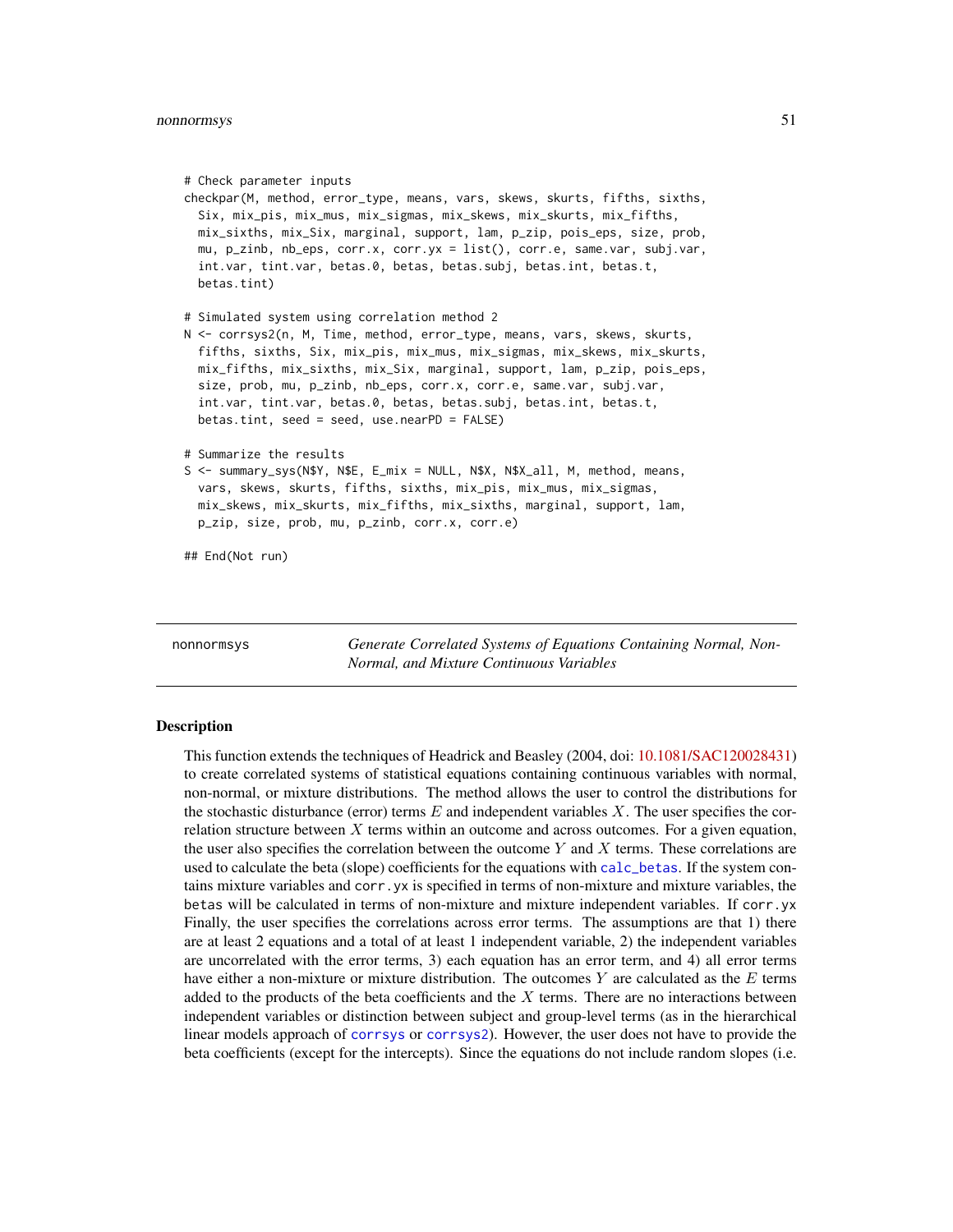```
# Check parameter inputs
checkpar(M, method, error_type, means, vars, skews, skurts, fifths, sixths,
  Six, mix_pis, mix_mus, mix_sigmas, mix_skews, mix_skurts, mix_fifths,
  mix_sixths, mix_Six, marginal, support, lam, p_zip, pois_eps, size, prob,
  mu, p_zinb, nb_eps, corr.x, corr.yx = list(), corr.e, same.var, subj.var,
  int.var, tint.var, betas.0, betas, betas.subj, betas.int, betas.t,
  betas.tint)

# Simulated system using correlation method 2
N <- corrsys2(n, M, Time, method, error_type, means, vars, skews, skurts,
  fifths, sixths, Six, mix_pis, mix_mus, mix_sigmas, mix_skews, mix_skurts,
  mix_fifths, mix_sixths, mix_Six, marginal, support, lam, p_zip, pois_eps,
  size, prob, mu, p_zinb, nb_eps, corr.x, corr.e, same.var, subj.var,
  int.var, tint.var, betas.0, betas, betas.subj, betas.int, betas.t,
  betas.tint, seed = seed, use.nearPD = FALSE)

# Summarize the results
S <- summary_sys(N$Y, N$E, E_mix = NULL, N$X, N$X_all, M, method, means,
  vars, skews, skurts, fifths, sixths, mix_pis, mix_mus, mix_sigmas,
  mix_skews, mix_skurts, mix_fifths, mix_sixths, marginal, support, lam,
  p_zip, size, prob, mu, p_zinb, corr.x, corr.e)

## End(Not run)
```

---

nonnormsys — *Generate Correlated Systems of Equations Containing Normal, Non-Normal, and Mixture Continuous Variables*

---

### Description

This function extends the techniques of Headrick and Beasley (2004, doi: 10.1081/SAC120028431) to create correlated systems of statistical equations containing continuous variables with normal, non-normal, or mixture distributions. The method allows the user to control the distributions for the stochastic disturbance (error) terms $E$ and independent variables $X$. The user specifies the correlation structure between $X$ terms within an outcome and across outcomes. For a given equation, the user also specifies the correlation between the outcome $Y$ and $X$ terms. These correlations are used to calculate the beta (slope) coefficients for the equations with `calc_betas`. If the system contains mixture variables and `corr.yx` is specified in terms of non-mixture and mixture variables, the `betas` will be calculated in terms of non-mixture and mixture independent variables. If `corr.yx` Finally, the user specifies the correlations across error terms. The assumptions are that 1) there are at least 2 equations and a total of at least 1 independent variable, 2) the independent variables are uncorrelated with the error terms, 3) each equation has an error term, and 4) all error terms have either a non-mixture or mixture distribution. The outcomes $Y$ are calculated as the $E$ terms added to the products of the beta coefficients and the $X$ terms. There are no interactions between independent variables or distinction between subject and group-level terms (as in the hierarchical linear models approach of `corrsys` or `corrsys2`). However, the user does not have to provide the beta coefficients (except for the intercepts). Since the equations do not include random slopes (i.e.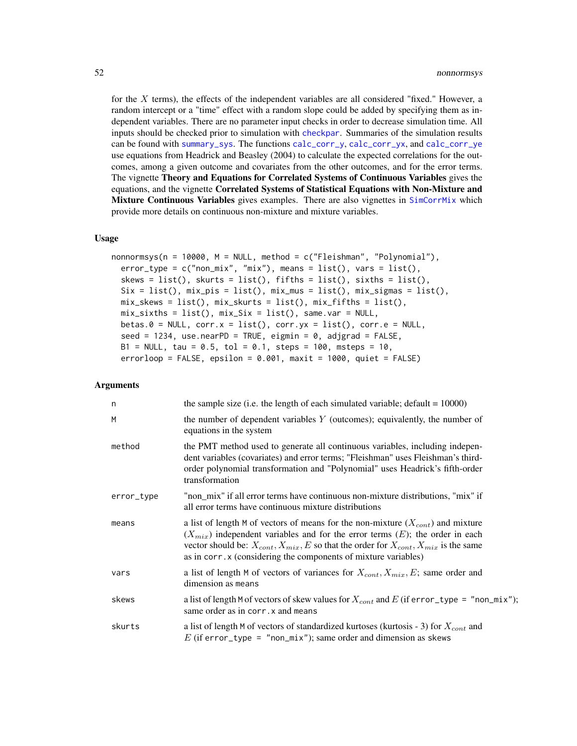for the $X$ terms), the effects of the independent variables are all considered "fixed." However, a random intercept or a "time" effect with a random slope could be added by specifying them as independent variables. There are no parameter input checks in order to decrease simulation time. All inputs should be checked prior to simulation with checkpar. Summaries of the simulation results can be found with summary_sys. The functions calc_corr_y, calc_corr_yx, and calc_corr_ye use equations from Headrick and Beasley (2004) to calculate the expected correlations for the outcomes, among a given outcome and covariates from the other outcomes, and for the error terms. The vignette **Theory and Equations for Correlated Systems of Continuous Variables** gives the equations, and the vignette **Correlated Systems of Statistical Equations with Non-Mixture and Mixture Continuous Variables** gives examples. There are also vignettes in SimCorrMix which provide more details on continuous non-mixture and mixture variables.

### Usage

```
nonnormsys(n = 10000, M = NULL, method = c("Fleishman", "Polynomial"),
  error_type = c("non_mix", "mix"), means = list(), vars = list(),
  skews = list(), skurts = list(), fifths = list(), sixths = list(),
  Six = list(), mix_pis = list(), mix_mus = list(), mix_sigmas = list(),
  mix_skews = list(), mix_skurts = list(), mix_fifths = list(),
  mix_sixths = list(), mix_Six = list(), same.var = NULL,
  betas.0 = NULL, corr.x = list(), corr.yx = list(), corr.e = NULL,
  seed = 1234, use.nearPD = TRUE, eigmin = 0, adjgrad = FALSE,
  B1 = NULL, tau = 0.5, tol = 0.1, steps = 100, msteps = 10,
  errorloop = FALSE, epsilon = 0.001, maxit = 1000, quiet = FALSE)
```

### Arguments

| | |
|---|---|
| n | the sample size (i.e. the length of each simulated variable; default = 10000) |
| M | the number of dependent variables $Y$ (outcomes); equivalently, the number of equations in the system |
| method | the PMT method used to generate all continuous variables, including independent variables (covariates) and error terms; "Fleishman" uses Fleishman's third-order polynomial transformation and "Polynomial" uses Headrick's fifth-order transformation |
| error_type | "non_mix" if all error terms have continuous non-mixture distributions, "mix" if all error terms have continuous mixture distributions |
| means | a list of length M of vectors of means for the non-mixture ($X_{cont}$) and mixture ($X_{mix}$) independent variables and for the error terms ($E$); the order in each vector should be: $X_{cont}, X_{mix}, E$ so that the order for $X_{cont}, X_{mix}$ is the same as in corr.x (considering the components of mixture variables) |
| vars | a list of length M of vectors of variances for $X_{cont}, X_{mix}, E$; same order and dimension as means |
| skews | a list of length M of vectors of skew values for $X_{cont}$ and $E$ (if error_type = "non_mix"); same order as in corr.x and means |
| skurts | a list of length M of vectors of standardized kurtoses (kurtosis - 3) for $X_{cont}$ and $E$ (if error_type = "non_mix"); same order and dimension as skews |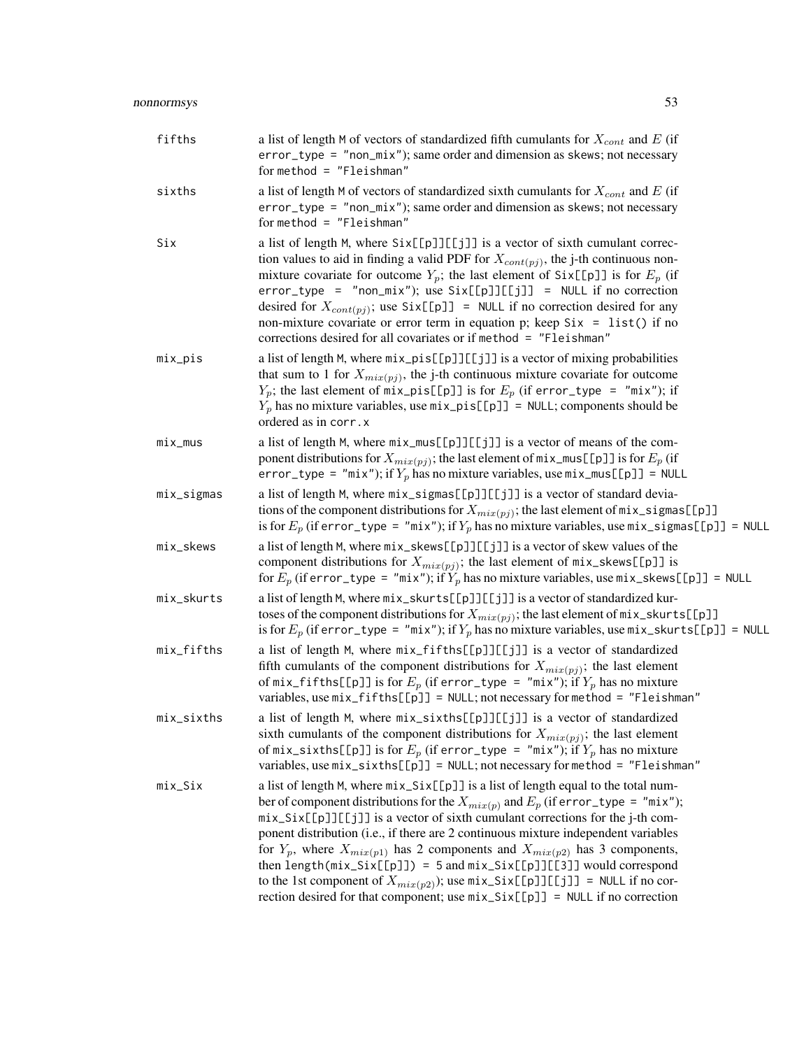| | |
|---|---|
| fifths | a list of length M of vectors of standardized fifth cumulants for $X_{cont}$ and $E$ (if error_type = "non_mix"); same order and dimension as skews; not necessary for method = "Fleishman" |
| sixths | a list of length M of vectors of standardized sixth cumulants for $X_{cont}$ and $E$ (if error_type = "non_mix"); same order and dimension as skews; not necessary for method = "Fleishman" |
| Six | a list of length M, where Six[[p]][[j]] is a vector of sixth cumulant correction values to aid in finding a valid PDF for $X_{cont(pj)}$, the j-th continuous non-mixture covariate for outcome $Y_p$; the last element of Six[[p]] is for $E_p$ (if error_type = "non_mix"); use Six[[p]][[j]] = NULL if no correction desired for $X_{cont(pj)}$; use Six[[p]] = NULL if no correction desired for any non-mixture covariate or error term in equation p; keep Six = list() if no corrections desired for all covariates or if method = "Fleishman" |
| mix_pis | a list of length M, where mix_pis[[p]][[j]] is a vector of mixing probabilities that sum to 1 for $X_{mix(pj)}$, the j-th continuous mixture covariate for outcome $Y_p$; the last element of mix_pis[[p]] is for $E_p$ (if error_type = "mix"); if $Y_p$ has no mixture variables, use mix_pis[[p]] = NULL; components should be ordered as in corr.x |
| mix_mus | a list of length M, where mix_mus[[p]][[j]] is a vector of means of the component distributions for $X_{mix(pj)}$; the last element of mix_mus[[p]] is for $E_p$ (if error_type = "mix"); if $Y_p$ has no mixture variables, use mix_mus[[p]] = NULL |
| mix_sigmas | a list of length M, where mix_sigmas[[p]][[j]] is a vector of standard deviations of the component distributions for $X_{mix(pj)}$; the last element of mix_sigmas[[p]] is for $E_p$ (if error_type = "mix"); if $Y_p$ has no mixture variables, use mix_sigmas[[p]] = NULL |
| mix_skews | a list of length M, where mix_skews[[p]][[j]] is a vector of skew values of the component distributions for $X_{mix(pj)}$; the last element of mix_skews[[p]] is for $E_p$ (if error_type = "mix"); if $Y_p$ has no mixture variables, use mix_skews[[p]] = NULL |
| mix_skurts | a list of length M, where mix_skurts[[p]][[j]] is a vector of standardized kurtoses of the component distributions for $X_{mix(pj)}$; the last element of mix_skurts[[p]] is for $E_p$ (if error_type = "mix"); if $Y_p$ has no mixture variables, use mix_skurts[[p]] = NULL |
| mix_fifths | a list of length M, where mix_fifths[[p]][[j]] is a vector of standardized fifth cumulants of the component distributions for $X_{mix(pj)}$; the last element of mix_fifths[[p]] is for $E_p$ (if error_type = "mix"); if $Y_p$ has no mixture variables, use mix_fifths[[p]] = NULL; not necessary for method = "Fleishman" |
| mix_sixths | a list of length M, where mix_sixths[[p]][[j]] is a vector of standardized sixth cumulants of the component distributions for $X_{mix(pj)}$; the last element of mix_sixths[[p]] is for $E_p$ (if error_type = "mix"); if $Y_p$ has no mixture variables, use mix_sixths[[p]] = NULL; not necessary for method = "Fleishman" |
| mix_Six | a list of length M, where mix_Six[[p]] is a list of length equal to the total number of component distributions for the $X_{mix(p)}$ and $E_p$ (if error_type = "mix"); mix_Six[[p]][[j]] is a vector of sixth cumulant corrections for the j-th component distribution (i.e., if there are 2 continuous mixture independent variables for $Y_p$, where $X_{mix(p1)}$ has 2 components and $X_{mix(p2)}$ has 3 components, then length(mix_Six[[p]]) = 5 and mix_Six[[p]][[3]] would correspond to the 1st component of $X_{mix(p2)}$); use mix_Six[[p]][[j]] = NULL if no correction desired for that component; use mix_Six[[p]] = NULL if no correction |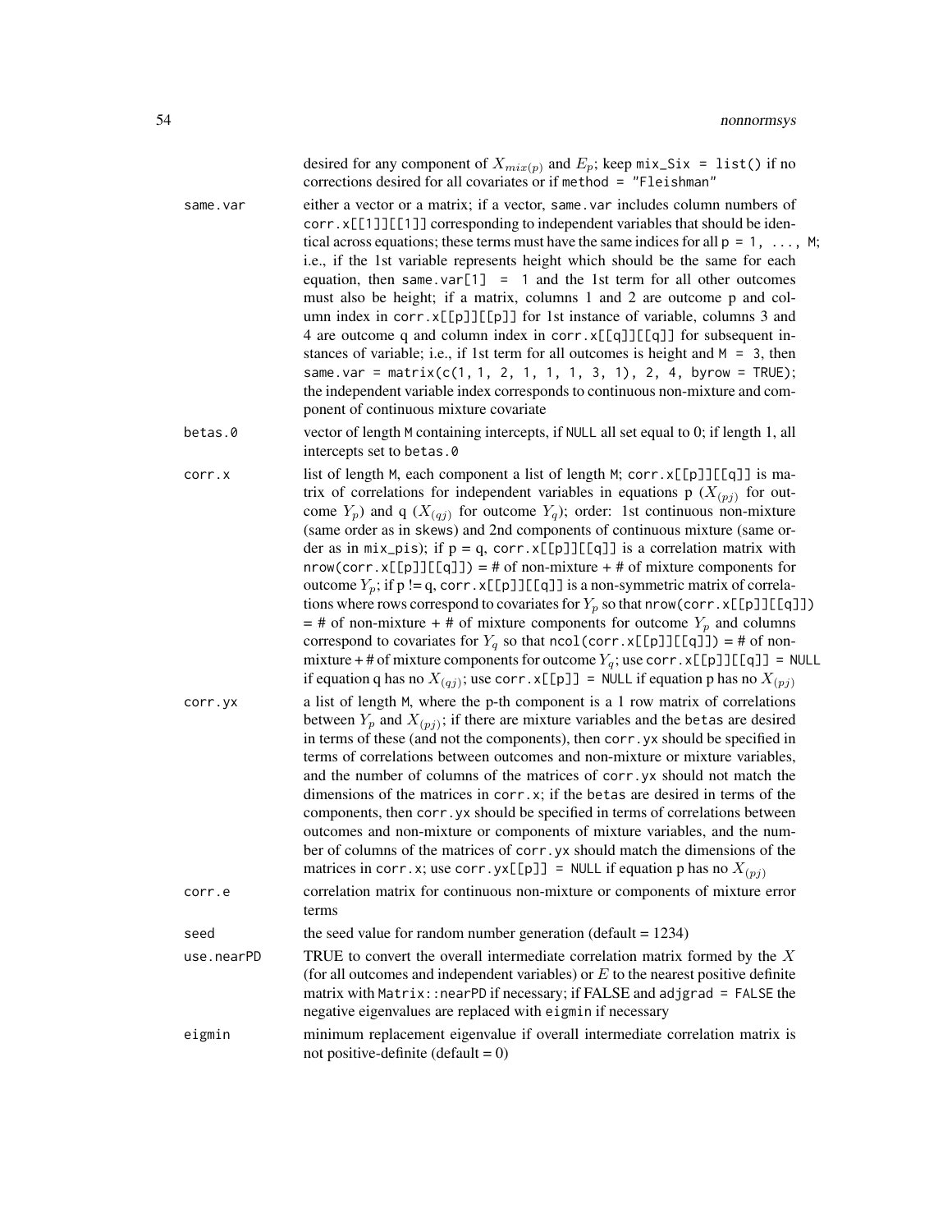desired for any component of $X_{mix(p)}$ and $E_p$; keep `mix_Six = list()` if no corrections desired for all covariates or if `method = "Fleishman"`

**same.var** either a vector or a matrix; if a vector, `same.var` includes column numbers of `corr.x[[1]][[1]]` corresponding to independent variables that should be identical across equations; these terms must have the same indices for all `p = 1, ..., M`; i.e., if the 1st variable represents height which should be the same for each equation, then `same.var[1] = 1` and the 1st term for all other outcomes must also be height; if a matrix, columns 1 and 2 are outcome p and column index in `corr.x[[p]][[p]]` for 1st instance of variable, columns 3 and 4 are outcome q and column index in `corr.x[[q]][[q]]` for subsequent instances of variable; i.e., if 1st term for all outcomes is height and `M = 3`, then `same.var = matrix(c(1, 1, 2, 1, 1, 1, 3, 1), 2, 4, byrow = TRUE)`; the independent variable index corresponds to continuous non-mixture and component of continuous mixture covariate

**betas.0** vector of length `M` containing intercepts, if `NULL` all set equal to 0; if length 1, all intercepts set to `betas.0`

**corr.x** list of length `M`, each component a list of length `M`; `corr.x[[p]][[q]]` is matrix of correlations for independent variables in equations p ($X_{(pj)}$ for outcome $Y_p$) and q ($X_{(qj)}$ for outcome $Y_q$); order: 1st continuous non-mixture (same order as in `skews`) and 2nd components of continuous mixture (same order as in `mix_pis`); if p = q, `corr.x[[p]][[q]]` is a correlation matrix with `nrow(corr.x[[p]][[q]])` = # of non-mixture + # of mixture components for outcome $Y_p$; if p != q, `corr.x[[p]][[q]]` is a non-symmetric matrix of correlations where rows correspond to covariates for $Y_p$ so that `nrow(corr.x[[p]][[q]])` = # of non-mixture + # of mixture components for outcome $Y_p$ and columns correspond to covariates for $Y_q$ so that `ncol(corr.x[[p]][[q]])` = # of non-mixture + # of mixture components for outcome $Y_q$; use `corr.x[[p]][[q]] = NULL` if equation q has no $X_{(qj)}$; use `corr.x[[p]] = NULL` if equation p has no $X_{(pj)}$

**corr.yx** a list of length `M`, where the p-th component is a 1 row matrix of correlations between $Y_p$ and $X_{(pj)}$; if there are mixture variables and the `betas` are desired in terms of these (and not the components), then `corr.yx` should be specified in terms of correlations between outcomes and non-mixture or mixture variables, and the number of columns of the matrices of `corr.yx` should not match the dimensions of the matrices in `corr.x`; if the `betas` are desired in terms of the components, then `corr.yx` should be specified in terms of correlations between outcomes and non-mixture or components of mixture variables, and the number of columns of the matrices of `corr.yx` should match the dimensions of the matrices in `corr.x`; use `corr.yx[[p]] = NULL` if equation p has no $X_{(pj)}$

**corr.e** correlation matrix for continuous non-mixture or components of mixture error terms

**seed** the seed value for random number generation (default = 1234)

**use.nearPD** TRUE to convert the overall intermediate correlation matrix formed by the $X$ (for all outcomes and independent variables) or $E$ to the nearest positive definite matrix with `Matrix::nearPD` if necessary; if FALSE and `adjgrad = FALSE` the negative eigenvalues are replaced with `eigmin` if necessary

**eigmin** minimum replacement eigenvalue if overall intermediate correlation matrix is not positive-definite (default = 0)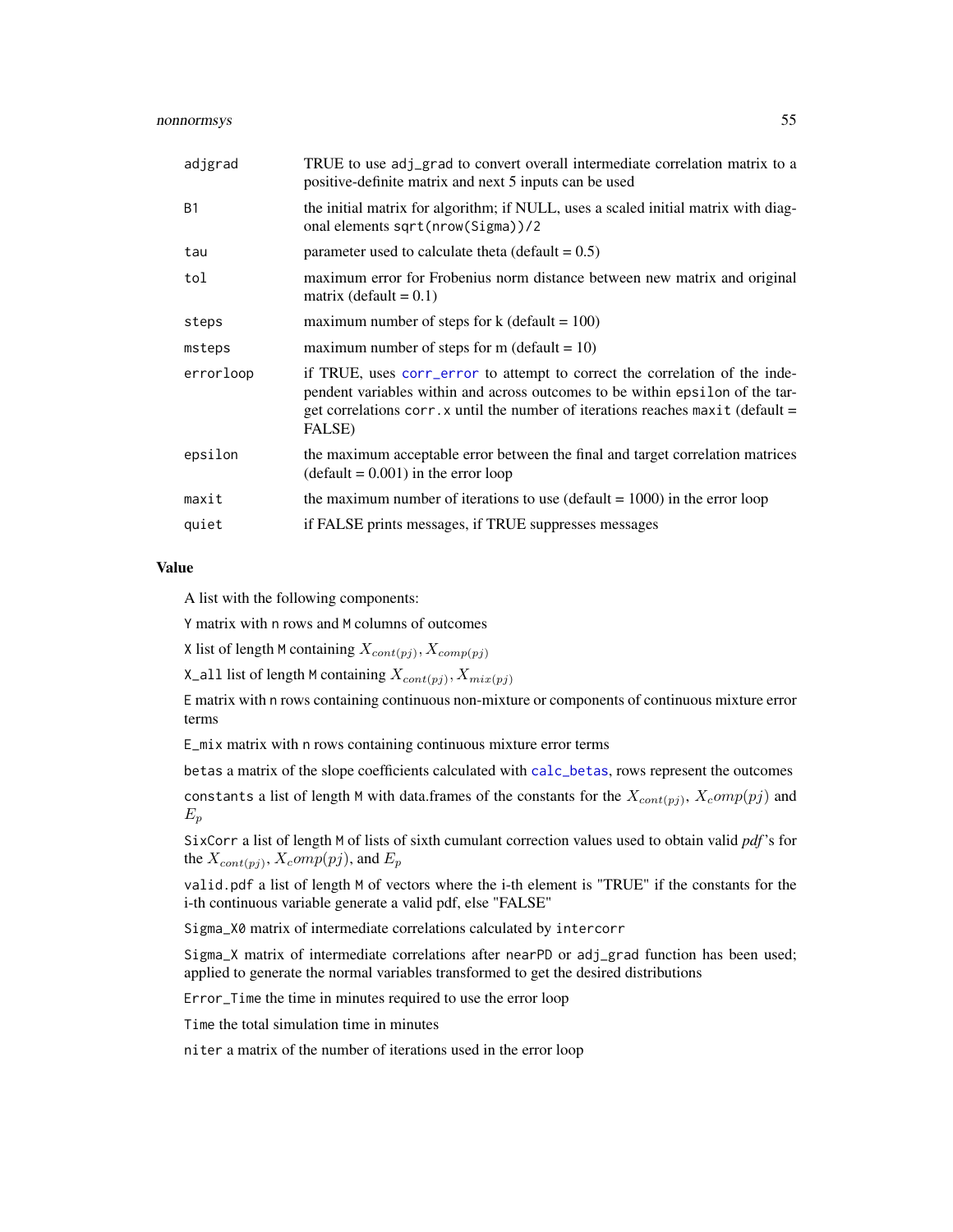| | |
|---|---|
| adjgrad | TRUE to use adj_grad to convert overall intermediate correlation matrix to a positive-definite matrix and next 5 inputs can be used |
| B1 | the initial matrix for algorithm; if NULL, uses a scaled initial matrix with diagonal elements sqrt(nrow(Sigma))/2 |
| tau | parameter used to calculate theta (default = 0.5) |
| tol | maximum error for Frobenius norm distance between new matrix and original matrix (default = 0.1) |
| steps | maximum number of steps for k (default = 100) |
| msteps | maximum number of steps for m (default = 10) |
| errorloop | if TRUE, uses corr_error to attempt to correct the correlation of the independent variables within and across outcomes to be within epsilon of the target correlations corr.x until the number of iterations reaches maxit (default = FALSE) |
| epsilon | the maximum acceptable error between the final and target correlation matrices (default = 0.001) in the error loop |
| maxit | the maximum number of iterations to use (default = 1000) in the error loop |
| quiet | if FALSE prints messages, if TRUE suppresses messages |

## Value

A list with the following components:

Y matrix with n rows and M columns of outcomes

X list of length M containing $X_{cont(pj)}, X_{comp(pj)}$

X_all list of length M containing $X_{cont(pj)}, X_{mix(pj)}$

E matrix with n rows containing continuous non-mixture or components of continuous mixture error terms

E_mix matrix with n rows containing continuous mixture error terms

betas a matrix of the slope coefficients calculated with calc_betas, rows represent the outcomes

constants a list of length M with data.frames of the constants for the $X_{cont(pj)}$, $X_comp(pj)$ and $E_p$

SixCorr a list of length M of lists of sixth cumulant correction values used to obtain valid *pdf*'s for the $X_{cont(pj)}$, $X_comp(pj)$, and $E_p$

valid.pdf a list of length M of vectors where the i-th element is "TRUE" if the constants for the i-th continuous variable generate a valid pdf, else "FALSE"

Sigma_X0 matrix of intermediate correlations calculated by intercorr

Sigma_X matrix of intermediate correlations after nearPD or adj_grad function has been used; applied to generate the normal variables transformed to get the desired distributions

Error_Time the time in minutes required to use the error loop

Time the total simulation time in minutes

niter a matrix of the number of iterations used in the error loop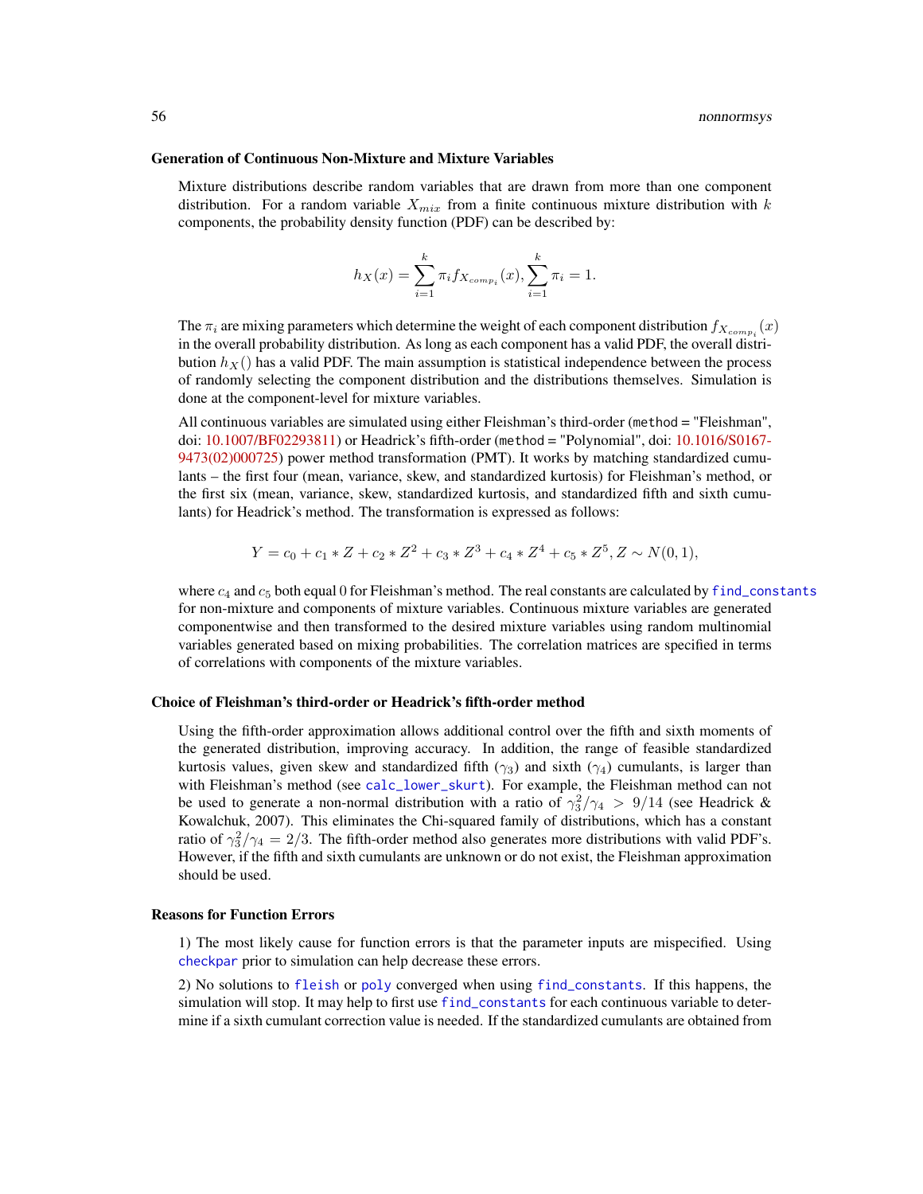### Generation of Continuous Non-Mixture and Mixture Variables

Mixture distributions describe random variables that are drawn from more than one component distribution. For a random variable $X_{mix}$ from a finite continuous mixture distribution with $k$ components, the probability density function (PDF) can be described by:

$$h_X(x) = \sum_{i=1}^{k} \pi_i f_{X_{comp_i}}(x), \sum_{i=1}^{k} \pi_i = 1.$$

The $\pi_i$ are mixing parameters which determine the weight of each component distribution $f_{X_{comp_i}}(x)$ in the overall probability distribution. As long as each component has a valid PDF, the overall distribution $h_X()$ has a valid PDF. The main assumption is statistical independence between the process of randomly selecting the component distribution and the distributions themselves. Simulation is done at the component-level for mixture variables.

All continuous variables are simulated using either Fleishman's third-order (method = "Fleishman", doi: 10.1007/BF02293811) or Headrick's fifth-order (method = "Polynomial", doi: 10.1016/S0167-9473(02)000725) power method transformation (PMT). It works by matching standardized cumulants – the first four (mean, variance, skew, and standardized kurtosis) for Fleishman's method, or the first six (mean, variance, skew, standardized kurtosis, and standardized fifth and sixth cumulants) for Headrick's method. The transformation is expressed as follows:

$$Y = c_0 + c_1 * Z + c_2 * Z^2 + c_3 * Z^3 + c_4 * Z^4 + c_5 * Z^5, Z \sim N(0,1),$$

where $c_4$ and $c_5$ both equal 0 for Fleishman's method. The real constants are calculated by find_constants for non-mixture and components of mixture variables. Continuous mixture variables are generated componentwise and then transformed to the desired mixture variables using random multinomial variables generated based on mixing probabilities. The correlation matrices are specified in terms of correlations with components of the mixture variables.

### Choice of Fleishman's third-order or Headrick's fifth-order method

Using the fifth-order approximation allows additional control over the fifth and sixth moments of the generated distribution, improving accuracy. In addition, the range of feasible standardized kurtosis values, given skew and standardized fifth ($\gamma_3$) and sixth ($\gamma_4$) cumulants, is larger than with Fleishman's method (see calc_lower_skurt). For example, the Fleishman method can not be used to generate a non-normal distribution with a ratio of $\gamma_3^2/\gamma_4 > 9/14$ (see Headrick & Kowalchuk, 2007). This eliminates the Chi-squared family of distributions, which has a constant ratio of $\gamma_3^2/\gamma_4 = 2/3$. The fifth-order method also generates more distributions with valid PDF's. However, if the fifth and sixth cumulants are unknown or do not exist, the Fleishman approximation should be used.

### Reasons for Function Errors

1) The most likely cause for function errors is that the parameter inputs are mispecified. Using checkpar prior to simulation can help decrease these errors.

2) No solutions to fleish or poly converged when using find_constants. If this happens, the simulation will stop. It may help to first use find_constants for each continuous variable to determine if a sixth cumulant correction value is needed. If the standardized cumulants are obtained from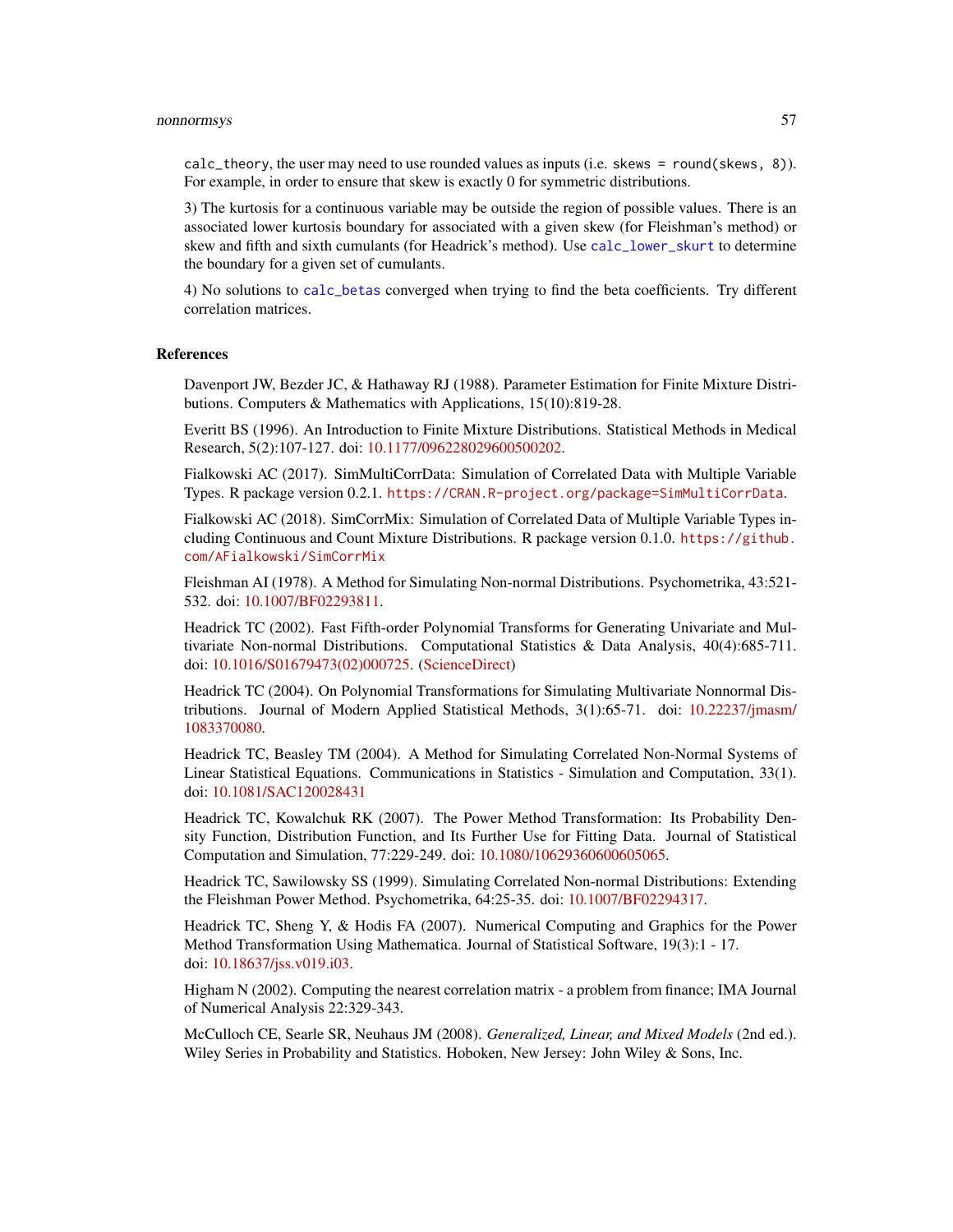calc_theory, the user may need to use rounded values as inputs (i.e. skews = round(skews, 8)). For example, in order to ensure that skew is exactly 0 for symmetric distributions.

3) The kurtosis for a continuous variable may be outside the region of possible values. There is an associated lower kurtosis boundary for associated with a given skew (for Fleishman's method) or skew and fifth and sixth cumulants (for Headrick's method). Use calc_lower_skurt to determine the boundary for a given set of cumulants.

4) No solutions to calc_betas converged when trying to find the beta coefficients. Try different correlation matrices.

## References

Davenport JW, Bezder JC, & Hathaway RJ (1988). Parameter Estimation for Finite Mixture Distributions. Computers & Mathematics with Applications, 15(10):819-28.

Everitt BS (1996). An Introduction to Finite Mixture Distributions. Statistical Methods in Medical Research, 5(2):107-127. doi: 10.1177/096228029600500202.

Fialkowski AC (2017). SimMultiCorrData: Simulation of Correlated Data with Multiple Variable Types. R package version 0.2.1. https://CRAN.R-project.org/package=SimMultiCorrData.

Fialkowski AC (2018). SimCorrMix: Simulation of Correlated Data of Multiple Variable Types including Continuous and Count Mixture Distributions. R package version 0.1.0. https://github.com/AFialkowski/SimCorrMix

Fleishman AI (1978). A Method for Simulating Non-normal Distributions. Psychometrika, 43:521-532. doi: 10.1007/BF02293811.

Headrick TC (2002). Fast Fifth-order Polynomial Transforms for Generating Univariate and Multivariate Non-normal Distributions. Computational Statistics & Data Analysis, 40(4):685-711. doi: 10.1016/S01679473(02)000725. (ScienceDirect)

Headrick TC (2004). On Polynomial Transformations for Simulating Multivariate Nonnormal Distributions. Journal of Modern Applied Statistical Methods, 3(1):65-71. doi: 10.22237/jmasm/1083370080.

Headrick TC, Beasley TM (2004). A Method for Simulating Correlated Non-Normal Systems of Linear Statistical Equations. Communications in Statistics - Simulation and Computation, 33(1). doi: 10.1081/SAC120028431

Headrick TC, Kowalchuk RK (2007). The Power Method Transformation: Its Probability Density Function, Distribution Function, and Its Further Use for Fitting Data. Journal of Statistical Computation and Simulation, 77:229-249. doi: 10.1080/10629360600605065.

Headrick TC, Sawilowsky SS (1999). Simulating Correlated Non-normal Distributions: Extending the Fleishman Power Method. Psychometrika, 64:25-35. doi: 10.1007/BF02294317.

Headrick TC, Sheng Y, & Hodis FA (2007). Numerical Computing and Graphics for the Power Method Transformation Using Mathematica. Journal of Statistical Software, 19(3):1 - 17. doi: 10.18637/jss.v019.i03.

Higham N (2002). Computing the nearest correlation matrix - a problem from finance; IMA Journal of Numerical Analysis 22:329-343.

McCulloch CE, Searle SR, Neuhaus JM (2008). *Generalized, Linear, and Mixed Models* (2nd ed.). Wiley Series in Probability and Statistics. Hoboken, New Jersey: John Wiley & Sons, Inc.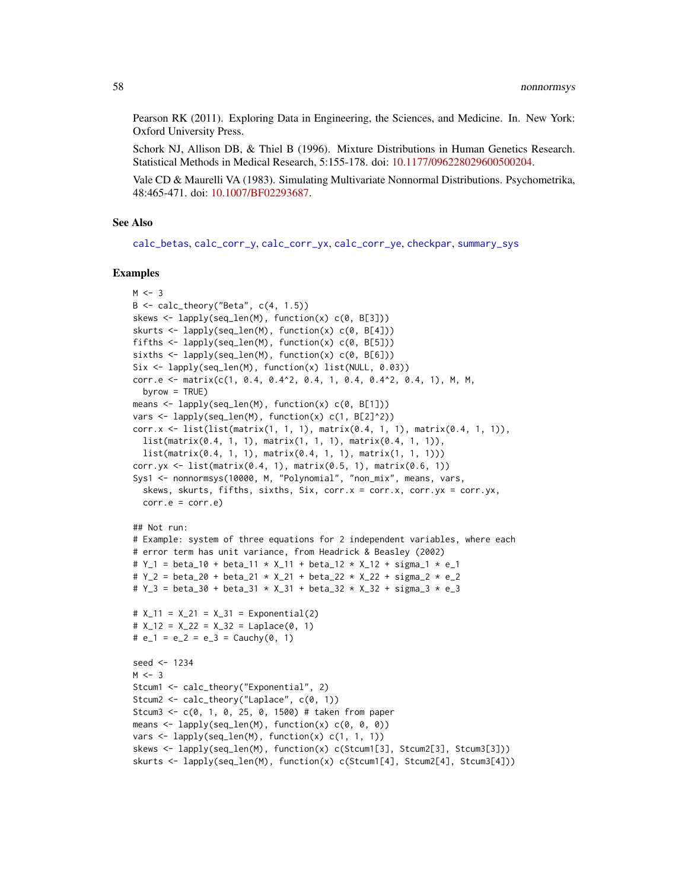Pearson RK (2011). Exploring Data in Engineering, the Sciences, and Medicine. In. New York: Oxford University Press.

Schork NJ, Allison DB, & Thiel B (1996). Mixture Distributions in Human Genetics Research. Statistical Methods in Medical Research, 5:155-178. doi: 10.1177/096228029600500204.

Vale CD & Maurelli VA (1983). Simulating Multivariate Nonnormal Distributions. Psychometrika, 48:465-471. doi: 10.1007/BF02293687.

## See Also

calc_betas, calc_corr_y, calc_corr_yx, calc_corr_ye, checkpar, summary_sys

## Examples

```
M <- 3
B <- calc_theory("Beta", c(4, 1.5))
skews <- lapply(seq_len(M), function(x) c(0, B[3]))
skurts <- lapply(seq_len(M), function(x) c(0, B[4]))
fifths <- lapply(seq_len(M), function(x) c(0, B[5]))
sixths <- lapply(seq_len(M), function(x) c(0, B[6]))
Six <- lapply(seq_len(M), function(x) list(NULL, 0.03))
corr.e <- matrix(c(1, 0.4, 0.4^2, 0.4, 1, 0.4, 0.4^2, 0.4, 1), M, M,
  byrow = TRUE)
means <- lapply(seq_len(M), function(x) c(0, B[1]))
vars <- lapply(seq_len(M), function(x) c(1, B[2]^2))
corr.x <- list(list(matrix(1, 1, 1), matrix(0.4, 1, 1), matrix(0.4, 1, 1)),
  list(matrix(0.4, 1, 1), matrix(1, 1, 1), matrix(0.4, 1, 1)),
  list(matrix(0.4, 1, 1), matrix(0.4, 1, 1), matrix(1, 1, 1)))
corr.yx <- list(matrix(0.4, 1), matrix(0.5, 1), matrix(0.6, 1))
Sys1 <- nonnormsys(10000, M, "Polynomial", "non_mix", means, vars,
  skews, skurts, fifths, sixths, Six, corr.x = corr.x, corr.yx = corr.yx,
  corr.e = corr.e)

## Not run:
# Example: system of three equations for 2 independent variables, where each
# error term has unit variance, from Headrick & Beasley (2002)
# Y_1 = beta_10 + beta_11 * X_11 + beta_12 * X_12 + sigma_1 * e_1
# Y_2 = beta_20 + beta_21 * X_21 + beta_22 * X_22 + sigma_2 * e_2
# Y_3 = beta_30 + beta_31 * X_31 + beta_32 * X_32 + sigma_3 * e_3

# X_11 = X_21 = X_31 = Exponential(2)
# X_12 = X_22 = X_32 = Laplace(0, 1)
# e_1 = e_2 = e_3 = Cauchy(0, 1)

seed <- 1234
M <- 3
Stcum1 <- calc_theory("Exponential", 2)
Stcum2 <- calc_theory("Laplace", c(0, 1))
Stcum3 <- c(0, 1, 0, 25, 0, 1500) # taken from paper
means <- lapply(seq_len(M), function(x) c(0, 0, 0))
vars <- lapply(seq_len(M), function(x) c(1, 1, 1))
skews <- lapply(seq_len(M), function(x) c(Stcum1[3], Stcum2[3], Stcum3[3]))
skurts <- lapply(seq_len(M), function(x) c(Stcum1[4], Stcum2[4], Stcum3[4]))
```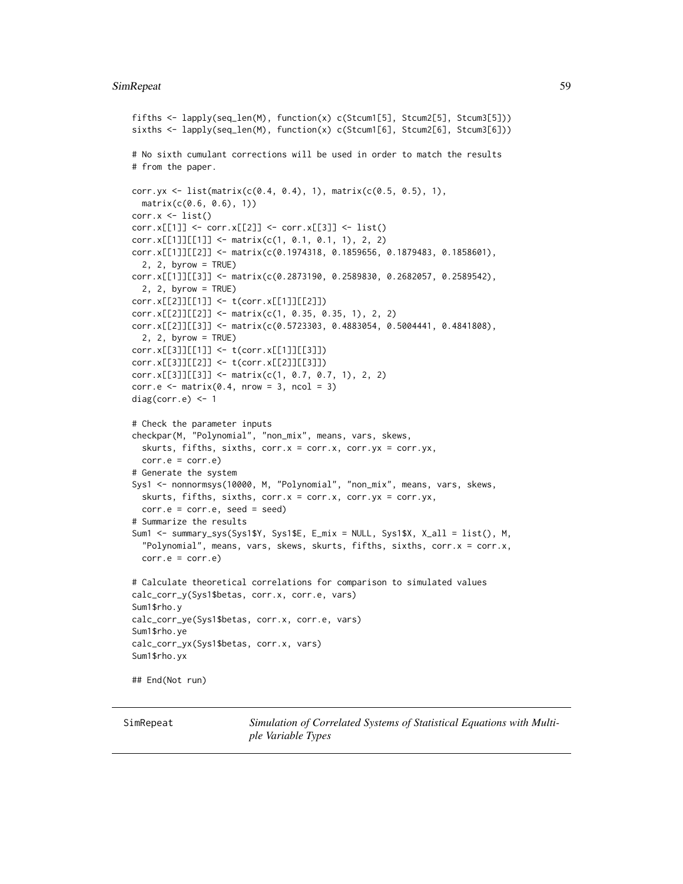```
fifths <- lapply(seq_len(M), function(x) c(Stcum1[5], Stcum2[5], Stcum3[5]))
sixths <- lapply(seq_len(M), function(x) c(Stcum1[6], Stcum2[6], Stcum3[6]))

# No sixth cumulant corrections will be used in order to match the results
# from the paper.

corr.yx <- list(matrix(c(0.4, 0.4), 1), matrix(c(0.5, 0.5), 1),
  matrix(c(0.6, 0.6), 1))
corr.x <- list()
corr.x[[1]] <- corr.x[[2]] <- corr.x[[3]] <- list()
corr.x[[1]][[1]] <- matrix(c(1, 0.1, 0.1, 1), 2, 2)
corr.x[[1]][[2]] <- matrix(c(0.1974318, 0.1859656, 0.1879483, 0.1858601),
  2, 2, byrow = TRUE)
corr.x[[1]][[3]] <- matrix(c(0.2873190, 0.2589830, 0.2682057, 0.2589542),
  2, 2, byrow = TRUE)
corr.x[[2]][[1]] <- t(corr.x[[1]][[2]])
corr.x[[2]][[2]] <- matrix(c(1, 0.35, 0.35, 1), 2, 2)
corr.x[[2]][[3]] <- matrix(c(0.5723303, 0.4883054, 0.5004441, 0.4841808),
  2, 2, byrow = TRUE)
corr.x[[3]][[1]] <- t(corr.x[[1]][[3]])
corr.x[[3]][[2]] <- t(corr.x[[2]][[3]])
corr.x[[3]][[3]] <- matrix(c(1, 0.7, 0.7, 1), 2, 2)
corr.e <- matrix(0.4, nrow = 3, ncol = 3)
diag(corr.e) <- 1

# Check the parameter inputs
checkpar(M, "Polynomial", "non_mix", means, vars, skews,
  skurts, fifths, sixths, corr.x = corr.x, corr.yx = corr.yx,
  corr.e = corr.e)
# Generate the system
Sys1 <- nonnormsys(10000, M, "Polynomial", "non_mix", means, vars, skews,
  skurts, fifths, sixths, corr.x = corr.x, corr.yx = corr.yx,
  corr.e = corr.e, seed = seed)
# Summarize the results
Sum1 <- summary_sys(Sys1$Y, Sys1$E, E_mix = NULL, Sys1$X, X_all = list(), M,
  "Polynomial", means, vars, skews, skurts, fifths, sixths, corr.x = corr.x,
  corr.e = corr.e)

# Calculate theoretical correlations for comparison to simulated values
calc_corr_y(Sys1$betas, corr.x, corr.e, vars)
Sum1$rho.y
calc_corr_ye(Sys1$betas, corr.x, corr.e, vars)
Sum1$rho.ye
calc_corr_yx(Sys1$betas, corr.x, vars)
Sum1$rho.yx

## End(Not run)
```

---

SimRepeat — *Simulation of Correlated Systems of Statistical Equations with Multiple Variable Types*

---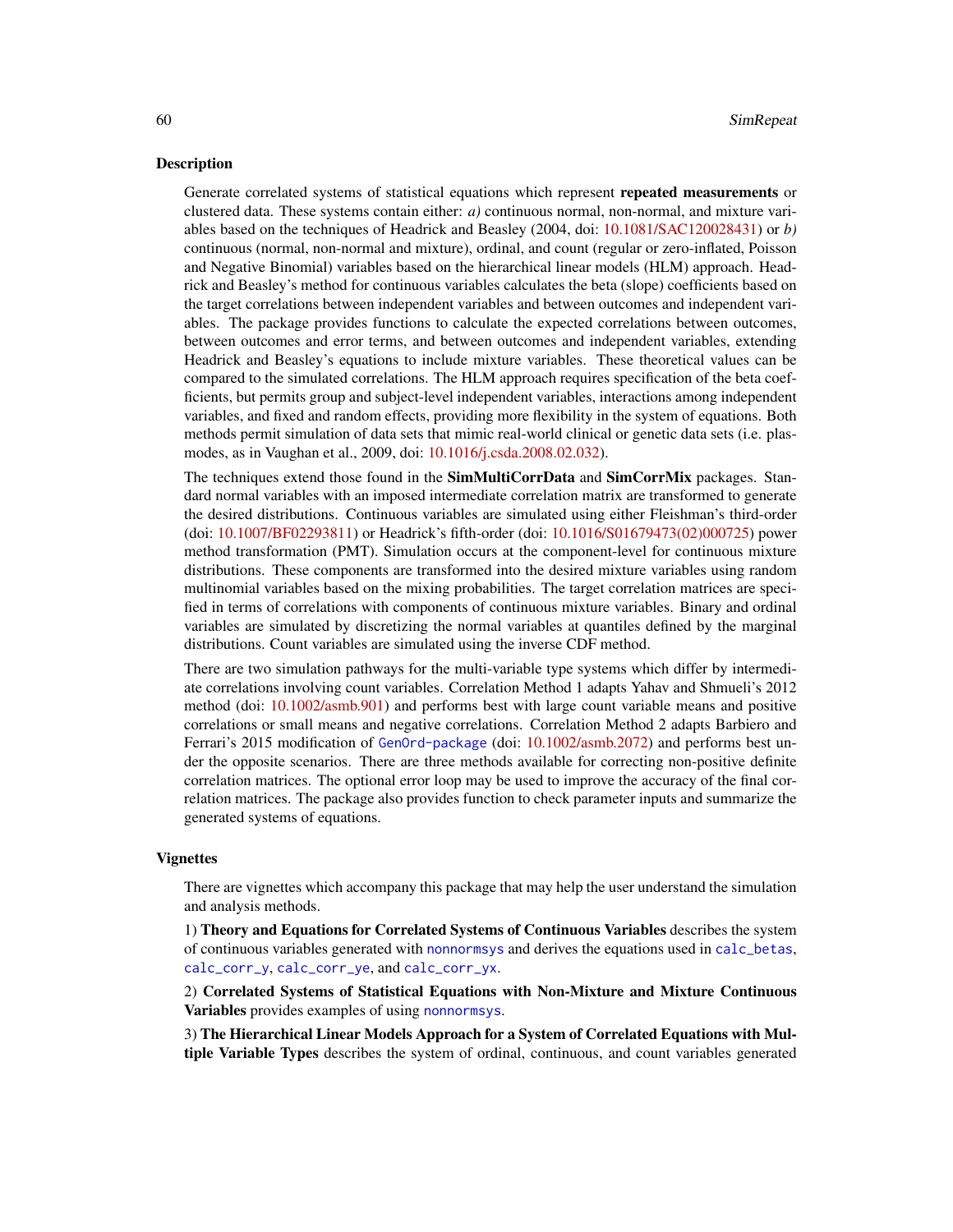## Description

Generate correlated systems of statistical equations which represent **repeated measurements** or clustered data. These systems contain either: *a)* continuous normal, non-normal, and mixture variables based on the techniques of Headrick and Beasley (2004, doi: 10.1081/SAC120028431) or *b)* continuous (normal, non-normal and mixture), ordinal, and count (regular or zero-inflated, Poisson and Negative Binomial) variables based on the hierarchical linear models (HLM) approach. Headrick and Beasley's method for continuous variables calculates the beta (slope) coefficients based on the target correlations between independent variables and between outcomes and independent variables. The package provides functions to calculate the expected correlations between outcomes, between outcomes and error terms, and between outcomes and independent variables, extending Headrick and Beasley's equations to include mixture variables. These theoretical values can be compared to the simulated correlations. The HLM approach requires specification of the beta coefficients, but permits group and subject-level independent variables, interactions among independent variables, and fixed and random effects, providing more flexibility in the system of equations. Both methods permit simulation of data sets that mimic real-world clinical or genetic data sets (i.e. plasmodes, as in Vaughan et al., 2009, doi: 10.1016/j.csda.2008.02.032).

The techniques extend those found in the **SimMultiCorrData** and **SimCorrMix** packages. Standard normal variables with an imposed intermediate correlation matrix are transformed to generate the desired distributions. Continuous variables are simulated using either Fleishman's third-order (doi: 10.1007/BF02293811) or Headrick's fifth-order (doi: 10.1016/S01679473(02)000725) power method transformation (PMT). Simulation occurs at the component-level for continuous mixture distributions. These components are transformed into the desired mixture variables using random multinomial variables based on the mixing probabilities. The target correlation matrices are specified in terms of correlations with components of continuous mixture variables. Binary and ordinal variables are simulated by discretizing the normal variables at quantiles defined by the marginal distributions. Count variables are simulated using the inverse CDF method.

There are two simulation pathways for the multi-variable type systems which differ by intermediate correlations involving count variables. Correlation Method 1 adapts Yahav and Shmueli's 2012 method (doi: 10.1002/asmb.901) and performs best with large count variable means and positive correlations or small means and negative correlations. Correlation Method 2 adapts Barbiero and Ferrari's 2015 modification of `GenOrd-package` (doi: 10.1002/asmb.2072) and performs best under the opposite scenarios. There are three methods available for correcting non-positive definite correlation matrices. The optional error loop may be used to improve the accuracy of the final correlation matrices. The package also provides function to check parameter inputs and summarize the generated systems of equations.

## Vignettes

There are vignettes which accompany this package that may help the user understand the simulation and analysis methods.

1) **Theory and Equations for Correlated Systems of Continuous Variables** describes the system of continuous variables generated with `nonnormsys` and derives the equations used in `calc_betas`, `calc_corr_y`, `calc_corr_ye`, and `calc_corr_yx`.

2) **Correlated Systems of Statistical Equations with Non-Mixture and Mixture Continuous Variables** provides examples of using `nonnormsys`.

3) **The Hierarchical Linear Models Approach for a System of Correlated Equations with Multiple Variable Types** describes the system of ordinal, continuous, and count variables generated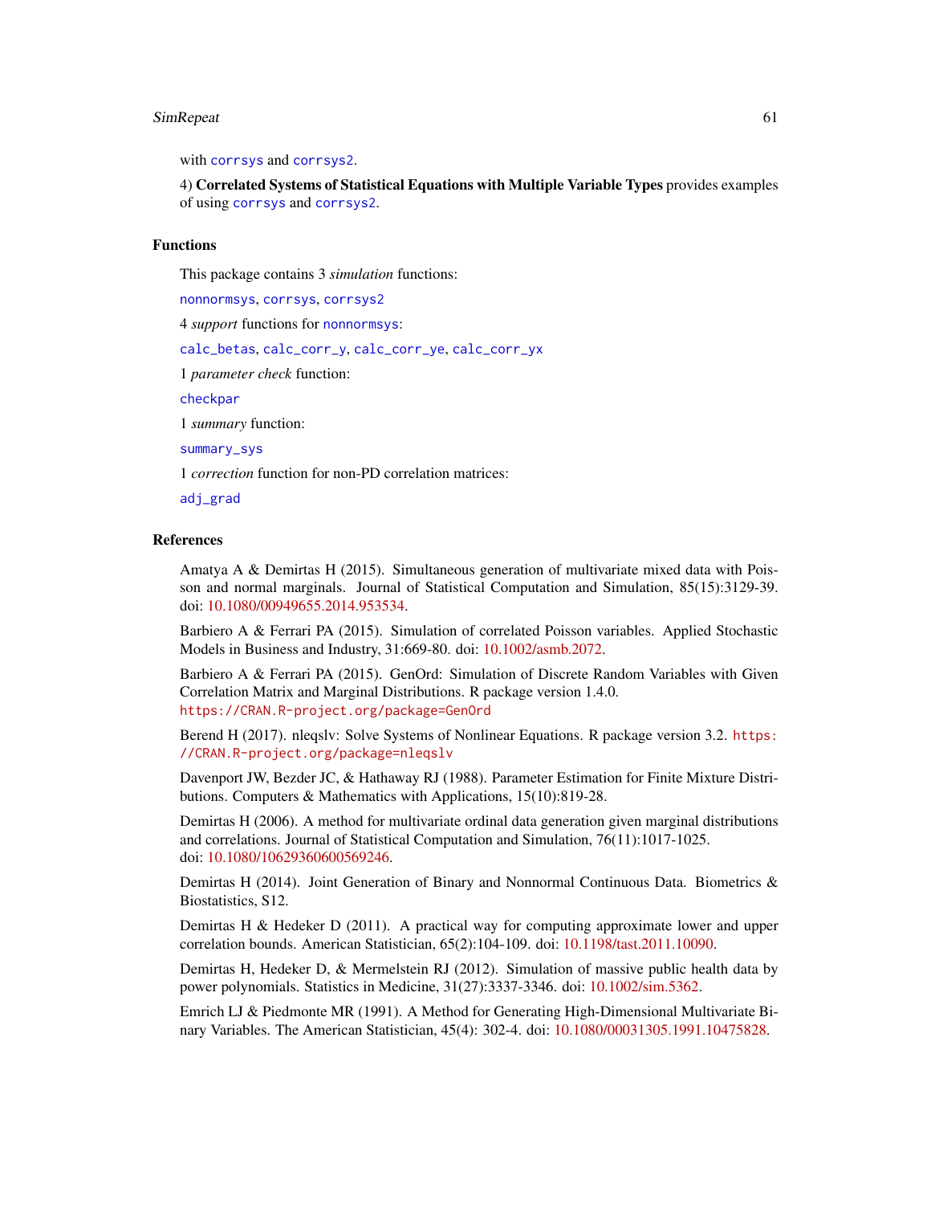with corrsys and corrsys2.

4) **Correlated Systems of Statistical Equations with Multiple Variable Types** provides examples of using corrsys and corrsys2.

## Functions

This package contains 3 *simulation* functions:

nonnormsys, corrsys, corrsys2

4 *support* functions for nonnormsys:

calc_betas, calc_corr_y, calc_corr_ye, calc_corr_yx

1 *parameter check* function:

checkpar

1 *summary* function:

summary_sys

1 *correction* function for non-PD correlation matrices:

adj_grad

## References

Amatya A & Demirtas H (2015). Simultaneous generation of multivariate mixed data with Poisson and normal marginals. Journal of Statistical Computation and Simulation, 85(15):3129-39. doi: 10.1080/00949655.2014.953534.

Barbiero A & Ferrari PA (2015). Simulation of correlated Poisson variables. Applied Stochastic Models in Business and Industry, 31:669-80. doi: 10.1002/asmb.2072.

Barbiero A & Ferrari PA (2015). GenOrd: Simulation of Discrete Random Variables with Given Correlation Matrix and Marginal Distributions. R package version 1.4.0. https://CRAN.R-project.org/package=GenOrd

Berend H (2017). nleqslv: Solve Systems of Nonlinear Equations. R package version 3.2. https://CRAN.R-project.org/package=nleqslv

Davenport JW, Bezder JC, & Hathaway RJ (1988). Parameter Estimation for Finite Mixture Distributions. Computers & Mathematics with Applications, 15(10):819-28.

Demirtas H (2006). A method for multivariate ordinal data generation given marginal distributions and correlations. Journal of Statistical Computation and Simulation, 76(11):1017-1025. doi: 10.1080/10629360600569246.

Demirtas H (2014). Joint Generation of Binary and Nonnormal Continuous Data. Biometrics & Biostatistics, S12.

Demirtas H & Hedeker D (2011). A practical way for computing approximate lower and upper correlation bounds. American Statistician, 65(2):104-109. doi: 10.1198/tast.2011.10090.

Demirtas H, Hedeker D, & Mermelstein RJ (2012). Simulation of massive public health data by power polynomials. Statistics in Medicine, 31(27):3337-3346. doi: 10.1002/sim.5362.

Emrich LJ & Piedmonte MR (1991). A Method for Generating High-Dimensional Multivariate Binary Variables. The American Statistician, 45(4): 302-4. doi: 10.1080/00031305.1991.10475828.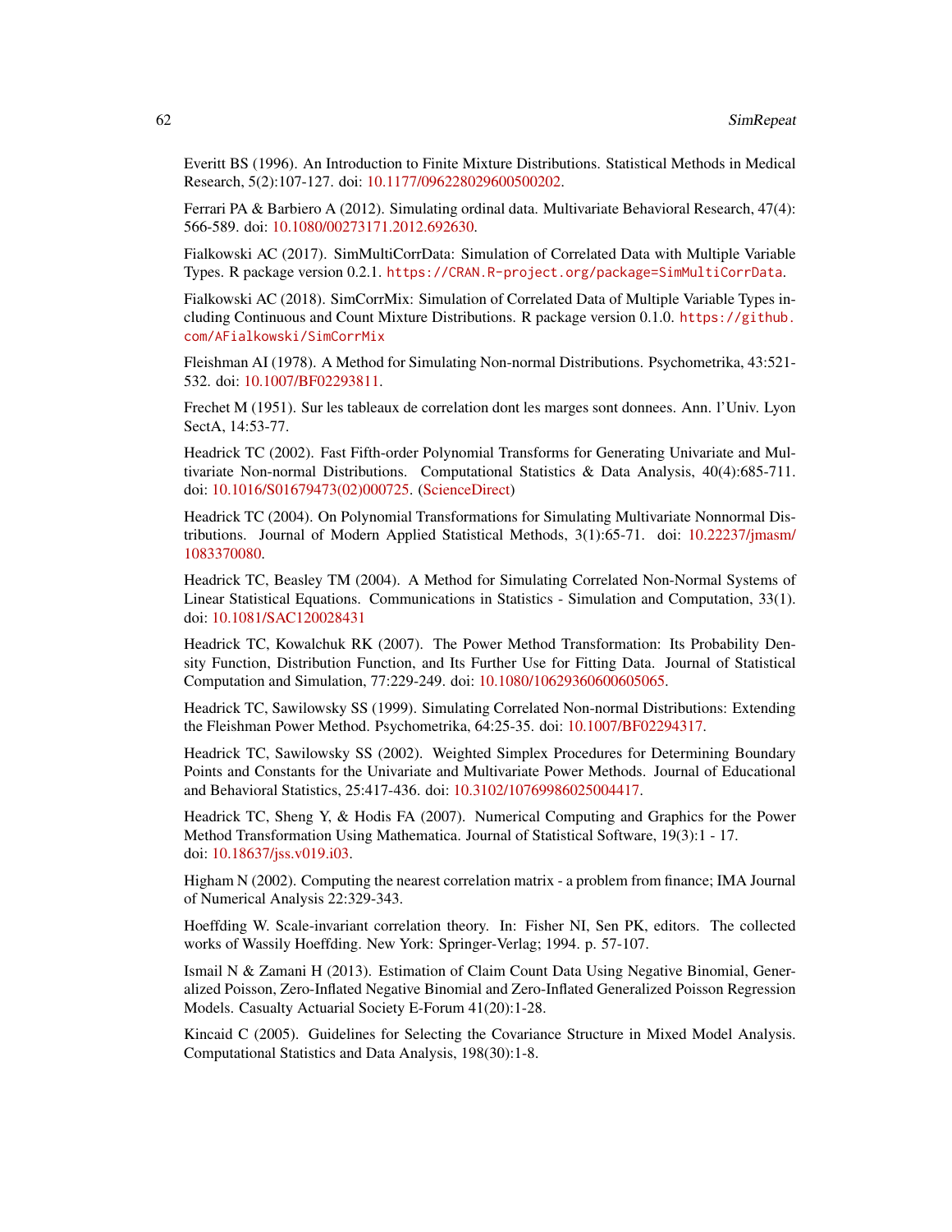Everitt BS (1996). An Introduction to Finite Mixture Distributions. Statistical Methods in Medical Research, 5(2):107-127. doi: 10.1177/096228029600500202.

Ferrari PA & Barbiero A (2012). Simulating ordinal data. Multivariate Behavioral Research, 47(4): 566-589. doi: 10.1080/00273171.2012.692630.

Fialkowski AC (2017). SimMultiCorrData: Simulation of Correlated Data with Multiple Variable Types. R package version 0.2.1. `https://CRAN.R-project.org/package=SimMultiCorrData`.

Fialkowski AC (2018). SimCorrMix: Simulation of Correlated Data of Multiple Variable Types including Continuous and Count Mixture Distributions. R package version 0.1.0. `https://github.com/AFialkowski/SimCorrMix`

Fleishman AI (1978). A Method for Simulating Non-normal Distributions. Psychometrika, 43:521-532. doi: 10.1007/BF02293811.

Frechet M (1951). Sur les tableaux de correlation dont les marges sont donnees. Ann. l'Univ. Lyon SectA, 14:53-77.

Headrick TC (2002). Fast Fifth-order Polynomial Transforms for Generating Univariate and Multivariate Non-normal Distributions. Computational Statistics & Data Analysis, 40(4):685-711. doi: 10.1016/S01679473(02)000725. (ScienceDirect)

Headrick TC (2004). On Polynomial Transformations for Simulating Multivariate Nonnormal Distributions. Journal of Modern Applied Statistical Methods, 3(1):65-71. doi: 10.22237/jmasm/1083370080.

Headrick TC, Beasley TM (2004). A Method for Simulating Correlated Non-Normal Systems of Linear Statistical Equations. Communications in Statistics - Simulation and Computation, 33(1). doi: 10.1081/SAC120028431

Headrick TC, Kowalchuk RK (2007). The Power Method Transformation: Its Probability Density Function, Distribution Function, and Its Further Use for Fitting Data. Journal of Statistical Computation and Simulation, 77:229-249. doi: 10.1080/10629360600605065.

Headrick TC, Sawilowsky SS (1999). Simulating Correlated Non-normal Distributions: Extending the Fleishman Power Method. Psychometrika, 64:25-35. doi: 10.1007/BF02294317.

Headrick TC, Sawilowsky SS (2002). Weighted Simplex Procedures for Determining Boundary Points and Constants for the Univariate and Multivariate Power Methods. Journal of Educational and Behavioral Statistics, 25:417-436. doi: 10.3102/10769986025004417.

Headrick TC, Sheng Y, & Hodis FA (2007). Numerical Computing and Graphics for the Power Method Transformation Using Mathematica. Journal of Statistical Software, 19(3):1 - 17. doi: 10.18637/jss.v019.i03.

Higham N (2002). Computing the nearest correlation matrix - a problem from finance; IMA Journal of Numerical Analysis 22:329-343.

Hoeffding W. Scale-invariant correlation theory. In: Fisher NI, Sen PK, editors. The collected works of Wassily Hoeffding. New York: Springer-Verlag; 1994. p. 57-107.

Ismail N & Zamani H (2013). Estimation of Claim Count Data Using Negative Binomial, Generalized Poisson, Zero-Inflated Negative Binomial and Zero-Inflated Generalized Poisson Regression Models. Casualty Actuarial Society E-Forum 41(20):1-28.

Kincaid C (2005). Guidelines for Selecting the Covariance Structure in Mixed Model Analysis. Computational Statistics and Data Analysis, 198(30):1-8.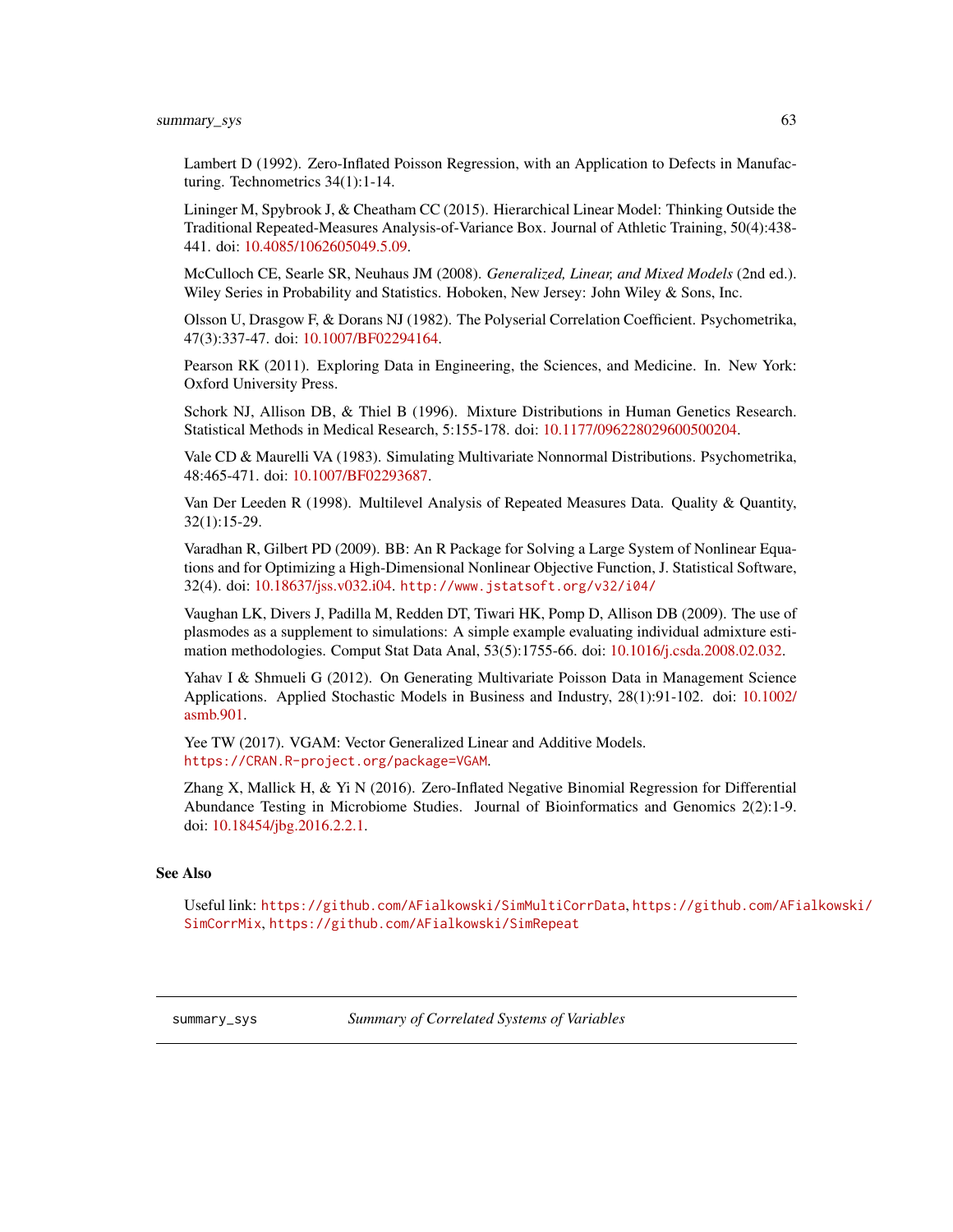Lambert D (1992). Zero-Inflated Poisson Regression, with an Application to Defects in Manufacturing. Technometrics 34(1):1-14.

Lininger M, Spybrook J, & Cheatham CC (2015). Hierarchical Linear Model: Thinking Outside the Traditional Repeated-Measures Analysis-of-Variance Box. Journal of Athletic Training, 50(4):438-441. doi: 10.4085/1062605049.5.09.

McCulloch CE, Searle SR, Neuhaus JM (2008). *Generalized, Linear, and Mixed Models* (2nd ed.). Wiley Series in Probability and Statistics. Hoboken, New Jersey: John Wiley & Sons, Inc.

Olsson U, Drasgow F, & Dorans NJ (1982). The Polyserial Correlation Coefficient. Psychometrika, 47(3):337-47. doi: 10.1007/BF02294164.

Pearson RK (2011). Exploring Data in Engineering, the Sciences, and Medicine. In. New York: Oxford University Press.

Schork NJ, Allison DB, & Thiel B (1996). Mixture Distributions in Human Genetics Research. Statistical Methods in Medical Research, 5:155-178. doi: 10.1177/096228029600500204.

Vale CD & Maurelli VA (1983). Simulating Multivariate Nonnormal Distributions. Psychometrika, 48:465-471. doi: 10.1007/BF02293687.

Van Der Leeden R (1998). Multilevel Analysis of Repeated Measures Data. Quality & Quantity, 32(1):15-29.

Varadhan R, Gilbert PD (2009). BB: An R Package for Solving a Large System of Nonlinear Equations and for Optimizing a High-Dimensional Nonlinear Objective Function, J. Statistical Software, 32(4). doi: 10.18637/jss.v032.i04. `http://www.jstatsoft.org/v32/i04/`

Vaughan LK, Divers J, Padilla M, Redden DT, Tiwari HK, Pomp D, Allison DB (2009). The use of plasmodes as a supplement to simulations: A simple example evaluating individual admixture estimation methodologies. Comput Stat Data Anal, 53(5):1755-66. doi: 10.1016/j.csda.2008.02.032.

Yahav I & Shmueli G (2012). On Generating Multivariate Poisson Data in Management Science Applications. Applied Stochastic Models in Business and Industry, 28(1):91-102. doi: 10.1002/asmb.901.

Yee TW (2017). VGAM: Vector Generalized Linear and Additive Models. `https://CRAN.R-project.org/package=VGAM`.

Zhang X, Mallick H, & Yi N (2016). Zero-Inflated Negative Binomial Regression for Differential Abundance Testing in Microbiome Studies. Journal of Bioinformatics and Genomics 2(2):1-9. doi: 10.18454/jbg.2016.2.2.1.

## See Also

Useful link: `https://github.com/AFialkowski/SimMultiCorrData`, `https://github.com/AFialkowski/SimCorrMix`, `https://github.com/AFialkowski/SimRepeat`

---

`summary_sys` *Summary of Correlated Systems of Variables*

---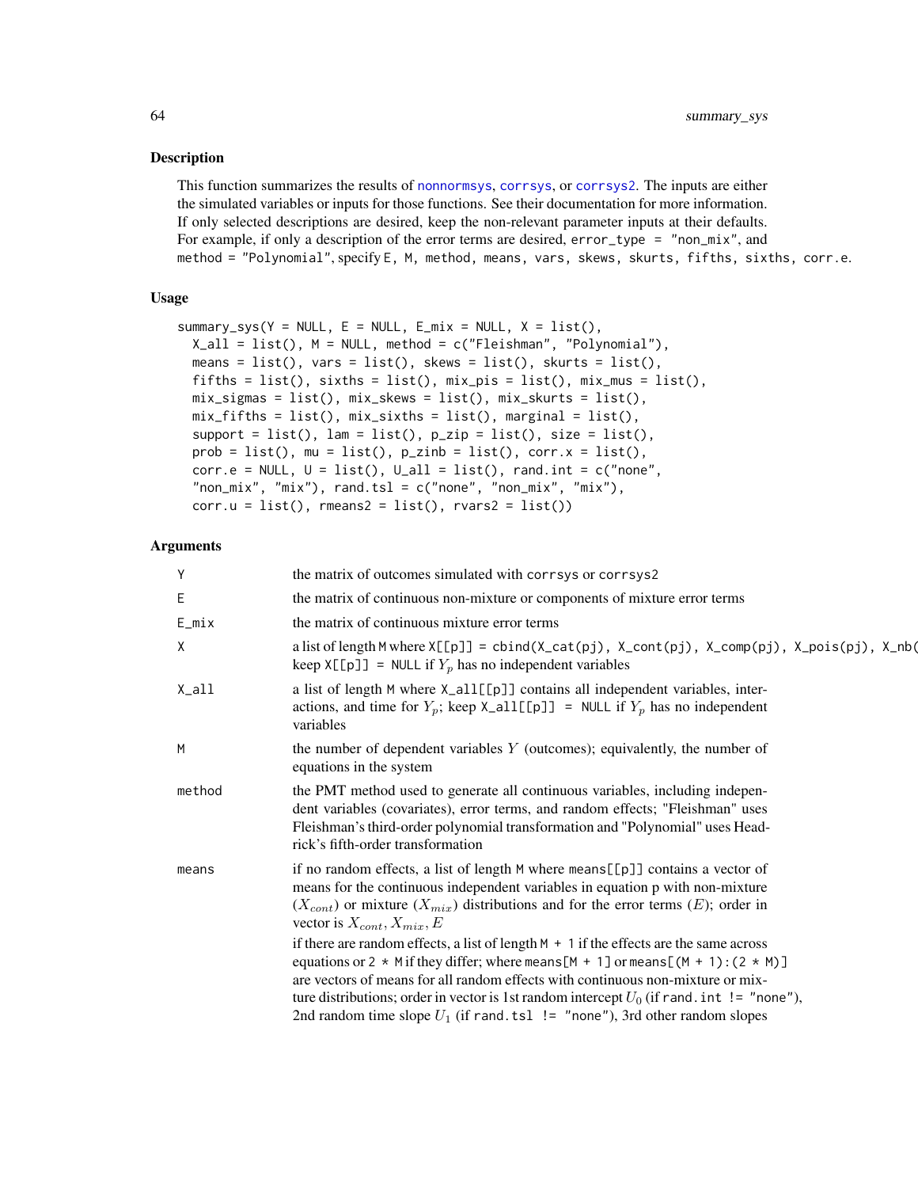## Description

This function summarizes the results of `nonnormsys`, `corrsys`, or `corrsys2`. The inputs are either the simulated variables or inputs for those functions. See their documentation for more information. If only selected descriptions are desired, keep the non-relevant parameter inputs at their defaults. For example, if only a description of the error terms are desired, `error_type = "non_mix"`, and `method = "Polynomial"`, specify `E, M, method, means, vars, skews, skurts, fifths, sixths, corr.e`.

## Usage

```
summary_sys(Y = NULL, E = NULL, E_mix = NULL, X = list(),
  X_all = list(), M = NULL, method = c("Fleishman", "Polynomial"),
  means = list(), vars = list(), skews = list(), skurts = list(),
  fifths = list(), sixths = list(), mix_pis = list(), mix_mus = list(),
  mix_sigmas = list(), mix_skews = list(), mix_skurts = list(),
  mix_fifths = list(), mix_sixths = list(), marginal = list(),
  support = list(), lam = list(), p_zip = list(), size = list(),
  prob = list(), mu = list(), p_zinb = list(), corr.x = list(),
  corr.e = NULL, U = list(), U_all = list(), rand.int = c("none",
  "non_mix", "mix"), rand.tsl = c("none", "non_mix", "mix"),
  corr.u = list(), rmeans2 = list(), rvars2 = list())
```

## Arguments

| Argument | Description |
|---|---|
| `Y` | the matrix of outcomes simulated with `corrsys` or `corrsys2` |
| `E` | the matrix of continuous non-mixture or components of mixture error terms |
| `E_mix` | the matrix of continuous mixture error terms |
| `X` | a list of length `M` where `X[[p]] = cbind(X_cat(pj), X_cont(pj), X_comp(pj), X_pois(pj), X_nb(` keep `X[[p]] = NULL` if $Y_p$ has no independent variables |
| `X_all` | a list of length `M` where `X_all[[p]]` contains all independent variables, interactions, and time for $Y_p$; keep `X_all[[p]] = NULL` if $Y_p$ has no independent variables |
| `M` | the number of dependent variables $Y$ (outcomes); equivalently, the number of equations in the system |
| `method` | the PMT method used to generate all continuous variables, including independent variables (covariates), error terms, and random effects; "Fleishman" uses Fleishman's third-order polynomial transformation and "Polynomial" uses Headrick's fifth-order transformation |
| `means` | if no random effects, a list of length `M` where `means[[p]]` contains a vector of means for the continuous independent variables in equation p with non-mixture ($X_{cont}$) or mixture ($X_{mix}$) distributions and for the error terms ($E$); order in vector is $X_{cont}, X_{mix}, E$<br>if there are random effects, a list of length `M + 1` if the effects are the same across equations or `2 * M` if they differ; where `means[M + 1]` or `means[(M + 1):(2 * M)]` are vectors of means for all random effects with continuous non-mixture or mixture distributions; order in vector is 1st random intercept $U_0$ (if `rand.int != "none"`), 2nd random time slope $U_1$ (if `rand.tsl != "none"`), 3rd other random slopes |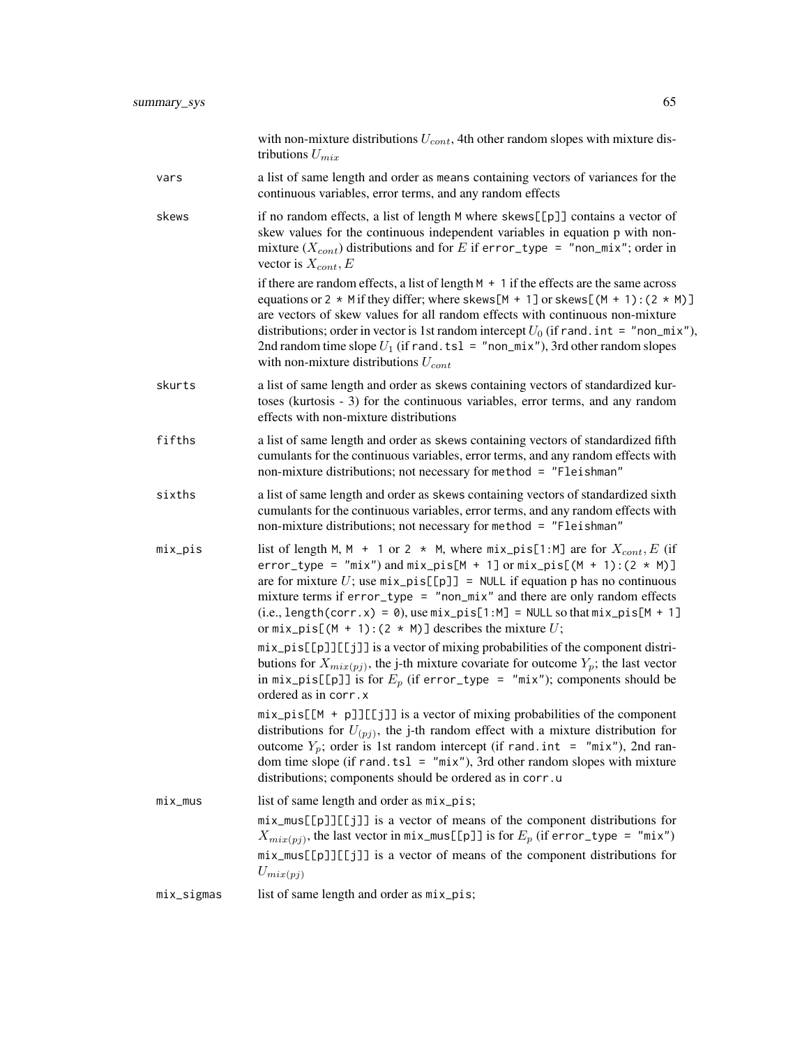with non-mixture distributions $U_{cont}$, 4th other random slopes with mixture distributions $U_{mix}$

**vars** a list of same length and order as `means` containing vectors of variances for the continuous variables, error terms, and any random effects

**skews** if no random effects, a list of length `M` where `skews[[p]]` contains a vector of skew values for the continuous independent variables in equation p with non-mixture ($X_{cont}$) distributions and for $E$ if `error_type = "non_mix"`; order in vector is $X_{cont}, E$

if there are random effects, a list of length `M + 1` if the effects are the same across equations or `2 * M` if they differ; where `skews[M + 1]` or `skews[(M + 1):(2 * M)]` are vectors of skew values for all random effects with continuous non-mixture distributions; order in vector is 1st random intercept $U_0$ (if `rand.int = "non_mix"`), 2nd random time slope $U_1$ (if `rand.tsl = "non_mix"`), 3rd other random slopes with non-mixture distributions $U_{cont}$

**skurts** a list of same length and order as `skews` containing vectors of standardized kurtoses (kurtosis - 3) for the continuous variables, error terms, and any random effects with non-mixture distributions

**fifths** a list of same length and order as `skews` containing vectors of standardized fifth cumulants for the continuous variables, error terms, and any random effects with non-mixture distributions; not necessary for `method = "Fleishman"`

**sixths** a list of same length and order as `skews` containing vectors of standardized sixth cumulants for the continuous variables, error terms, and any random effects with non-mixture distributions; not necessary for `method = "Fleishman"`

**mix_pis** list of length `M`, `M + 1` or `2 * M`, where `mix_pis[1:M]` are for $X_{cont}, E$ (if `error_type = "mix"`) and `mix_pis[M + 1]` or `mix_pis[(M + 1):(2 * M)]` are for mixture $U$; use `mix_pis[[p]] = NULL` if equation p has no continuous mixture terms if `error_type = "non_mix"` and there are only random effects (i.e., `length(corr.x) = 0`), use `mix_pis[1:M] = NULL` so that `mix_pis[M + 1]` or `mix_pis[(M + 1):(2 * M)]` describes the mixture $U$;

`mix_pis[[p]][[j]]` is a vector of mixing probabilities of the component distributions for $X_{mix(pj)}$, the j-th mixture covariate for outcome $Y_p$; the last vector in `mix_pis[[p]]` is for $E_p$ (if `error_type = "mix"`); components should be ordered as in `corr.x`

`mix_pis[[M + p]][[j]]` is a vector of mixing probabilities of the component distributions for $U_{(pj)}$, the j-th random effect with a mixture distribution for outcome $Y_p$; order is 1st random intercept (if `rand.int = "mix"`), 2nd random time slope (if `rand.tsl = "mix"`), 3rd other random slopes with mixture distributions; components should be ordered as in `corr.u`

**mix_mus** list of same length and order as `mix_pis`;

`mix_mus[[p]][[j]]` is a vector of means of the component distributions for $X_{mix(pj)}$, the last vector in `mix_mus[[p]]` is for $E_p$ (if `error_type = "mix"`)

`mix_mus[[p]][[j]]` is a vector of means of the component distributions for $U_{mix(pj)}$

**mix_sigmas** list of same length and order as `mix_pis`;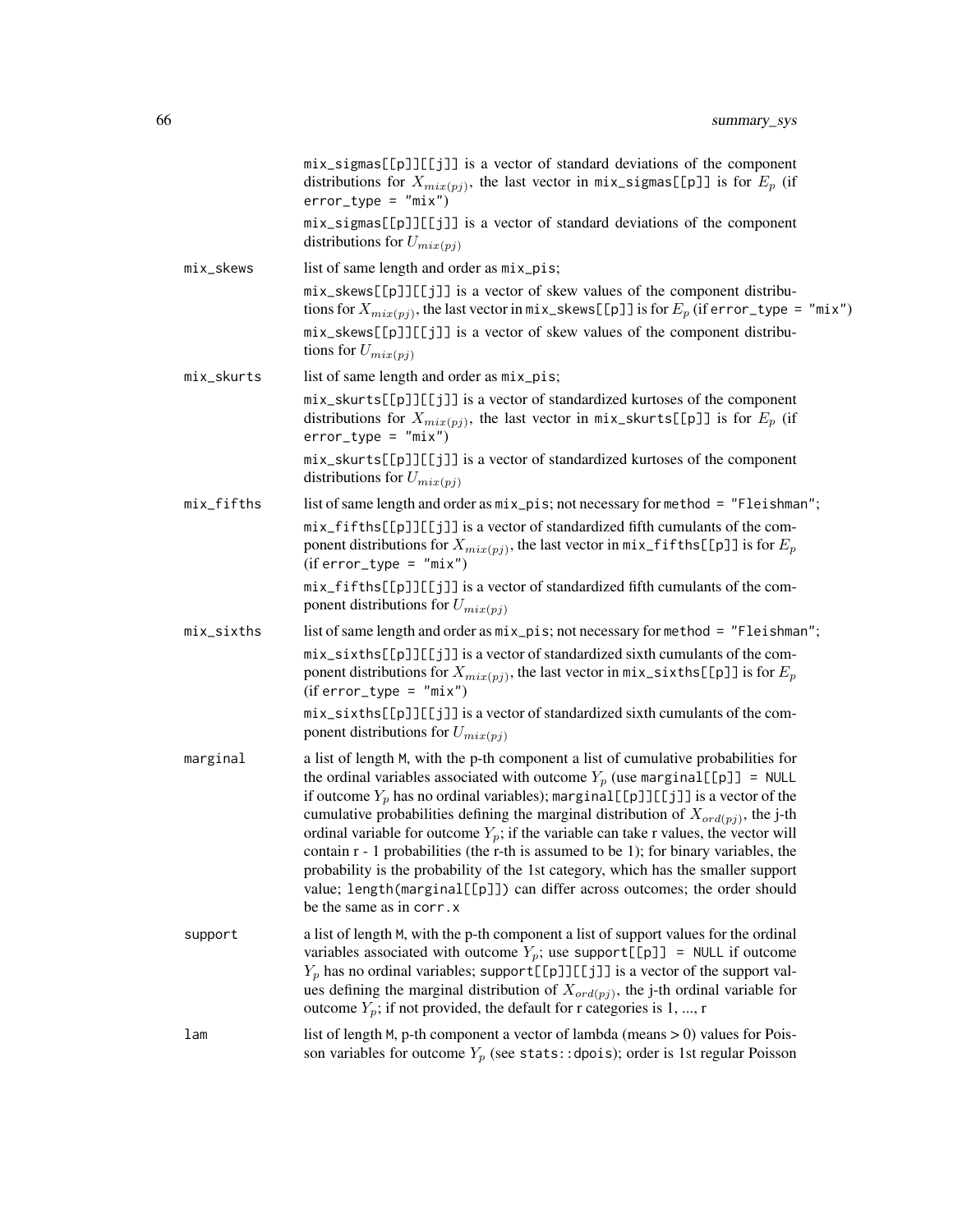| | |
|---|---|
| | `mix_sigmas[[p]][[j]]` is a vector of standard deviations of the component distributions for $X_{mix(pj)}$, the last vector in `mix_sigmas[[p]]` is for $E_p$ (if `error_type = "mix"`) |
| | `mix_sigmas[[p]][[j]]` is a vector of standard deviations of the component distributions for $U_{mix(pj)}$ |
| `mix_skews` | list of same length and order as `mix_pis`; |
| | `mix_skews[[p]][[j]]` is a vector of skew values of the component distributions for $X_{mix(pj)}$, the last vector in `mix_skews[[p]]` is for $E_p$ (if `error_type = "mix"`) |
| | `mix_skews[[p]][[j]]` is a vector of skew values of the component distributions for $U_{mix(pj)}$ |
| `mix_skurts` | list of same length and order as `mix_pis`; |
| | `mix_skurts[[p]][[j]]` is a vector of standardized kurtoses of the component distributions for $X_{mix(pj)}$, the last vector in `mix_skurts[[p]]` is for $E_p$ (if `error_type = "mix"`) |
| | `mix_skurts[[p]][[j]]` is a vector of standardized kurtoses of the component distributions for $U_{mix(pj)}$ |
| `mix_fifths` | list of same length and order as `mix_pis`; not necessary for `method = "Fleishman"`; |
| | `mix_fifths[[p]][[j]]` is a vector of standardized fifth cumulants of the component distributions for $X_{mix(pj)}$, the last vector in `mix_fifths[[p]]` is for $E_p$ (if `error_type = "mix"`) |
| | `mix_fifths[[p]][[j]]` is a vector of standardized fifth cumulants of the component distributions for $U_{mix(pj)}$ |
| `mix_sixths` | list of same length and order as `mix_pis`; not necessary for `method = "Fleishman"`; |
| | `mix_sixths[[p]][[j]]` is a vector of standardized sixth cumulants of the component distributions for $X_{mix(pj)}$, the last vector in `mix_sixths[[p]]` is for $E_p$ (if `error_type = "mix"`) |
| | `mix_sixths[[p]][[j]]` is a vector of standardized sixth cumulants of the component distributions for $U_{mix(pj)}$ |
| `marginal` | a list of length `M`, with the p-th component a list of cumulative probabilities for the ordinal variables associated with outcome $Y_p$ (use `marginal[[p]] = NULL` if outcome $Y_p$ has no ordinal variables); `marginal[[p]][[j]]` is a vector of the cumulative probabilities defining the marginal distribution of $X_{ord(pj)}$, the j-th ordinal variable for outcome $Y_p$; if the variable can take r values, the vector will contain r - 1 probabilities (the r-th is assumed to be 1); for binary variables, the probability is the probability of the 1st category, which has the smaller support value; `length(marginal[[p]])` can differ across outcomes; the order should be the same as in `corr.x` |
| `support` | a list of length `M`, with the p-th component a list of support values for the ordinal variables associated with outcome $Y_p$; use `support[[p]] = NULL` if outcome $Y_p$ has no ordinal variables; `support[[p]][[j]]` is a vector of the support values defining the marginal distribution of $X_{ord(pj)}$, the j-th ordinal variable for outcome $Y_p$; if not provided, the default for r categories is 1, ..., r |
| `lam` | list of length `M`, p-th component a vector of lambda (means > 0) values for Poisson variables for outcome $Y_p$ (see `stats::dpois`); order is 1st regular Poisson |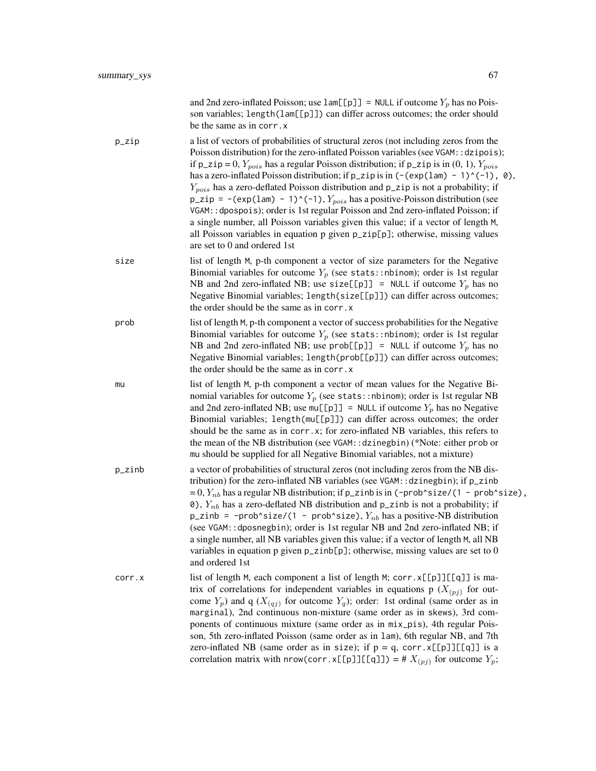and 2nd zero-inflated Poisson; use `lam[[p]] = NULL` if outcome $Y_p$ has no Poisson variables; `length(lam[[p]])` can differ across outcomes; the order should be the same as in `corr.x`

**p_zip**
: a list of vectors of probabilities of structural zeros (not including zeros from the Poisson distribution) for the zero-inflated Poisson variables (see `VGAM::dzipois`); if `p_zip` = 0, $Y_{pois}$ has a regular Poisson distribution; if `p_zip` is in (0, 1), $Y_{pois}$ has a zero-inflated Poisson distribution; if `p_zip` is in `(-(exp(lam) - 1)^(-1), 0)`, $Y_{pois}$ has a zero-deflated Poisson distribution and `p_zip` is not a probability; if `p_zip = -(exp(lam) - 1)^(-1)`, $Y_{pois}$ has a positive-Poisson distribution (see `VGAM::dpospois`); order is 1st regular Poisson and 2nd zero-inflated Poisson; if a single number, all Poisson variables given this value; if a vector of length `M`, all Poisson variables in equation p given `p_zip[p]`; otherwise, missing values are set to 0 and ordered 1st

**size**
: list of length `M`, p-th component a vector of size parameters for the Negative Binomial variables for outcome $Y_p$ (see `stats::nbinom`); order is 1st regular NB and 2nd zero-inflated NB; use `size[[p]] = NULL` if outcome $Y_p$ has no Negative Binomial variables; `length(size[[p]])` can differ across outcomes; the order should be the same as in `corr.x`

**prob**
: list of length `M`, p-th component a vector of success probabilities for the Negative Binomial variables for outcome $Y_p$ (see `stats::nbinom`); order is 1st regular NB and 2nd zero-inflated NB; use `prob[[p]] = NULL` if outcome $Y_p$ has no Negative Binomial variables; `length(prob[[p]])` can differ across outcomes; the order should be the same as in `corr.x`

**mu**
: list of length `M`, p-th component a vector of mean values for the Negative Binomial variables for outcome $Y_p$ (see `stats::nbinom`); order is 1st regular NB and 2nd zero-inflated NB; use `mu[[p]] = NULL` if outcome $Y_p$ has no Negative Binomial variables; `length(mu[[p]])` can differ across outcomes; the order should be the same as in `corr.x`; for zero-inflated NB variables, this refers to the mean of the NB distribution (see `VGAM::dzinegbin`) (*Note: either `prob` or `mu` should be supplied for all Negative Binomial variables, not a mixture)

**p_zinb**
: a vector of probabilities of structural zeros (not including zeros from the NB distribution) for the zero-inflated NB variables (see `VGAM::dzinegbin`); if `p_zinb` = 0, $Y_{nb}$ has a regular NB distribution; if `p_zinb` is in `(-prob^size/(1 - prob^size), 0)`, $Y_{nb}$ has a zero-deflated NB distribution and `p_zinb` is not a probability; if `p_zinb = -prob^size/(1 - prob^size)`, $Y_{nb}$ has a positive-NB distribution (see `VGAM::dposnegbin`); order is 1st regular NB and 2nd zero-inflated NB; if a single number, all NB variables given this value; if a vector of length `M`, all NB variables in equation p given `p_zinb[p]`; otherwise, missing values are set to 0 and ordered 1st

**corr.x**
: list of length `M`, each component a list of length `M`; `corr.x[[p]][[q]]` is matrix of correlations for independent variables in equations p ($X_{(pj)}$ for outcome $Y_p$) and q ($X_{(qj)}$ for outcome $Y_q$); order: 1st ordinal (same order as in `marginal`), 2nd continuous non-mixture (same order as in `skews`), 3rd components of continuous mixture (same order as in `mix_pis`), 4th regular Poisson, 5th zero-inflated Poisson (same order as in `lam`), 6th regular NB, and 7th zero-inflated NB (same order as in `size`); if p = q, `corr.x[[p]][[q]]` is a correlation matrix with `nrow(corr.x[[p]][[q]])` = # $X_{(pj)}$ for outcome $Y_p$;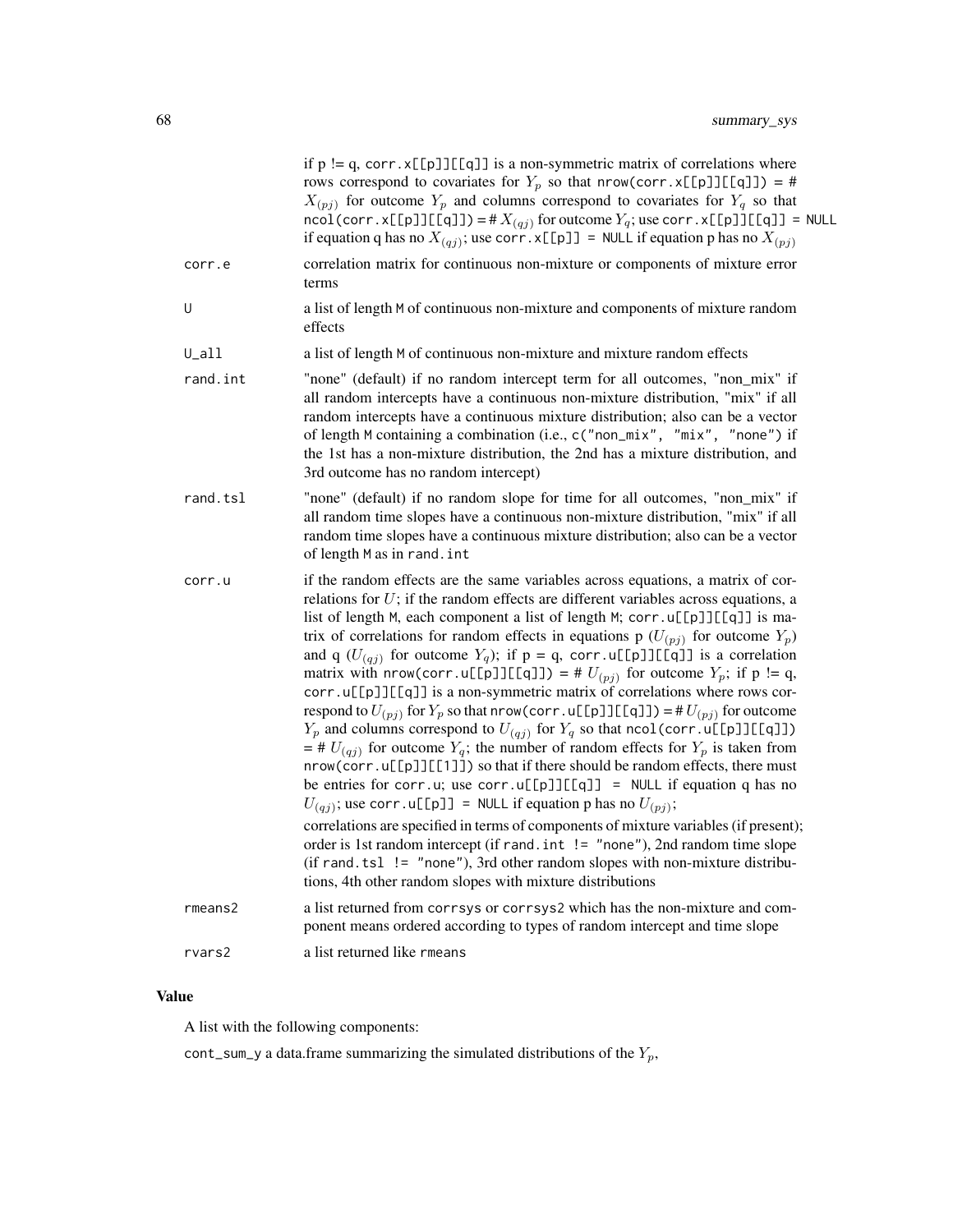if p != q, `corr.x[[p]][[q]]` is a non-symmetric matrix of correlations where rows correspond to covariates for $Y_p$ so that `nrow(corr.x[[p]][[q]])` = # $X_{(pj)}$ for outcome $Y_p$ and columns correspond to covariates for $Y_q$ so that `ncol(corr.x[[p]][[q]])` = # $X_{(qj)}$ for outcome $Y_q$; use `corr.x[[p]][[q]] = NULL` if equation q has no $X_{(qj)}$; use `corr.x[[p]] = NULL` if equation p has no $X_{(pj)}$

**corr.e**
: correlation matrix for continuous non-mixture or components of mixture error terms

**U**
: a list of length `M` of continuous non-mixture and components of mixture random effects

**U_all**
: a list of length `M` of continuous non-mixture and mixture random effects

**rand.int**
: "none" (default) if no random intercept term for all outcomes, "non_mix" if all random intercepts have a continuous non-mixture distribution, "mix" if all random intercepts have a continuous mixture distribution; also can be a vector of length `M` containing a combination (i.e., `c("non_mix", "mix", "none")` if the 1st has a non-mixture distribution, the 2nd has a mixture distribution, and 3rd outcome has no random intercept)

**rand.tsl**
: "none" (default) if no random slope for time for all outcomes, "non_mix" if all random time slopes have a continuous non-mixture distribution, "mix" if all random time slopes have a continuous mixture distribution; also can be a vector of length `M` as in `rand.int`

**corr.u**
: if the random effects are the same variables across equations, a matrix of correlations for $U$; if the random effects are different variables across equations, a list of length `M`, each component a list of length `M`; `corr.u[[p]][[q]]` is matrix of correlations for random effects in equations p ($U_{(pj)}$ for outcome $Y_p$) and q ($U_{(qj)}$ for outcome $Y_q$); if p = q, `corr.u[[p]][[q]]` is a correlation matrix with `nrow(corr.u[[p]][[q]])` = # $U_{(pj)}$ for outcome $Y_p$; if p != q, `corr.u[[p]][[q]]` is a non-symmetric matrix of correlations where rows correspond to $U_{(pj)}$ for $Y_p$ so that `nrow(corr.u[[p]][[q]])` = # $U_{(pj)}$ for outcome $Y_p$ and columns correspond to $U_{(qj)}$ for $Y_q$ so that `ncol(corr.u[[p]][[q]])` = # $U_{(qj)}$ for outcome $Y_q$; the number of random effects for $Y_p$ is taken from `nrow(corr.u[[p]][[1]])` so that if there should be random effects, there must be entries for `corr.u`; use `corr.u[[p]][[q]] = NULL` if equation q has no $U_{(qj)}$; use `corr.u[[p]] = NULL` if equation p has no $U_{(pj)}$;
: correlations are specified in terms of components of mixture variables (if present); order is 1st random intercept (if `rand.int != "none"`), 2nd random time slope (if `rand.tsl != "none"`), 3rd other random slopes with non-mixture distributions, 4th other random slopes with mixture distributions

**rmeans2**
: a list returned from `corrsys` or `corrsys2` which has the non-mixture and component means ordered according to types of random intercept and time slope

**rvars2**
: a list returned like `rmeans`

## Value

A list with the following components:

`cont_sum_y` a data.frame summarizing the simulated distributions of the $Y_p$,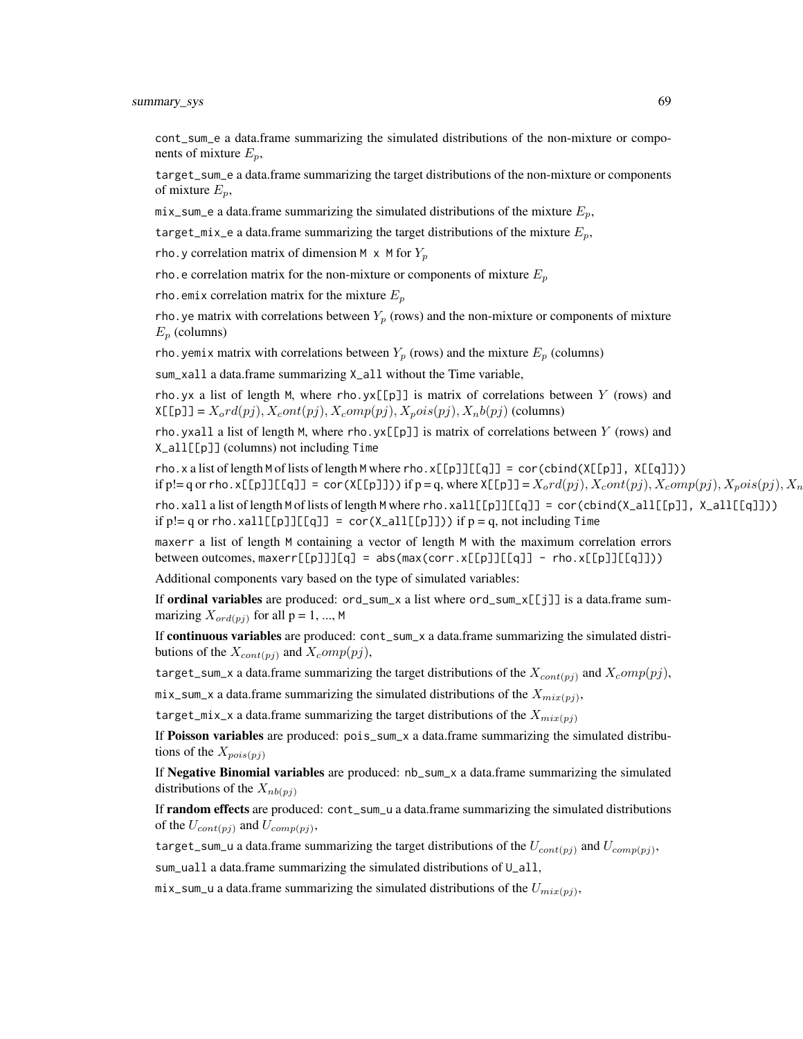cont_sum_e a data.frame summarizing the simulated distributions of the non-mixture or components of mixture $E_p$,

target_sum_e a data.frame summarizing the target distributions of the non-mixture or components of mixture $E_p$,

mix_sum_e a data.frame summarizing the simulated distributions of the mixture $E_p$,

target_mix_e a data.frame summarizing the target distributions of the mixture $E_p$,

rho.y correlation matrix of dimension M x M for $Y_p$

rho.e correlation matrix for the non-mixture or components of mixture $E_p$

rho.emix correlation matrix for the mixture $E_p$

rho.ye matrix with correlations between $Y_p$ (rows) and the non-mixture or components of mixture $E_p$ (columns)

rho.yemix matrix with correlations between $Y_p$ (rows) and the mixture $E_p$ (columns)

sum_xall a data.frame summarizing X_all without the Time variable,

rho.yx a list of length M, where rho.yx[[p]] is matrix of correlations between $Y$ (rows) and X[[p]] = $X_ord(pj), X_cont(pj), X_comp(pj), X_pois(pj), X_nb(pj)$ (columns)

rho.yxall a list of length M, where rho.yx[[p]] is matrix of correlations between $Y$ (rows) and X_all[[p]] (columns) not including Time

rho.x a list of length M of lists of length M where rho.x[[p]][[q]] = cor(cbind(X[[p]], X[[q]])) if p!= q or rho.x[[p]][[q]] = cor(X[[p]])) if p = q, where X[[p]] = $X_ord(pj), X_cont(pj), X_comp(pj), X_pois(pj), X_n$

rho.xall a list of length M of lists of length M where rho.xall[[p]][[q]] = cor(cbind(X_all[[p]], X_all[[q]])) if p!= q or rho.xall[[p]][[q]] = cor(X_all[[p]])) if p = q, not including Time

maxerr a list of length M containing a vector of length M with the maximum correlation errors between outcomes, maxerr[[p]]][q] = abs(max(corr.x[[p]][[q]] - rho.x[[p]][[q]]))

Additional components vary based on the type of simulated variables:

If **ordinal variables** are produced: ord_sum_x a list where ord_sum_x[[j]] is a data.frame summarizing $X_{ord(pj)}$ for all p = 1, ..., M

If **continuous variables** are produced: cont_sum_x a data.frame summarizing the simulated distributions of the $X_{cont(pj)}$ and $X_comp(pj)$,

target_sum_x a data.frame summarizing the target distributions of the $X_{cont(pj)}$ and $X_comp(pj)$,

mix_sum_x a data.frame summarizing the simulated distributions of the $X_{mix(pj)}$,

target_mix_x a data.frame summarizing the target distributions of the $X_{mix(pj)}$

If **Poisson variables** are produced: pois_sum_x a data.frame summarizing the simulated distributions of the $X_{pois(pj)}$

If **Negative Binomial variables** are produced: nb_sum_x a data.frame summarizing the simulated distributions of the $X_{nb(pj)}$

If **random effects** are produced: cont_sum_u a data.frame summarizing the simulated distributions of the $U_{cont(pj)}$ and $U_{comp(pj)}$,

target_sum_u a data.frame summarizing the target distributions of the $U_{cont(pj)}$ and $U_{comp(pj)}$,

sum_uall a data.frame summarizing the simulated distributions of U_all,

mix_sum_u a data.frame summarizing the simulated distributions of the $U_{mix(pj)}$,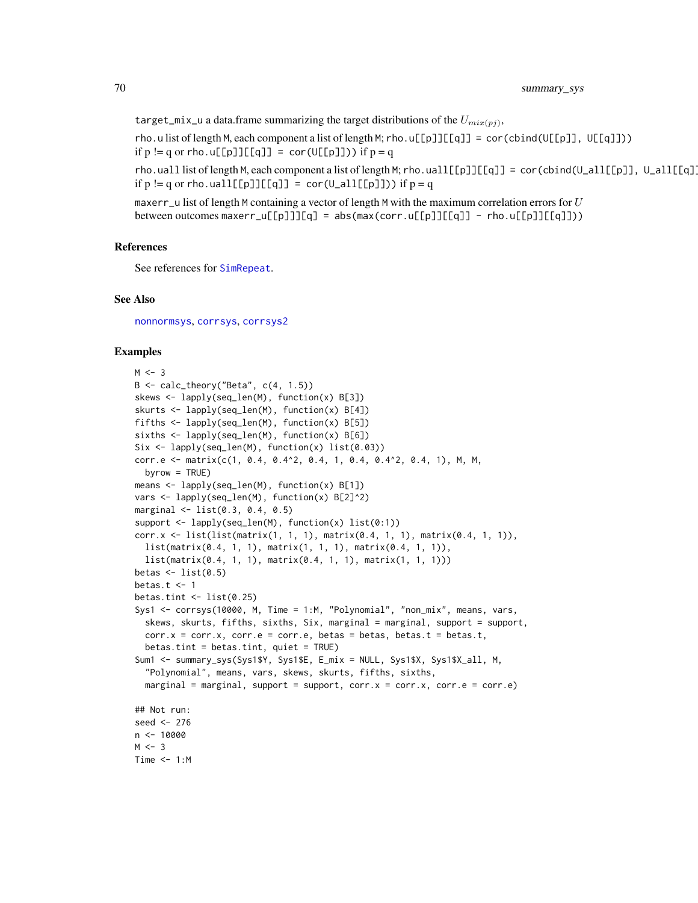target_mix_u a data.frame summarizing the target distributions of the $U_{mix(pj)}$,

rho.u list of length M, each component a list of length M; rho.u[[p]][[q]] = cor(cbind(U[[p]], U[[q]])) if p != q or rho.u[[p]][[q]] = cor(U[[p]]) if p = q

rho.uall list of length M, each component a list of length M; rho.uall[[p]][[q]] = cor(cbind(U_all[[p]], U_all[[q]] if p != q or rho.uall[[p]][[q]] = cor(U_all[[p]]) if p = q

maxerr_u list of length M containing a vector of length M with the maximum correlation errors for $U$ between outcomes maxerr_u[[p]]][q] = abs(max(corr.u[[p]][[q]] - rho.u[[p]][[q]]))

## References

See references for SimRepeat.

## See Also

nonnormsys, corrsys, corrsys2

## Examples

```
M <- 3
B <- calc_theory("Beta", c(4, 1.5))
skews <- lapply(seq_len(M), function(x) B[3])
skurts <- lapply(seq_len(M), function(x) B[4])
fifths <- lapply(seq_len(M), function(x) B[5])
sixths <- lapply(seq_len(M), function(x) B[6])
Six <- lapply(seq_len(M), function(x) list(0.03))
corr.e <- matrix(c(1, 0.4, 0.4^2, 0.4, 1, 0.4, 0.4^2, 0.4, 1), M, M,
  byrow = TRUE)
means <- lapply(seq_len(M), function(x) B[1])
vars <- lapply(seq_len(M), function(x) B[2]^2)
marginal <- list(0.3, 0.4, 0.5)
support <- lapply(seq_len(M), function(x) list(0:1))
corr.x <- list(list(matrix(1, 1, 1), matrix(0.4, 1, 1), matrix(0.4, 1, 1)),
  list(matrix(0.4, 1, 1), matrix(1, 1, 1), matrix(0.4, 1, 1)),
  list(matrix(0.4, 1, 1), matrix(0.4, 1, 1), matrix(1, 1, 1)))
betas <- list(0.5)
betas.t <- 1
betas.tint <- list(0.25)
Sys1 <- corrsys(10000, M, Time = 1:M, "Polynomial", "non_mix", means, vars,
  skews, skurts, fifths, sixths, Six, marginal = marginal, support = support,
  corr.x = corr.x, corr.e = corr.e, betas = betas, betas.t = betas.t,
  betas.tint = betas.tint, quiet = TRUE)
Sum1 <- summary_sys(Sys1$Y, Sys1$E, E_mix = NULL, Sys1$X, Sys1$X_all, M,
  "Polynomial", means, vars, skews, skurts, fifths, sixths,
  marginal = marginal, support = support, corr.x = corr.x, corr.e = corr.e)

## Not run:
seed <- 276
n <- 10000
M <- 3
Time <- 1:M
```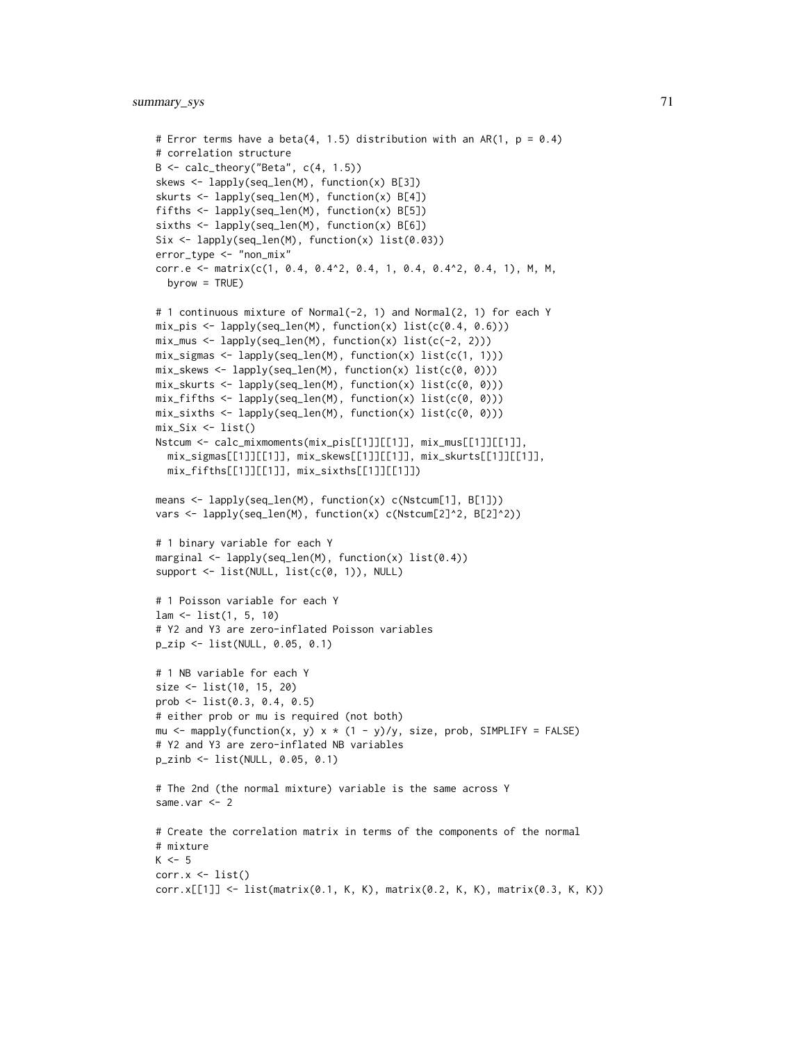```
# Error terms have a beta(4, 1.5) distribution with an AR(1, p = 0.4)
# correlation structure
B <- calc_theory("Beta", c(4, 1.5))
skews <- lapply(seq_len(M), function(x) B[3])
skurts <- lapply(seq_len(M), function(x) B[4])
fifths <- lapply(seq_len(M), function(x) B[5])
sixths <- lapply(seq_len(M), function(x) B[6])
Six <- lapply(seq_len(M), function(x) list(0.03))
error_type <- "non_mix"
corr.e <- matrix(c(1, 0.4, 0.4^2, 0.4, 1, 0.4, 0.4^2, 0.4, 1), M, M,
  byrow = TRUE)

# 1 continuous mixture of Normal(-2, 1) and Normal(2, 1) for each Y
mix_pis <- lapply(seq_len(M), function(x) list(c(0.4, 0.6)))
mix_mus <- lapply(seq_len(M), function(x) list(c(-2, 2)))
mix_sigmas <- lapply(seq_len(M), function(x) list(c(1, 1)))
mix_skews <- lapply(seq_len(M), function(x) list(c(0, 0)))
mix_skurts <- lapply(seq_len(M), function(x) list(c(0, 0)))
mix_fifths <- lapply(seq_len(M), function(x) list(c(0, 0)))
mix_sixths <- lapply(seq_len(M), function(x) list(c(0, 0)))
mix_Six <- list()
Nstcum <- calc_mixmoments(mix_pis[[1]][[1]], mix_mus[[1]][[1]],
  mix_sigmas[[1]][[1]], mix_skews[[1]][[1]], mix_skurts[[1]][[1]],
  mix_fifths[[1]][[1]], mix_sixths[[1]][[1]])

means <- lapply(seq_len(M), function(x) c(Nstcum[1], B[1]))
vars <- lapply(seq_len(M), function(x) c(Nstcum[2]^2, B[2]^2))

# 1 binary variable for each Y
marginal <- lapply(seq_len(M), function(x) list(0.4))
support <- list(NULL, list(c(0, 1)), NULL)

# 1 Poisson variable for each Y
lam <- list(1, 5, 10)
# Y2 and Y3 are zero-inflated Poisson variables
p_zip <- list(NULL, 0.05, 0.1)

# 1 NB variable for each Y
size <- list(10, 15, 20)
prob <- list(0.3, 0.4, 0.5)
# either prob or mu is required (not both)
mu <- mapply(function(x, y) x * (1 - y)/y, size, prob, SIMPLIFY = FALSE)
# Y2 and Y3 are zero-inflated NB variables
p_zinb <- list(NULL, 0.05, 0.1)

# The 2nd (the normal mixture) variable is the same across Y
same.var <- 2

# Create the correlation matrix in terms of the components of the normal
# mixture
K <- 5
corr.x <- list()
corr.x[[1]] <- list(matrix(0.1, K, K), matrix(0.2, K, K), matrix(0.3, K, K))
```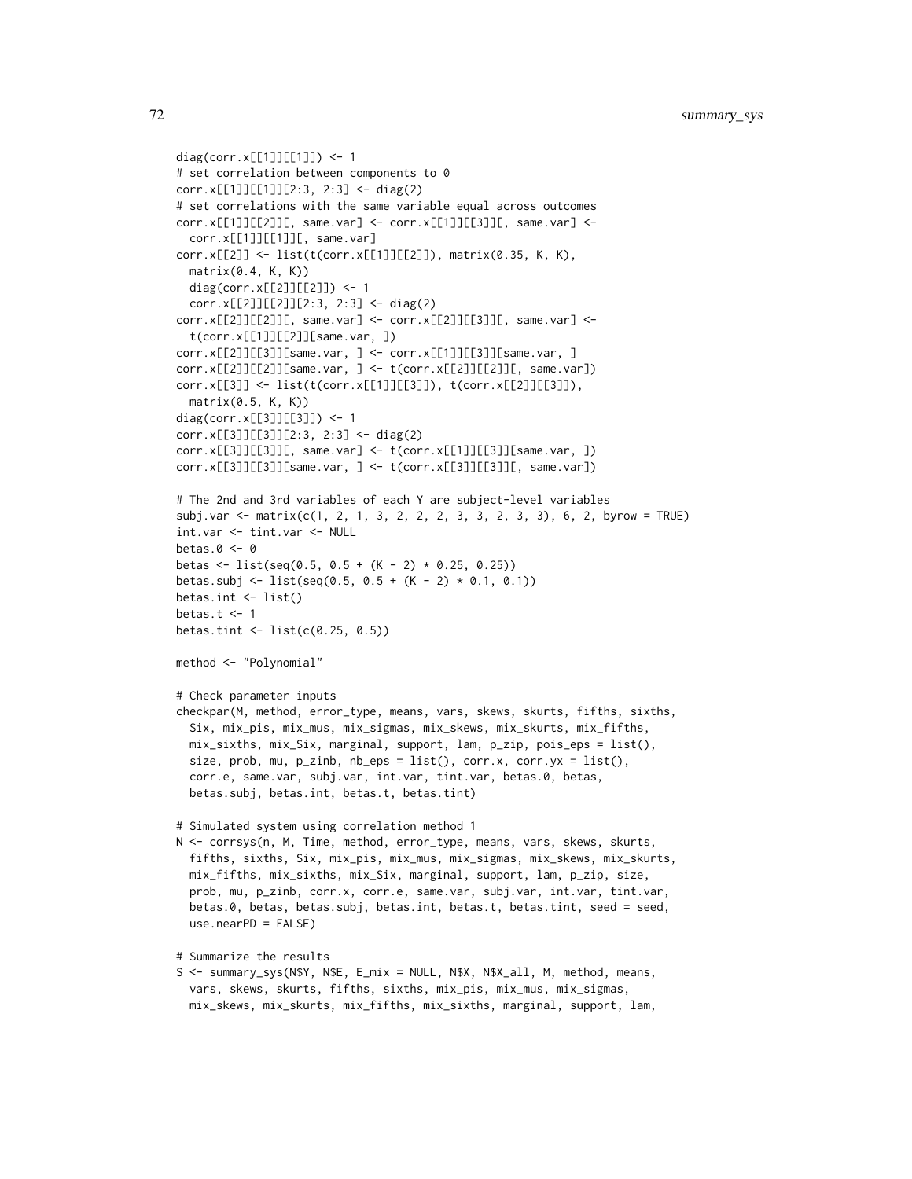```
diag(corr.x[[1]][[1]]) <- 1
# set correlation between components to 0
corr.x[[1]][[1]][2:3, 2:3] <- diag(2)
# set correlations with the same variable equal across outcomes
corr.x[[1]][[2]][, same.var] <- corr.x[[1]][[3]][, same.var] <-
  corr.x[[1]][[1]][, same.var]
corr.x[[2]] <- list(t(corr.x[[1]][[2]]), matrix(0.35, K, K),
  matrix(0.4, K, K))
  diag(corr.x[[2]][[2]]) <- 1
  corr.x[[2]][[2]][2:3, 2:3] <- diag(2)
corr.x[[2]][[2]][, same.var] <- corr.x[[2]][[3]][, same.var] <-
  t(corr.x[[1]][[2]][same.var, ])
corr.x[[2]][[3]][same.var, ] <- corr.x[[1]][[3]][same.var, ]
corr.x[[2]][[2]][same.var, ] <- t(corr.x[[2]][[2]][, same.var])
corr.x[[3]] <- list(t(corr.x[[1]][[3]]), t(corr.x[[2]][[3]]),
  matrix(0.5, K, K))
diag(corr.x[[3]][[3]]) <- 1
corr.x[[3]][[3]][2:3, 2:3] <- diag(2)
corr.x[[3]][[3]][, same.var] <- t(corr.x[[1]][[3]][same.var, ])
corr.x[[3]][[3]][same.var, ] <- t(corr.x[[3]][[3]][, same.var])

# The 2nd and 3rd variables of each Y are subject-level variables
subj.var <- matrix(c(1, 2, 1, 3, 2, 2, 2, 3, 3, 2, 3, 3), 6, 2, byrow = TRUE)
int.var <- tint.var <- NULL
betas.0 <- 0
betas <- list(seq(0.5, 0.5 + (K - 2) * 0.25, 0.25))
betas.subj <- list(seq(0.5, 0.5 + (K - 2) * 0.1, 0.1))
betas.int <- list()
betas.t <- 1
betas.tint <- list(c(0.25, 0.5))

method <- "Polynomial"

# Check parameter inputs
checkpar(M, method, error_type, means, vars, skews, skurts, fifths, sixths,
  Six, mix_pis, mix_mus, mix_sigmas, mix_skews, mix_skurts, mix_fifths,
  mix_sixths, mix_Six, marginal, support, lam, p_zip, pois_eps = list(),
  size, prob, mu, p_zinb, nb_eps = list(), corr.x, corr.yx = list(),
  corr.e, same.var, subj.var, int.var, tint.var, betas.0, betas,
  betas.subj, betas.int, betas.t, betas.tint)

# Simulated system using correlation method 1
N <- corrsys(n, M, Time, method, error_type, means, vars, skews, skurts,
  fifths, sixths, Six, mix_pis, mix_mus, mix_sigmas, mix_skews, mix_skurts,
  mix_fifths, mix_sixths, mix_Six, marginal, support, lam, p_zip, size,
  prob, mu, p_zinb, corr.x, corr.e, same.var, subj.var, int.var, tint.var,
  betas.0, betas, betas.subj, betas.int, betas.t, betas.tint, seed = seed,
  use.nearPD = FALSE)

# Summarize the results
S <- summary_sys(N$Y, N$E, E_mix = NULL, N$X, N$X_all, M, method, means,
  vars, skews, skurts, fifths, sixths, mix_pis, mix_mus, mix_sigmas,
  mix_skews, mix_skurts, mix_fifths, mix_sixths, marginal, support, lam,
```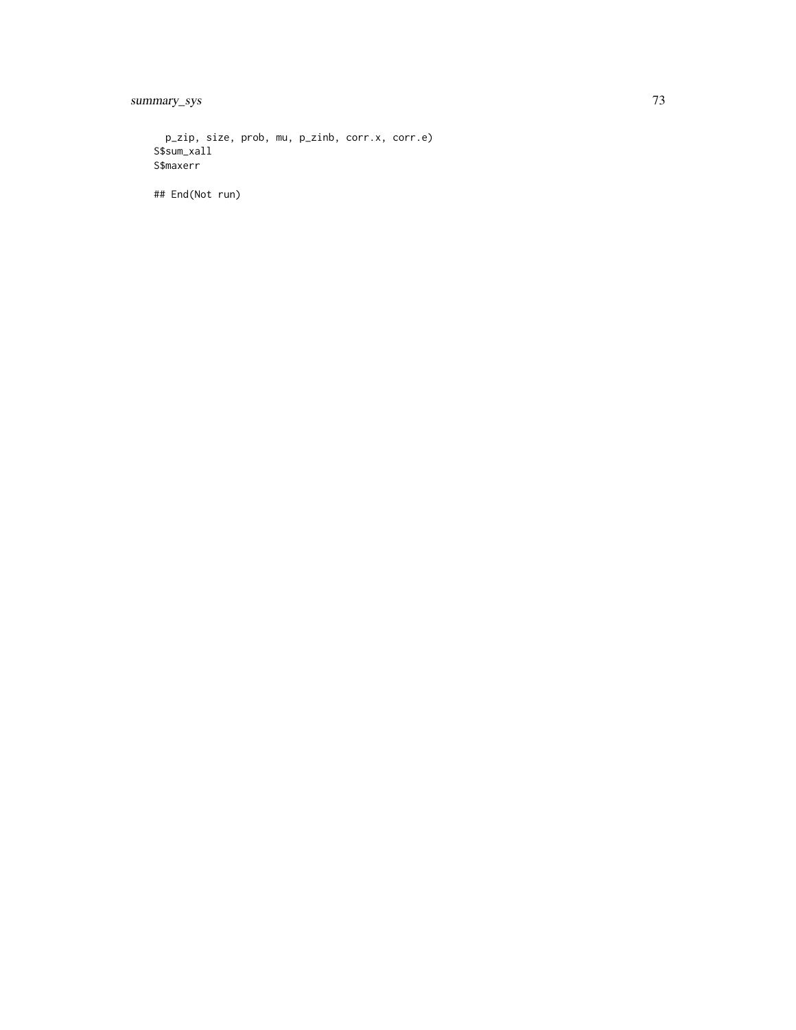```
  p_zip, size, prob, mu, p_zinb, corr.x, corr.e)
S$sum_xall
S$maxerr

## End(Not run)
```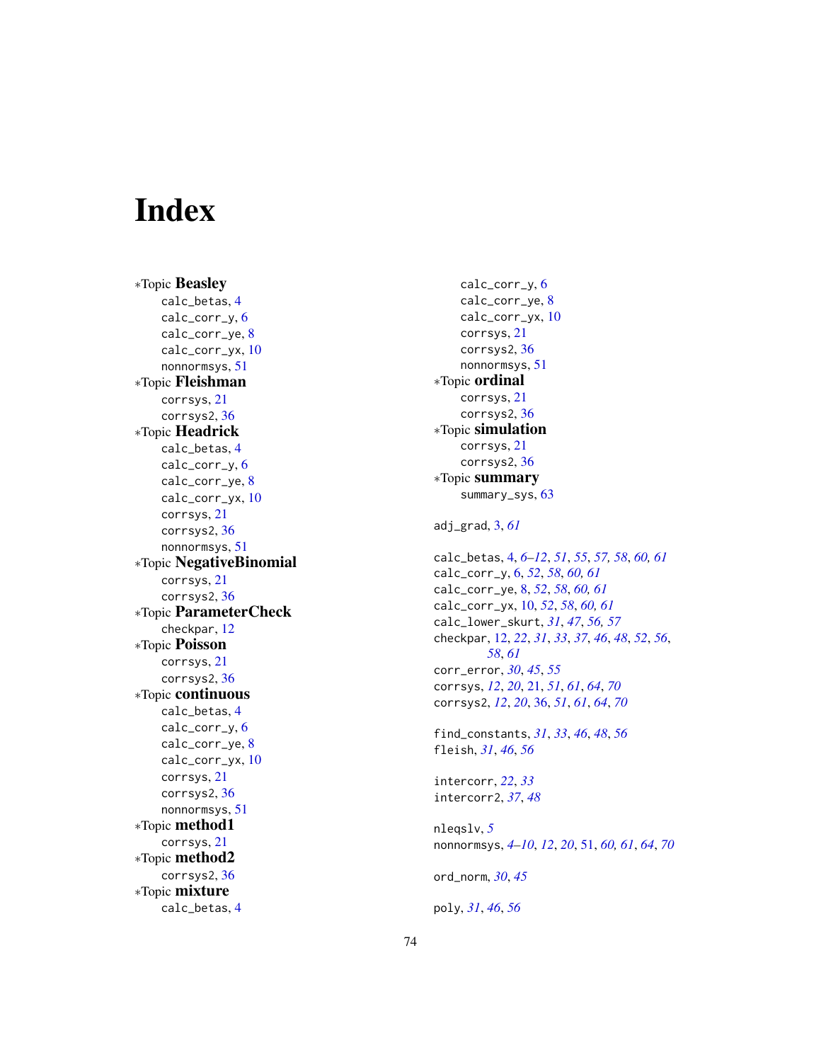# Index

∗Topic **Beasley**
- calc_betas, 4
- calc_corr_y, 6
- calc_corr_ye, 8
- calc_corr_yx, 10
- nonnormsys, 51

∗Topic **Fleishman**
- corrsys, 21
- corrsys2, 36

∗Topic **Headrick**
- calc_betas, 4
- calc_corr_y, 6
- calc_corr_ye, 8
- calc_corr_yx, 10
- corrsys, 21
- corrsys2, 36
- nonnormsys, 51

∗Topic **NegativeBinomial**
- corrsys, 21
- corrsys2, 36

∗Topic **ParameterCheck**
- checkpar, 12

∗Topic **Poisson**
- corrsys, 21
- corrsys2, 36

∗Topic **continuous**
- calc_betas, 4
- calc_corr_y, 6
- calc_corr_ye, 8
- calc_corr_yx, 10
- corrsys, 21
- corrsys2, 36
- nonnormsys, 51

∗Topic **method1**
- corrsys, 21

∗Topic **method2**
- corrsys2, 36

∗Topic **mixture**
- calc_betas, 4
- calc_corr_y, 6
- calc_corr_ye, 8
- calc_corr_yx, 10
- corrsys, 21
- corrsys2, 36
- nonnormsys, 51

∗Topic **ordinal**
- corrsys, 21
- corrsys2, 36

∗Topic **simulation**
- corrsys, 21
- corrsys2, 36

∗Topic **summary**
- summary_sys, 63

adj_grad, 3, *61*

calc_betas, 4, *6–12*, *51*, *55*, *57, 58*, *60, 61*
calc_corr_y, 6, *52*, *58*, *60, 61*
calc_corr_ye, 8, *52*, *58*, *60, 61*
calc_corr_yx, 10, *52*, *58*, *60, 61*
calc_lower_skurt, *31*, *47*, *56, 57*
checkpar, 12, *22*, *31*, *33*, *37*, *46*, *48*, *52*, *56*, *58*, *61*
corr_error, *30*, *45*, *55*
corrsys, *12*, *20*, 21, *51*, *61*, *64*, *70*
corrsys2, *12*, *20*, 36, *51*, *61*, *64*, *70*

find_constants, *31*, *33*, *46*, *48*, *56*
fleish, *31*, *46*, *56*

intercorr, *22*, *33*
intercorr2, *37*, *48*

nleqslv, *5*
nonnormsys, *4–10*, *12*, *20*, 51, *60, 61*, *64*, *70*

ord_norm, *30*, *45*

poly, *31*, *46*, *56*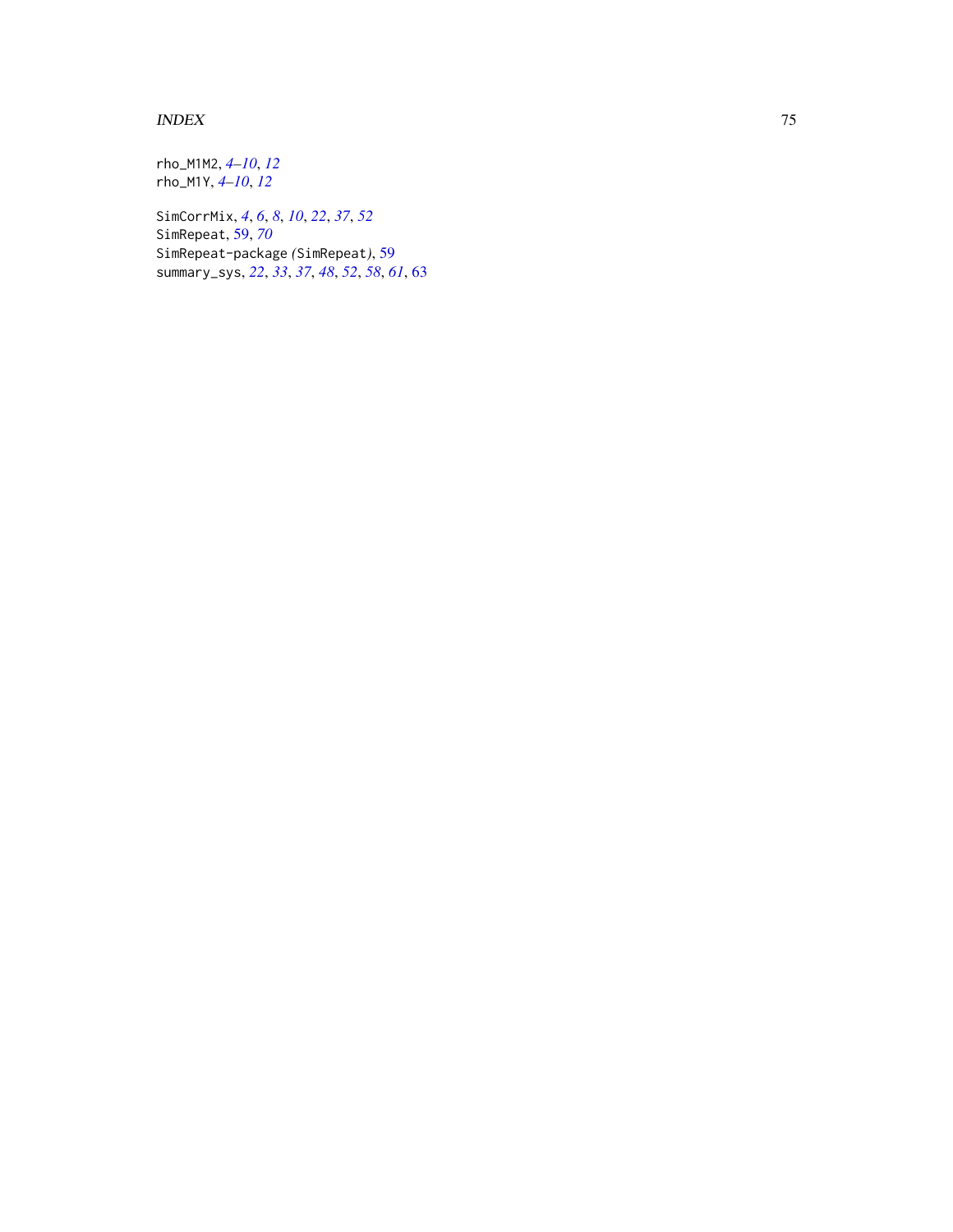rho_M1M2, *4–10*, *12*
rho_M1Y, *4–10*, *12*

SimCorrMix, *4*, *6*, *8*, *10*, *22*, *37*, *52*
SimRepeat, 59, *70*
SimRepeat-package *(*SimRepeat*)*, 59
summary_sys, *22*, *33*, *37*, *48*, *52*, *58*, *61*, 63